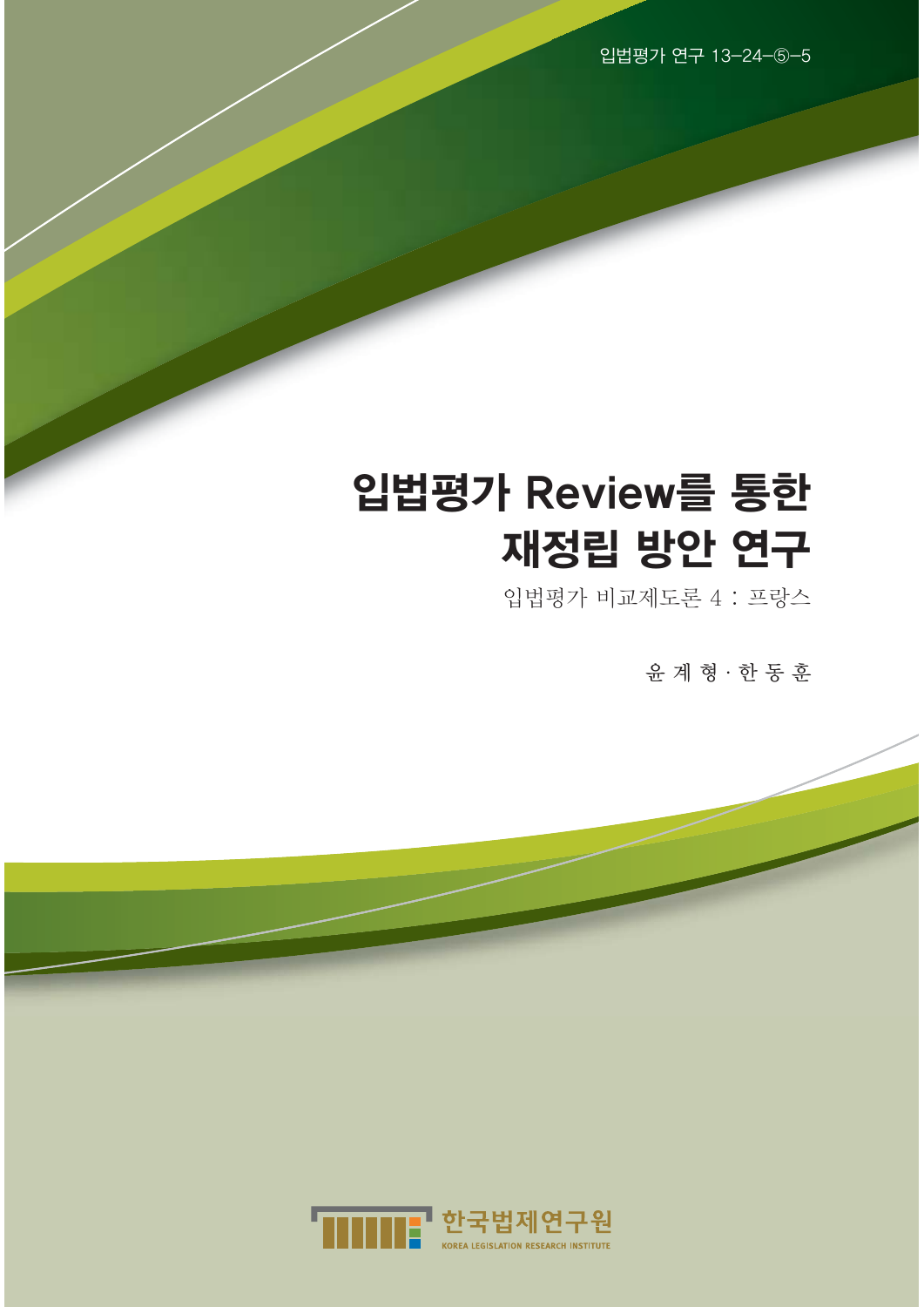입법평가 연구 13-24-⑤-5

# 입법평가 Review를 통한 재정립 방안 연구

입법평가 비교제도론 4 : 프랑스

윤 계 형 · 한 동 훈

한국법제연구원

KOREA LEGISLATION RESEARCH INSTITUTE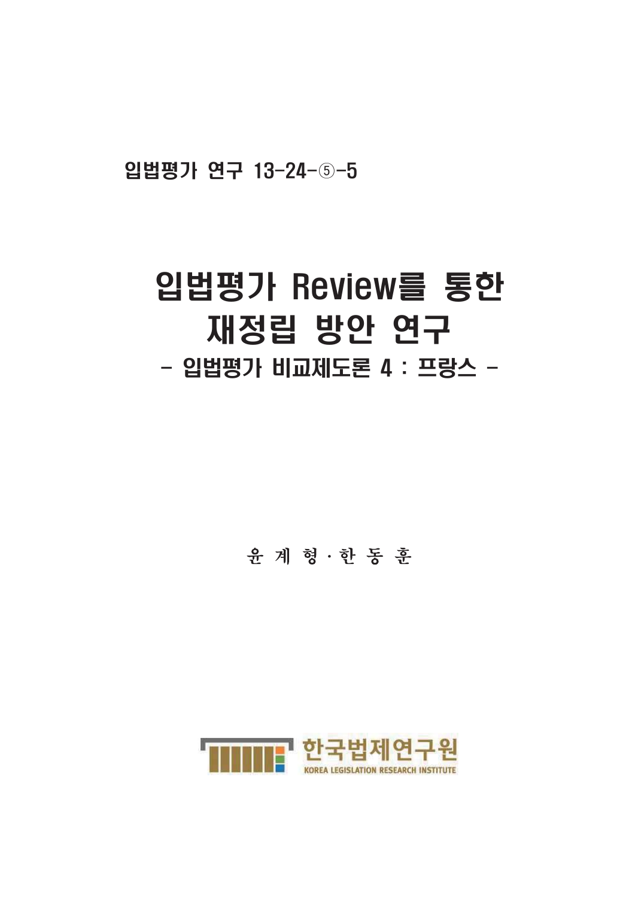입법평가 연구 13-24-⑤-5

# 입법평가 Review를 통한 재정립 방안 연구

## - 입법평가 비교제도론 4 : 프랑스 -

윤 계 형 · 한 동 훈

한국법제연구원

KOREA LEGISLATION RESEARCH INSTITUTE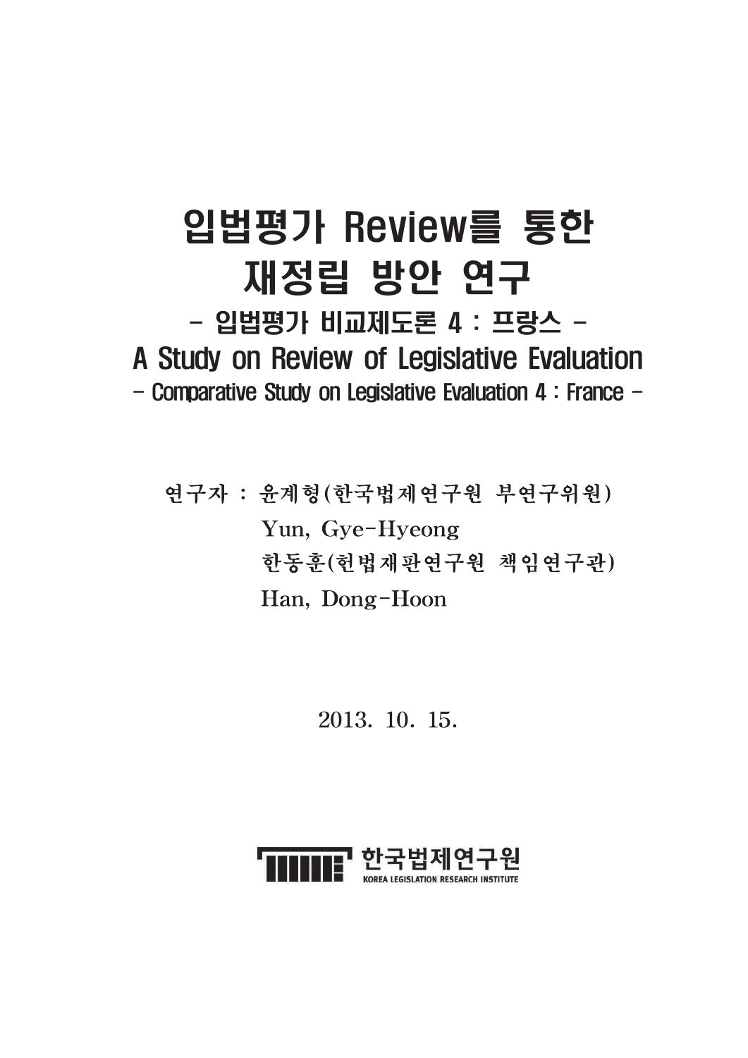# 입법평가 Review를 통한 재정립 방안 연구

## - 입법평가 비교제도론 4 : 프랑스 -

## A Study on Review of Legislative Evaluation

### - Comparative Study on Legislative Evaluation 4 : France -

연구자 : 윤계형(한국법제연구원 부연구위원)
Yun, Gye-Hyeong
한동훈(헌법재판연구원 책임연구관)
Han, Dong-Hoon

2013. 10. 15.

한국법제연구원
KOREA LEGISLATION RESEARCH INSTITUTE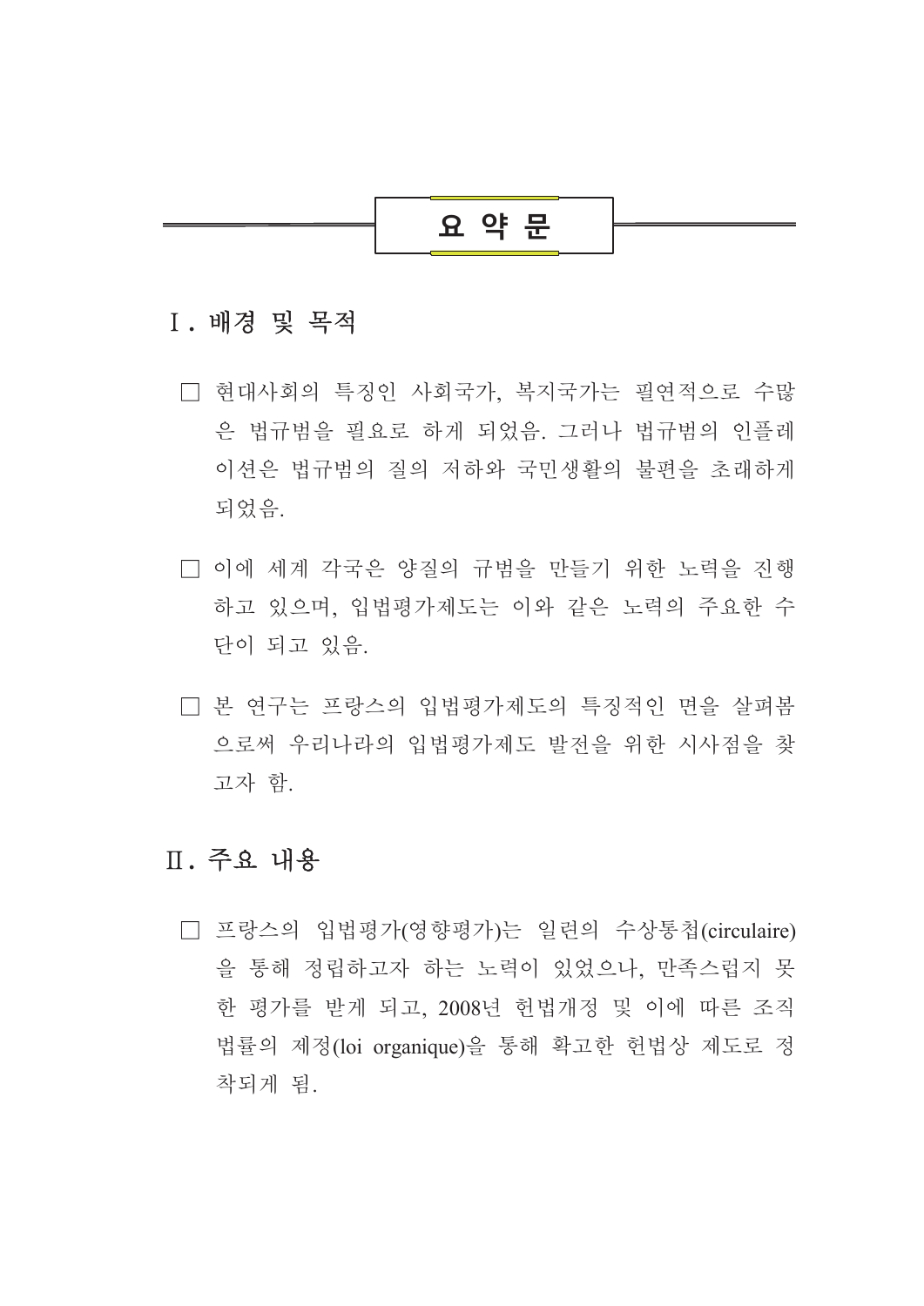# 요 약 문

## Ⅰ. 배경 및 목적

□ 현대사회의 특징인 사회국가, 복지국가는 필연적으로 수많은 법규범을 필요로 하게 되었음. 그러나 법규범의 인플레이션은 법규범의 질의 저하와 국민생활의 불편을 초래하게 되었음.

□ 이에 세계 각국은 양질의 규범을 만들기 위한 노력을 진행하고 있으며, 입법평가제도는 이와 같은 노력의 주요한 수단이 되고 있음.

□ 본 연구는 프랑스의 입법평가제도의 특징적인 면을 살펴봄으로써 우리나라의 입법평가제도 발전을 위한 시사점을 찾고자 함.

## Ⅱ. 주요 내용

□ 프랑스의 입법평가(영향평가)는 일련의 수상통첩(circulaire)을 통해 정립하고자 하는 노력이 있었으나, 만족스럽지 못한 평가를 받게 되고, 2008년 헌법개정 및 이에 따른 조직법률의 제정(loi organique)을 통해 확고한 헌법상 제도로 정착되게 됨.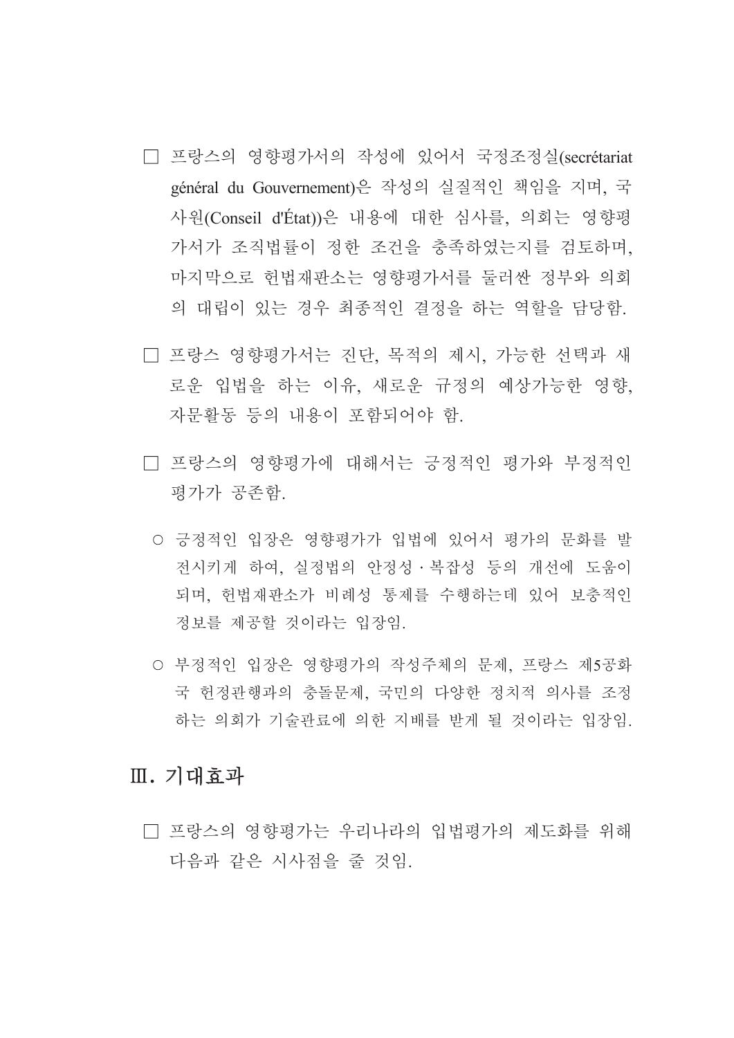□ 프랑스의 영향평가서의 작성에 있어서 국정조정실(secrétariat général du Gouvernement)은 작성의 실질적인 책임을 지며, 국사원(Conseil d'État))은 내용에 대한 심사를, 의회는 영향평가서가 조직법률이 정한 조건을 충족하였는지를 검토하며, 마지막으로 헌법재판소는 영향평가서를 둘러싼 정부와 의회의 대립이 있는 경우 최종적인 결정을 하는 역할을 담당함.

□ 프랑스 영향평가서는 진단, 목적의 제시, 가능한 선택과 새로운 입법을 하는 이유, 새로운 규정의 예상가능한 영향, 자문활동 등의 내용이 포함되어야 함.

□ 프랑스의 영향평가에 대해서는 긍정적인 평가와 부정적인 평가가 공존함.

○ 긍정적인 입장은 영향평가가 입법에 있어서 평가의 문화를 발전시키게 하여, 실정법의 안정성 · 복잡성 등의 개선에 도움이 되며, 헌법재판소가 비례성 통제를 수행하는데 있어 보충적인 정보를 제공할 것이라는 입장임.

○ 부정적인 입장은 영향평가의 작성주체의 문제, 프랑스 제5공화국 헌정관행과의 충돌문제, 국민의 다양한 정치적 의사를 조정하는 의회가 기술관료에 의한 지배를 받게 될 것이라는 입장임.

## Ⅲ. 기대효과

□ 프랑스의 영향평가는 우리나라의 입법평가의 제도화를 위해 다음과 같은 시사점을 줄 것임.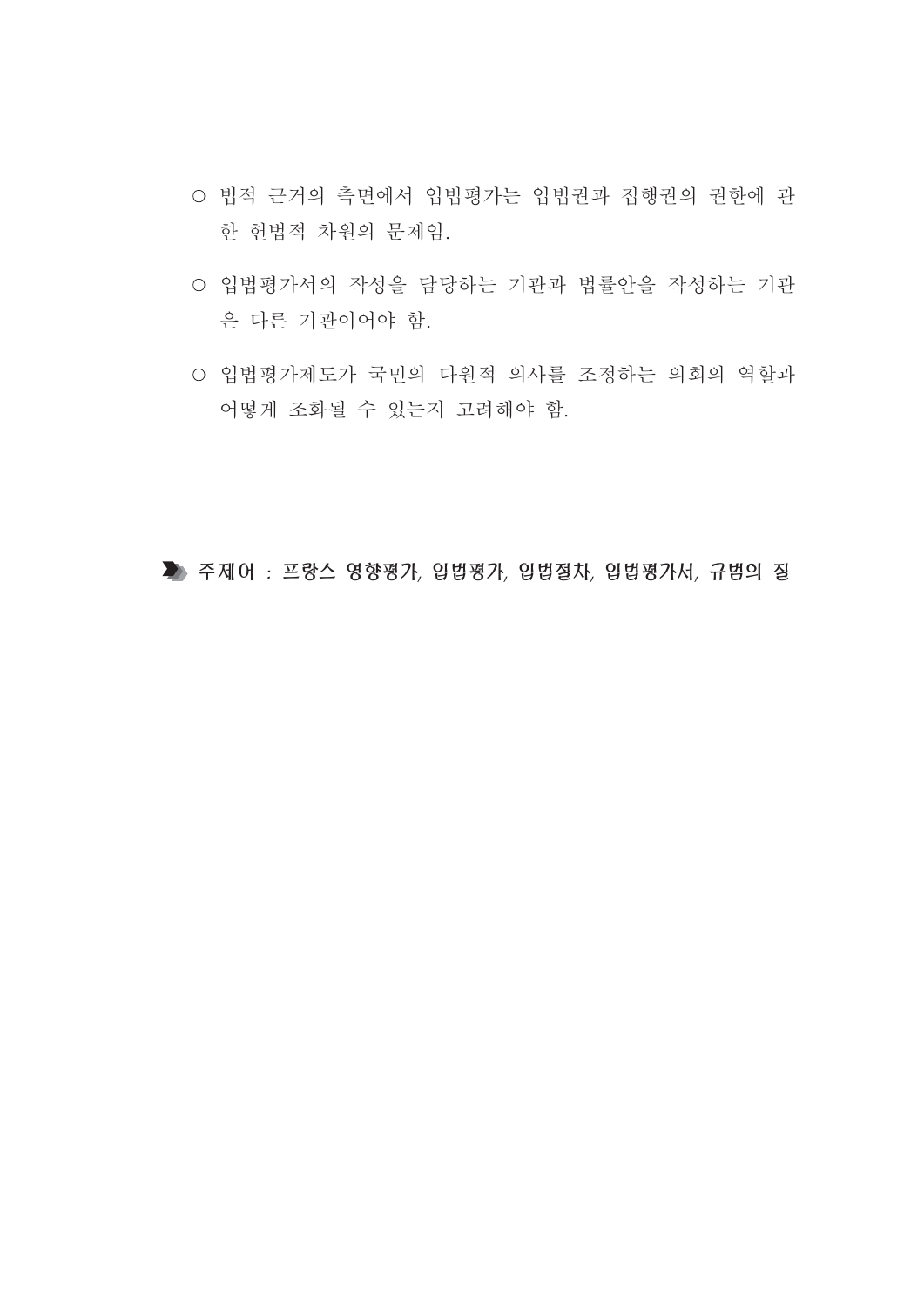○ 법적 근거의 측면에서 입법평가는 입법권과 집행권의 권한에 관한 헌법적 차원의 문제임.

○ 입법평가서의 작성을 담당하는 기관과 법률안을 작성하는 기관은 다른 기관이어야 함.

○ 입법평가제도가 국민의 다원적 의사를 조정하는 의회의 역할과 어떻게 조화될 수 있는지 고려해야 함.

**주제어 : 프랑스 영향평가, 입법평가, 입법절차, 입법평가서, 규범의 질**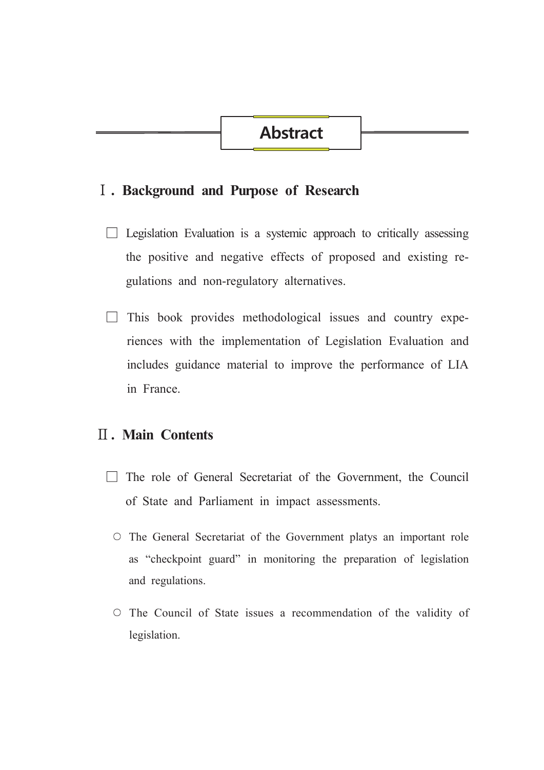# Abstract

## Ⅰ. Background and Purpose of Research

□ Legislation Evaluation is a systemic approach to critically assessing the positive and negative effects of proposed and existing regulations and non-regulatory alternatives.

□ This book provides methodological issues and country experiences with the implementation of Legislation Evaluation and includes guidance material to improve the performance of LIA in France.

## Ⅱ. Main Contents

□ The role of General Secretariat of the Government, the Council of State and Parliament in impact assessments.

○ The General Secretariat of the Government platys an important role as "checkpoint guard" in monitoring the preparation of legislation and regulations.

○ The Council of State issues a recommendation of the validity of legislation.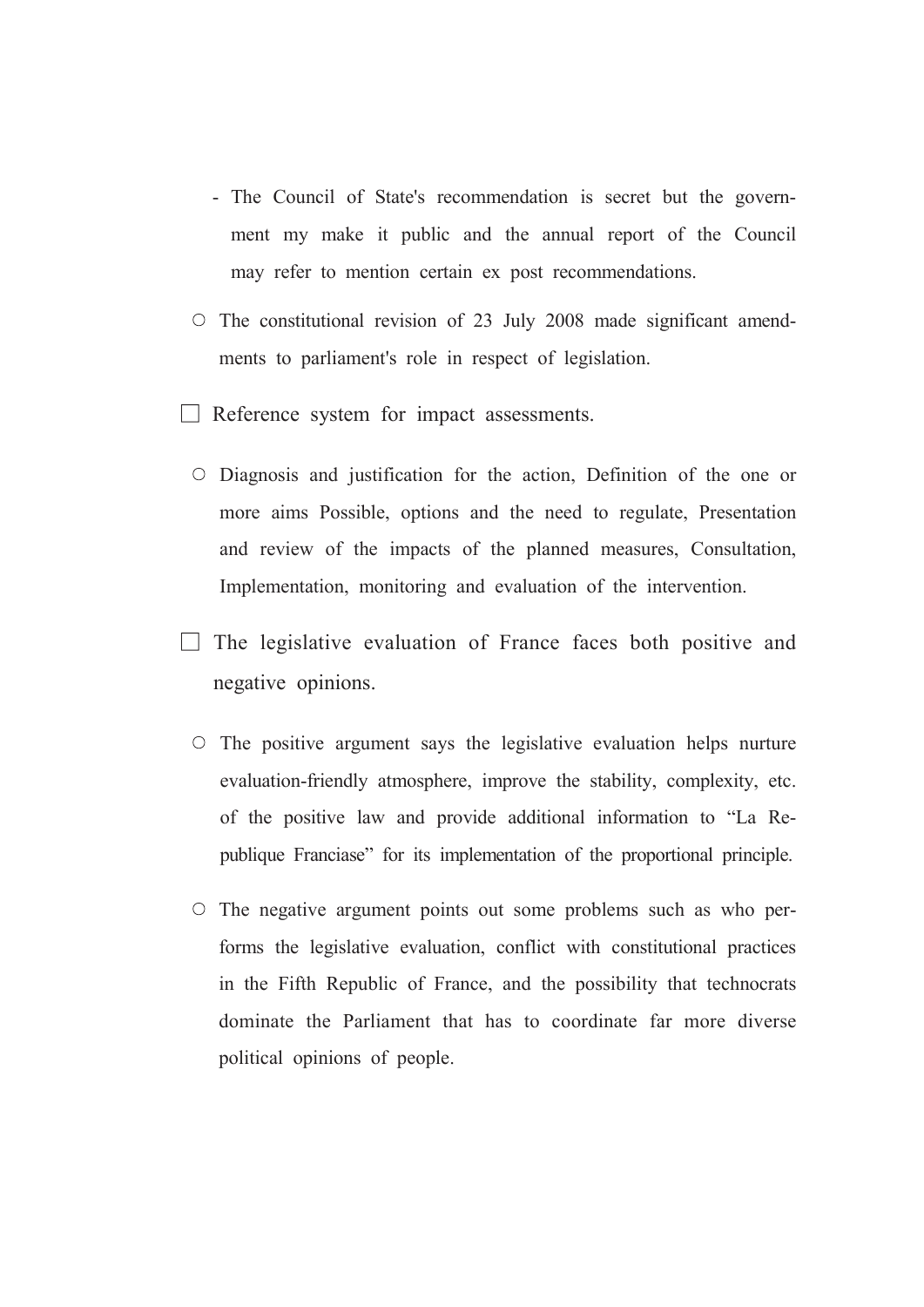- The Council of State's recommendation is secret but the government my make it public and the annual report of the Council may refer to mention certain ex post recommendations.

- ○ The constitutional revision of 23 July 2008 made significant amendments to parliament's role in respect of legislation.

□ Reference system for impact assessments.

- ○ Diagnosis and justification for the action, Definition of the one or more aims Possible, options and the need to regulate, Presentation and review of the impacts of the planned measures, Consultation, Implementation, monitoring and evaluation of the intervention.

□ The legislative evaluation of France faces both positive and negative opinions.

- ○ The positive argument says the legislative evaluation helps nurture evaluation-friendly atmosphere, improve the stability, complexity, etc. of the positive law and provide additional information to "La Republique Franciase" for its implementation of the proportional principle.

- ○ The negative argument points out some problems such as who performs the legislative evaluation, conflict with constitutional practices in the Fifth Republic of France, and the possibility that technocrats dominate the Parliament that has to coordinate far more diverse political opinions of people.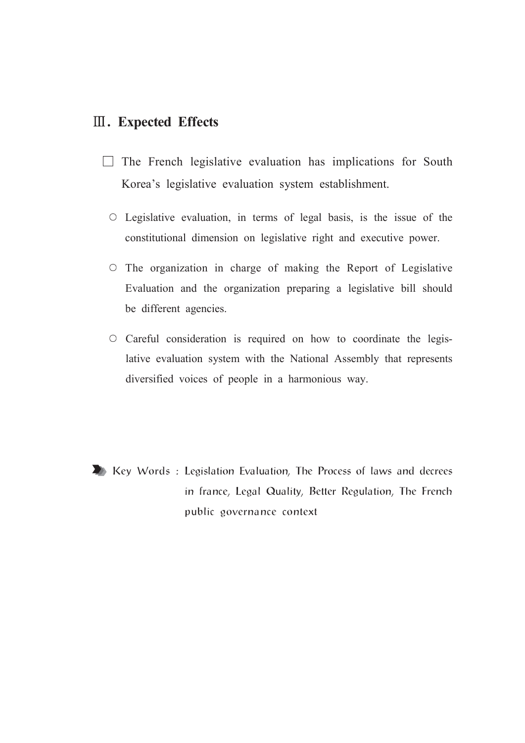## Ⅲ. Expected Effects

□ The French legislative evaluation has implications for South Korea's legislative evaluation system establishment.

- ○ Legislative evaluation, in terms of legal basis, is the issue of the constitutional dimension on legislative right and executive power.
- ○ The organization in charge of making the Report of Legislative Evaluation and the organization preparing a legislative bill should be different agencies.
- ○ Careful consideration is required on how to coordinate the legislative evaluation system with the National Assembly that represents diversified voices of people in a harmonious way.

**Key Words :** Legislation Evaluation, The Process of laws and decrees in france, Legal Quality, Better Regulation, The French public governance context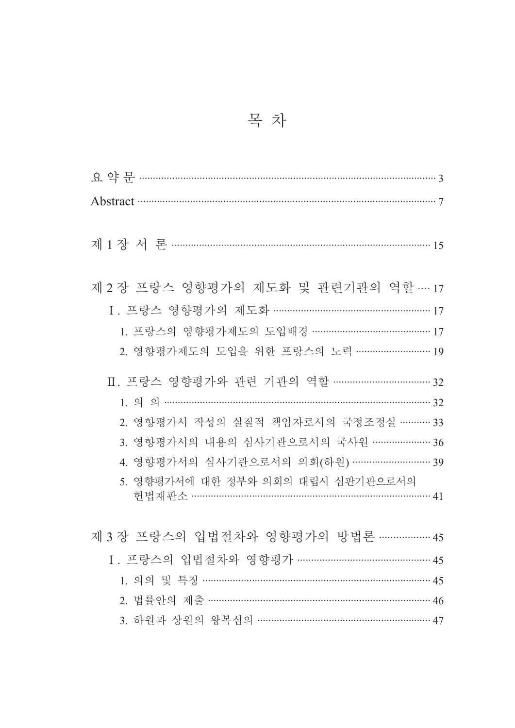# 목 차

요 약 문 ······ 3

Abstract ······ 7

제 1 장 서 론 ······ 15

제 2 장 프랑스 영향평가의 제도화 및 관련기관의 역할 ···· 17

- Ⅰ. 프랑스 영향평가의 제도화 ······ 17
  - 1. 프랑스의 영향평가제도의 도입배경 ······ 17
  - 2. 영향평가제도의 도입을 위한 프랑스의 노력 ······ 19
- Ⅱ. 프랑스 영향평가와 관련 기관의 역할 ······ 32
  - 1. 의 의 ······ 32
  - 2. 영향평가서 작성의 실질적 책임자로서의 국정조정실 ······ 33
  - 3. 영향평가서의 내용의 심사기관으로서의 국사원 ······ 36
  - 4. 영향평가서의 심사기관으로서의 의회(하원) ······ 39
  - 5. 영향평가서에 대한 정부와 의회의 대립시 심판기관으로서의 헌법재판소 ······ 41

제 3 장 프랑스의 입법절차와 영향평가의 방법론 ······ 45

- Ⅰ. 프랑스의 입법절차와 영향평가 ······ 45
  - 1. 의의 및 특징 ······ 45
  - 2. 법률안의 제출 ······ 46
  - 3. 하원과 상원의 왕복심의 ······ 47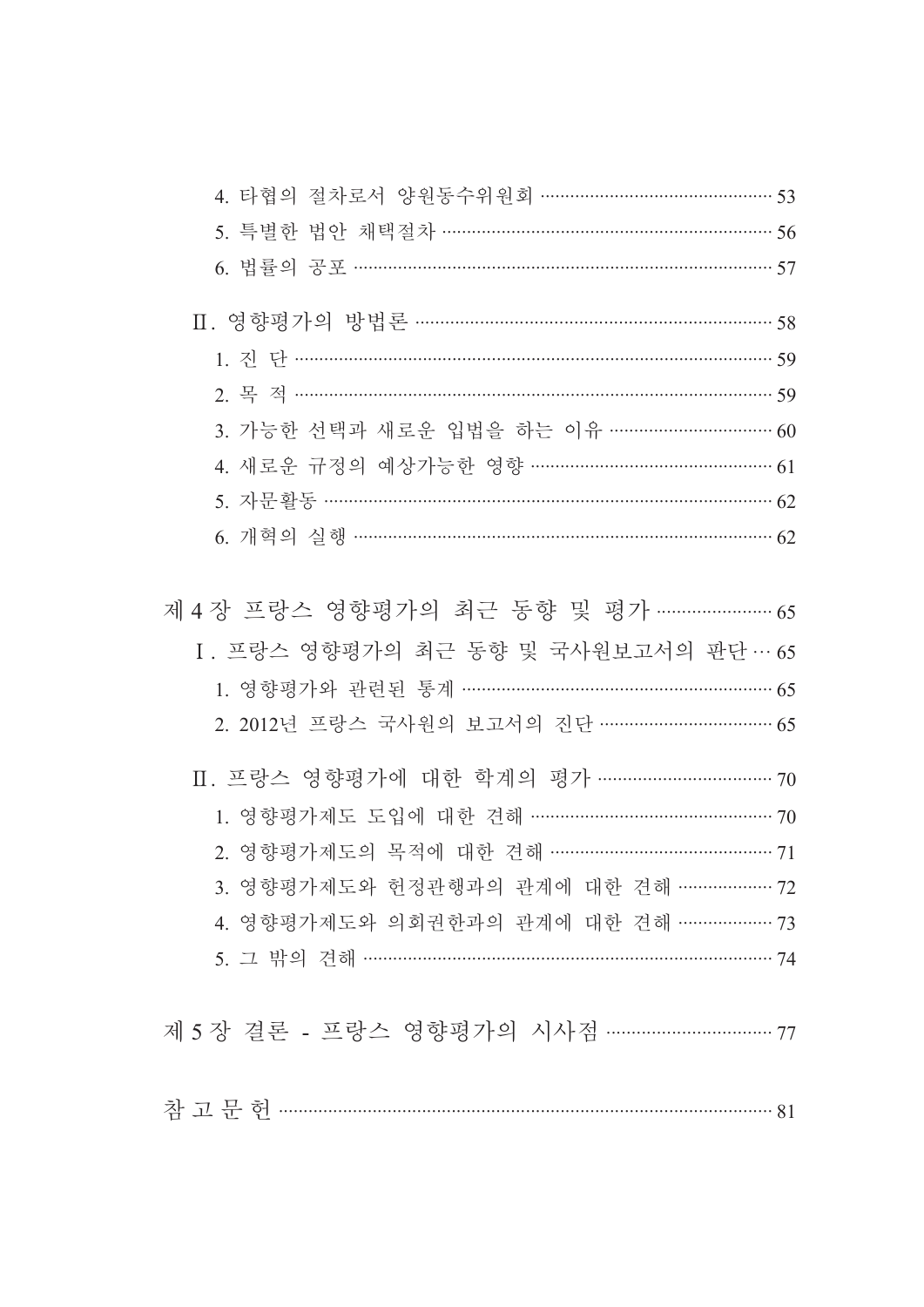4. 타협의 절차로서 양원동수위원회 ……………………………………… 53

5. 특별한 법안 채택절차 ………………………………………………………… 56

6. 법률의 공포 ………………………………………………………………………… 57

Ⅱ. 영향평가의 방법론 ………………………………………………………… 58

1. 진 단 ……………………………………………………………………………… 59

2. 목 적 ……………………………………………………………………………… 59

3. 가능한 선택과 새로운 입법을 하는 이유 …………………………… 60

4. 새로운 규정의 예상가능한 영향 ………………………………………… 61

5. 자문활동 …………………………………………………………………………… 62

6. 개혁의 실행 ……………………………………………………………………… 62

제 4 장 프랑스 영향평가의 최근 동향 및 평가 …………………… 65

Ⅰ. 프랑스 영향평가의 최근 동향 및 국사원보고서의 판단 … 65

1. 영향평가와 관련된 통계 ……………………………………………………… 65

2. 2012년 프랑스 국사원의 보고서의 진단 ………………………………… 65

Ⅱ. 프랑스 영향평가에 대한 학계의 평가 ……………………………… 70

1. 영향평가제도 도입에 대한 견해 ………………………………………… 70

2. 영향평가제도의 목적에 대한 견해 ……………………………………… 71

3. 영향평가제도와 헌정관행과의 관계에 대한 견해 ………………… 72

4. 영향평가제도와 의회권한과의 관계에 대한 견해 ………………… 73

5. 그 밖의 견해 ……………………………………………………………………… 74

제 5 장 결론 - 프랑스 영향평가의 시사점 ………………………… 77

참 고 문 헌 ……………………………………………………………………… 81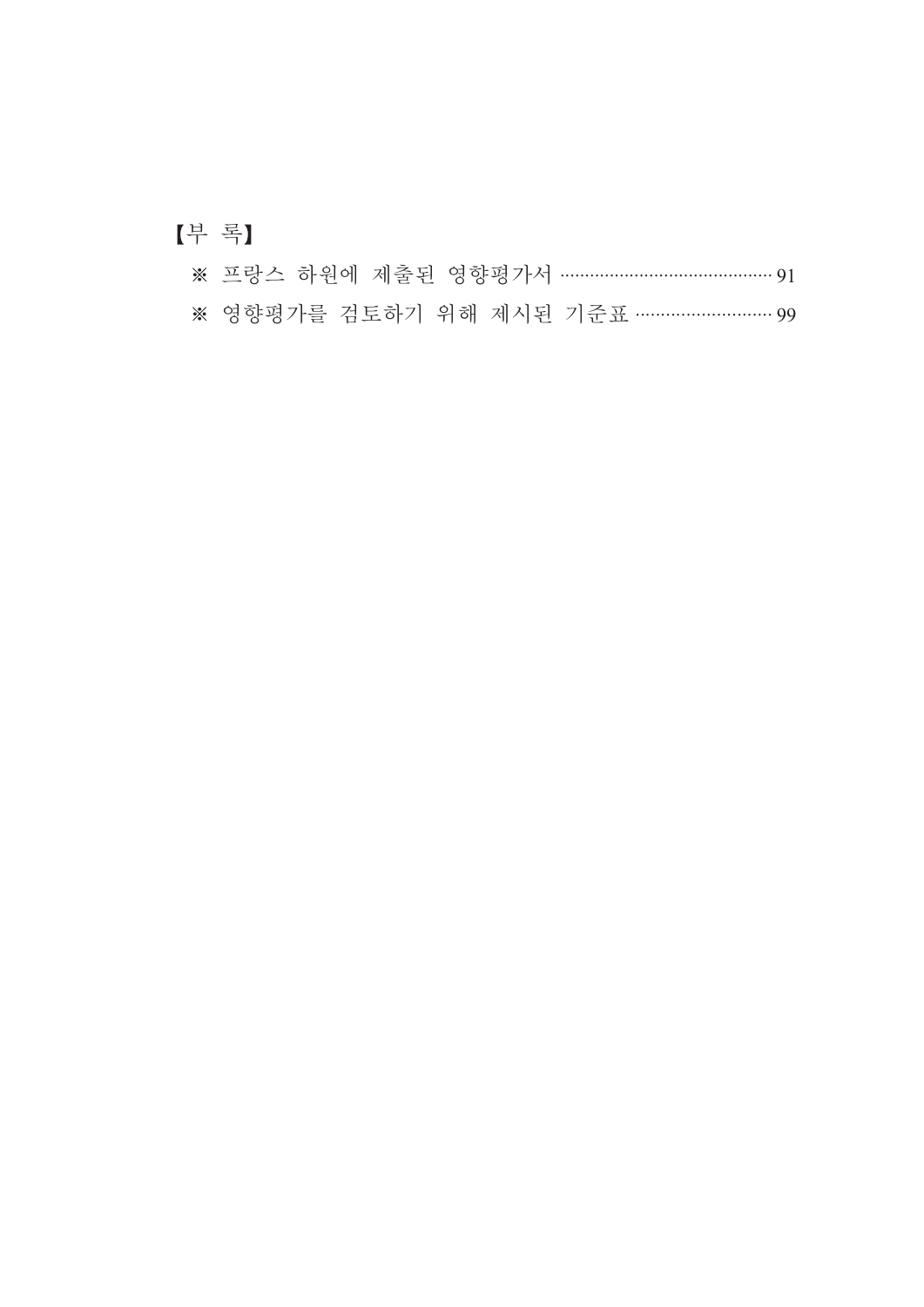【부 록】

※ 프랑스 하원에 제출된 영향평가서 ………………………………………… 91

※ 영향평가를 검토하기 위해 제시된 기준표 ……………………… 99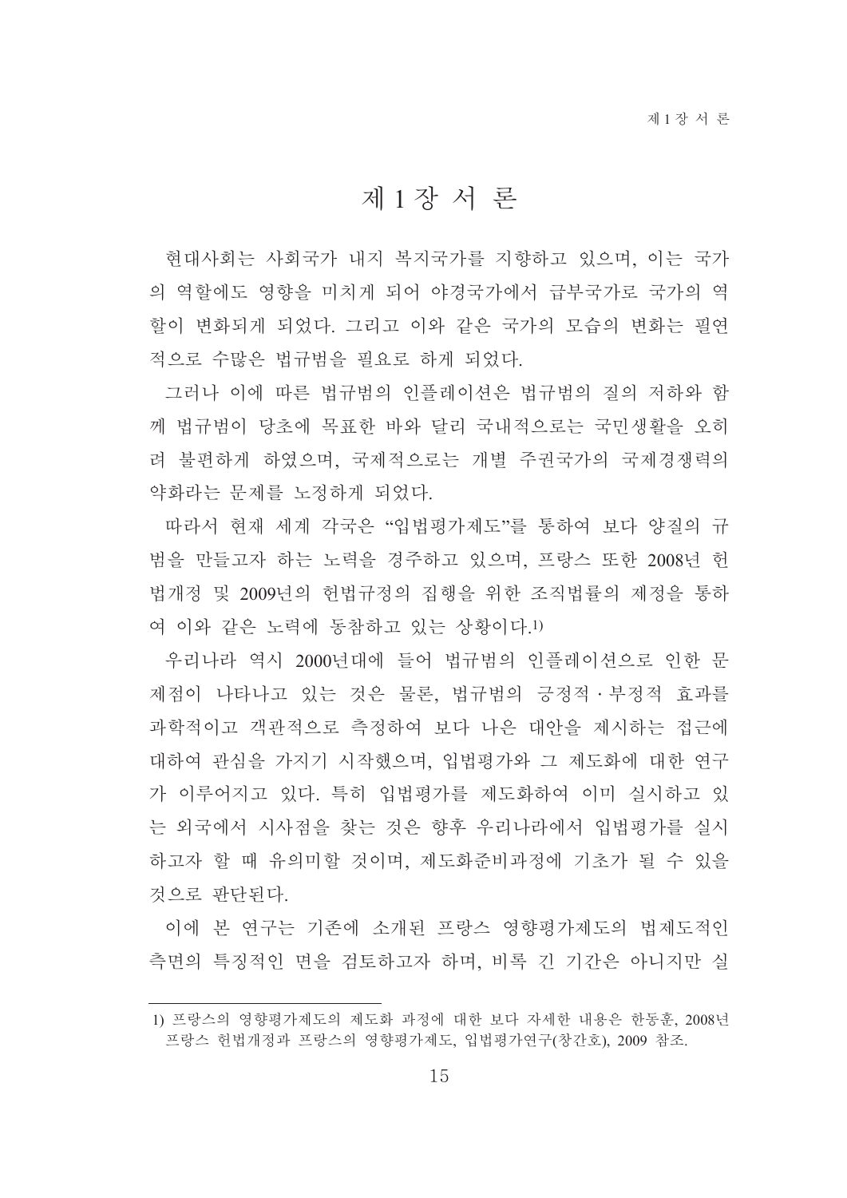# 제 1 장 서 론

현대사회는 사회국가 내지 복지국가를 지향하고 있으며, 이는 국가의 역할에도 영향을 미치게 되어 야경국가에서 급부국가로 국가의 역할이 변화되게 되었다. 그리고 이와 같은 국가의 모습의 변화는 필연적으로 수많은 법규범을 필요로 하게 되었다.

그러나 이에 따른 법규범의 인플레이션은 법규범의 질의 저하와 함께 법규범이 당초에 목표한 바와 달리 국내적으로는 국민생활을 오히려 불편하게 하였으며, 국제적으로는 개별 주권국가의 국제경쟁력의 약화라는 문제를 노정하게 되었다.

따라서 현재 세계 각국은 "입법평가제도"를 통하여 보다 양질의 규범을 만들고자 하는 노력을 경주하고 있으며, 프랑스 또한 2008년 헌법개정 및 2009년의 헌법규정의 집행을 위한 조직법률의 제정을 통하여 이와 같은 노력에 동참하고 있는 상황이다.[1]

우리나라 역시 2000년대에 들어 법규범의 인플레이션으로 인한 문제점이 나타나고 있는 것은 물론, 법규범의 긍정적·부정적 효과를 과학적이고 객관적으로 측정하여 보다 나은 대안을 제시하는 접근에 대하여 관심을 가지기 시작했으며, 입법평가와 그 제도화에 대한 연구가 이루어지고 있다. 특히 입법평가를 제도화하여 이미 실시하고 있는 외국에서 시사점을 찾는 것은 향후 우리나라에서 입법평가를 실시하고자 할 때 유의미할 것이며, 제도화준비과정에 기초가 될 수 있을 것으로 판단된다.

이에 본 연구는 기존에 소개된 프랑스 영향평가제도의 법제도적인 측면의 특징적인 면을 검토하고자 하며, 비록 긴 기간은 아니지만 실

---

1) 프랑스의 영향평가제도의 제도화 과정에 대한 보다 자세한 내용은 한동훈, 2008년 프랑스 헌법개정과 프랑스의 영향평가제도, 입법평가연구(창간호), 2009 참조.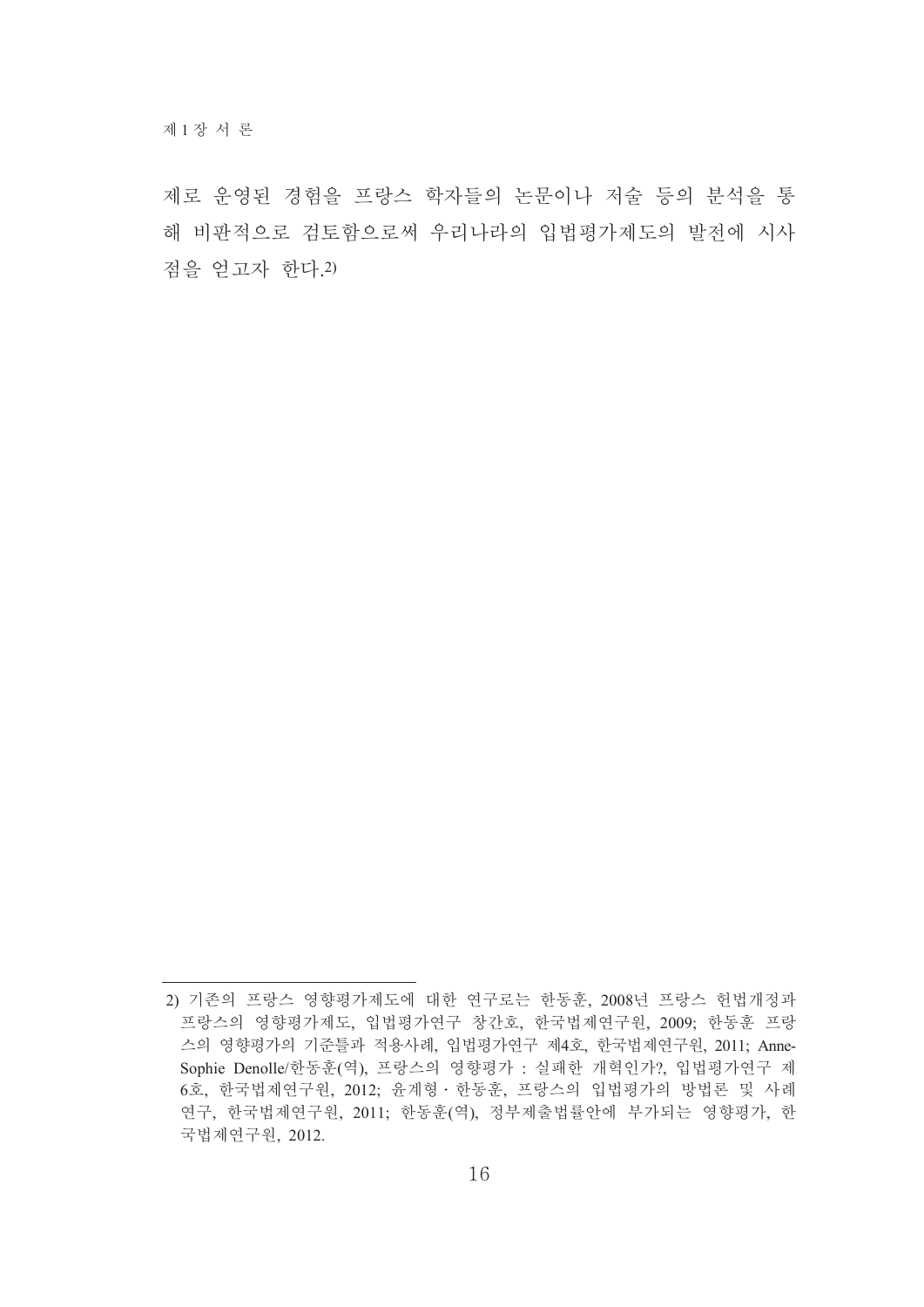제로 운영된 경험을 프랑스 학자들의 논문이나 저술 등의 분석을 통해 비판적으로 검토함으로써 우리나라의 입법평가제도의 발전에 시사점을 얻고자 한다.[2)]

---

2) 기존의 프랑스 영향평가제도에 대한 연구로는 한동훈, 2008년 프랑스 헌법개정과 프랑스의 영향평가제도, 입법평가연구 창간호, 한국법제연구원, 2009; 한동훈 프랑스의 영향평가의 기준틀과 적용사례, 입법평가연구 제4호, 한국법제연구원, 2011; Anne-Sophie Denolle/한동훈(역), 프랑스의 영향평가 : 실패한 개혁인가?, 입법평가연구 제6호, 한국법제연구원, 2012; 윤계형 · 한동훈, 프랑스의 입법평가의 방법론 및 사례연구, 한국법제연구원, 2011; 한동훈(역), 정부제출법률안에 부가되는 영향평가, 한국법제연구원, 2012.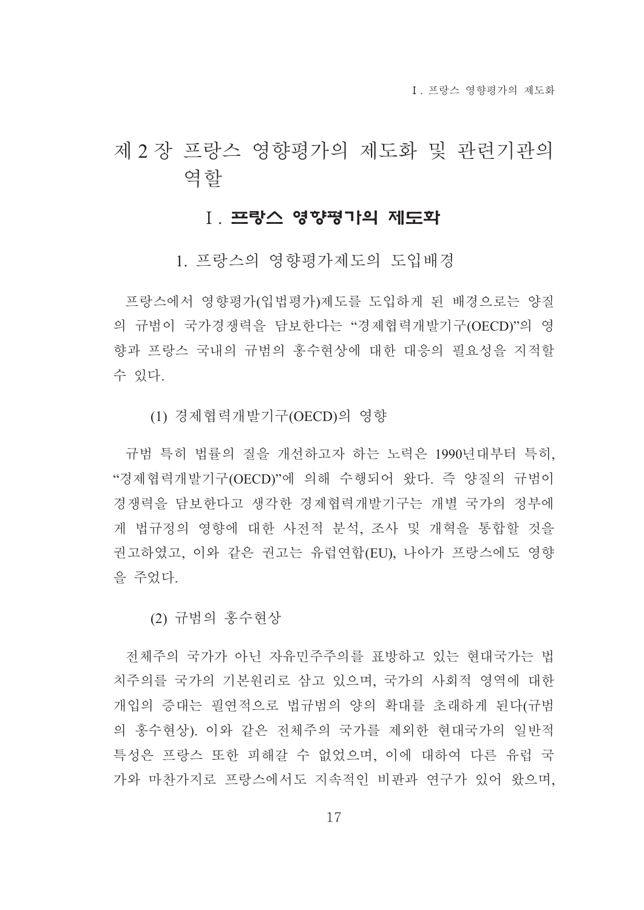# 제 2 장 프랑스 영향평가의 제도화 및 관련기관의 역할

## Ⅰ. 프랑스 영향평가의 제도화

### 1. 프랑스의 영향평가제도의 도입배경

프랑스에서 영향평가(입법평가)제도를 도입하게 된 배경으로는 양질의 규범이 국가경쟁력을 담보한다는 "경제협력개발기구(OECD)"의 영향과 프랑스 국내의 규범의 홍수현상에 대한 대응의 필요성을 지적할 수 있다.

#### (1) 경제협력개발기구(OECD)의 영향

규범 특히 법률의 질을 개선하고자 하는 노력은 1990년대부터 특히, "경제협력개발기구(OECD)"에 의해 수행되어 왔다. 즉 양질의 규범이 경쟁력을 담보한다고 생각한 경제협력개발기구는 개별 국가의 정부에게 법규정의 영향에 대한 사전적 분석, 조사 및 개혁을 통합할 것을 권고하였고, 이와 같은 권고는 유럽연합(EU), 나아가 프랑스에도 영향을 주었다.

#### (2) 규범의 홍수현상

전체주의 국가가 아닌 자유민주주의를 표방하고 있는 현대국가는 법치주의를 국가의 기본원리로 삼고 있으며, 국가의 사회적 영역에 대한 개입의 증대는 필연적으로 법규범의 양의 확대를 초래하게 된다(규범의 홍수현상). 이와 같은 전체주의 국가를 제외한 현대국가의 일반적 특성은 프랑스 또한 피해갈 수 없었으며, 이에 대하여 다른 유럽 국가와 마찬가지로 프랑스에서도 지속적인 비판과 연구가 있어 왔으며,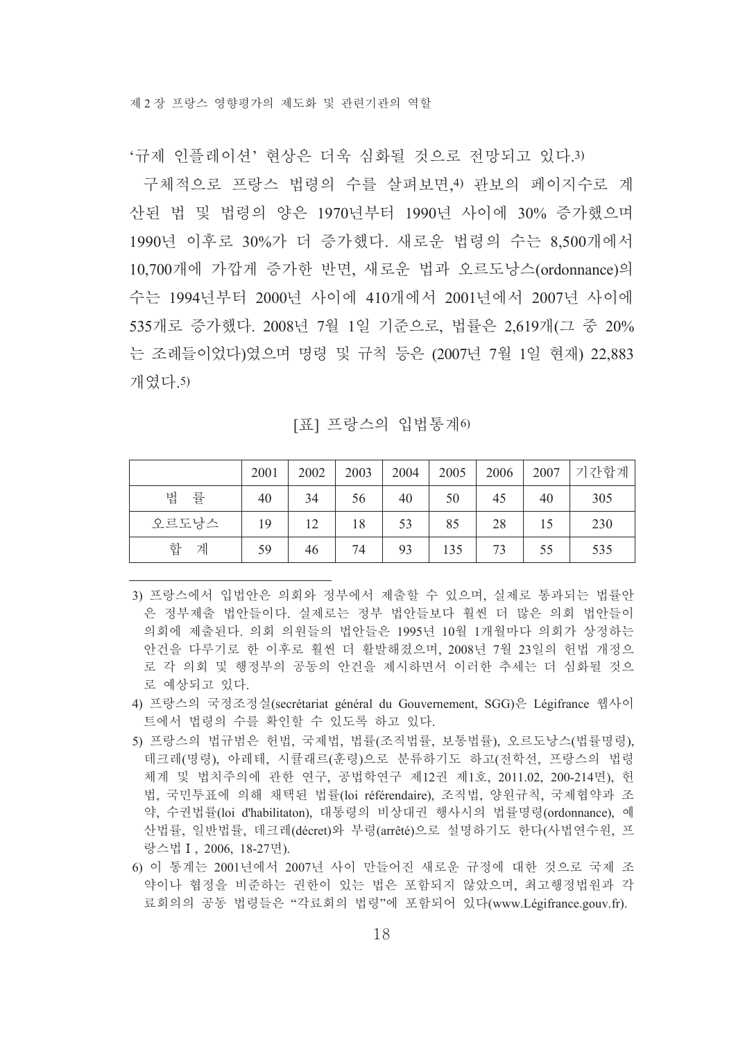'규제 인플레이션' 현상은 더욱 심화될 것으로 전망되고 있다.[3)]

구체적으로 프랑스 법령의 수를 살펴보면,[4)] 관보의 페이지수로 계산된 법 및 법령의 양은 1970년부터 1990년 사이에 30% 증가했으며 1990년 이후로 30%가 더 증가했다. 새로운 법령의 수는 8,500개에서 10,700개에 가깝게 증가한 반면, 새로운 법과 오르도낭스(ordonnance)의 수는 1994년부터 2000년 사이에 410개에서 2001년에서 2007년 사이에 535개로 증가했다. 2008년 7월 1일 기준으로, 법률은 2,619개(그 중 20%는 조례들이었다)였으며 명령 및 규칙 등은 (2007년 7월 1일 현재) 22,883개였다.[5)]

[표] 프랑스의 입법통계[6)]

| | 2001 | 2002 | 2003 | 2004 | 2005 | 2006 | 2007 | 기간합계 |
|---|---|---|---|---|---|---|---|---|
| 법 률 | 40 | 34 | 56 | 40 | 50 | 45 | 40 | 305 |
| 오르도낭스 | 19 | 12 | 18 | 53 | 85 | 28 | 15 | 230 |
| 합 계 | 59 | 46 | 74 | 93 | 135 | 73 | 55 | 535 |

---

3) 프랑스에서 입법안은 의회와 정부에서 제출할 수 있으며, 실제로 통과되는 법률안은 정부제출 법안들이다. 실제로는 정부 법안들보다 훨씬 더 많은 의회 법안들이 의회에 제출된다. 의회 의원들의 법안들은 1995년 10월 1개월마다 의회가 상정하는 안건을 다루기로 한 이후로 훨씬 더 활발해졌으며, 2008년 7월 23일의 헌법 개정으로 각 의회 및 행정부의 공동의 안건을 제시하면서 이러한 추세는 더 심화될 것으로 예상되고 있다.

4) 프랑스의 국정조정실(secrétariat général du Gouvernement, SGG)은 Légifrance 웹사이트에서 법령의 수를 확인할 수 있도록 하고 있다.

5) 프랑스의 법규범은 헌법, 국제법, 법률(조직법률, 보통법률), 오르도낭스(법률명령), 데크레(명령), 아레테, 시큘래르(훈령)으로 분류하기도 하고(전학선, 프랑스의 법령체계 및 법치주의에 관한 연구, 공법학연구 제12권 제1호, 2011.02, 200-214면), 헌법, 국민투표에 의해 채택된 법률(loi référendaire), 조직법, 양원규칙, 국제협약과 조약, 수권법률(loi d'habilitaton), 대통령의 비상대권 행사시의 법률명령(ordonnance), 예산법률, 일반법률, 데크레(décret)와 부령(arrêté)으로 설명하기도 한다(사법연수원, 프랑스법Ⅰ, 2006, 18-27면).

6) 이 통계는 2001년에서 2007년 사이 만들어진 새로운 규정에 대한 것으로 국제 조약이나 협정을 비준하는 권한이 있는 법은 포함되지 않았으며, 최고행정법원과 각료회의의 공동 법령들은 "각료회의 법령"에 포함되어 있다(www.Légifrance.gouv.fr).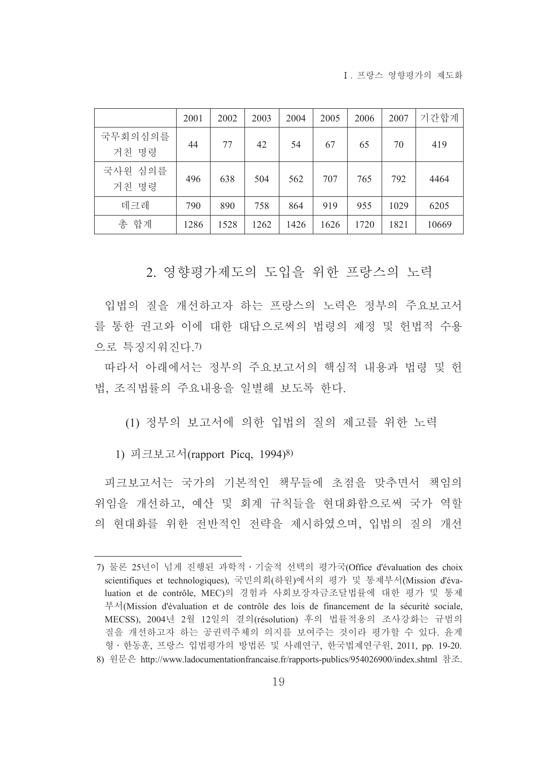| | 2001 | 2002 | 2003 | 2004 | 2005 | 2006 | 2007 | 기간합계 |
|---|---|---|---|---|---|---|---|---|
| 국무회의심의를 거친 명령 | 44 | 77 | 42 | 54 | 67 | 65 | 70 | 419 |
| 국사원 심의를 거친 명령 | 496 | 638 | 504 | 562 | 707 | 765 | 792 | 4464 |
| 데크레 | 790 | 890 | 758 | 864 | 919 | 955 | 1029 | 6205 |
| 총 합계 | 1286 | 1528 | 1262 | 1426 | 1626 | 1720 | 1821 | 10669 |

## 2. 영향평가제도의 도입을 위한 프랑스의 노력

입법의 질을 개선하고자 하는 프랑스의 노력은 정부의 주요보고서를 통한 권고와 이에 대한 대답으로써의 법령의 제정 및 헌법적 수용으로 특징지워진다.[7]

따라서 아래에서는 정부의 주요보고서의 핵심적 내용과 법령 및 헌법, 조직법률의 주요내용을 일별해 보도록 한다.

### (1) 정부의 보고서에 의한 입법의 질의 제고를 위한 노력

#### 1) 피크보고서(rapport Picq, 1994)[8]

피크보고서는 국가의 기본적인 책무들에 초점을 맞추면서 책임의 위임을 개선하고, 예산 및 회계 규칙들을 현대화함으로써 국가 역할의 현대화를 위한 전반적인 전략을 제시하였으며, 입법의 질의 개선

---

7) 물론 25년이 넘게 진행된 과학적 · 기술적 선택의 평가국(Office d'évaluation des choix scientifiques et technologiques), 국민의회(하원)에서의 평가 및 통제부서(Mission d'évaluation et de contrôle, MEC)의 경험과 사회보장자금조달법률에 대한 평가 및 통제부서(Mission d'évaluation et de contrôle des lois de financement de la sécurité sociale, MECSS), 2004년 2월 12일의 결의(résolution) 후의 법률적용의 조사강화는 규범의 질을 개선하고자 하는 공권력주체의 의지를 보여주는 것이라 평가할 수 있다. 윤계형 · 한동훈, 프랑스 입법평가의 방법론 및 사례연구, 한국법제연구원, 2011, pp. 19-20.

8) 원문은 http://www.ladocumentationfrancaise.fr/rapports-publics/954026900/index.shtml 참조.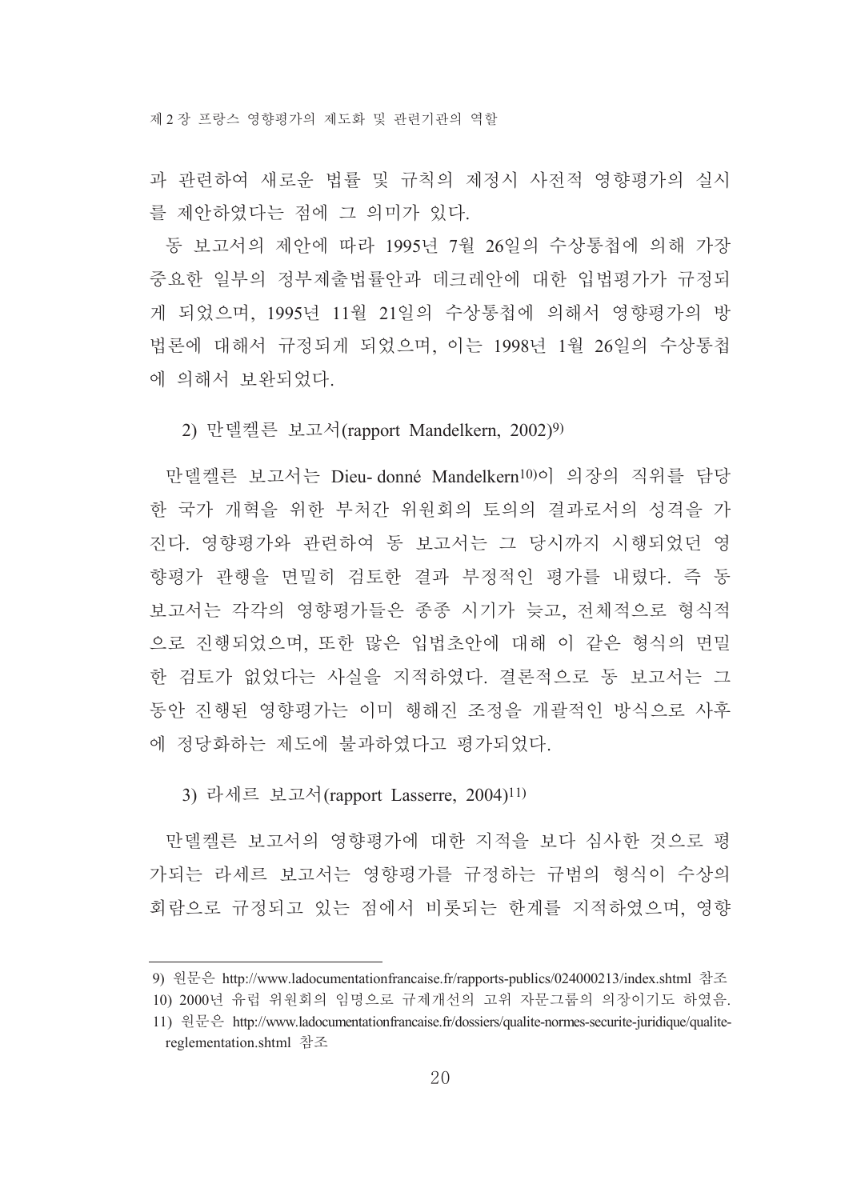과 관련하여 새로운 법률 및 규칙의 제정시 사전적 영향평가의 실시를 제안하였다는 점에 그 의미가 있다.

동 보고서의 제안에 따라 1995년 7월 26일의 수상통첩에 의해 가장 중요한 일부의 정부제출법률안과 데크레안에 대한 입법평가가 규정되게 되었으며, 1995년 11월 21일의 수상통첩에 의해서 영향평가의 방법론에 대해서 규정되게 되었으며, 이는 1998년 1월 26일의 수상통첩에 의해서 보완되었다.

### 2) 만델켈른 보고서(rapport Mandelkern, 2002)[9]

만델켈른 보고서는 Dieu- donné Mandelkern[10]이 의장의 직위를 담당한 국가 개혁을 위한 부처간 위원회의 토의의 결과로서의 성격을 가진다. 영향평가와 관련하여 동 보고서는 그 당시까지 시행되었던 영향평가 관행을 면밀히 검토한 결과 부정적인 평가를 내렸다. 즉 동 보고서는 각각의 영향평가들은 종종 시기가 늦고, 전체적으로 형식적으로 진행되었으며, 또한 많은 입법초안에 대해 이 같은 형식의 면밀한 검토가 없었다는 사실을 지적하였다. 결론적으로 동 보고서는 그 동안 진행된 영향평가는 이미 행해진 조정을 개괄적인 방식으로 사후에 정당화하는 제도에 불과하였다고 평가되었다.

### 3) 라세르 보고서(rapport Lasserre, 2004)[11]

만델켈른 보고서의 영향평가에 대한 지적을 보다 심사한 것으로 평가되는 라세르 보고서는 영향평가를 규정하는 규범의 형식이 수상의 회람으로 규정되고 있는 점에서 비롯되는 한계를 지적하였으며, 영향

---

9) 원문은 http://www.ladocumentationfrancaise.fr/rapports-publics/024000213/index.shtml 참조

10) 2000년 유럽 위원회의 임명으로 규제개선의 고위 자문그룹의 의장이기도 하였음.

11) 원문은 http://www.ladocumentationfrancaise.fr/dossiers/qualite-normes-securite-juridique/qualite-reglementation.shtml 참조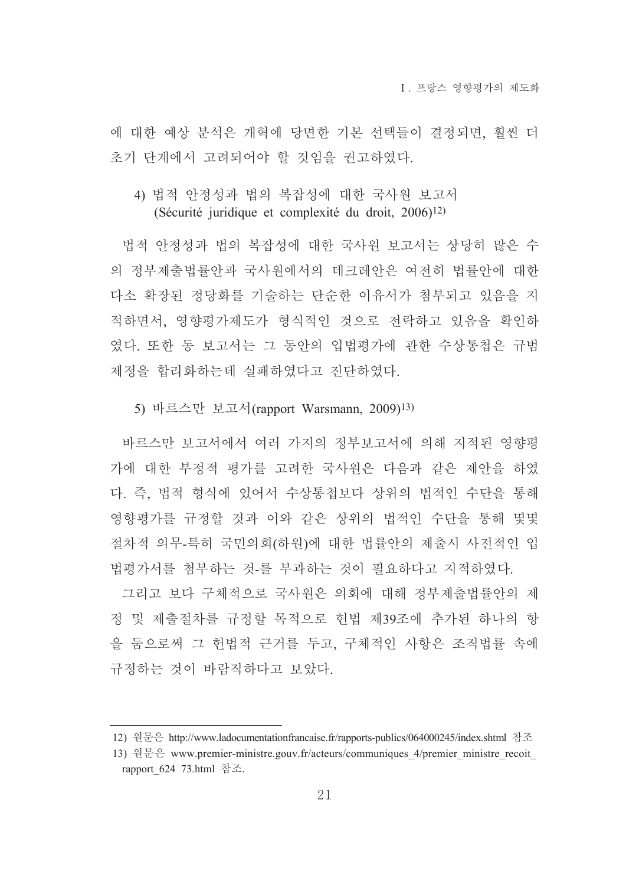에 대한 예상 분석은 개혁에 당면한 기본 선택들이 결정되면, 훨씬 더 초기 단계에서 고려되어야 할 것임을 권고하였다.

#### 4) 법적 안정성과 법의 복잡성에 대한 국사원 보고서 (Sécurité juridique et complexité du droit, 2006)[12]

법적 안정성과 법의 복잡성에 대한 국사원 보고서는 상당히 많은 수의 정부제출법률안과 국사원에서의 데크레안은 여전히 법률안에 대한 다소 확장된 정당화를 기술하는 단순한 이유서가 첨부되고 있음을 지적하면서, 영향평가제도가 형식적인 것으로 전락하고 있음을 확인하였다. 또한 동 보고서는 그 동안의 입법평가에 관한 수상통첩은 규범제정을 합리화하는데 실패하였다고 진단하였다.

#### 5) 바르스만 보고서(rapport Warsmann, 2009)[13]

바르스만 보고서에서 여러 가지의 정부보고서에 의해 지적된 영향평가에 대한 부정적 평가를 고려한 국사원은 다음과 같은 제안을 하였다. 즉, 법적 형식에 있어서 수상통첩보다 상위의 법적인 수단을 통해 영향평가를 규정할 것과 이와 같은 상위의 법적인 수단을 통해 몇몇 절차적 의무-특히 국민의회(하원)에 대한 법률안의 제출시 사전적인 입법평가서를 첨부하는 것-를 부과하는 것이 필요하다고 지적하였다.

그리고 보다 구체적으로 국사원은 의회에 대해 정부제출법률안의 제정 및 제출절차를 규정할 목적으로 헌법 제39조에 추가된 하나의 항을 둠으로써 그 헌법적 근거를 두고, 구체적인 사항은 조직법률 속에 규정하는 것이 바람직하다고 보았다.

---

12) 원문은 http://www.ladocumentationfrancaise.fr/rapports-publics/064000245/index.shtml 참조

13) 원문은 www.premier-ministre.gouv.fr/acteurs/communiques_4/premier_ministre_recoit_rapport_624 73.html 참조.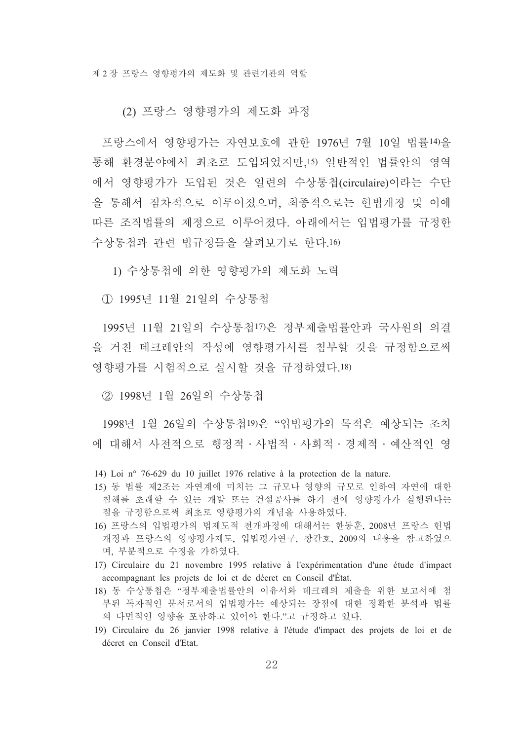(2) 프랑스 영향평가의 제도화 과정

프랑스에서 영향평가는 자연보호에 관한 1976년 7월 10일 법률[14]을 통해 환경분야에서 최초로 도입되었지만,[15] 일반적인 법률안의 영역에서 영향평가가 도입된 것은 일련의 수상통첩(circulaire)이라는 수단을 통해서 점차적으로 이루어졌으며, 최종적으로는 헌법개정 및 이에 따른 조직법률의 제정으로 이루어졌다. 아래에서는 입법평가를 규정한 수상통첩과 관련 법규정들을 살펴보기로 한다.[16]

1) 수상통첩에 의한 영향평가의 제도화 노력

① 1995년 11월 21일의 수상통첩

1995년 11월 21일의 수상통첩[17]은 정부제출법률안과 국사원의 의결을 거친 데크레안의 작성에 영향평가서를 첨부할 것을 규정함으로써 영향평가를 시험적으로 실시할 것을 규정하였다.[18]

② 1998년 1월 26일의 수상통첩

1998년 1월 26일의 수상통첩[19]은 "입법평가의 목적은 예상되는 조치에 대해서 사전적으로 행정적・사법적・사회적・경제적・예산적인 영

---

14) Loi n° 76-629 du 10 juillet 1976 relative à la protection de la nature.

15) 동 법률 제2조는 자연계에 미치는 그 규모나 영향의 규모로 인하여 자연에 대한 침해를 초래할 수 있는 개발 또는 건설공사를 하기 전에 영향평가가 실행된다는 점을 규정함으로써 최초로 영향평가의 개념을 사용하였다.

16) 프랑스의 입법평가의 법제도적 전개과정에 대해서는 한동훈, 2008년 프랑스 헌법개정과 프랑스의 영향평가제도, 입법평가연구, 창간호, 2009의 내용을 참고하였으며, 부분적으로 수정을 가하였다.

17) Circulaire du 21 novembre 1995 relative à l'expérimentation d'une étude d'impact accompagnant les projets de loi et de décret en Conseil d'État.

18) 동 수상통첩은 "정부제출법률안의 이유서와 데크레의 제출을 위한 보고서에 첨부된 독자적인 문서로서의 입법평가는 예상되는 장점에 대한 정확한 분석과 법률의 다면적인 영향을 포함하고 있어야 한다."고 규정하고 있다.

19) Circulaire du 26 janvier 1998 relative à l'étude d'impact des projets de loi et de décret en Conseil d'Etat.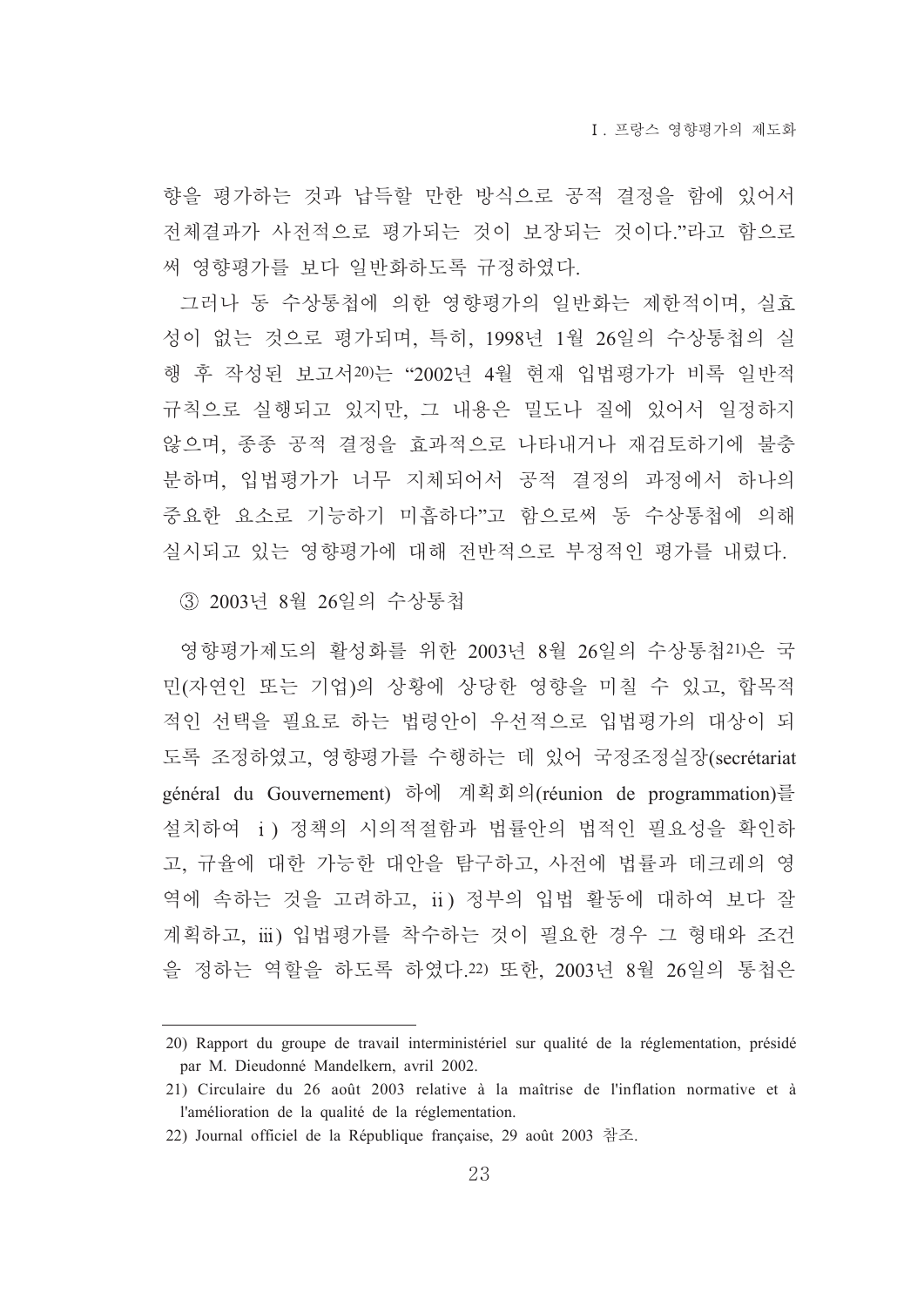향을 평가하는 것과 납득할 만한 방식으로 공적 결정을 함에 있어서 전체결과가 사전적으로 평가되는 것이 보장되는 것이다."라고 함으로써 영향평가를 보다 일반화하도록 규정하였다.

그러나 동 수상통첩에 의한 영향평가의 일반화는 제한적이며, 실효성이 없는 것으로 평가되며, 특히, 1998년 1월 26일의 수상통첩의 실행 후 작성된 보고서[20]는 "2002년 4월 현재 입법평가가 비록 일반적 규칙으로 실행되고 있지만, 그 내용은 밀도나 질에 있어서 일정하지 않으며, 종종 공적 결정을 효과적으로 나타내거나 재검토하기에 불충분하며, 입법평가가 너무 지체되어서 공적 결정의 과정에서 하나의 중요한 요소로 기능하기 미흡하다"고 함으로써 동 수상통첩에 의해 실시되고 있는 영향평가에 대해 전반적으로 부정적인 평가를 내렸다.

③ 2003년 8월 26일의 수상통첩

영향평가제도의 활성화를 위한 2003년 8월 26일의 수상통첩[21]은 국민(자연인 또는 기업)의 상황에 상당한 영향을 미칠 수 있고, 합목적적인 선택을 필요로 하는 법령안이 우선적으로 입법평가의 대상이 되도록 조정하였고, 영향평가를 수행하는 데 있어 국정조정실장(secrétariat général du Gouvernement) 하에 계획회의(réunion de programmation)를 설치하여 ⅰ) 정책의 시의적절함과 법률안의 법적인 필요성을 확인하고, 규율에 대한 가능한 대안을 탐구하고, 사전에 법률과 데크레의 영역에 속하는 것을 고려하고, ⅱ) 정부의 입법 활동에 대하여 보다 잘 계획하고, ⅲ) 입법평가를 착수하는 것이 필요한 경우 그 형태와 조건을 정하는 역할을 하도록 하였다.[22] 또한, 2003년 8월 26일의 통첩은

---

20) Rapport du groupe de travail interministériel sur qualité de la réglementation, présidé par M. Dieudonné Mandelkern, avril 2002.

21) Circulaire du 26 août 2003 relative à la maîtrise de l'inflation normative et à l'amélioration de la qualité de la réglementation.

22) Journal officiel de la République française, 29 août 2003 참조.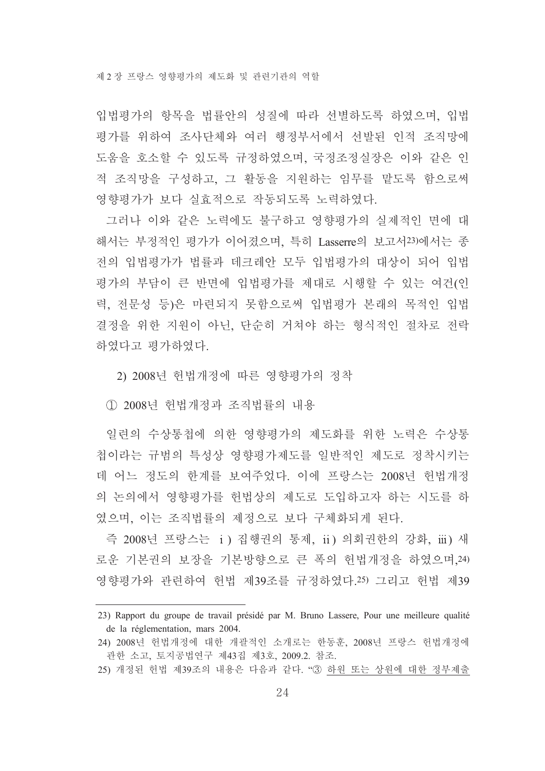입법평가의 항목을 법률안의 성질에 따라 선별하도록 하였으며, 입법평가를 위하여 조사단체와 여러 행정부서에서 선발된 인적 조직망에 도움을 호소할 수 있도록 규정하였으며, 국정조정실장은 이와 같은 인적 조직망을 구성하고, 그 활동을 지원하는 임무를 맡도록 함으로써 영향평가가 보다 실효적으로 작동되도록 노력하였다.

그러나 이와 같은 노력에도 불구하고 영향평가의 실제적인 면에 대해서는 부정적인 평가가 이어졌으며, 특히 Lasserre의 보고서[23]에서는 종전의 입법평가가 법률과 데크레안 모두 입법평가의 대상이 되어 입법평가의 부담이 큰 반면에 입법평가를 제대로 시행할 수 있는 여건(인력, 전문성 등)은 마련되지 못함으로써 입법평가 본래의 목적인 입법결정을 위한 지원이 아닌, 단순히 거쳐야 하는 형식적인 절차로 전락하였다고 평가하였다.

2) 2008년 헌법개정에 따른 영향평가의 정착

① 2008년 헌법개정과 조직법률의 내용

일련의 수상통첩에 의한 영향평가의 제도화를 위한 노력은 수상통첩이라는 규범의 특성상 영향평가제도를 일반적인 제도로 정착시키는데 어느 정도의 한계를 보여주었다. 이에 프랑스는 2008년 헌법개정의 논의에서 영향평가를 헌법상의 제도로 도입하고자 하는 시도를 하였으며, 이는 조직법률의 제정으로 보다 구체화되게 된다.

즉 2008년 프랑스는 ⅰ) 집행권의 통제, ⅱ) 의회권한의 강화, ⅲ) 새로운 기본권의 보장을 기본방향으로 큰 폭의 헌법개정을 하였으며,[24] 영향평가와 관련하여 헌법 제39조를 규정하였다.[25] 그리고 헌법 제39

---

23) Rapport du groupe de travail présidé par M. Bruno Lassere, Pour une meilleure qualité de la réglementation, mars 2004.

24) 2008년 헌법개정에 대한 개괄적인 소개로는 한동훈, 2008년 프랑스 헌법개정에 관한 소고, 토지공법연구 제43집 제3호, 2009.2. 참조.

25) 개정된 헌법 제39조의 내용은 다음과 같다. "③ 하원 또는 상원에 대한 정부제출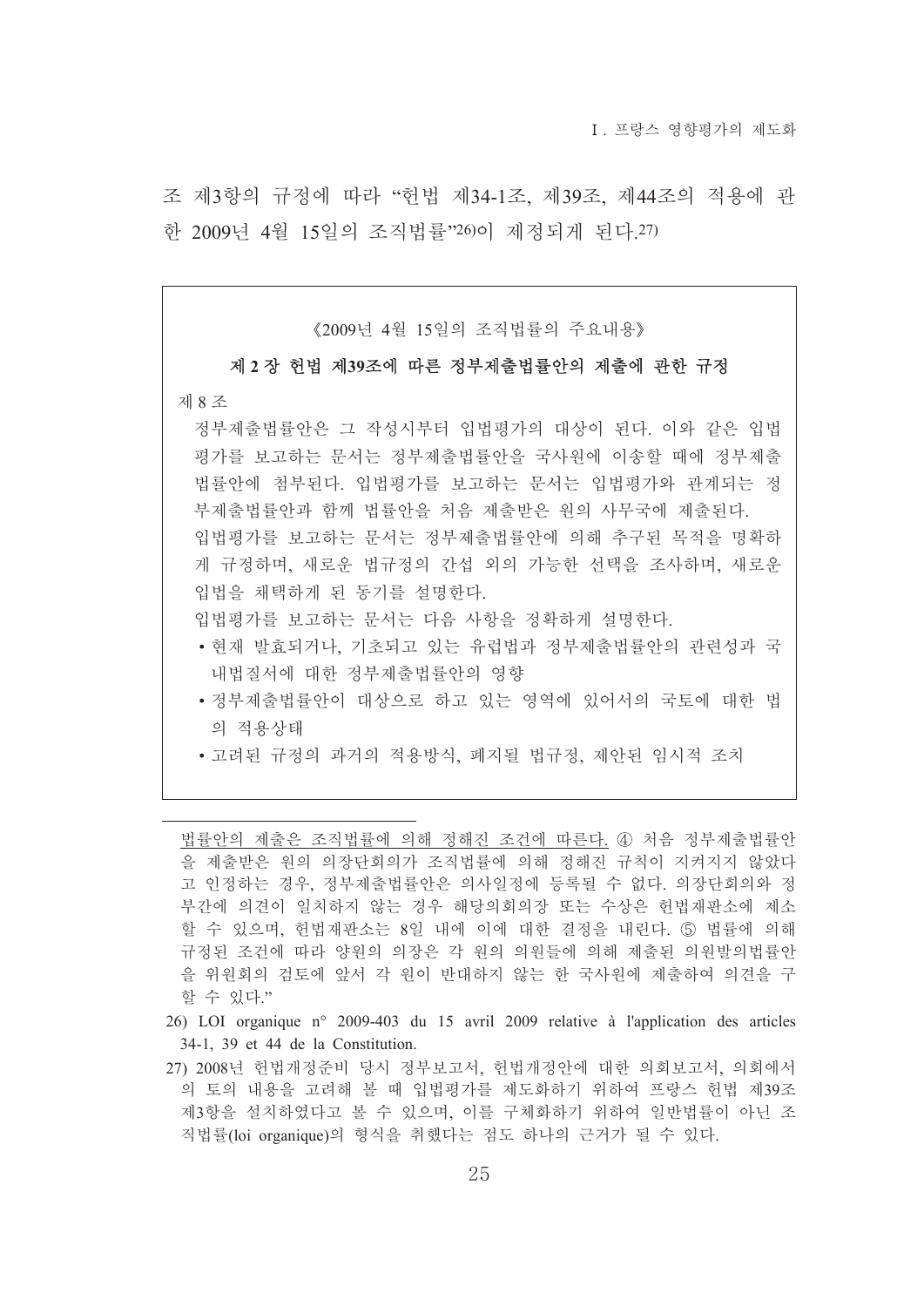조 제3항의 규정에 따라 "헌법 제34-1조, 제39조, 제44조의 적용에 관한 2009년 4월 15일의 조직법률"[26]이 제정되게 된다.[27]

> 《2009년 4월 15일의 조직법률의 주요내용》
>
> **제 2 장 헌법 제39조에 따른 정부제출법률안의 제출에 관한 규정**
>
> 제 8 조
>
> 정부제출법률안은 그 작성시부터 입법평가의 대상이 된다. 이와 같은 입법평가를 보고하는 문서는 정부제출법률안을 국사원에 이송할 때에 정부제출법률안에 첨부된다. 입법평가를 보고하는 문서는 입법평가와 관계되는 정부제출법률안과 함께 법률안을 처음 제출받은 원의 사무국에 제출된다.
>
> 입법평가를 보고하는 문서는 정부제출법률안에 의해 추구된 목적을 명확하게 규정하며, 새로운 법규정의 간섭 외의 가능한 선택을 조사하며, 새로운 입법을 채택하게 된 동기를 설명한다.
>
> 입법평가를 보고하는 문서는 다음 사항을 정확하게 설명한다.
>
> - 현재 발효되거나, 기초되고 있는 유럽법과 정부제출법률안의 관련성과 국내법질서에 대한 정부제출법률안의 영향
> - 정부제출법률안이 대상으로 하고 있는 영역에 있어서의 국토에 대한 법의 적용상태
> - 고려된 규정의 과거의 적용방식, 폐지될 법규정, 제안된 임시적 조치

---

법률안의 제출은 조직법률에 의해 정해진 조건에 따른다. ④ 처음 정부제출법률안을 제출받은 원의 의장단회의가 조직법률에 의해 정해진 규칙이 지켜지지 않았다고 인정하는 경우, 정부제출법률안은 의사일정에 등록될 수 없다. 의장단회의와 정부간에 의견이 일치하지 않는 경우 해당의회의장 또는 수상은 헌법재판소에 제소할 수 있으며, 헌법재판소는 8일 내에 이에 대한 결정을 내린다. ⑤ 법률에 의해 규정된 조건에 따라 양원의 의장은 각 원의 의원들에 의해 제출된 의원발의법률안을 위원회의 검토에 앞서 각 원이 반대하지 않는 한 국사원에 제출하여 의견을 구할 수 있다."

26) LOI organique n° 2009-403 du 15 avril 2009 relative à l'application des articles 34-1, 39 et 44 de la Constitution.

27) 2008년 헌법개정준비 당시 정부보고서, 헌법개정안에 대한 의회보고서, 의회에서의 토의 내용을 고려해 볼 때 입법평가를 제도화하기 위하여 프랑스 헌법 제39조 제3항을 설치하였다고 볼 수 있으며, 이를 구체화하기 위하여 일반법률이 아닌 조직법률(loi organique)의 형식을 취했다는 점도 하나의 근거가 될 수 있다.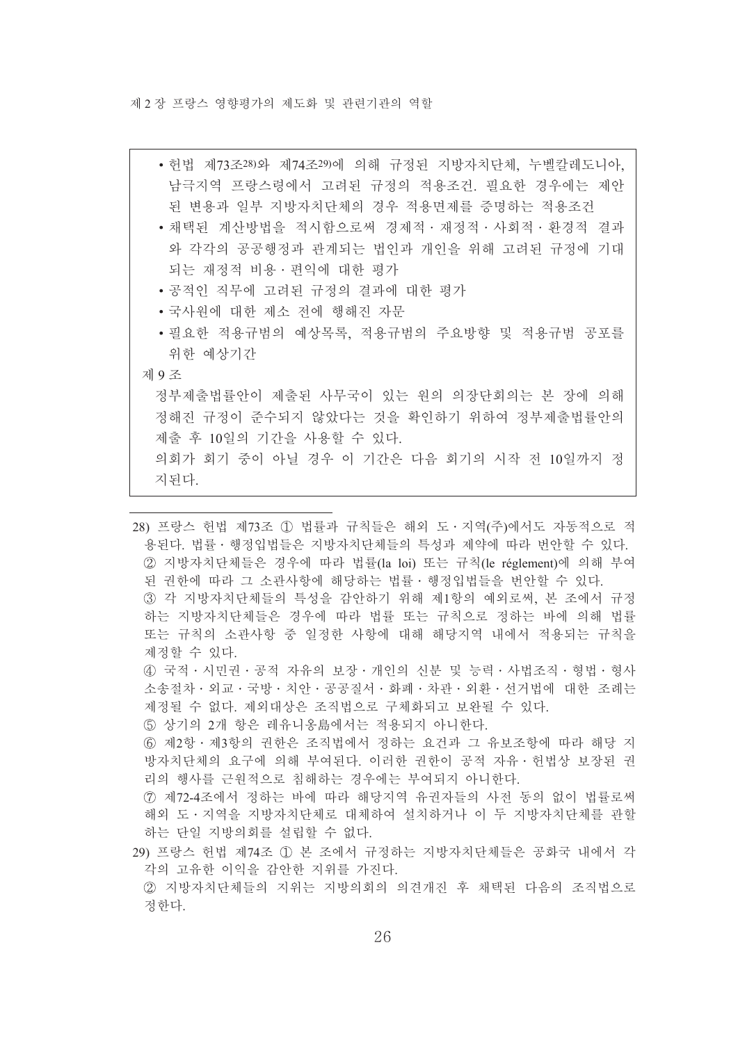- 헌법 제73조[28]와 제74조[29]에 의해 규정된 지방자치단체, 누벨칼레도니아, 남극지역 프랑스령에서 고려된 규정의 적용조건. 필요한 경우에는 제안된 변용과 일부 지방자치단체의 경우 적용면제를 증명하는 적용조건
- 채택된 계산방법을 적시함으로써 경제적·재정적·사회적·환경적 결과와 각각의 공공행정과 관계되는 법인과 개인을 위해 고려된 규정에 기대되는 재정적 비용·편익에 대한 평가
- 공적인 직무에 고려된 규정의 결과에 대한 평가
- 국사원에 대한 제소 전에 행해진 자문
- 필요한 적용규범의 예상목록, 적용규범의 주요방향 및 적용규범 공포를 위한 예상기간

제 9 조

정부제출법률안이 제출된 사무국이 있는 원의 의장단회의는 본 장에 의해 정해진 규정이 준수되지 않았다는 것을 확인하기 위하여 정부제출법률안의 제출 후 10일의 기간을 사용할 수 있다.

의회가 회기 중이 아닐 경우 이 기간은 다음 회기의 시작 전 10일까지 정지된다.

---

28) 프랑스 헌법 제73조 ① 법률과 규칙들은 해외 도·지역(주)에서도 자동적으로 적용된다. 법률·행정입법들은 지방자치단체들의 특성과 제약에 따라 번안할 수 있다.
② 지방자치단체들은 경우에 따라 법률(la loi) 또는 규칙(le réglement)에 의해 부여된 권한에 따라 그 소관사항에 해당하는 법률·행정입법들을 번안할 수 있다.
③ 각 지방자치단체들의 특성을 감안하기 위해 제1항의 예외로써, 본 조에서 규정하는 지방자치단체들은 경우에 따라 법률 또는 규칙으로 정하는 바에 의해 법률 또는 규칙의 소관사항 중 일정한 사항에 대해 해당지역 내에서 적용되는 규칙을 제정할 수 있다.
④ 국적·시민권·공적 자유의 보장·개인의 신분 및 능력·사법조직·형법·형사소송절차·외교·국방·치안·공공질서·화폐·차관·외환·선거법에 대한 조례는 제정될 수 없다. 제외대상은 조직법으로 구체화되고 보완될 수 있다.
⑤ 상기의 2개 항은 레유니옹島에서는 적용되지 아니한다.
⑥ 제2항·제3항의 권한은 조직법에서 정하는 요건과 그 유보조항에 따라 해당 지방자치단체의 요구에 의해 부여된다. 이러한 권한이 공적 자유·헌법상 보장된 권리의 행사를 근원적으로 침해하는 경우에는 부여되지 아니한다.
⑦ 제72-4조에서 정하는 바에 따라 해당지역 유권자들의 사전 동의 없이 법률로써 해외 도·지역을 지방자치단체로 대체하여 설치하거나 이 두 지방자치단체를 관할하는 단일 지방의회를 설립할 수 없다.

29) 프랑스 헌법 제74조 ① 본 조에서 규정하는 지방자치단체들은 공화국 내에서 각각의 고유한 이익을 감안한 지위를 가진다.
② 지방자치단체들의 지위는 지방의회의 의견개진 후 채택된 다음의 조직법으로 정한다.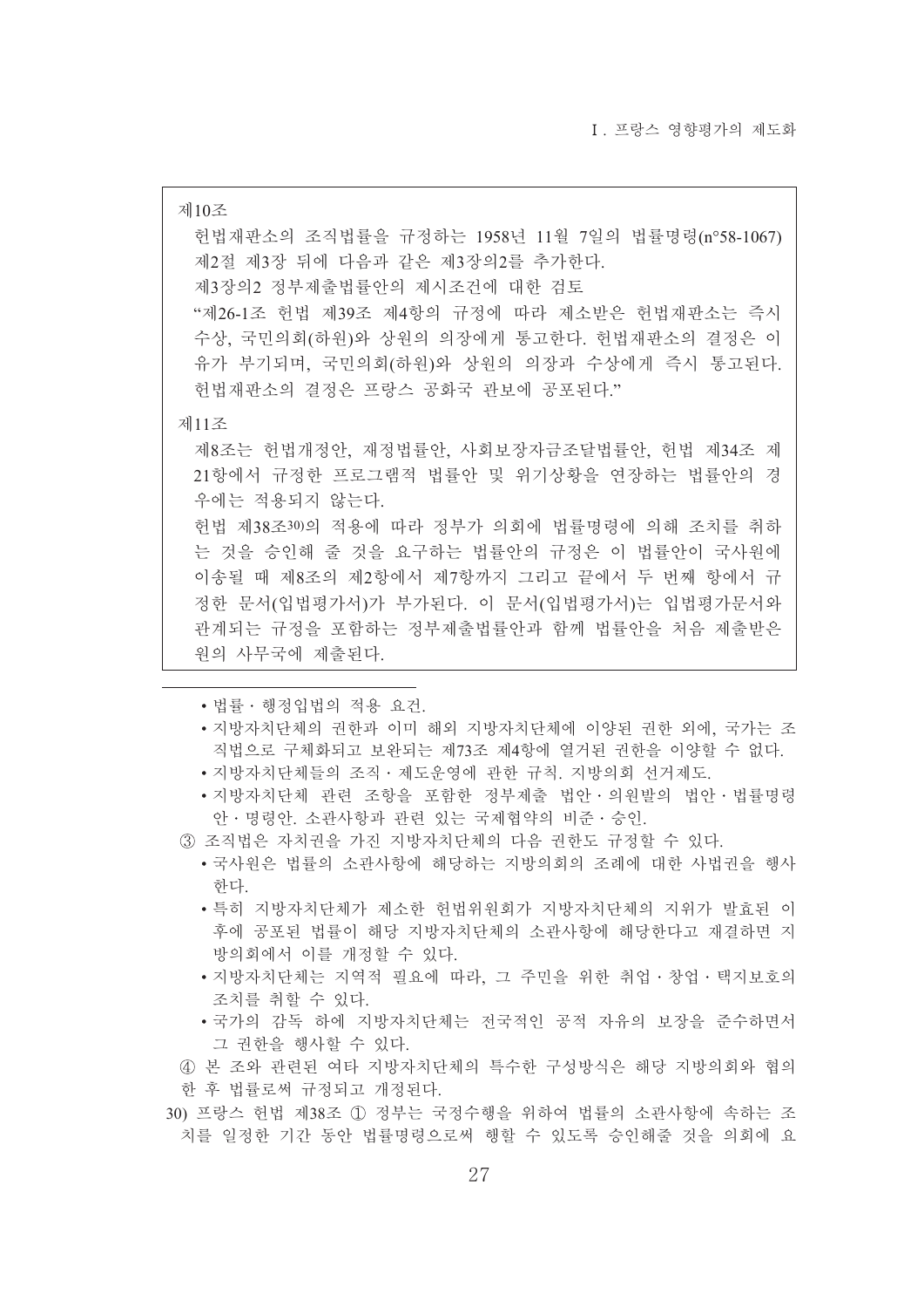제10조

헌법재판소의 조직법률을 규정하는 1958년 11월 7일의 법률명령(n°58-1067) 제2절 제3장 뒤에 다음과 같은 제3장의2를 추가한다.

제3장의2 정부제출법률안의 제시조건에 대한 검토

"제26-1조 헌법 제39조 제4항의 규정에 따라 제소받은 헌법재판소는 즉시 수상, 국민의회(하원)와 상원의 의장에게 통고한다. 헌법재판소의 결정은 이유가 부기되며, 국민의회(하원)와 상원의 의장과 수상에게 즉시 통고된다. 헌법재판소의 결정은 프랑스 공화국 관보에 공포된다."

제11조

제8조는 헌법개정안, 재정법률안, 사회보장자금조달법률안, 헌법 제34조 제21항에서 규정한 프로그램적 법률안 및 위기상황을 연장하는 법률안의 경우에는 적용되지 않는다.

헌법 제38조[30]의 적용에 따라 정부가 의회에 법률명령에 의해 조치를 취하는 것을 승인해 줄 것을 요구하는 법률안의 규정은 이 법률안이 국사원에 이송될 때 제8조의 제2항에서 제7항까지 그리고 끝에서 두 번째 항에서 규정한 문서(입법평가서)가 부가된다. 이 문서(입법평가서)는 입법평가문서와 관계되는 규정을 포함하는 정부제출법률안과 함께 법률안을 처음 제출받은 원의 사무국에 제출된다.

---

- 법률 · 행정입법의 적용 요건.
- 지방자치단체의 권한과 이미 해외 지방자치단체에 이양된 권한 외에, 국가는 조직법으로 구체화되고 보완되는 제73조 제4항에 열거된 권한을 이양할 수 없다.
- 지방자치단체들의 조직 · 제도운영에 관한 규칙. 지방의회 선거제도.
- 지방자치단체 관련 조항을 포함한 정부제출 법안 · 의원발의 법안 · 법률명령안 · 명령안. 소관사항과 관련 있는 국제협약의 비준 · 승인.

③ 조직법은 자치권을 가진 지방자치단체의 다음 권한도 규정할 수 있다.

- 국사원은 법률의 소관사항에 해당하는 지방의회의 조례에 대한 사법권을 행사한다.
- 특히 지방자치단체가 제소한 헌법위원회가 지방자치단체의 지위가 발효된 이후에 공포된 법률이 해당 지방자치단체의 소관사항에 해당한다고 재결하면 지방의회에서 이를 개정할 수 있다.
- 지방자치단체는 지역적 필요에 따라, 그 주민을 위한 취업 · 창업 · 택지보호의 조치를 취할 수 있다.
- 국가의 감독 하에 지방자치단체는 전국적인 공적 자유의 보장을 준수하면서 그 권한을 행사할 수 있다.

④ 본 조와 관련된 여타 지방자치단체의 특수한 구성방식은 해당 지방의회와 협의한 후 법률로써 규정되고 개정된다.

30) 프랑스 헌법 제38조 ① 정부는 국정수행을 위하여 법률의 소관사항에 속하는 조치를 일정한 기간 동안 법률명령으로써 행할 수 있도록 승인해줄 것을 의회에 요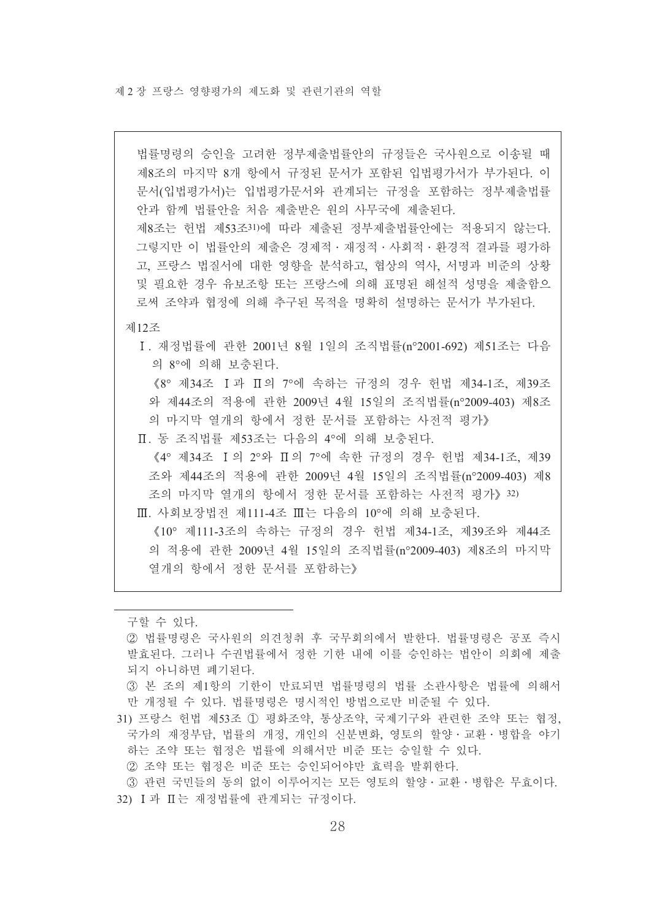법률명령의 승인을 고려한 정부제출법률안의 규정들은 국사원으로 이송될 때 제8조의 마지막 8개 항에서 규정된 문서가 포함된 입법평가서가 부가된다. 이 문서(입법평가서)는 입법평가문서와 관계되는 규정을 포함하는 정부제출법률안과 함께 법률안을 처음 제출받은 원의 사무국에 제출된다.

제8조는 헌법 제53조[31]에 따라 제출된 정부제출법률안에는 적용되지 않는다. 그렇지만 이 법률안의 제출은 경제적·재정적·사회적·환경적 결과를 평가하고, 프랑스 법질서에 대한 영향을 분석하고, 협상의 역사, 서명과 비준의 상황 및 필요한 경우 유보조항 또는 프랑스에 의해 표명된 해설적 성명을 제출함으로써 조약과 협정에 의해 추구된 목적을 명확히 설명하는 문서가 부가된다.

제12조

Ⅰ. 재정법률에 관한 2001년 8월 1일의 조직법률(n°2001-692) 제51조는 다음의 8°에 의해 보충된다.

《8° 제34조 Ⅰ과 Ⅱ의 7°에 속하는 규정의 경우 헌법 제34-1조, 제39조와 제44조의 적용에 관한 2009년 4월 15일의 조직법률(n°2009-403) 제8조의 마지막 열개의 항에서 정한 문서를 포함하는 사전적 평가》

Ⅱ. 동 조직법률 제53조는 다음의 4°에 의해 보충된다.

《4° 제34조 Ⅰ의 2°와 Ⅱ의 7°에 속한 규정의 경우 헌법 제34-1조, 제39조와 제44조의 적용에 관한 2009년 4월 15일의 조직법률(n°2009-403) 제8조의 마지막 열개의 항에서 정한 문서를 포함하는 사전적 평가》[32]

Ⅲ. 사회보장법전 제111-4조 Ⅲ는 다음의 10°에 의해 보충된다.

《10° 제111-3조의 속하는 규정의 경우 헌법 제34-1조, 제39조와 제44조의 적용에 관한 2009년 4월 15일의 조직법률(n°2009-403) 제8조의 마지막 열개의 항에서 정한 문서를 포함하는》

---

구할 수 있다.

② 법률명령은 국사원의 의견청취 후 국무회의에서 발한다. 법률명령은 공포 즉시 발효된다. 그러나 수권법률에서 정한 기한 내에 이를 승인하는 법안이 의회에 제출되지 아니하면 폐기된다.

③ 본 조의 제1항의 기한이 만료되면 법률명령의 법률 소관사항은 법률에 의해서만 개정될 수 있다. 법률명령은 명시적인 방법으로만 비준될 수 있다.

31) 프랑스 헌법 제53조 ① 평화조약, 통상조약, 국제기구와 관련한 조약 또는 협정, 국가의 재정부담, 법률의 개정, 개인의 신분변화, 영토의 할양·교환·병합을 야기하는 조약 또는 협정은 법률에 의해서만 비준 또는 승일할 수 있다.

② 조약 또는 협정은 비준 또는 승인되어야만 효력을 발휘한다.

③ 관련 국민들의 동의 없이 이루어지는 모든 영토의 할양·교환·병합은 무효이다.

32) Ⅰ과 Ⅱ는 재정법률에 관계되는 규정이다.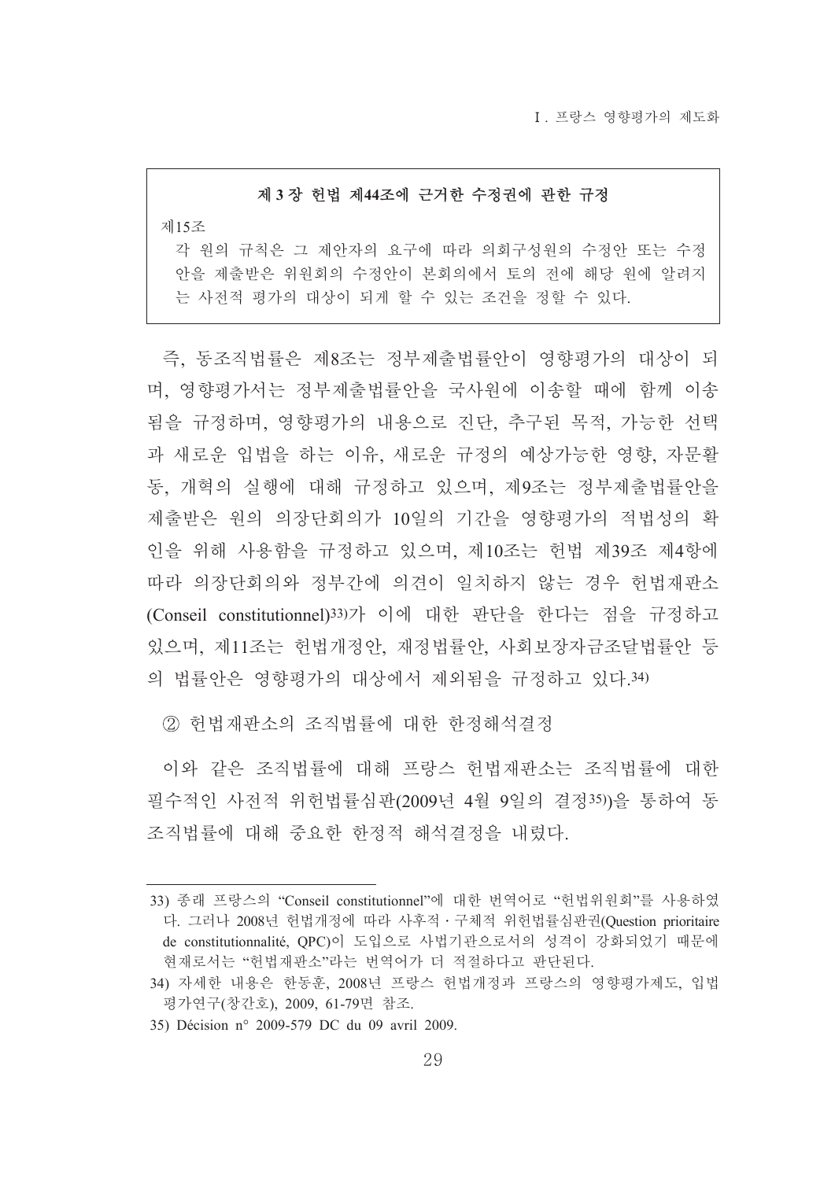> **제 3 장 헌법 제44조에 근거한 수정권에 관한 규정**
>
> 제15조
>
> 각 원의 규칙은 그 제안자의 요구에 따라 의회구성원의 수정안 또는 수정안을 제출받은 위원회의 수정안이 본회의에서 토의 전에 해당 원에 알려지는 사전적 평가의 대상이 되게 할 수 있는 조건을 정할 수 있다.

즉, 동조직법률은 제8조는 정부제출법률안이 영향평가의 대상이 되며, 영향평가서는 정부제출법률안을 국사원에 이송할 때에 함께 이송됨을 규정하며, 영향평가의 내용으로 진단, 추구된 목적, 가능한 선택과 새로운 입법을 하는 이유, 새로운 규정의 예상가능한 영향, 자문활동, 개혁의 실행에 대해 규정하고 있으며, 제9조는 정부제출법률안을 제출받은 원의 의장단회의가 10일의 기간을 영향평가의 적법성의 확인을 위해 사용함을 규정하고 있으며, 제10조는 헌법 제39조 제4항에 따라 의장단회의와 정부간에 의견이 일치하지 않는 경우 헌법재판소(Conseil constitutionnel)[33]가 이에 대한 판단을 한다는 점을 규정하고 있으며, 제11조는 헌법개정안, 재정법률안, 사회보장자금조달법률안 등의 법률안은 영향평가의 대상에서 제외됨을 규정하고 있다.[34]

② 헌법재판소의 조직법률에 대한 한정해석결정

이와 같은 조직법률에 대해 프랑스 헌법재판소는 조직법률에 대한 필수적인 사전적 위헌법률심판(2009년 4월 9일의 결정[35])을 통하여 동 조직법률에 대해 중요한 한정적 해석결정을 내렸다.

---

33) 종래 프랑스의 "Conseil constitutionnel"에 대한 번역어로 "헌법위원회"를 사용하였다. 그러나 2008년 헌법개정에 따라 사후적·구체적 위헌법률심판권(Question prioritaire de constitutionnalité, QPC)이 도입으로 사법기관으로서의 성격이 강화되었기 때문에 현재로서는 "헌법재판소"라는 번역어가 더 적절하다고 판단된다.

34) 자세한 내용은 한동훈, 2008년 프랑스 헌법개정과 프랑스의 영향평가제도, 입법평가연구(창간호), 2009, 61-79면 참조.

35) Décision n° 2009-579 DC du 09 avril 2009.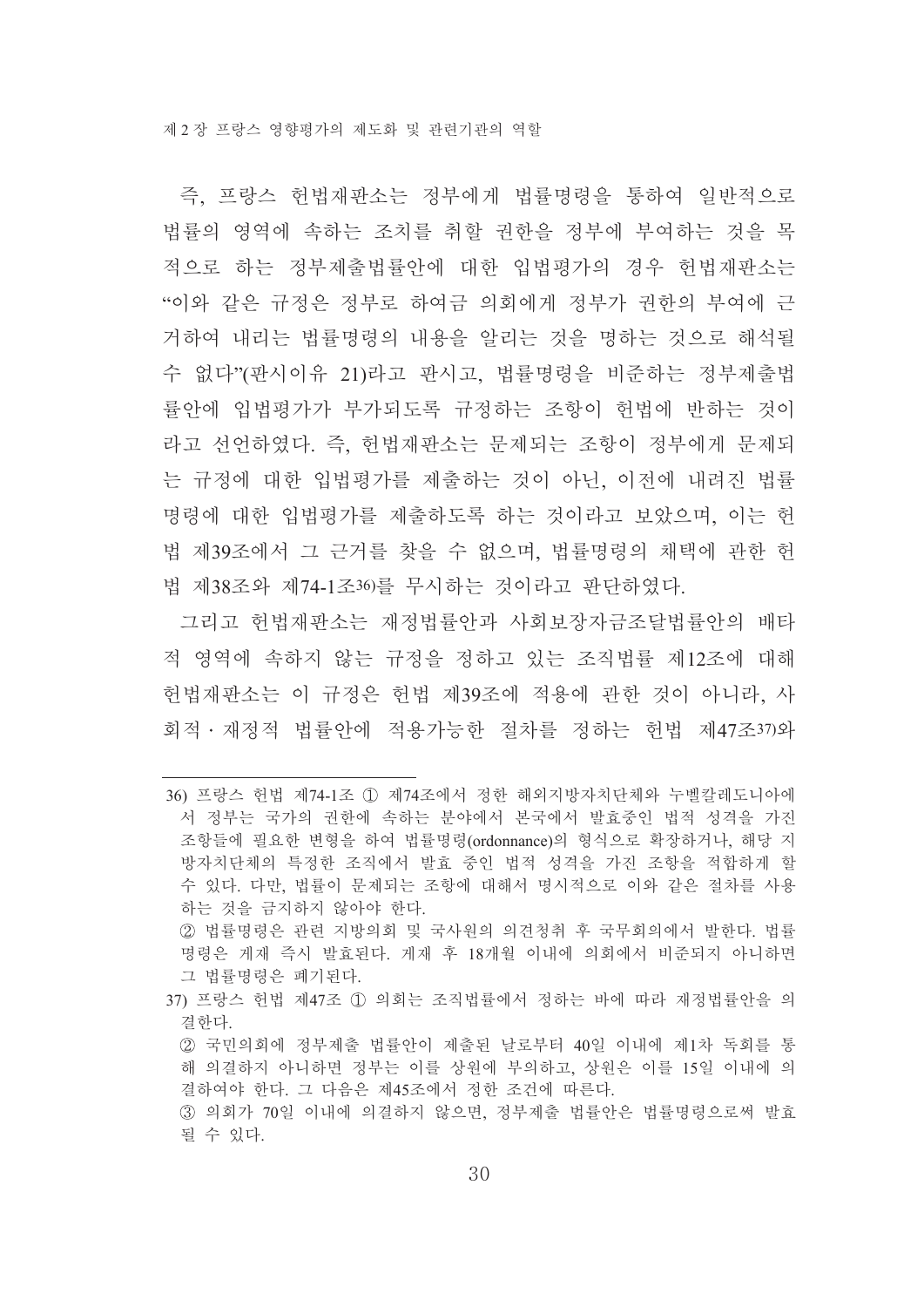즉, 프랑스 헌법재판소는 정부에게 법률명령을 통하여 일반적으로 법률의 영역에 속하는 조치를 취할 권한을 정부에 부여하는 것을 목적으로 하는 정부제출법률안에 대한 입법평가의 경우 헌법재판소는 "이와 같은 규정은 정부로 하여금 의회에게 정부가 권한의 부여에 근거하여 내리는 법률명령의 내용을 알리는 것을 명하는 것으로 해석될 수 없다"(판시이유 21)라고 판시고, 법률명령을 비준하는 정부제출법률안에 입법평가가 부가되도록 규정하는 조항이 헌법에 반하는 것이라고 선언하였다. 즉, 헌법재판소는 문제되는 조항이 정부에게 문제되는 규정에 대한 입법평가를 제출하는 것이 아닌, 이전에 내려진 법률명령에 대한 입법평가를 제출하도록 하는 것이라고 보았으며, 이는 헌법 제39조에서 그 근거를 찾을 수 없으며, 법률명령의 채택에 관한 헌법 제38조와 제74-1조[36]를 무시하는 것이라고 판단하였다.

그리고 헌법재판소는 재정법률안과 사회보장자금조달법률안의 배타적 영역에 속하지 않는 규정을 정하고 있는 조직법률 제12조에 대해 헌법재판소는 이 규정은 헌법 제39조에 적용에 관한 것이 아니라, 사회적·재정적 법률안에 적용가능한 절차를 정하는 헌법 제47조[37]와

---

36) 프랑스 헌법 제74-1조 ① 제74조에서 정한 해외지방자치단체와 누벨칼레도니아에서 정부는 국가의 권한에 속하는 분야에서 본국에서 발효중인 법적 성격을 가진 조항들에 필요한 변형을 하여 법률명령(ordonnance)의 형식으로 확장하거나, 해당 지방자치단체의 특정한 조직에서 발효 중인 법적 성격을 가진 조항을 적합하게 할 수 있다. 다만, 법률이 문제되는 조항에 대해서 명시적으로 이와 같은 절차를 사용하는 것을 금지하지 않아야 한다.

② 법률명령은 관련 지방의회 및 국사원의 의견청취 후 국무회의에서 발한다. 법률명령은 게재 즉시 발효된다. 게재 후 18개월 이내에 의회에서 비준되지 아니하면 그 법률명령은 폐기된다.

37) 프랑스 헌법 제47조 ① 의회는 조직법률에서 정하는 바에 따라 재정법률안을 의결한다.

② 국민의회에 정부제출 법률안이 제출된 날로부터 40일 이내에 제1차 독회를 통해 의결하지 아니하면 정부는 이를 상원에 부의하고, 상원은 이를 15일 이내에 의결하여야 한다. 그 다음은 제45조에서 정한 조건에 따른다.

③ 의회가 70일 이내에 의결하지 않으면, 정부제출 법률안은 법률명령으로써 발효될 수 있다.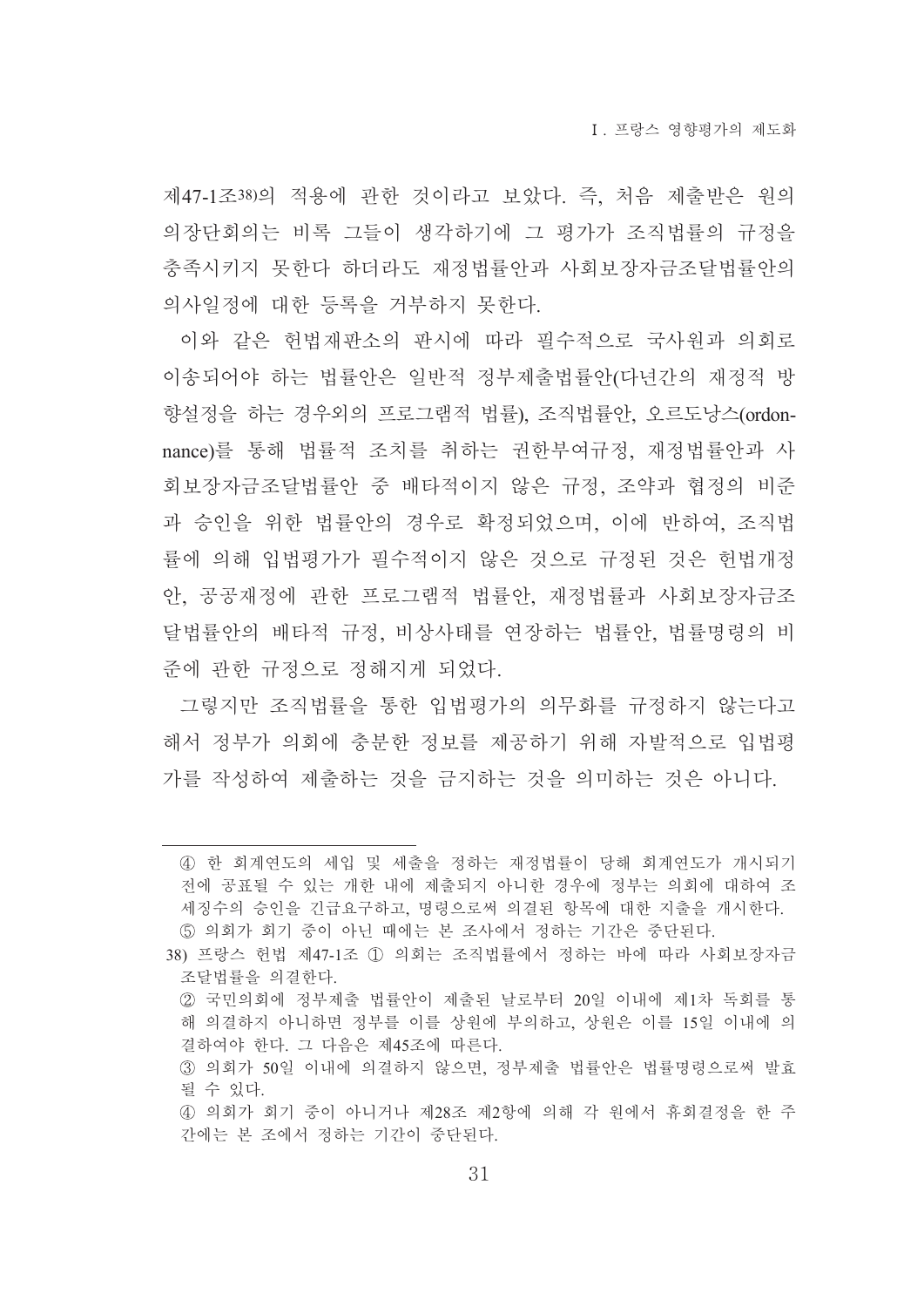제47-1조[38]의 적용에 관한 것이라고 보았다. 즉, 처음 제출받은 원의 의장단회의는 비록 그들이 생각하기에 그 평가가 조직법률의 규정을 충족시키지 못한다 하더라도 재정법률안과 사회보장자금조달법률안의 의사일정에 대한 등록을 거부하지 못한다.

이와 같은 헌법재판소의 판시에 따라 필수적으로 국사원과 의회로 이송되어야 하는 법률안은 일반적 정부제출법률안(다년간의 재정적 방향설정을 하는 경우외의 프로그램적 법률), 조직법률안, 오르도낭스(ordonnance)를 통해 법률적 조치를 취하는 권한부여규정, 재정법률안과 사회보장자금조달법률안 중 배타적이지 않은 규정, 조약과 협정의 비준과 승인을 위한 법률안의 경우로 확정되었으며, 이에 반하여, 조직법률에 의해 입법평가가 필수적이지 않은 것으로 규정된 것은 헌법개정안, 공공재정에 관한 프로그램적 법률안, 재정법률과 사회보장자금조달법률안의 배타적 규정, 비상사태를 연장하는 법률안, 법률명령의 비준에 관한 규정으로 정해지게 되었다.

그렇지만 조직법률을 통한 입법평가의 의무화를 규정하지 않는다고 해서 정부가 의회에 충분한 정보를 제공하기 위해 자발적으로 입법평가를 작성하여 제출하는 것을 금지하는 것을 의미하는 것은 아니다.

---

④ 한 회계연도의 세입 및 세출을 정하는 재정법률이 당해 회계연도가 개시되기 전에 공표될 수 있는 개한 내에 제출되지 아니한 경우에 정부는 의회에 대하여 조세징수의 승인을 긴급요구하고, 명령으로써 의결된 항목에 대한 지출을 개시한다.
⑤ 의회가 회기 중이 아닌 때에는 본 조사에서 정하는 기간은 중단된다.

38) 프랑스 헌법 제47-1조 ① 의회는 조직법률에서 정하는 바에 따라 사회보장자금조달법률을 의결한다.
② 국민의회에 정부제출 법률안이 제출된 날로부터 20일 이내에 제1차 독회를 통해 의결하지 아니하면 정부를 이를 상원에 부의하고, 상원은 이를 15일 이내에 의결하여야 한다. 그 다음은 제45조에 따른다.
③ 의회가 50일 이내에 의결하지 않으면, 정부제출 법률안은 법률명령으로써 발효될 수 있다.
④ 의회가 회기 중이 아니거나 제28조 제2항에 의해 각 원에서 휴회결정을 한 주간에는 본 조에서 정하는 기간이 중단된다.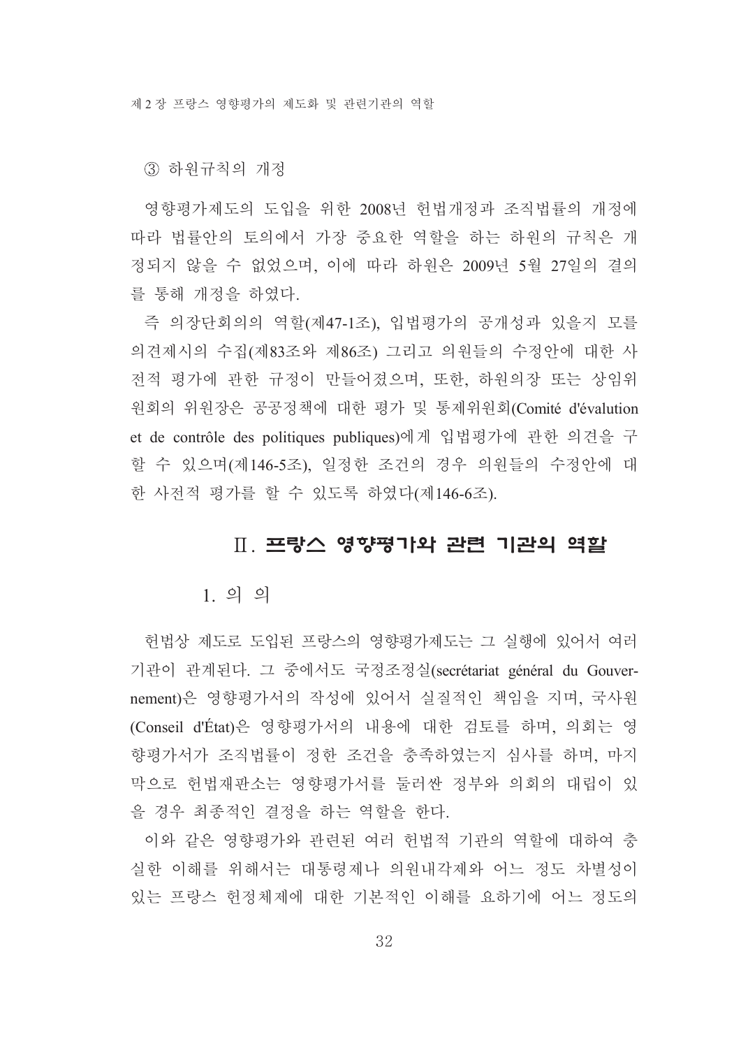③ 하원규칙의 개정

영향평가제도의 도입을 위한 2008년 헌법개정과 조직법률의 개정에 따라 법률안의 토의에서 가장 중요한 역할을 하는 하원의 규칙은 개정되지 않을 수 없었으며, 이에 따라 하원은 2009년 5월 27일의 결의를 통해 개정을 하였다.

즉 의장단회의의 역할(제47-1조), 입법평가의 공개성과 있을지 모를 의견제시의 수집(제83조와 제86조) 그리고 의원들의 수정안에 대한 사전적 평가에 관한 규정이 만들어졌으며, 또한, 하원의장 또는 상임위원회의 위원장은 공공정책에 대한 평가 및 통제위원회(Comité d'évalution et de contrôle des politiques publiques)에게 입법평가에 관한 의견을 구할 수 있으며(제146-5조), 일정한 조건의 경우 의원들의 수정안에 대한 사전적 평가를 할 수 있도록 하였다(제146-6조).

## Ⅱ. 프랑스 영향평가와 관련 기관의 역할

### 1. 의 의

헌법상 제도로 도입된 프랑스의 영향평가제도는 그 실행에 있어서 여러 기관이 관계된다. 그 중에서도 국정조정실(secrétariat général du Gouvernement)은 영향평가서의 작성에 있어서 실질적인 책임을 지며, 국사원(Conseil d'État)은 영향평가서의 내용에 대한 검토를 하며, 의회는 영향평가서가 조직법률이 정한 조건을 충족하였는지 심사를 하며, 마지막으로 헌법재판소는 영향평가서를 둘러싼 정부와 의회의 대립이 있을 경우 최종적인 결정을 하는 역할을 한다.

이와 같은 영향평가와 관련된 여러 헌법적 기관의 역할에 대하여 충실한 이해를 위해서는 대통령제나 의원내각제와 어느 정도 차별성이 있는 프랑스 헌정체제에 대한 기본적인 이해를 요하기에 어느 정도의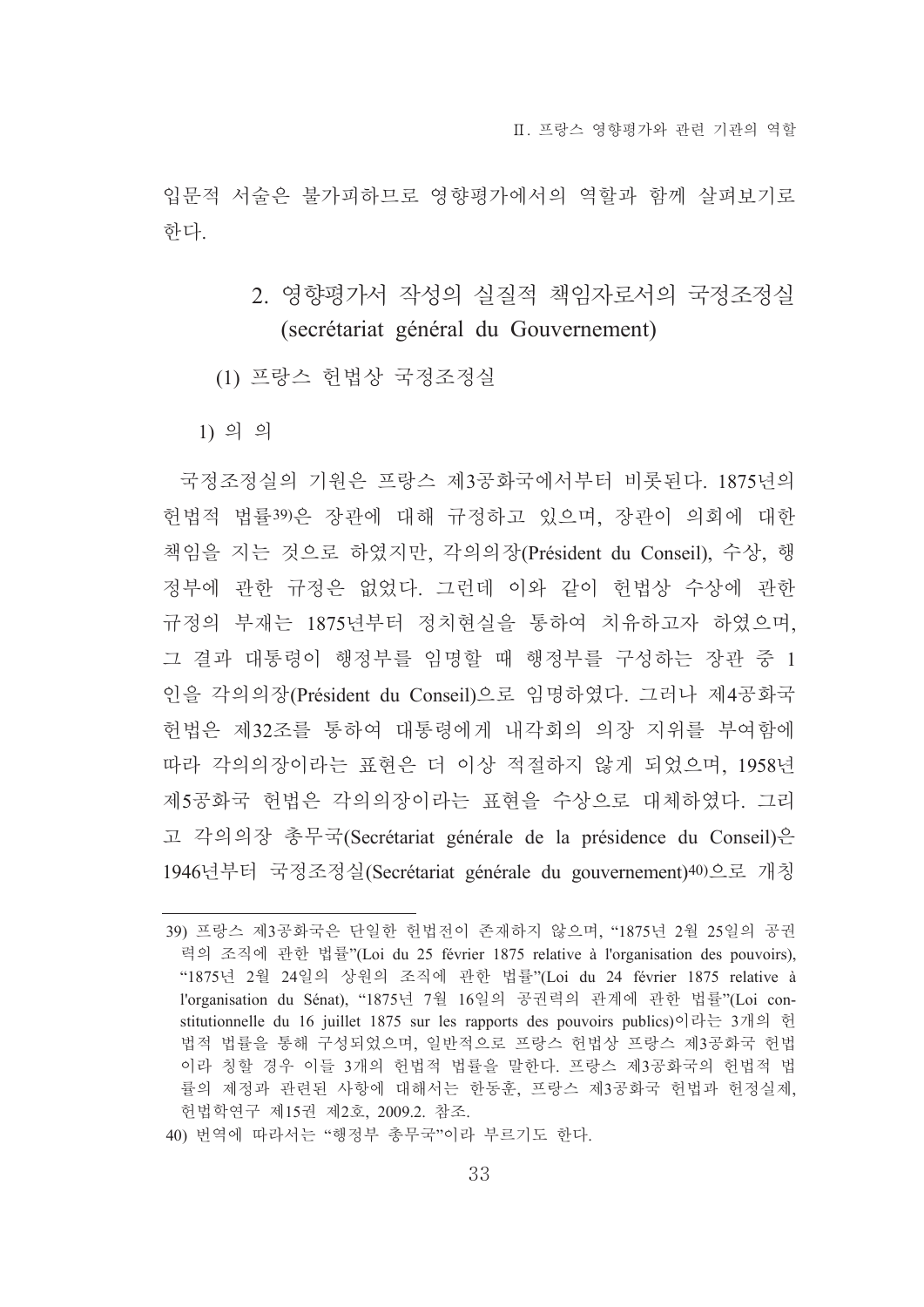입문적 서술은 불가피하므로 영향평가에서의 역할과 함께 살펴보기로 한다.

## 2. 영향평가서 작성의 실질적 책임자로서의 국정조정실 (secrétariat général du Gouvernement)

### (1) 프랑스 헌법상 국정조정실

#### 1) 의 의

국정조정실의 기원은 프랑스 제3공화국에서부터 비롯된다. 1875년의 헌법적 법률[39]은 장관에 대해 규정하고 있으며, 장관이 의회에 대한 책임을 지는 것으로 하였지만, 각의의장(Président du Conseil), 수상, 행정부에 관한 규정은 없었다. 그런데 이와 같이 헌법상 수상에 관한 규정의 부재는 1875년부터 정치현실을 통하여 치유하고자 하였으며, 그 결과 대통령이 행정부를 임명할 때 행정부를 구성하는 장관 중 1인을 각의의장(Président du Conseil)으로 임명하였다. 그러나 제4공화국 헌법은 제32조를 통하여 대통령에게 내각회의 의장 지위를 부여함에 따라 각의의장이라는 표현은 더 이상 적절하지 않게 되었으며, 1958년 제5공화국 헌법은 각의의장이라는 표현을 수상으로 대체하였다. 그리고 각의의장 총무국(Secrétariat générale de la présidence du Conseil)은 1946년부터 국정조정실(Secrétariat générale du gouvernement)[40]으로 개칭

---

39) 프랑스 제3공화국은 단일한 헌법전이 존재하지 않으며, "1875년 2월 25일의 공권력의 조직에 관한 법률"(Loi du 25 février 1875 relative à l'organisation des pouvoirs), "1875년 2월 24일의 상원의 조직에 관한 법률"(Loi du 24 février 1875 relative à l'organisation du Sénat), "1875년 7월 16일의 공권력의 관계에 관한 법률"(Loi constitutionnelle du 16 juillet 1875 sur les rapports des pouvoirs publics)이라는 3개의 헌법적 법률을 통해 구성되었으며, 일반적으로 프랑스 헌법상 프랑스 제3공화국 헌법이라 칭할 경우 이들 3개의 헌법적 법률을 말한다. 프랑스 제3공화국의 헌법적 법률의 제정과 관련된 사항에 대해서는 한동훈, 프랑스 제3공화국 헌법과 헌정실제, 헌법학연구 제15권 제2호, 2009.2. 참조.

40) 번역에 따라서는 "행정부 총무국"이라 부르기도 한다.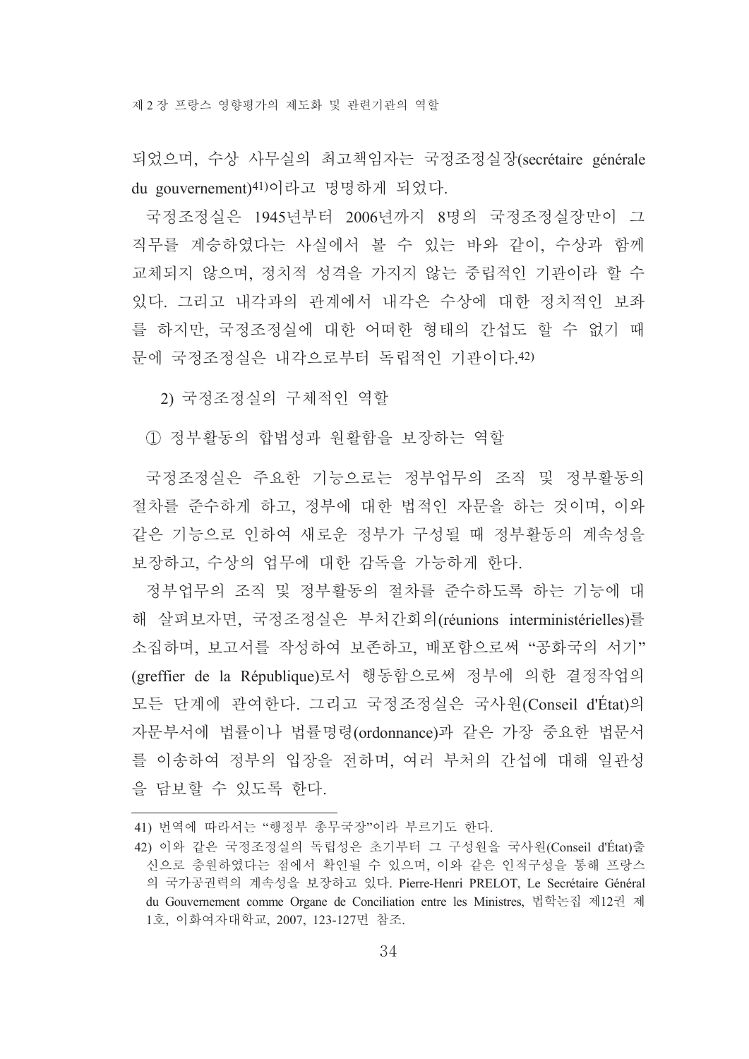되었으며, 수상 사무실의 최고책임자는 국정조정실장(secrétaire générale du gouvernement)[41]이라고 명명하게 되었다.

국정조정실은 1945년부터 2006년까지 8명의 국정조정실장만이 그 직무를 계승하였다는 사실에서 볼 수 있는 바와 같이, 수상과 함께 교체되지 않으며, 정치적 성격을 가지지 않는 중립적인 기관이라 할 수 있다. 그리고 내각과의 관계에서 내각은 수상에 대한 정치적인 보좌를 하지만, 국정조정실에 대한 어떠한 형태의 간섭도 할 수 없기 때문에 국정조정실은 내각으로부터 독립적인 기관이다.[42]

2) 국정조정실의 구체적인 역할

① 정부활동의 합법성과 원활함을 보장하는 역할

국정조정실은 주요한 기능으로는 정부업무의 조직 및 정부활동의 절차를 준수하게 하고, 정부에 대한 법적인 자문을 하는 것이며, 이와 같은 기능으로 인하여 새로운 정부가 구성될 때 정부활동의 계속성을 보장하고, 수상의 업무에 대한 감독을 가능하게 한다.

정부업무의 조직 및 정부활동의 절차를 준수하도록 하는 기능에 대해 살펴보자면, 국정조정실은 부처간회의(réunions interministérielles)를 소집하며, 보고서를 작성하여 보존하고, 배포함으로써 "공화국의 서기"(greffier de la République)로서 행동함으로써 정부에 의한 결정작업의 모든 단계에 관여한다. 그리고 국정조정실은 국사원(Conseil d'État)의 자문부서에 법률이나 법률명령(ordonnance)과 같은 가장 중요한 법문서를 이송하여 정부의 입장을 전하며, 여러 부처의 간섭에 대해 일관성을 담보할 수 있도록 한다.

---

41) 번역에 따라서는 "행정부 총무국장"이라 부르기도 한다.

42) 이와 같은 국정조정실의 독립성은 초기부터 그 구성원을 국사원(Conseil d'État)출신으로 충원하였다는 점에서 확인될 수 있으며, 이와 같은 인적구성을 통해 프랑스의 국가공권력의 계속성을 보장하고 있다. Pierre-Henri PRELOT, Le Secrétaire Général du Gouvernement comme Organe de Conciliation entre les Ministres, 법학논집 제12권 제1호, 이화여자대학교, 2007, 123-127면 참조.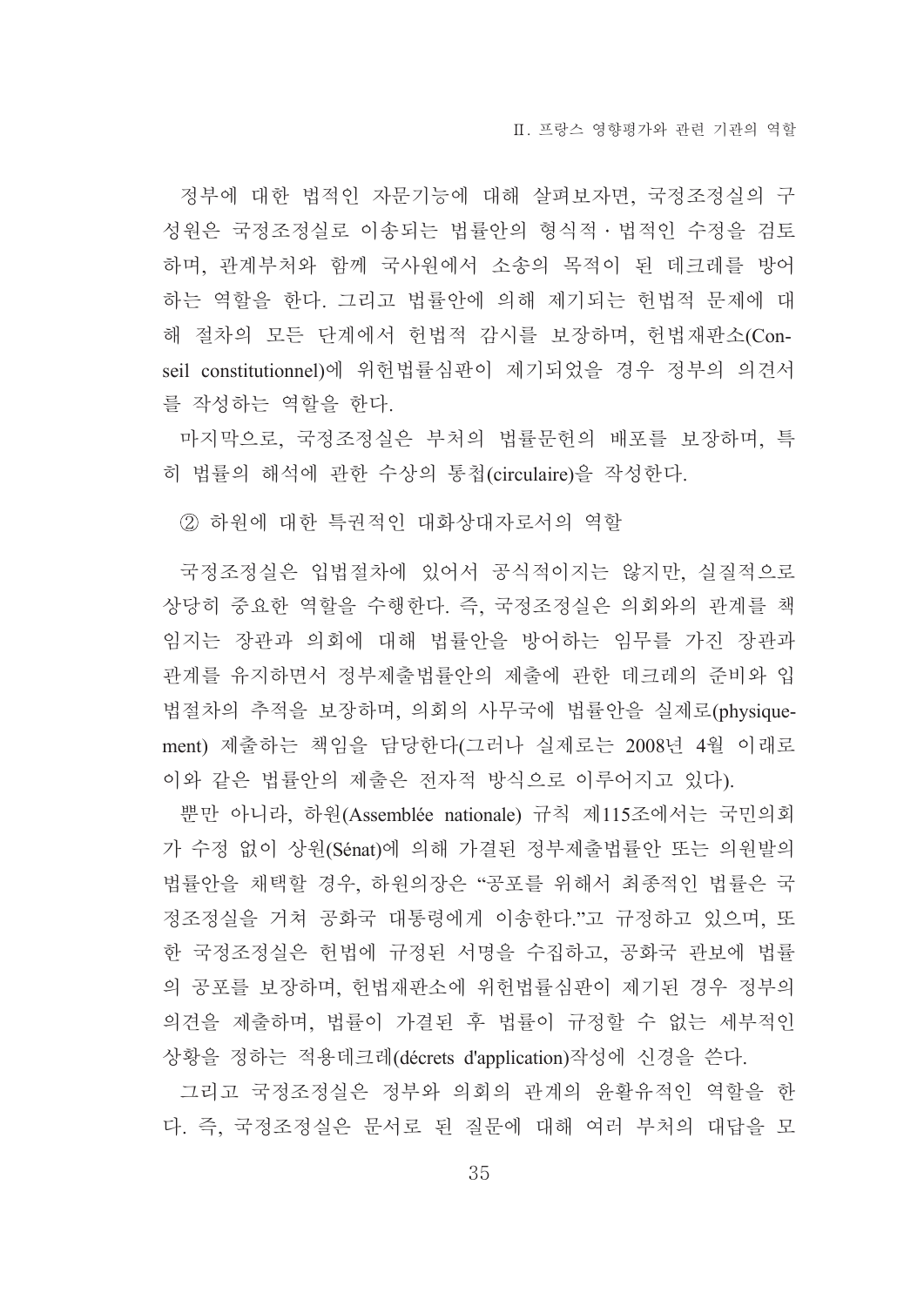정부에 대한 법적인 자문기능에 대해 살펴보자면, 국정조정실의 구성원은 국정조정실로 이송되는 법률안의 형식적·법적인 수정을 검토하며, 관계부처와 함께 국사원에서 소송의 목적이 된 데크레를 방어하는 역할을 한다. 그리고 법률안에 의해 제기되는 헌법적 문제에 대해 절차의 모든 단계에서 헌법적 감시를 보장하며, 헌법재판소(Conseil constitutionnel)에 위헌법률심판이 제기되었을 경우 정부의 의견서를 작성하는 역할을 한다.

마지막으로, 국정조정실은 부처의 법률문헌의 배포를 보장하며, 특히 법률의 해석에 관한 수상의 통첩(circulaire)을 작성한다.

② 하원에 대한 특권적인 대화상대자로서의 역할

국정조정실은 입법절차에 있어서 공식적이지는 않지만, 실질적으로 상당히 중요한 역할을 수행한다. 즉, 국정조정실은 의회와의 관계를 책임지는 장관과 의회에 대해 법률안을 방어하는 임무를 가진 장관과 관계를 유지하면서 정부제출법률안의 제출에 관한 데크레의 준비와 입법절차의 추적을 보장하며, 의회의 사무국에 법률안을 실제로(physiquement) 제출하는 책임을 담당한다(그러나 실제로는 2008년 4월 이래로 이와 같은 법률안의 제출은 전자적 방식으로 이루어지고 있다).

뿐만 아니라, 하원(Assemblée nationale) 규칙 제115조에서는 국민의회가 수정 없이 상원(Sénat)에 의해 가결된 정부제출법률안 또는 의원발의 법률안을 채택할 경우, 하원의장은 "공포를 위해서 최종적인 법률은 국정조정실을 거쳐 공화국 대통령에게 이송한다."고 규정하고 있으며, 또한 국정조정실은 헌법에 규정된 서명을 수집하고, 공화국 관보에 법률의 공포를 보장하며, 헌법재판소에 위헌법률심판이 제기된 경우 정부의 의견을 제출하며, 법률이 가결된 후 법률이 규정할 수 없는 세부적인 상황을 정하는 적용데크레(décrets d'application)작성에 신경을 쓴다.

그리고 국정조정실은 정부와 의회의 관계의 윤활유적인 역할을 한다. 즉, 국정조정실은 문서로 된 질문에 대해 여러 부처의 대답을 모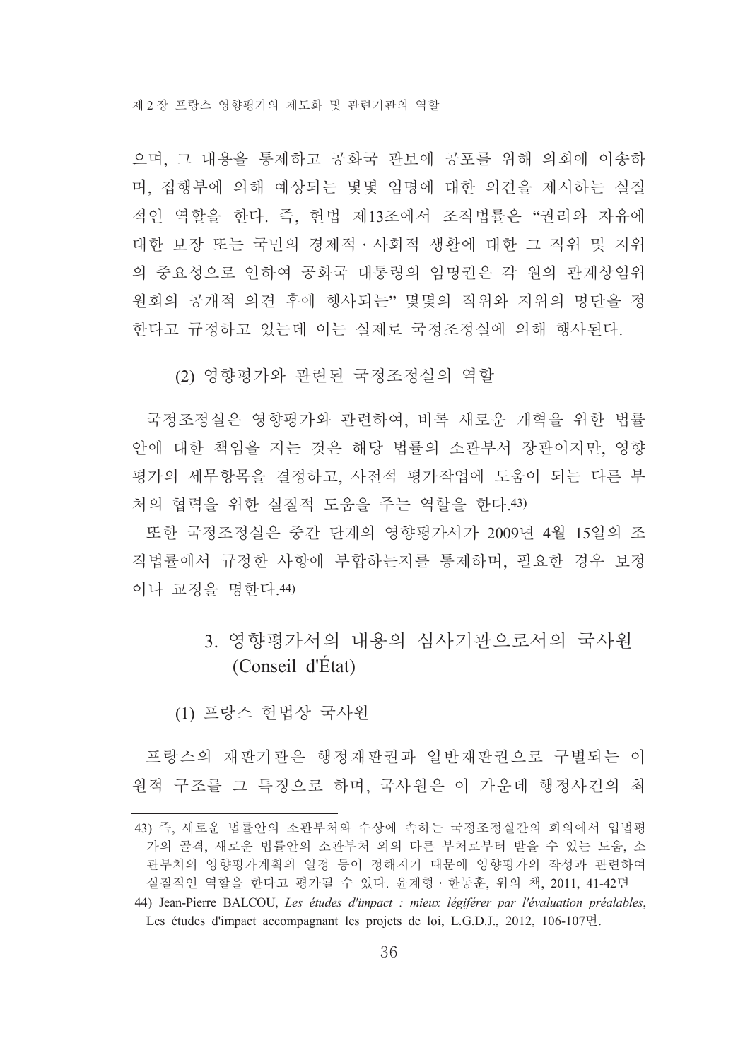으며, 그 내용을 통제하고 공화국 관보에 공포를 위해 의회에 이송하며, 집행부에 의해 예상되는 몇몇 임명에 대한 의견을 제시하는 실질적인 역할을 한다. 즉, 헌법 제13조에서 조직법률은 "권리와 자유에 대한 보장 또는 국민의 경제적 · 사회적 생활에 대한 그 직위 및 지위의 중요성으로 인하여 공화국 대통령의 임명권은 각 원의 관계상임위원회의 공개적 의견 후에 행사되는" 몇몇의 직위와 지위의 명단을 정한다고 규정하고 있는데 이는 실제로 국정조정실에 의해 행사된다.

#### (2) 영향평가와 관련된 국정조정실의 역할

국정조정실은 영향평가와 관련하여, 비록 새로운 개혁을 위한 법률안에 대한 책임을 지는 것은 해당 법률의 소관부서 장관이지만, 영향평가의 세무항목을 결정하고, 사전적 평가작업에 도움이 되는 다른 부처의 협력을 위한 실질적 도움을 주는 역할을 한다.[43)]

또한 국정조정실은 중간 단계의 영향평가서가 2009년 4월 15일의 조직법률에서 규정한 사항에 부합하는지를 통제하며, 필요한 경우 보정이나 교정을 명한다.[44)]

### 3. 영향평가서의 내용의 심사기관으로서의 국사원 (Conseil d'État)

#### (1) 프랑스 헌법상 국사원

프랑스의 재판기관은 행정재판권과 일반재판권으로 구별되는 이원적 구조를 그 특징으로 하며, 국사원은 이 가운데 행정사건의 최

---

43) 즉, 새로운 법률안의 소관부처와 수상에 속하는 국정조정실간의 회의에서 입법평가의 골격, 새로운 법률안의 소관부처 외의 다른 부처로부터 받을 수 있는 도움, 소관부처의 영향평가계획의 일정 등이 정해지기 때문에 영향평가의 작성과 관련하여 실질적인 역할을 한다고 평가될 수 있다. 윤계형 · 한동훈, 위의 책, 2011, 41-42면

44) Jean-Pierre BALCOU, *Les études d'impact : mieux légiférer par l'évaluation préalables*, Les études d'impact accompagnant les projets de loi, L.G.D.J., 2012, 106-107면.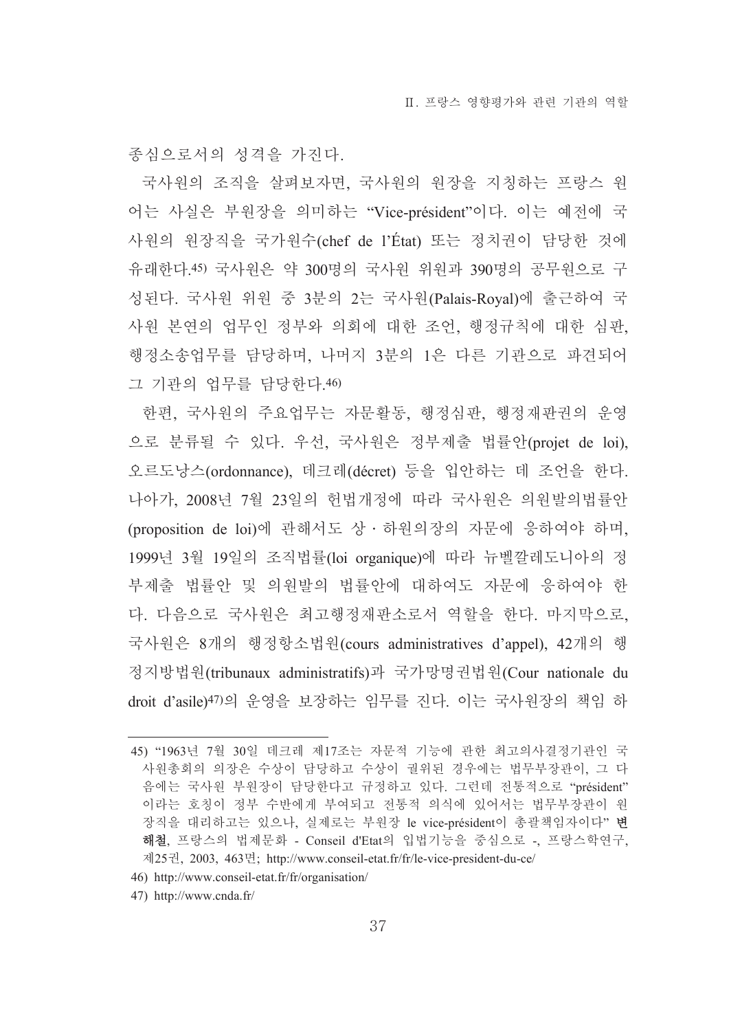종심으로서의 성격을 가진다.

국사원의 조직을 살펴보자면, 국사원의 원장을 지칭하는 프랑스 원어는 사실은 부원장을 의미하는 “Vice-président”이다. 이는 예전에 국사원의 원장직을 국가원수(chef de l'État) 또는 정치권이 담당한 것에 유래한다.[45] 국사원은 약 300명의 국사원 위원과 390명의 공무원으로 구성된다. 국사원 위원 중 3분의 2는 국사원(Palais-Royal)에 출근하여 국사원 본연의 업무인 정부와 의회에 대한 조언, 행정규칙에 대한 심판, 행정소송업무를 담당하며, 나머지 3분의 1은 다른 기관으로 파견되어 그 기관의 업무를 담당한다.[46]

한편, 국사원의 주요업무는 자문활동, 행정심판, 행정재판권의 운영으로 분류될 수 있다. 우선, 국사원은 정부제출 법률안(projet de loi), 오르도낭스(ordonnance), 데크레(décret) 등을 입안하는 데 조언을 한다. 나아가, 2008년 7월 23일의 헌법개정에 따라 국사원은 의원발의법률안(proposition de loi)에 관해서도 상·하원의장의 자문에 응하여야 하며, 1999년 3월 19일의 조직법률(loi organique)에 따라 뉴벨깔레도니아의 정부제출 법률안 및 의원발의 법률안에 대하여도 자문에 응하여야 한다. 다음으로 국사원은 최고행정재판소로서 역할을 한다. 마지막으로, 국사원은 8개의 행정항소법원(cours administratives d'appel), 42개의 행정지방법원(tribunaux administratifs)과 국가망명권법원(Cour nationale du droit d'asile)[47]의 운영을 보장하는 임무를 진다. 이는 국사원장의 책임 하

---

45) “1963년 7월 30일 데크레 제17조는 자문적 기능에 관한 최고의사결정기관인 국사원총회의 의장은 수상이 담당하고 수상이 궐위된 경우에는 법무부장관이, 그 다음에는 국사원 부원장이 담당한다고 규정하고 있다. 그런데 전통적으로 “président”이라는 호칭이 정부 수반에게 부여되고 전통적 의식에 있어서는 법무부장관이 원장직을 대리하고는 있으나, 실제로는 부원장 le vice-président이 총괄책임자이다” **변해철**, 프랑스의 법제문화 - Conseil d'Etat의 입법기능을 중심으로 -, 프랑스학연구, 제25권, 2003, 463면; http://www.conseil-etat.fr/fr/le-vice-president-du-ce/

46) http://www.conseil-etat.fr/fr/organisation/

47) http://www.cnda.fr/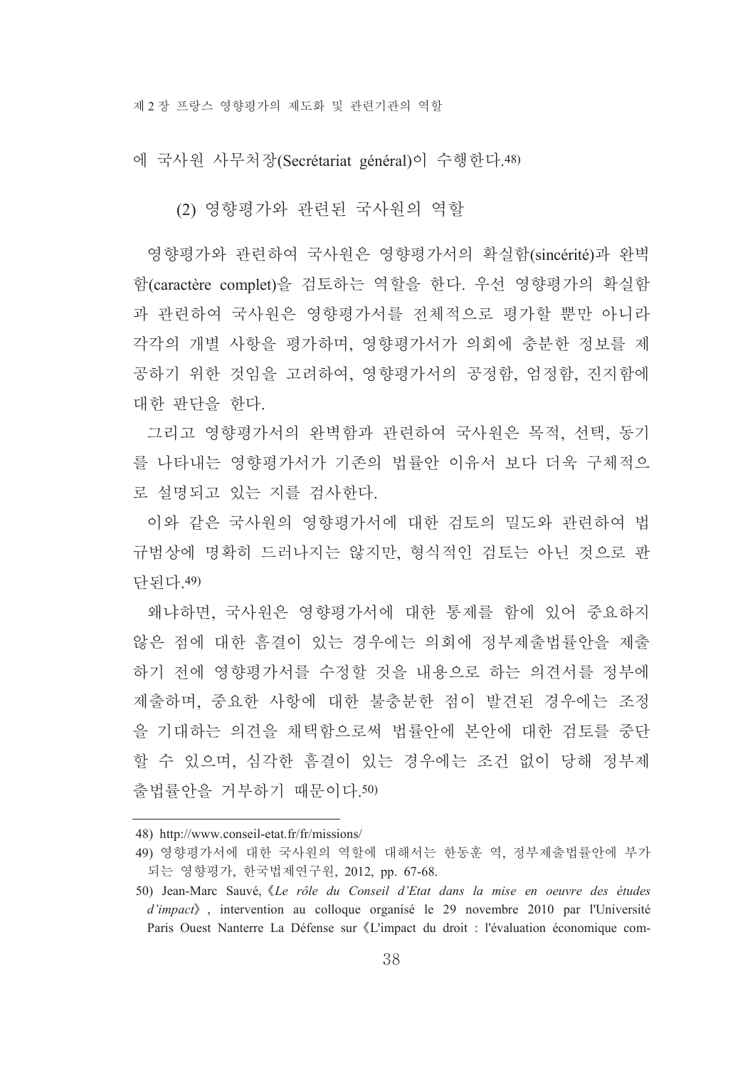에 국사원 사무처장(Secrétariat général)이 수행한다.[48)]

### (2) 영향평가와 관련된 국사원의 역할

영향평가와 관련하여 국사원은 영향평가서의 확실함(sincérité)과 완벽함(caractère complet)을 검토하는 역할을 한다. 우선 영향평가의 확실함과 관련하여 국사원은 영향평가서를 전체적으로 평가할 뿐만 아니라 각각의 개별 사항을 평가하며, 영향평가서가 의회에 충분한 정보를 제공하기 위한 것임을 고려하여, 영향평가서의 공정함, 엄정함, 진지함에 대한 판단을 한다.

그리고 영향평가서의 완벽함과 관련하여 국사원은 목적, 선택, 동기를 나타내는 영향평가서가 기존의 법률안 이유서 보다 더욱 구체적으로 설명되고 있는 지를 검사한다.

이와 같은 국사원의 영향평가서에 대한 검토의 밀도와 관련하여 법규범상에 명확히 드러나지는 않지만, 형식적인 검토는 아닌 것으로 판단된다.[49)]

왜냐하면, 국사원은 영향평가서에 대한 통제를 함에 있어 중요하지 않은 점에 대한 흠결이 있는 경우에는 의회에 정부제출법률안을 제출하기 전에 영향평가서를 수정할 것을 내용으로 하는 의견서를 정부에 제출하며, 중요한 사항에 대한 불충분한 점이 발견된 경우에는 조정을 기대하는 의견을 채택함으로써 법률안에 본안에 대한 검토를 중단할 수 있으며, 심각한 흠결이 있는 경우에는 조건 없이 당해 정부제출법률안을 거부하기 때문이다.[50)]

---

48) http://www.conseil-etat.fr/fr/missions/

49) 영향평가서에 대한 국사원의 역할에 대해서는 한동훈 역, 정부제출법률안에 부가되는 영향평가, 한국법제연구원, 2012, pp. 67-68.

50) Jean-Marc Sauvé, 《*Le rôle du Conseil d'Etat dans la mise en oeuvre des études d'impact*》, intervention au colloque organisé le 29 novembre 2010 par l'Université Paris Ouest Nanterre La Défense sur《L'impact du droit : l'évaluation économique com-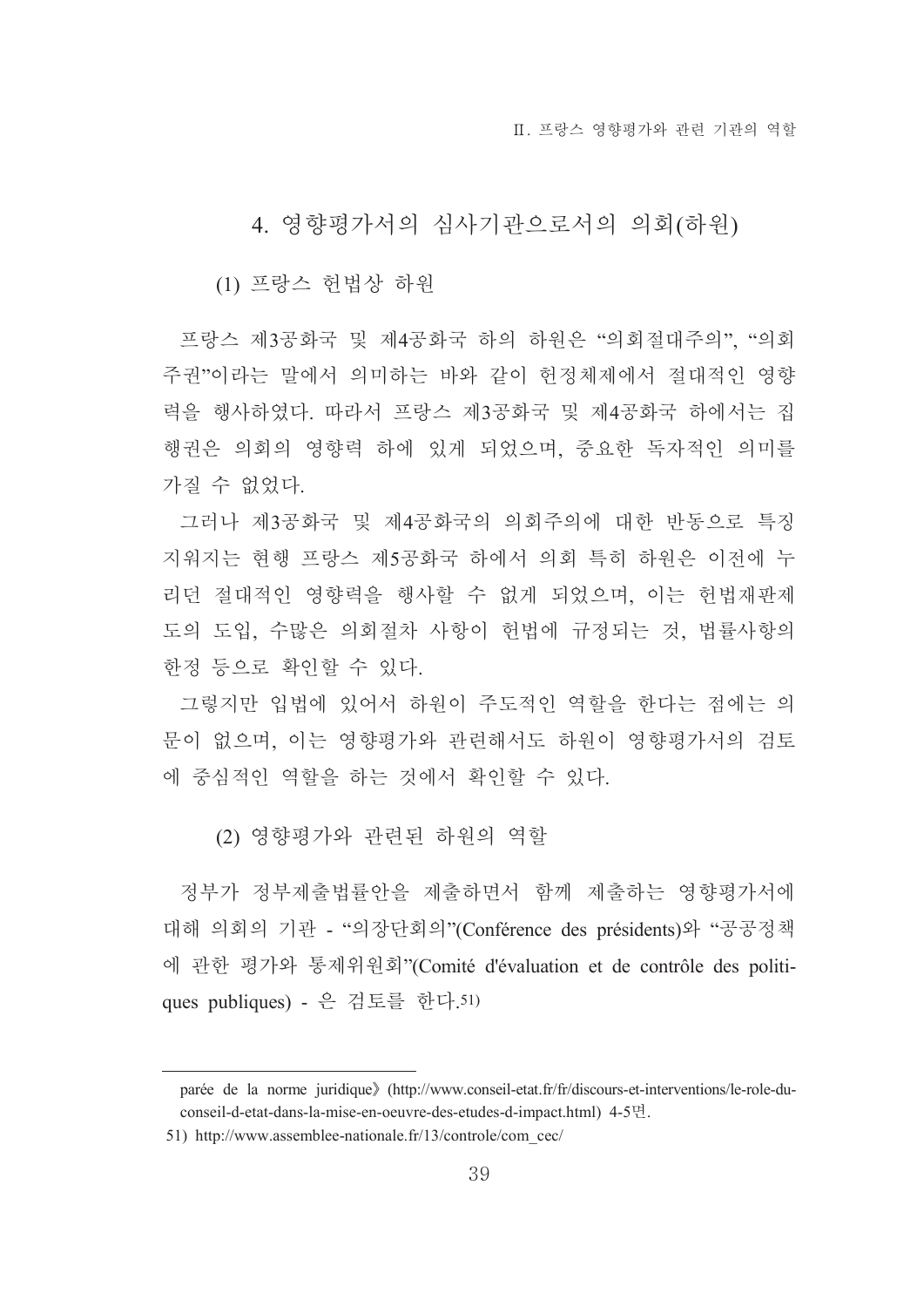## 4. 영향평가서의 심사기관으로서의 의회(하원)

### (1) 프랑스 헌법상 하원

프랑스 제3공화국 및 제4공화국 하의 하원은 "의회절대주의", "의회주권"이라는 말에서 의미하는 바와 같이 헌정체제에서 절대적인 영향력을 행사하였다. 따라서 프랑스 제3공화국 및 제4공화국 하에서는 집행권은 의회의 영향력 하에 있게 되었으며, 중요한 독자적인 의미를 가질 수 없었다.

그러나 제3공화국 및 제4공화국의 의회주의에 대한 반동으로 특징지워지는 현행 프랑스 제5공화국 하에서 의회 특히 하원은 이전에 누리던 절대적인 영향력을 행사할 수 없게 되었으며, 이는 헌법재판제도의 도입, 수많은 의회절차 사항이 헌법에 규정되는 것, 법률사항의 한정 등으로 확인할 수 있다.

그렇지만 입법에 있어서 하원이 주도적인 역할을 한다는 점에는 의문이 없으며, 이는 영향평가와 관련해서도 하원이 영향평가서의 검토에 중심적인 역할을 하는 것에서 확인할 수 있다.

### (2) 영향평가와 관련된 하원의 역할

정부가 정부제출법률안을 제출하면서 함께 제출하는 영향평가서에 대해 의회의 기관 - "의장단회의"(Conférence des présidents)와 "공공정책에 관한 평가와 통제위원회"(Comité d'évaluation et de contrôle des politiques publiques) - 은 검토를 한다.[51]

---

parée de la norme juridique》(http://www.conseil-etat.fr/fr/discours-et-interventions/le-role-du-conseil-d-etat-dans-la-mise-en-oeuvre-des-etudes-d-impact.html) 4-5면.

51) http://www.assemblee-nationale.fr/13/controle/com_cec/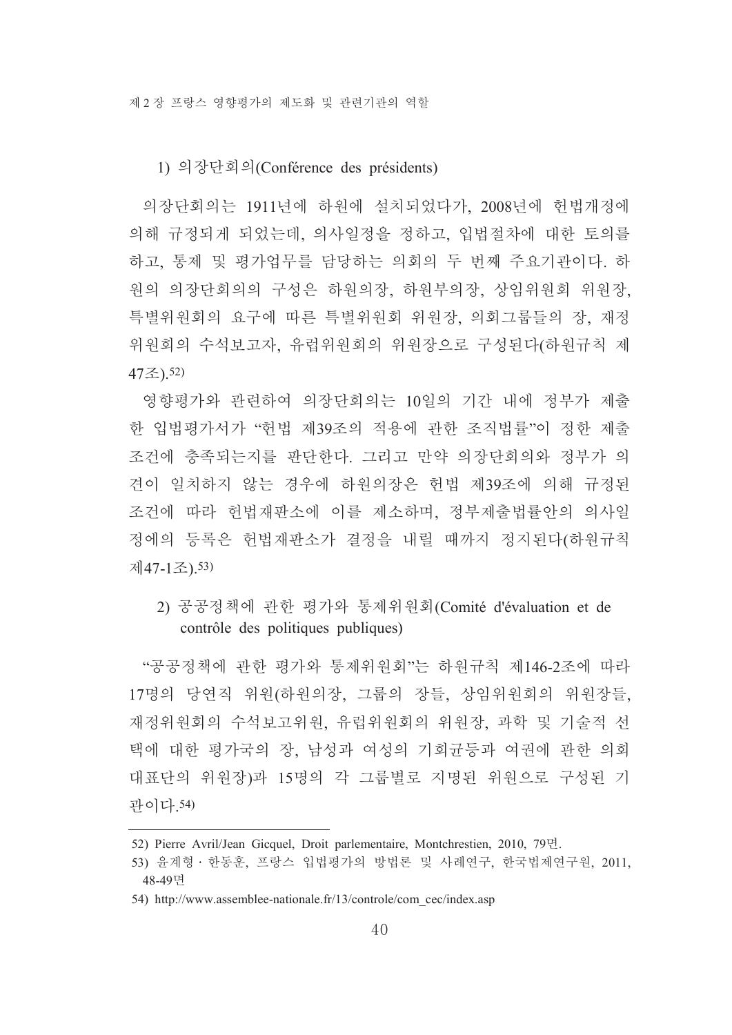### 1) 의장단회의(Conférence des présidents)

의장단회의는 1911년에 하원에 설치되었다가, 2008년에 헌법개정에 의해 규정되게 되었는데, 의사일정을 정하고, 입법절차에 대한 토의를 하고, 통제 및 평가업무를 담당하는 의회의 두 번째 주요기관이다. 하원의 의장단회의의 구성은 하원의장, 하원부의장, 상임위원회 위원장, 특별위원회의 요구에 따른 특별위원회 위원장, 의회그룹들의 장, 재정위원회의 수석보고자, 유럽위원회의 위원장으로 구성된다(하원규칙 제47조).[52]

영향평가와 관련하여 의장단회의는 10일의 기간 내에 정부가 제출한 입법평가서가 "헌법 제39조의 적용에 관한 조직법률"이 정한 제출조건에 충족되는지를 판단한다. 그리고 만약 의장단회의와 정부가 의견이 일치하지 않는 경우에 하원의장은 헌법 제39조에 의해 규정된 조건에 따라 헌법재판소에 이를 제소하며, 정부제출법률안의 의사일정에의 등록은 헌법재판소가 결정을 내릴 때까지 정지된다(하원규칙 제47-1조).[53]

### 2) 공공정책에 관한 평가와 통제위원회(Comité d'évaluation et de contrôle des politiques publiques)

"공공정책에 관한 평가와 통제위원회"는 하원규칙 제146-2조에 따라 17명의 당연직 위원(하원의장, 그룹의 장들, 상임위원회의 위원장들, 재정위원회의 수석보고위원, 유럽위원회의 위원장, 과학 및 기술적 선택에 대한 평가국의 장, 남성과 여성의 기회균등과 여권에 관한 의회대표단의 위원장)과 15명의 각 그룹별로 지명된 위원으로 구성된 기관이다.[54]

---

52) Pierre Avril/Jean Gicquel, Droit parlementaire, Montchrestien, 2010, 79면.

53) 윤계형 · 한동훈, 프랑스 입법평가의 방법론 및 사례연구, 한국법제연구원, 2011, 48-49면

54) http://www.assemblee-nationale.fr/13/controle/com_cec/index.asp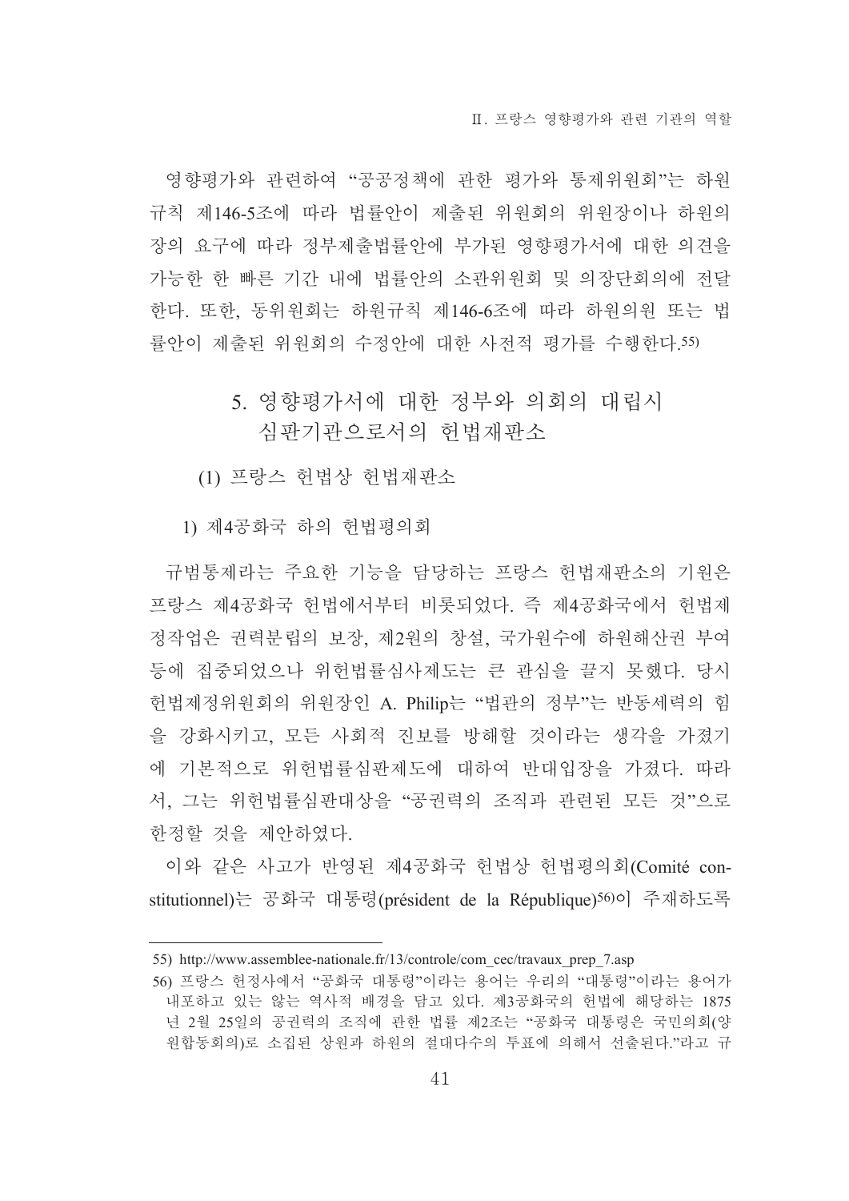영향평가와 관련하여 "공공정책에 관한 평가와 통제위원회"는 하원규칙 제146-5조에 따라 법률안이 제출된 위원회의 위원장이나 하원의 장의 요구에 따라 정부제출법률안에 부가된 영향평가서에 대한 의견을 가능한 한 빠른 기간 내에 법률안의 소관위원회 및 의장단회의에 전달한다. 또한, 동위원회는 하원규칙 제146-6조에 따라 하원의원 또는 법률안이 제출된 위원회의 수정안에 대한 사전적 평가를 수행한다.[55]

## 5. 영향평가서에 대한 정부와 의회의 대립시 심판기관으로서의 헌법재판소

### (1) 프랑스 헌법상 헌법재판소

#### 1) 제4공화국 하의 헌법평의회

규범통제라는 주요한 기능을 담당하는 프랑스 헌법재판소의 기원은 프랑스 제4공화국 헌법에서부터 비롯되었다. 즉 제4공화국에서 헌법제정작업은 권력분립의 보장, 제2원의 창설, 국가원수에 하원해산권 부여 등에 집중되었으나 위헌법률심사제도는 큰 관심을 끌지 못했다. 당시 헌법제정위원회의 위원장인 A. Philip는 "법관의 정부"는 반동세력의 힘을 강화시키고, 모든 사회적 진보를 방해할 것이라는 생각을 가졌기에 기본적으로 위헌법률심판제도에 대하여 반대입장을 가졌다. 따라서, 그는 위헌법률심판대상을 "공권력의 조직과 관련된 모든 것"으로 한정할 것을 제안하였다.

이와 같은 사고가 반영된 제4공화국 헌법상 헌법평의회(Comité constitutionnel)는 공화국 대통령(président de la République)[56]이 주재하도록

---

55) http://www.assemblee-nationale.fr/13/controle/com_cec/travaux_prep_7.asp

56) 프랑스 헌정사에서 "공화국 대통령"이라는 용어는 우리의 "대통령"이라는 용어가 내포하고 있는 않는 역사적 배경을 담고 있다. 제3공화국의 헌법에 해당하는 1875년 2월 25일의 공권력의 조직에 관한 법률 제2조는 "공화국 대통령은 국민의회(양원합동회의)로 소집된 상원과 하원의 절대다수의 투표에 의해서 선출된다."라고 규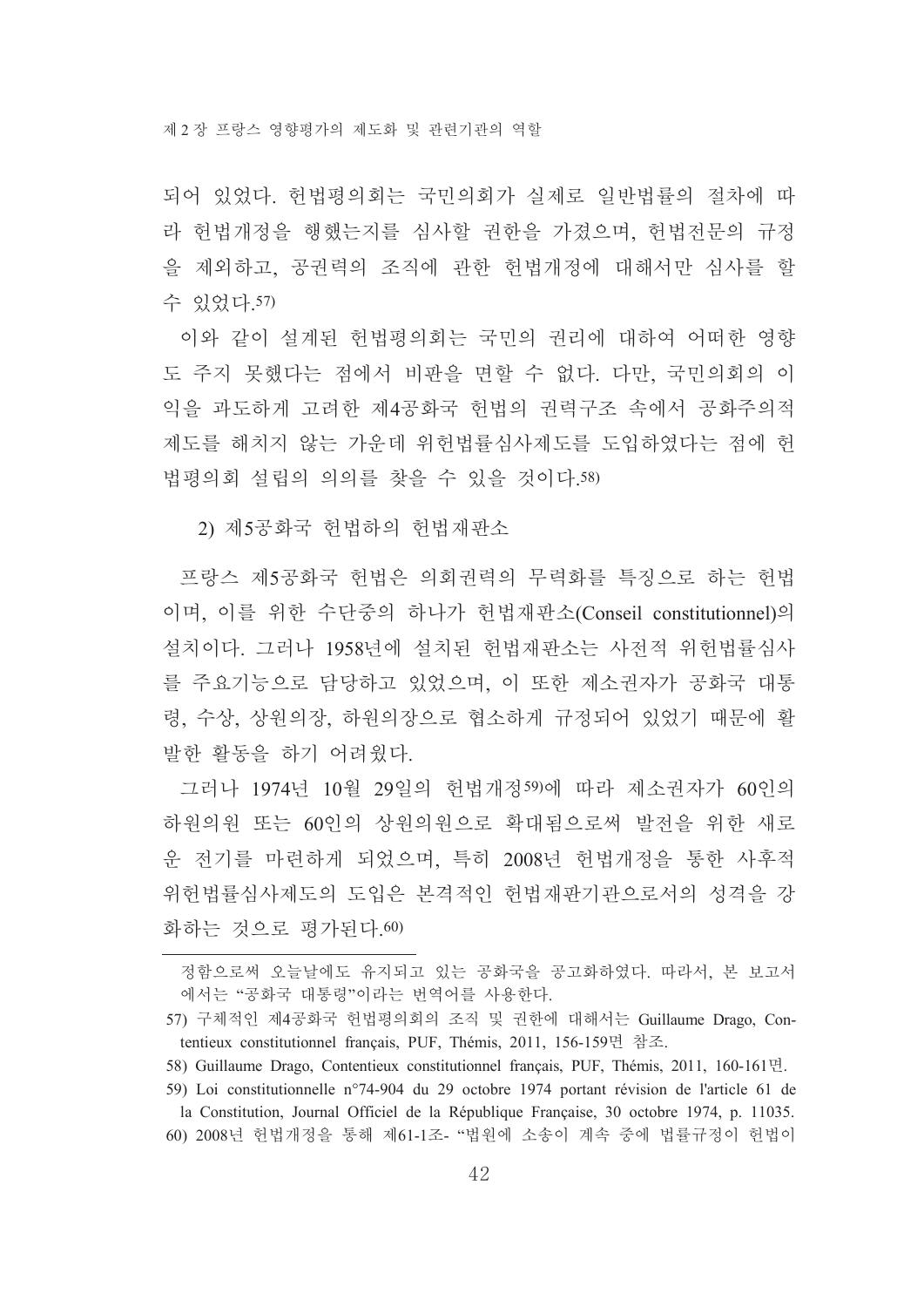되어 있었다. 헌법평의회는 국민의회가 실제로 일반법률의 절차에 따라 헌법개정을 행했는지를 심사할 권한을 가졌으며, 헌법전문의 규정을 제외하고, 공권력의 조직에 관한 헌법개정에 대해서만 심사를 할 수 있었다.[57]

이와 같이 설계된 헌법평의회는 국민의 권리에 대하여 어떠한 영향도 주지 못했다는 점에서 비판을 면할 수 없다. 다만, 국민의회의 이익을 과도하게 고려한 제4공화국 헌법의 권력구조 속에서 공화주의적 제도를 해치지 않는 가운데 위헌법률심사제도를 도입하였다는 점에 헌법평의회 설립의 의의를 찾을 수 있을 것이다.[58]

2) 제5공화국 헌법하의 헌법재판소

프랑스 제5공화국 헌법은 의회권력의 무력화를 특징으로 하는 헌법이며, 이를 위한 수단중의 하나가 헌법재판소(Conseil constitutionnel)의 설치이다. 그러나 1958년에 설치된 헌법재판소는 사전적 위헌법률심사를 주요기능으로 담당하고 있었으며, 이 또한 제소권자가 공화국 대통령, 수상, 상원의장, 하원의장으로 협소하게 규정되어 있었기 때문에 활발한 활동을 하기 어려웠다.

그러나 1974년 10월 29일의 헌법개정[59]에 따라 제소권자가 60인의 하원의원 또는 60인의 상원의원으로 확대됨으로써 발전을 위한 새로운 전기를 마련하게 되었으며, 특히 2008년 헌법개정을 통한 사후적 위헌법률심사제도의 도입은 본격적인 헌법재판기관으로서의 성격을 강화하는 것으로 평가된다.[60]

---

정함으로써 오늘날에도 유지되고 있는 공화국을 공고화하였다. 따라서, 본 보고서에서는 "공화국 대통령"이라는 번역어를 사용한다.

57) 구체적인 제4공화국 헌법평의회의 조직 및 권한에 대해서는 Guillaume Drago, Contentieux constitutionnel français, PUF, Thémis, 2011, 156-159면 참조.

58) Guillaume Drago, Contentieux constitutionnel français, PUF, Thémis, 2011, 160-161면.

59) Loi constitutionnelle n°74-904 du 29 octobre 1974 portant révision de l'article 61 de la Constitution, Journal Officiel de la République Française, 30 octobre 1974, p. 11035.

60) 2008년 헌법개정을 통해 제61-1조- "법원에 소송이 계속 중에 법률규정이 헌법이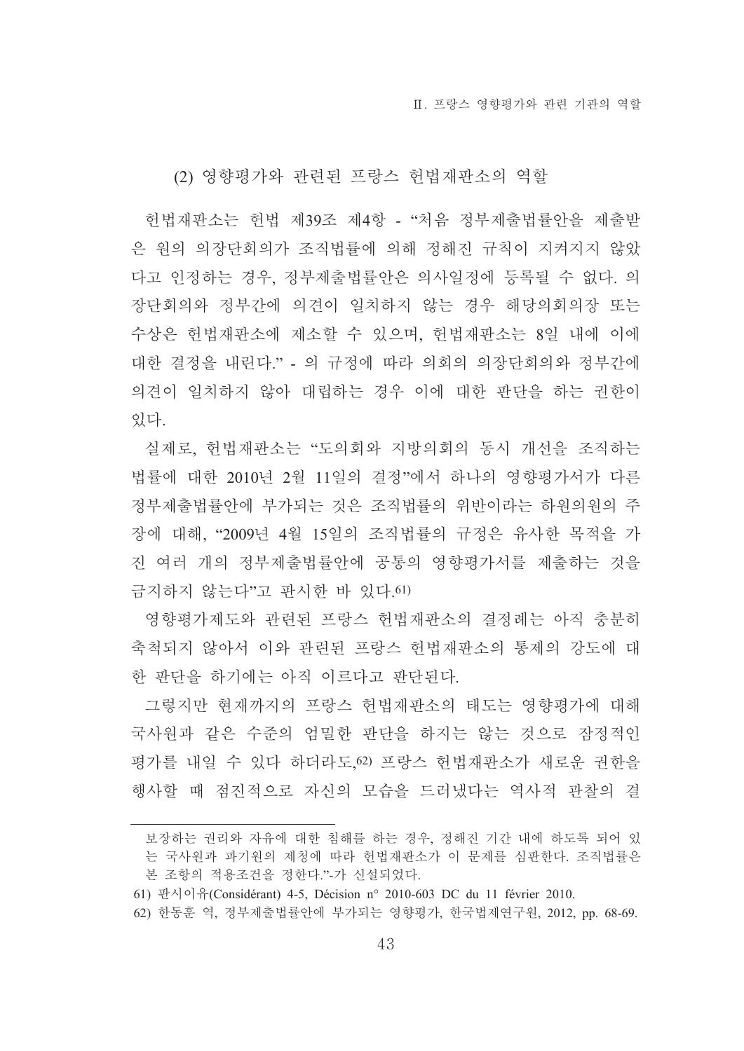### (2) 영향평가와 관련된 프랑스 헌법재판소의 역할

헌법재판소는 헌법 제39조 제4항 - "처음 정부제출법률안을 제출받은 원의 의장단회의가 조직법률에 의해 정해진 규칙이 지켜지지 않았다고 인정하는 경우, 정부제출법률안은 의사일정에 등록될 수 없다. 의장단회의와 정부간에 의견이 일치하지 않는 경우 해당의회의장 또는 수상은 헌법재판소에 제소할 수 있으며, 헌법재판소는 8일 내에 이에 대한 결정을 내린다." - 의 규정에 따라 의회의 의장단회의와 정부간에 의견이 일치하지 않아 대립하는 경우 이에 대한 판단을 하는 권한이 있다.

실제로, 헌법재판소는 "도의회와 지방의회의 동시 개선을 조직하는 법률에 대한 2010년 2월 11일의 결정"에서 하나의 영향평가서가 다른 정부제출법률안에 부가되는 것은 조직법률의 위반이라는 하원의원의 주장에 대해, "2009년 4월 15일의 조직법률의 규정은 유사한 목적을 가진 여러 개의 정부제출법률안에 공통의 영향평가서를 제출하는 것을 금지하지 않는다"고 판시한 바 있다.[61]

영향평가제도와 관련된 프랑스 헌법재판소의 결정례는 아직 충분히 축척되지 않아서 이와 관련된 프랑스 헌법재판소의 통제의 강도에 대한 판단을 하기에는 아직 이르다고 판단된다.

그렇지만 현재까지의 프랑스 헌법재판소의 태도는 영향평가에 대해 국사원과 같은 수준의 엄밀한 판단을 하지는 않는 것으로 잠정적인 평가를 내일 수 있다 하더라도,[62] 프랑스 헌법재판소가 새로운 권한을 행사할 때 점진적으로 자신의 모습을 드러냈다는 역사적 관찰의 결

---

보장하는 권리와 자유에 대한 침해를 하는 경우, 정해진 기간 내에 하도록 되어 있는 국사원과 파기원의 제청에 따라 헌법재판소가 이 문제를 심판한다. 조직법률은 본 조항의 적용조건을 정한다."-가 신설되었다.

61) 판시이유(Considérant) 4-5, Décision n° 2010-603 DC du 11 février 2010.

62) 한동훈 역, 정부제출법률안에 부가되는 영향평가, 한국법제연구원, 2012, pp. 68-69.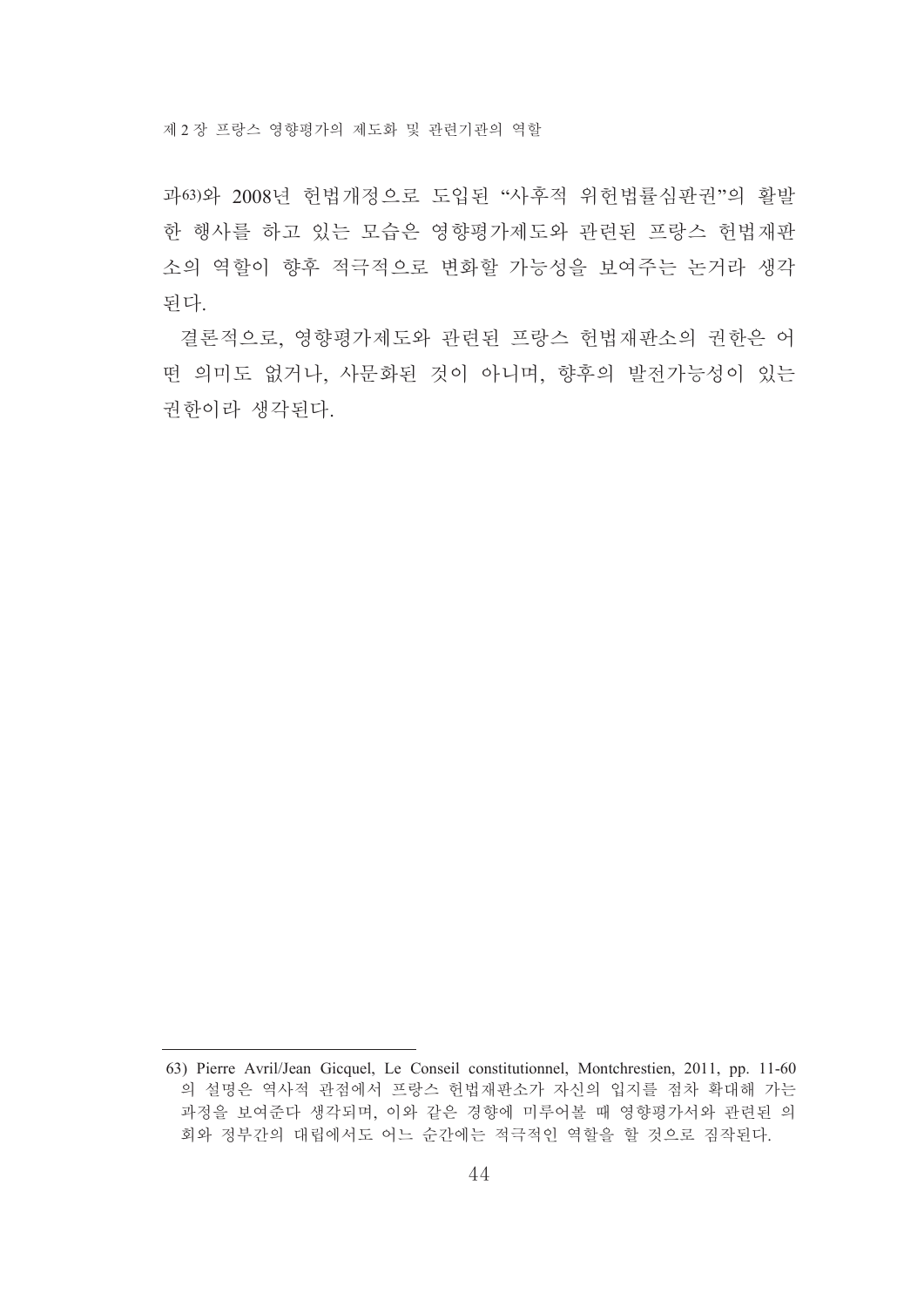과[63]와 2008년 헌법개정으로 도입된 “사후적 위헌법률심판권”의 활발한 행사를 하고 있는 모습은 영향평가제도와 관련된 프랑스 헌법재판소의 역할이 향후 적극적으로 변화할 가능성을 보여주는 논거라 생각된다.

결론적으로, 영향평가제도와 관련된 프랑스 헌법재판소의 권한은 어떤 의미도 없거나, 사문화된 것이 아니며, 향후의 발전가능성이 있는 권한이라 생각된다.

---

63) Pierre Avril/Jean Gicquel, Le Conseil constitutionnel, Montchrestien, 2011, pp. 11-60의 설명은 역사적 관점에서 프랑스 헌법재판소가 자신의 입지를 점차 확대해 가는 과정을 보여준다 생각되며, 이와 같은 경향에 미루어볼 때 영향평가서와 관련된 의회와 정부간의 대립에서도 어느 순간에는 적극적인 역할을 할 것으로 짐작된다.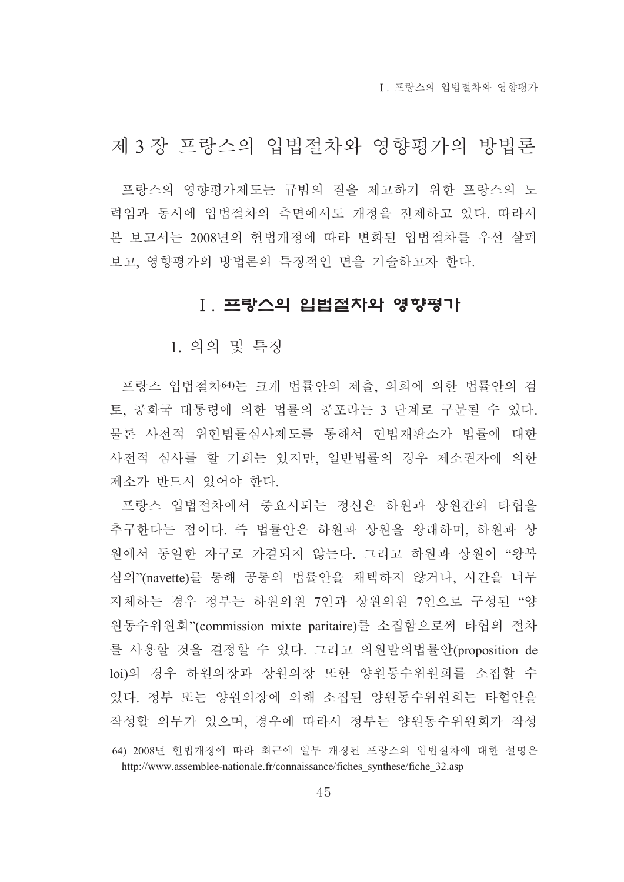# 제 3 장 프랑스의 입법절차와 영향평가의 방법론

프랑스의 영향평가제도는 규범의 질을 제고하기 위한 프랑스의 노력임과 동시에 입법절차의 측면에서도 개정을 전제하고 있다. 따라서 본 보고서는 2008년의 헌법개정에 따라 변화된 입법절차를 우선 살펴보고, 영향평가의 방법론의 특징적인 면을 기술하고자 한다.

## Ⅰ. 프랑스의 입법절차와 영향평가

### 1. 의의 및 특징

프랑스 입법절차[64]는 크게 법률안의 제출, 의회에 의한 법률안의 검토, 공화국 대통령에 의한 법률의 공포라는 3 단계로 구분될 수 있다. 물론 사전적 위헌법률심사제도를 통해서 헌법재판소가 법률에 대한 사전적 심사를 할 기회는 있지만, 일반법률의 경우 제소권자에 의한 제소가 반드시 있어야 한다.

프랑스 입법절차에서 중요시되는 정신은 하원과 상원간의 타협을 추구한다는 점이다. 즉 법률안은 하원과 상원을 왕래하며, 하원과 상원에서 동일한 자구로 가결되지 않는다. 그리고 하원과 상원이 "왕복심의"(navette)를 통해 공통의 법률안을 채택하지 않거나, 시간을 너무 지체하는 경우 정부는 하원의원 7인과 상원의원 7인으로 구성된 "양원동수위원회"(commission mixte paritaire)를 소집함으로써 타협의 절차를 사용할 것을 결정할 수 있다. 그리고 의원발의법률안(proposition de loi)의 경우 하원의장과 상원의장 또한 양원동수위원회를 소집할 수 있다. 정부 또는 양원의장에 의해 소집된 양원동수위원회는 타협안을 작성할 의무가 있으며, 경우에 따라서 정부는 양원동수위원회가 작성

---

64) 2008년 헌법개정에 따라 최근에 일부 개정된 프랑스의 입법절차에 대한 설명은 http://www.assemblee-nationale.fr/connaissance/fiches_synthese/fiche_32.asp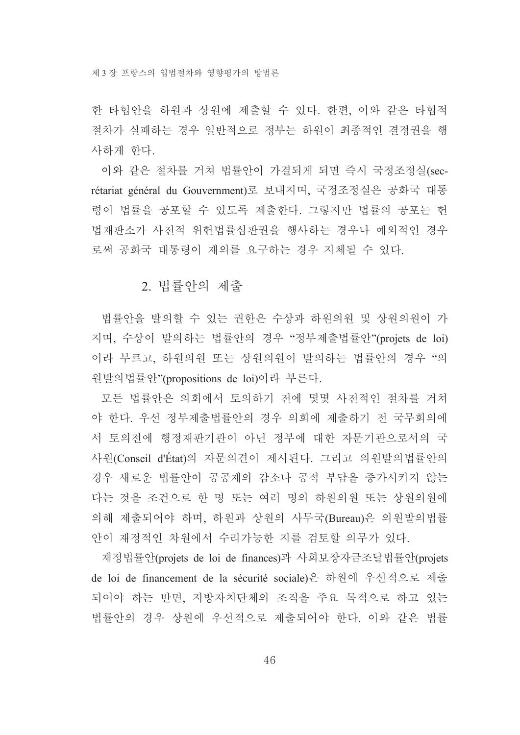한 타협안을 하원과 상원에 제출할 수 있다. 한편, 이와 같은 타협적 절차가 실패하는 경우 일반적으로 정부는 하원이 최종적인 결정권을 행사하게 한다.

이와 같은 절차를 거쳐 법률안이 가결되게 되면 즉시 국정조정실(secrétariat général du Gouvernment)로 보내지며, 국정조정실은 공화국 대통령이 법률을 공포할 수 있도록 제출한다. 그렇지만 법률의 공포는 헌법재판소가 사전적 위헌법률심판권을 행사하는 경우나 예외적인 경우로써 공화국 대통령이 재의를 요구하는 경우 지체될 수 있다.

## 2. 법률안의 제출

법률안을 발의할 수 있는 권한은 수상과 하원의원 및 상원의원이 가지며, 수상이 발의하는 법률안의 경우 "정부제출법률안"(projets de loi)이라 부르고, 하원의원 또는 상원의원이 발의하는 법률안의 경우 "의원발의법률안"(propositions de loi)이라 부른다.

모든 법률안은 의회에서 토의하기 전에 몇몇 사전적인 절차를 거쳐야 한다. 우선 정부제출법률안의 경우 의회에 제출하기 전 국무회의에서 토의전에 행정재판기관이 아닌 정부에 대한 자문기관으로서의 국사원(Conseil d'État)의 자문의견이 제시된다. 그리고 의원발의법률안의 경우 새로운 법률안이 공공재의 감소나 공적 부담을 증가시키지 않는다는 것을 조건으로 한 명 또는 여러 명의 하원의원 또는 상원의원에 의해 제출되어야 하며, 하원과 상원의 사무국(Bureau)은 의원발의법률안이 재정적인 차원에서 수리가능한 지를 검토할 의무가 있다.

재정법률안(projets de loi de finances)과 사회보장자금조달법률안(projets de loi de financement de la sécurité sociale)은 하원에 우선적으로 제출되어야 하는 반면, 지방자치단체의 조직을 주요 목적으로 하고 있는 법률안의 경우 상원에 우선적으로 제출되어야 한다. 이와 같은 법률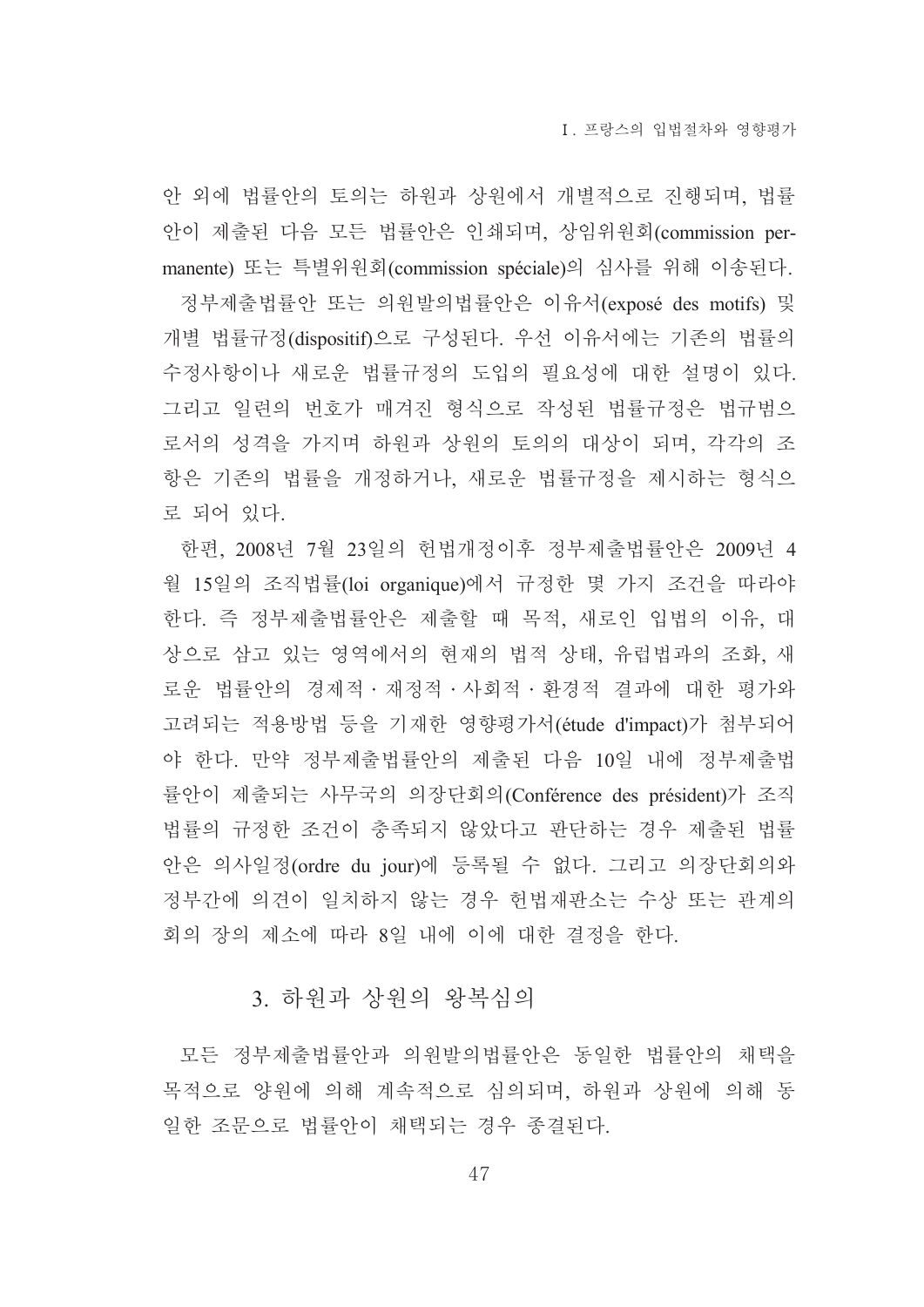안 외에 법률안의 토의는 하원과 상원에서 개별적으로 진행되며, 법률안이 제출된 다음 모든 법률안은 인쇄되며, 상임위원회(commission permanente) 또는 특별위원회(commission spéciale)의 심사를 위해 이송된다.

정부제출법률안 또는 의원발의법률안은 이유서(exposé des motifs) 및 개별 법률규정(dispositif)으로 구성된다. 우선 이유서에는 기존의 법률의 수정사항이나 새로운 법률규정의 도입의 필요성에 대한 설명이 있다. 그리고 일련의 번호가 매겨진 형식으로 작성된 법률규정은 법규범으로서의 성격을 가지며 하원과 상원의 토의의 대상이 되며, 각각의 조항은 기존의 법률을 개정하거나, 새로운 법률규정을 제시하는 형식으로 되어 있다.

한편, 2008년 7월 23일의 헌법개정이후 정부제출법률안은 2009년 4월 15일의 조직법률(loi organique)에서 규정한 몇 가지 조건을 따라야 한다. 즉 정부제출법률안은 제출할 때 목적, 새로인 입법의 이유, 대상으로 삼고 있는 영역에서의 현재의 법적 상태, 유럽법과의 조화, 새로운 법률안의 경제적 · 재정적 · 사회적 · 환경적 결과에 대한 평가와 고려되는 적용방법 등을 기재한 영향평가서(étude d'impact)가 첨부되어야 한다. 만약 정부제출법률안의 제출된 다음 10일 내에 정부제출법률안이 제출되는 사무국의 의장단회의(Conférence des président)가 조직법률의 규정한 조건이 충족되지 않았다고 판단하는 경우 제출된 법률안은 의사일정(ordre du jour)에 등록될 수 없다. 그리고 의장단회의와 정부간에 의견이 일치하지 않는 경우 헌법재판소는 수상 또는 관계의회의 장의 제소에 따라 8일 내에 이에 대한 결정을 한다.

### 3. 하원과 상원의 왕복심의

모든 정부제출법률안과 의원발의법률안은 동일한 법률안의 채택을 목적으로 양원에 의해 계속적으로 심의되며, 하원과 상원에 의해 동일한 조문으로 법률안이 채택되는 경우 종결된다.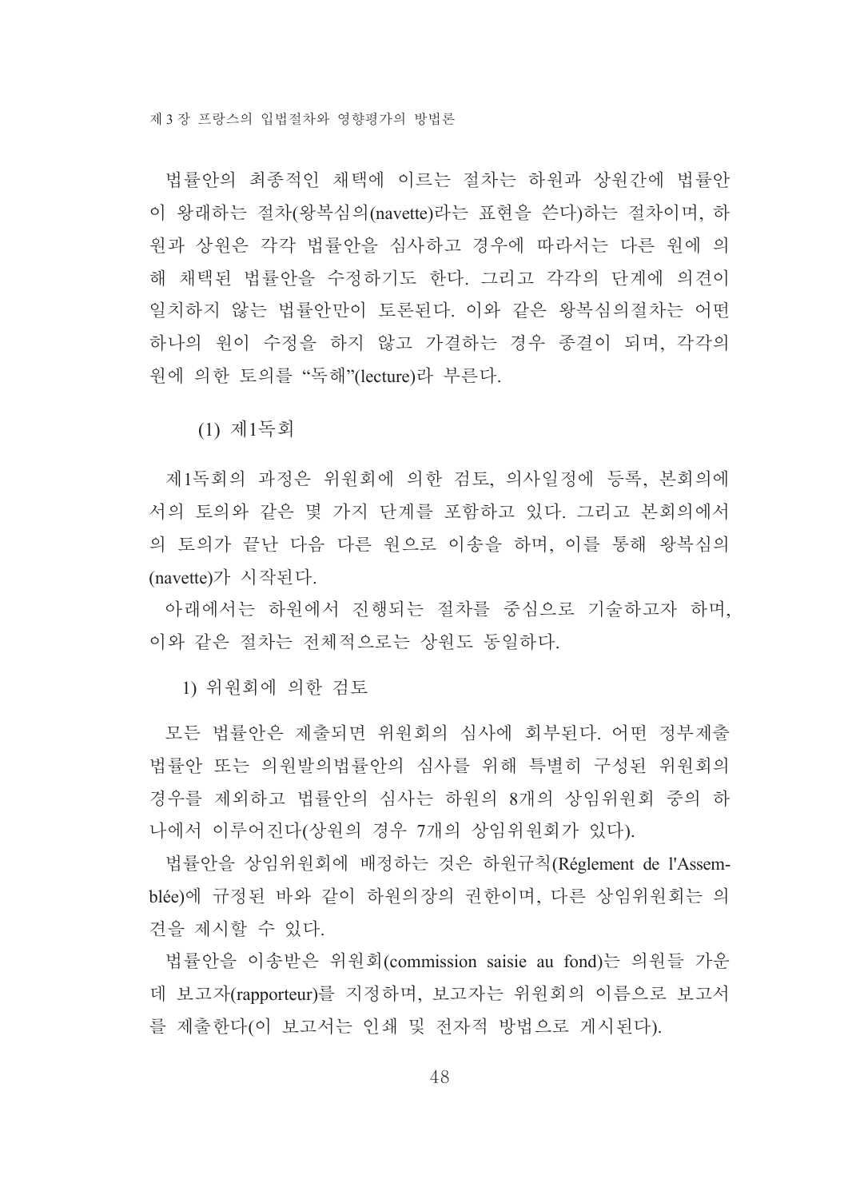법률안의 최종적인 채택에 이르는 절차는 하원과 상원간에 법률안이 왕래하는 절차(왕복심의(navette)라는 표현을 쓴다)하는 절차이며, 하원과 상원은 각각 법률안을 심사하고 경우에 따라서는 다른 원에 의해 채택된 법률안을 수정하기도 한다. 그리고 각각의 단계에 의견이 일치하지 않는 법률안만이 토론된다. 이와 같은 왕복심의절차는 어떤 하나의 원이 수정을 하지 않고 가결하는 경우 종결이 되며, 각각의 원에 의한 토의를 "독해"(lecture)라 부른다.

### (1) 제1독회

제1독회의 과정은 위원회에 의한 검토, 의사일정에 등록, 본회의에서의 토의와 같은 몇 가지 단계를 포함하고 있다. 그리고 본회의에서의 토의가 끝난 다음 다른 원으로 이송을 하며, 이를 통해 왕복심의(navette)가 시작된다.

아래에서는 하원에서 진행되는 절차를 중심으로 기술하고자 하며, 이와 같은 절차는 전체적으로는 상원도 동일하다.

#### 1) 위원회에 의한 검토

모든 법률안은 제출되면 위원회의 심사에 회부된다. 어떤 정부제출법률안 또는 의원발의법률안의 심사를 위해 특별히 구성된 위원회의 경우를 제외하고 법률안의 심사는 하원의 8개의 상임위원회 중의 하나에서 이루어진다(상원의 경우 7개의 상임위원회가 있다).

법률안을 상임위원회에 배정하는 것은 하원규칙(Réglement de l'Assemblée)에 규정된 바와 같이 하원의장의 권한이며, 다른 상임위원회는 의견을 제시할 수 있다.

법률안을 이송받은 위원회(commission saisie au fond)는 의원들 가운데 보고자(rapporteur)를 지정하며, 보고자는 위원회의 이름으로 보고서를 제출한다(이 보고서는 인쇄 및 전자적 방법으로 게시된다).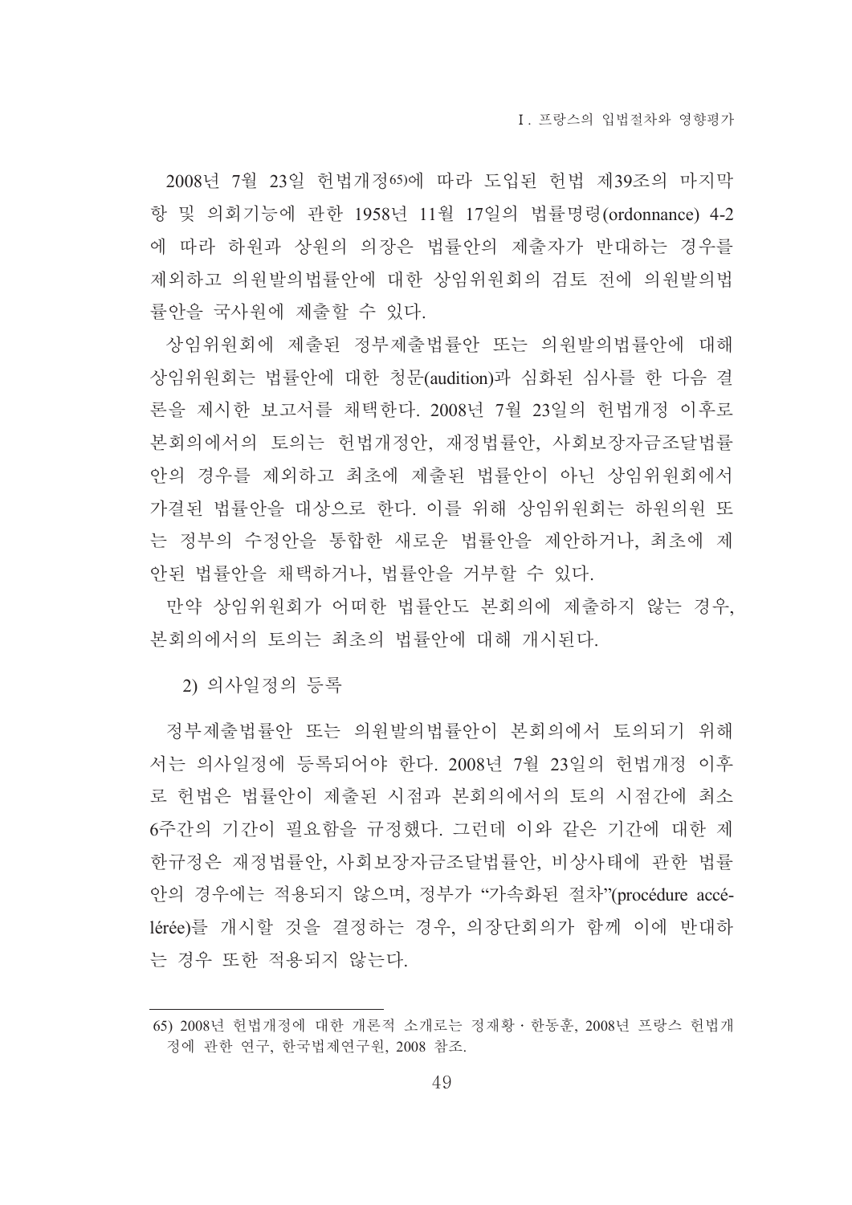2008년 7월 23일 헌법개정[65]에 따라 도입된 헌법 제39조의 마지막 항 및 의회기능에 관한 1958년 11월 17일의 법률명령(ordonnance) 4-2에 따라 하원과 상원의 의장은 법률안의 제출자가 반대하는 경우를 제외하고 의원발의법률안에 대한 상임위원회의 검토 전에 의원발의법률안을 국사원에 제출할 수 있다.

상임위원회에 제출된 정부제출법률안 또는 의원발의법률안에 대해 상임위원회는 법률안에 대한 청문(audition)과 심화된 심사를 한 다음 결론을 제시한 보고서를 채택한다. 2008년 7월 23일의 헌법개정 이후로 본회의에서의 토의는 헌법개정안, 재정법률안, 사회보장자금조달법률안의 경우를 제외하고 최초에 제출된 법률안이 아닌 상임위원회에서 가결된 법률안을 대상으로 한다. 이를 위해 상임위원회는 하원의원 또는 정부의 수정안을 통합한 새로운 법률안을 제안하거나, 최초에 제안된 법률안을 채택하거나, 법률안을 거부할 수 있다.

만약 상임위원회가 어떠한 법률안도 본회의에 제출하지 않는 경우, 본회의에서의 토의는 최초의 법률안에 대해 개시된다.

2) 의사일정의 등록

정부제출법률안 또는 의원발의법률안이 본회의에서 토의되기 위해서는 의사일정에 등록되어야 한다. 2008년 7월 23일의 헌법개정 이후로 헌법은 법률안이 제출된 시점과 본회의에서의 토의 시점간에 최소 6주간의 기간이 필요함을 규정했다. 그런데 이와 같은 기간에 대한 제한규정은 재정법률안, 사회보장자금조달법률안, 비상사태에 관한 법률안의 경우에는 적용되지 않으며, 정부가 "가속화된 절차"(procédure accélérée)를 개시할 것을 결정하는 경우, 의장단회의가 함께 이에 반대하는 경우 또한 적용되지 않는다.

---

65) 2008년 헌법개정에 대한 개론적 소개로는 정재황 · 한동훈, 2008년 프랑스 헌법개정에 관한 연구, 한국법제연구원, 2008 참조.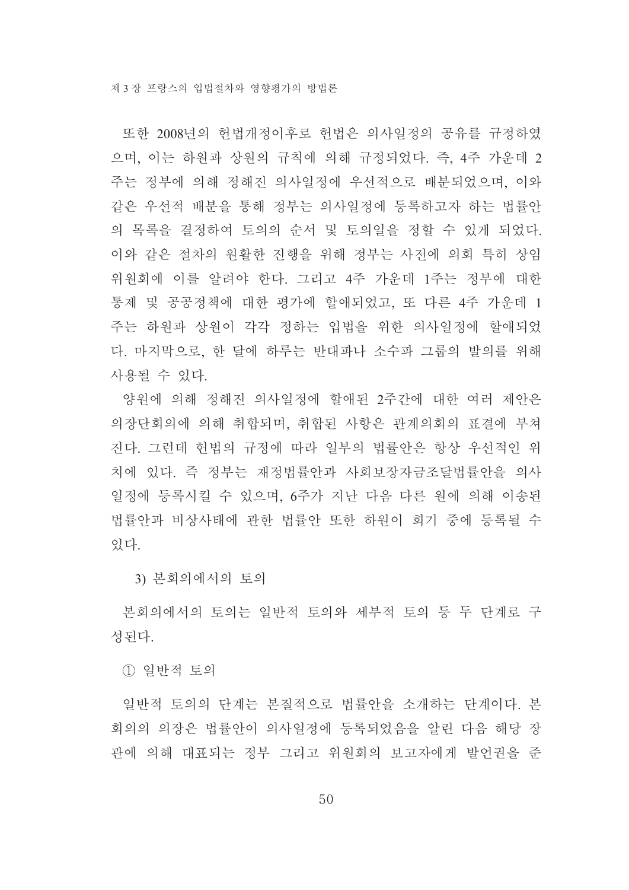또한 2008년의 헌법개정이후로 헌법은 의사일정의 공유를 규정하였으며, 이는 하원과 상원의 규칙에 의해 규정되었다. 즉, 4주 가운데 2주는 정부에 의해 정해진 의사일정에 우선적으로 배분되었으며, 이와 같은 우선적 배분을 통해 정부는 의사일정에 등록하고자 하는 법률안의 목록을 결정하여 토의의 순서 및 토의일을 정할 수 있게 되었다. 이와 같은 절차의 원활한 진행을 위해 정부는 사전에 의회 특히 상임위원회에 이를 알려야 한다. 그리고 4주 가운데 1주는 정부에 대한 통제 및 공공정책에 대한 평가에 할애되었고, 또 다른 4주 가운데 1주는 하원과 상원이 각각 정하는 입법을 위한 의사일정에 할애되었다. 마지막으로, 한 달에 하루는 반대파나 소수파 그룹의 발의를 위해 사용될 수 있다.

양원에 의해 정해진 의사일정에 할애된 2주간에 대한 여러 제안은 의장단회의에 의해 취합되며, 취합된 사항은 관계의회의 표결에 부쳐진다. 그런데 헌법의 규정에 따라 일부의 법률안은 항상 우선적인 위치에 있다. 즉 정부는 재정법률안과 사회보장자금조달법률안을 의사일정에 등록시킬 수 있으며, 6주가 지난 다음 다른 원에 의해 이송된 법률안과 비상사태에 관한 법률안 또한 하원이 회기 중에 등록될 수 있다.

### 3) 본회의에서의 토의

본회의에서의 토의는 일반적 토의와 세부적 토의 등 두 단계로 구성된다.

#### ① 일반적 토의

일반적 토의의 단계는 본질적으로 법률안을 소개하는 단계이다. 본회의의 의장은 법률안이 의사일정에 등록되었음을 알린 다음 해당 장관에 의해 대표되는 정부 그리고 위원회의 보고자에게 발언권을 준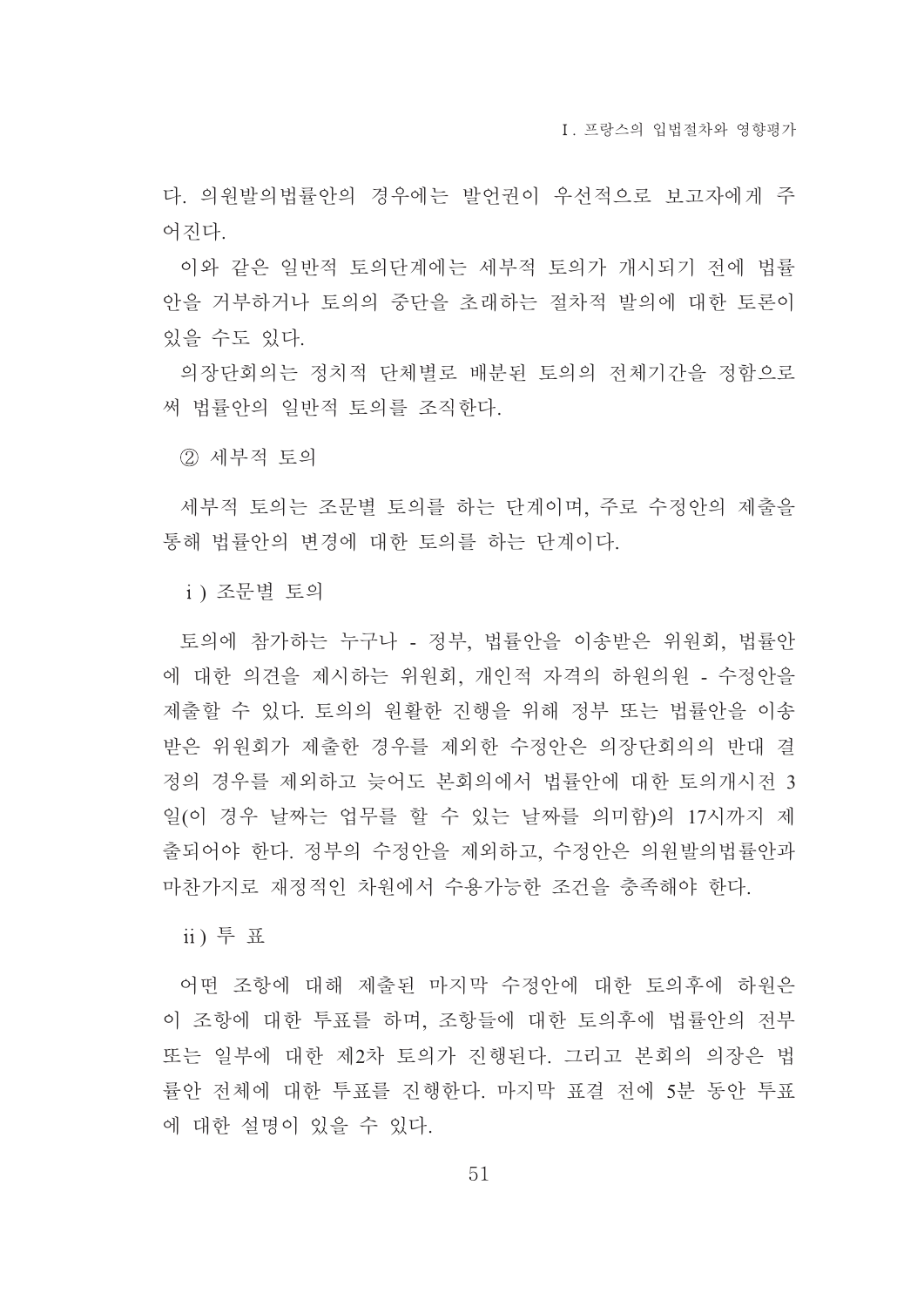다. 의원발의법률안의 경우에는 발언권이 우선적으로 보고자에게 주어진다.

이와 같은 일반적 토의단계에는 세부적 토의가 개시되기 전에 법률안을 거부하거나 토의의 중단을 초래하는 절차적 발의에 대한 토론이 있을 수도 있다.

의장단회의는 정치적 단체별로 배분된 토의의 전체기간을 정함으로써 법률안의 일반적 토의를 조직한다.

② 세부적 토의

세부적 토의는 조문별 토의를 하는 단계이며, 주로 수정안의 제출을 통해 법률안의 변경에 대한 토의를 하는 단계이다.

i ) 조문별 토의

토의에 참가하는 누구나 - 정부, 법률안을 이송받은 위원회, 법률안에 대한 의견을 제시하는 위원회, 개인적 자격의 하원의원 - 수정안을 제출할 수 있다. 토의의 원활한 진행을 위해 정부 또는 법률안을 이송받은 위원회가 제출한 경우를 제외한 수정안은 의장단회의의 반대 결정의 경우를 제외하고 늦어도 본회의에서 법률안에 대한 토의개시전 3일(이 경우 날짜는 업무를 할 수 있는 날짜를 의미함)의 17시까지 제출되어야 한다. 정부의 수정안을 제외하고, 수정안은 의원발의법률안과 마찬가지로 재정적인 차원에서 수용가능한 조건을 충족해야 한다.

ii ) 투 표

어떤 조항에 대해 제출된 마지막 수정안에 대한 토의후에 하원은 이 조항에 대한 투표를 하며, 조항들에 대한 토의후에 법률안의 전부 또는 일부에 대한 제2차 토의가 진행된다. 그리고 본회의 의장은 법률안 전체에 대한 투표를 진행한다. 마지막 표결 전에 5분 동안 투표에 대한 설명이 있을 수 있다.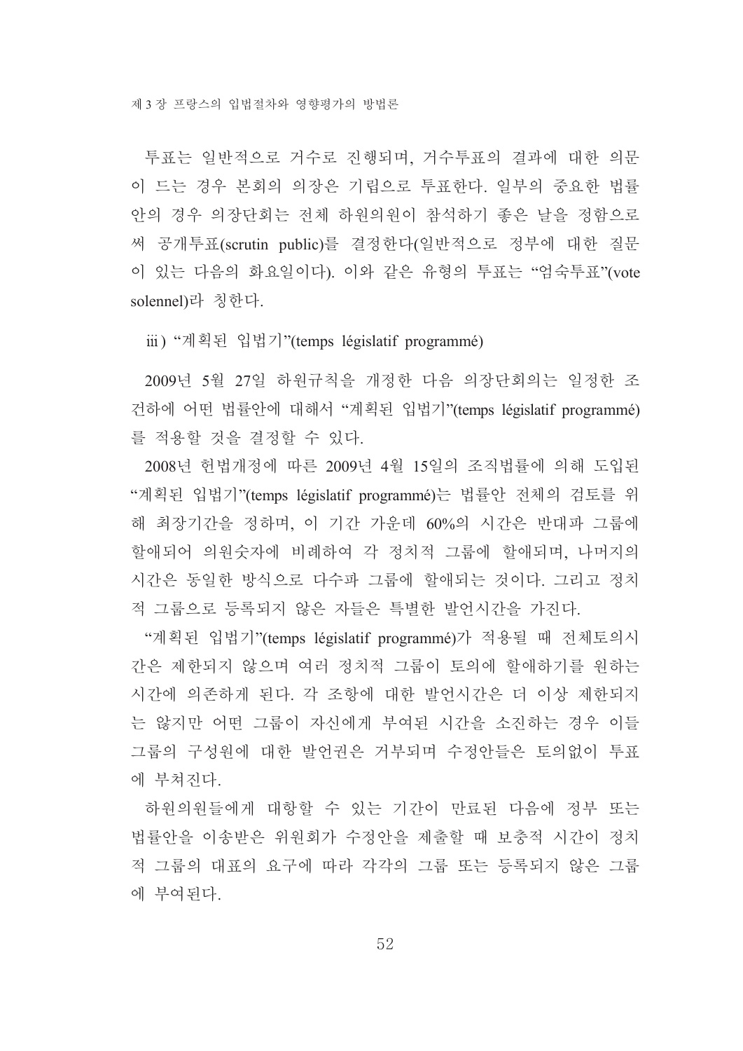투표는 일반적으로 거수로 진행되며, 거수투표의 결과에 대한 의문이 드는 경우 본회의 의장은 기립으로 투표한다. 일부의 중요한 법률안의 경우 의장단회는 전체 하원의원이 참석하기 좋은 날을 정함으로써 공개투표(scrutin public)를 결정한다(일반적으로 정부에 대한 질문이 있는 다음의 화요일이다). 이와 같은 유형의 투표는 "엄숙투표"(vote solennel)라 칭한다.

iii) "계획된 입법기"(temps législatif programmé)

2009년 5월 27일 하원규칙을 개정한 다음 의장단회의는 일정한 조건하에 어떤 법률안에 대해서 "계획된 입법기"(temps législatif programmé)를 적용할 것을 결정할 수 있다.

2008년 헌법개정에 따른 2009년 4월 15일의 조직법률에 의해 도입된 "계획된 입법기"(temps législatif programmé)는 법률안 전체의 검토를 위해 최장기간을 정하며, 이 기간 가운데 60%의 시간은 반대파 그룹에 할애되어 의원숫자에 비례하여 각 정치적 그룹에 할애되며, 나머지의 시간은 동일한 방식으로 다수파 그룹에 할애되는 것이다. 그리고 정치적 그룹으로 등록되지 않은 자들은 특별한 발언시간을 가진다.

"계획된 입법기"(temps législatif programmé)가 적용될 때 전체토의시간은 제한되지 않으며 여러 정치적 그룹이 토의에 할애하기를 원하는 시간에 의존하게 된다. 각 조항에 대한 발언시간은 더 이상 제한되지는 않지만 어떤 그룹이 자신에게 부여된 시간을 소진하는 경우 이들 그룹의 구성원에 대한 발언권은 거부되며 수정안들은 토의없이 투표에 부쳐진다.

하원의원들에게 대항할 수 있는 기간이 만료된 다음에 정부 또는 법률안을 이송받은 위원회가 수정안을 제출할 때 보충적 시간이 정치적 그룹의 대표의 요구에 따라 각각의 그룹 또는 등록되지 않은 그룹에 부여된다.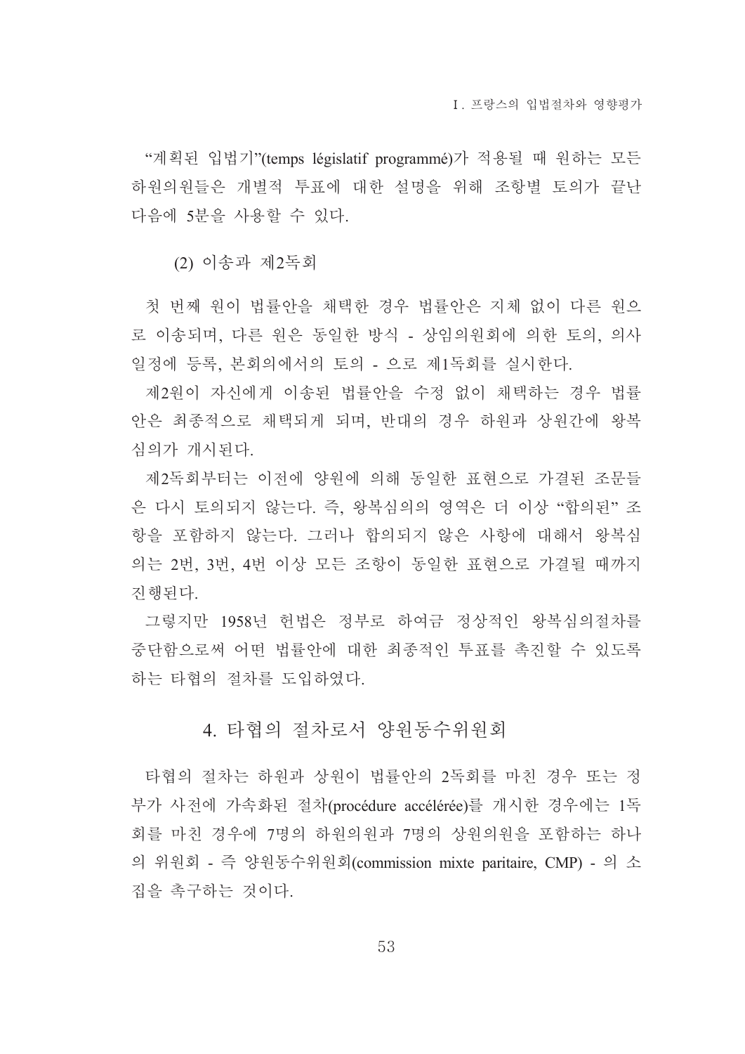"계획된 입법기"(temps législatif programmé)가 적용될 때 원하는 모든 하원의원들은 개별적 투표에 대한 설명을 위해 조항별 토의가 끝난 다음에 5분을 사용할 수 있다.

(2) 이송과 제2독회

첫 번째 원이 법률안을 채택한 경우 법률안은 지체 없이 다른 원으로 이송되며, 다른 원은 동일한 방식 - 상임의원회에 의한 토의, 의사일정에 등록, 본회의에서의 토의 - 으로 제1독회를 실시한다.

제2원이 자신에게 이송된 법률안을 수정 없이 채택하는 경우 법률안은 최종적으로 채택되게 되며, 반대의 경우 하원과 상원간에 왕복심의가 개시된다.

제2독회부터는 이전에 양원에 의해 동일한 표현으로 가결된 조문들은 다시 토의되지 않는다. 즉, 왕복심의의 영역은 더 이상 "합의된" 조항을 포함하지 않는다. 그러나 합의되지 않은 사항에 대해서 왕복심의는 2번, 3번, 4번 이상 모든 조항이 동일한 표현으로 가결될 때까지 진행된다.

그렇지만 1958년 헌법은 정부로 하여금 정상적인 왕복심의절차를 중단함으로써 어떤 법률안에 대한 최종적인 투표를 촉진할 수 있도록 하는 타협의 절차를 도입하였다.

## 4. 타협의 절차로서 양원동수위원회

타협의 절차는 하원과 상원이 법률안의 2독회를 마친 경우 또는 정부가 사전에 가속화된 절차(procédure accélérée)를 개시한 경우에는 1독회를 마친 경우에 7명의 하원의원과 7명의 상원의원을 포함하는 하나의 위원회 - 즉 양원동수위원회(commission mixte paritaire, CMP) - 의 소집을 촉구하는 것이다.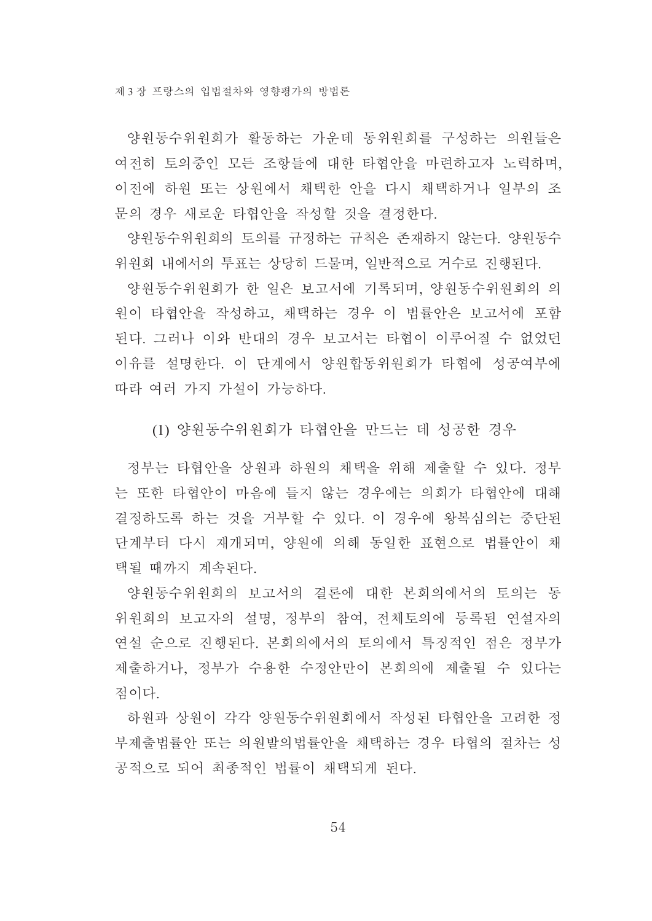양원동수위원회가 활동하는 가운데 동위원회를 구성하는 의원들은 여전히 토의중인 모든 조항들에 대한 타협안을 마련하고자 노력하며, 이전에 하원 또는 상원에서 채택한 안을 다시 채택하거나 일부의 조문의 경우 새로운 타협안을 작성할 것을 결정한다.

양원동수위원회의 토의를 규정하는 규칙은 존재하지 않는다. 양원동수위원회 내에서의 투표는 상당히 드물며, 일반적으로 거수로 진행된다.

양원동수위원회가 한 일은 보고서에 기록되며, 양원동수위원회의 의원이 타협안을 작성하고, 채택하는 경우 이 법률안은 보고서에 포함된다. 그러나 이와 반대의 경우 보고서는 타협이 이루어질 수 없었던 이유를 설명한다. 이 단계에서 양원합동위원회가 타협에 성공여부에 따라 여러 가지 가설이 가능하다.

(1) 양원동수위원회가 타협안을 만드는 데 성공한 경우

정부는 타협안을 상원과 하원의 채택을 위해 제출할 수 있다. 정부는 또한 타협안이 마음에 들지 않는 경우에는 의회가 타협안에 대해 결정하도록 하는 것을 거부할 수 있다. 이 경우에 왕복심의는 중단된 단계부터 다시 재개되며, 양원에 의해 동일한 표현으로 법률안이 채택될 때까지 계속된다.

양원동수위원회의 보고서의 결론에 대한 본회의에서의 토의는 동위원회의 보고자의 설명, 정부의 참여, 전체토의에 등록된 연설자의 연설 순으로 진행된다. 본회의에서의 토의에서 특징적인 점은 정부가 제출하거나, 정부가 수용한 수정안만이 본회의에 제출될 수 있다는 점이다.

하원과 상원이 각각 양원동수위원회에서 작성된 타협안을 고려한 정부제출법률안 또는 의원발의법률안을 채택하는 경우 타협의 절차는 성공적으로 되어 최종적인 법률이 채택되게 된다.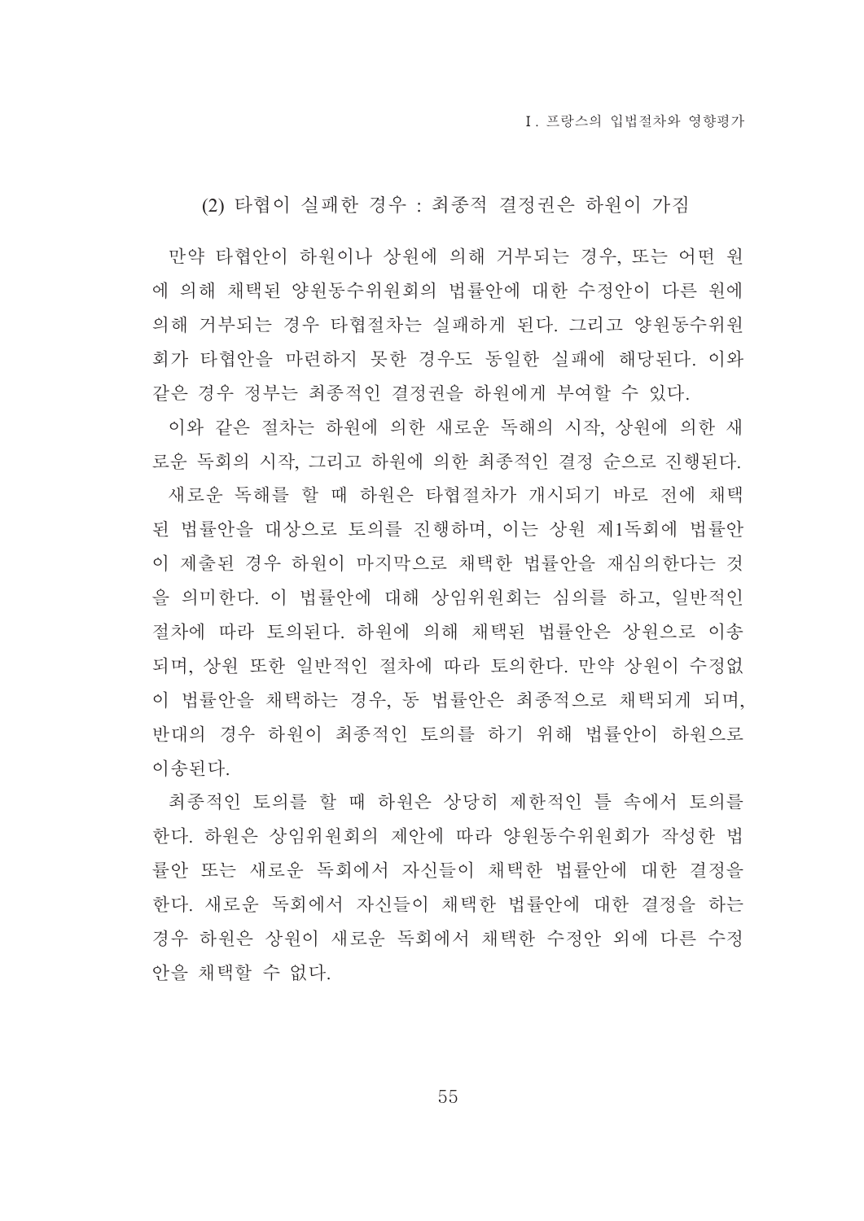### (2) 타협이 실패한 경우 : 최종적 결정권은 하원이 가짐

만약 타협안이 하원이나 상원에 의해 거부되는 경우, 또는 어떤 원에 의해 채택된 양원동수위원회의 법률안에 대한 수정안이 다른 원에 의해 거부되는 경우 타협절차는 실패하게 된다. 그리고 양원동수위원회가 타협안을 마련하지 못한 경우도 동일한 실패에 해당된다. 이와 같은 경우 정부는 최종적인 결정권을 하원에게 부여할 수 있다.

이와 같은 절차는 하원에 의한 새로운 독해의 시작, 상원에 의한 새로운 독회의 시작, 그리고 하원에 의한 최종적인 결정 순으로 진행된다.

새로운 독해를 할 때 하원은 타협절차가 개시되기 바로 전에 채택된 법률안을 대상으로 토의를 진행하며, 이는 상원 제1독회에 법률안이 제출된 경우 하원이 마지막으로 채택한 법률안을 재심의한다는 것을 의미한다. 이 법률안에 대해 상임위원회는 심의를 하고, 일반적인 절차에 따라 토의된다. 하원에 의해 채택된 법률안은 상원으로 이송되며, 상원 또한 일반적인 절차에 따라 토의한다. 만약 상원이 수정없이 법률안을 채택하는 경우, 동 법률안은 최종적으로 채택되게 되며, 반대의 경우 하원이 최종적인 토의를 하기 위해 법률안이 하원으로 이송된다.

최종적인 토의를 할 때 하원은 상당히 제한적인 틀 속에서 토의를 한다. 하원은 상임위원회의 제안에 따라 양원동수위원회가 작성한 법률안 또는 새로운 독회에서 자신들이 채택한 법률안에 대한 결정을 한다. 새로운 독회에서 자신들이 채택한 법률안에 대한 결정을 하는 경우 하원은 상원이 새로운 독회에서 채택한 수정안 외에 다른 수정안을 채택할 수 없다.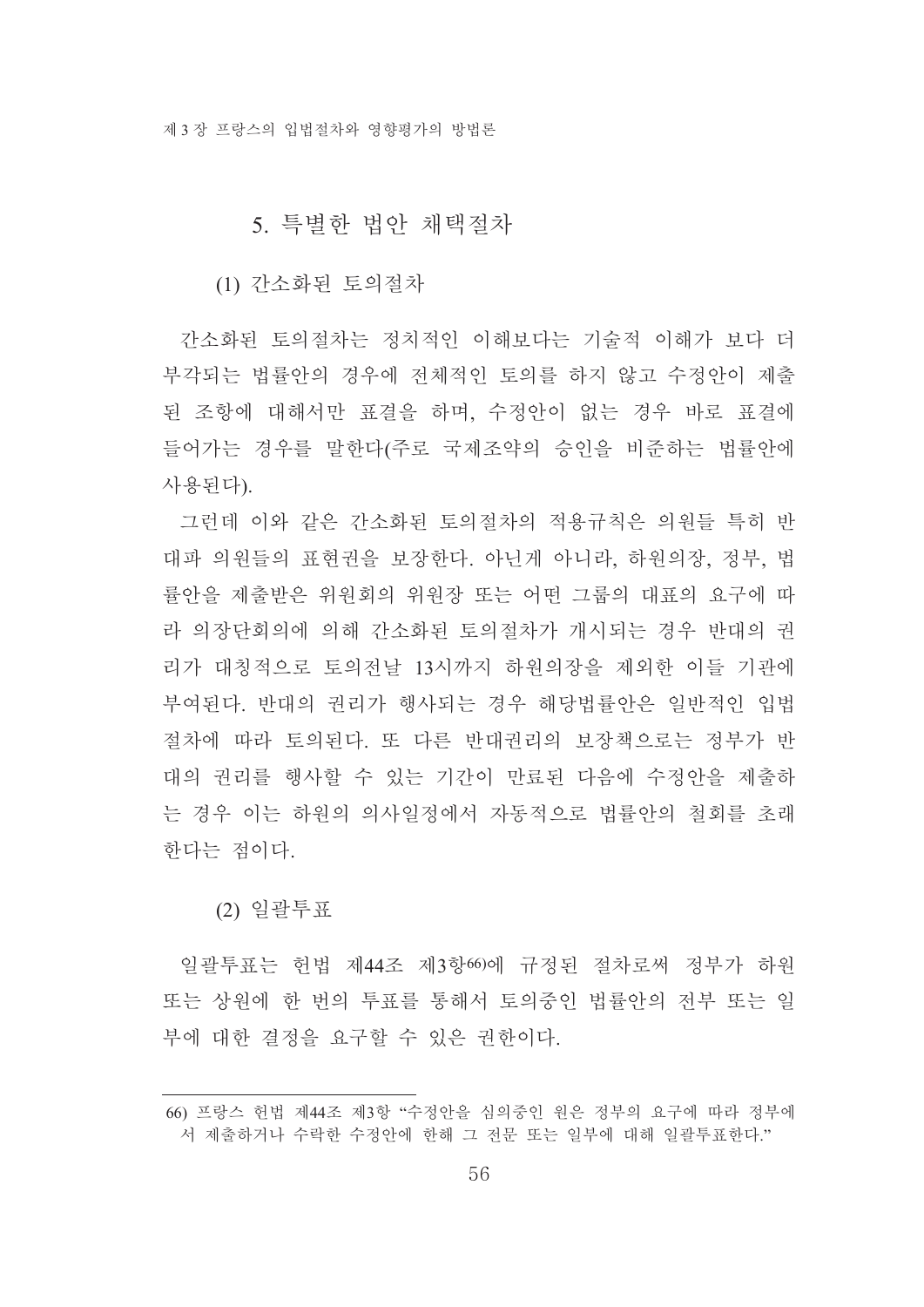### 5. 특별한 법안 채택절차

#### (1) 간소화된 토의절차

간소화된 토의절차는 정치적인 이해보다는 기술적 이해가 보다 더 부각되는 법률안의 경우에 전체적인 토의를 하지 않고 수정안이 제출된 조항에 대해서만 표결을 하며, 수정안이 없는 경우 바로 표결에 들어가는 경우를 말한다(주로 국제조약의 승인을 비준하는 법률안에 사용된다).

그런데 이와 같은 간소화된 토의절차의 적용규칙은 의원들 특히 반대파 의원들의 표현권을 보장한다. 아닌게 아니라, 하원의장, 정부, 법률안을 제출받은 위원회의 위원장 또는 어떤 그룹의 대표의 요구에 따라 의장단회의에 의해 간소화된 토의절차가 개시되는 경우 반대의 권리가 대칭적으로 토의전날 13시까지 하원의장을 제외한 이들 기관에 부여된다. 반대의 권리가 행사되는 경우 해당법률안은 일반적인 입법절차에 따라 토의된다. 또 다른 반대권리의 보장책으로는 정부가 반대의 권리를 행사할 수 있는 기간이 만료된 다음에 수정안을 제출하는 경우 이는 하원의 의사일정에서 자동적으로 법률안의 철회를 초래한다는 점이다.

#### (2) 일괄투표

일괄투표는 헌법 제44조 제3항[66]에 규정된 절차로써 정부가 하원 또는 상원에 한 번의 투표를 통해서 토의중인 법률안의 전부 또는 일부에 대한 결정을 요구할 수 있는 권한이다.

---

66) 프랑스 헌법 제44조 제3항 "수정안을 심의중인 원은 정부의 요구에 따라 정부에서 제출하거나 수락한 수정안에 한해 그 전문 또는 일부에 대해 일괄투표한다."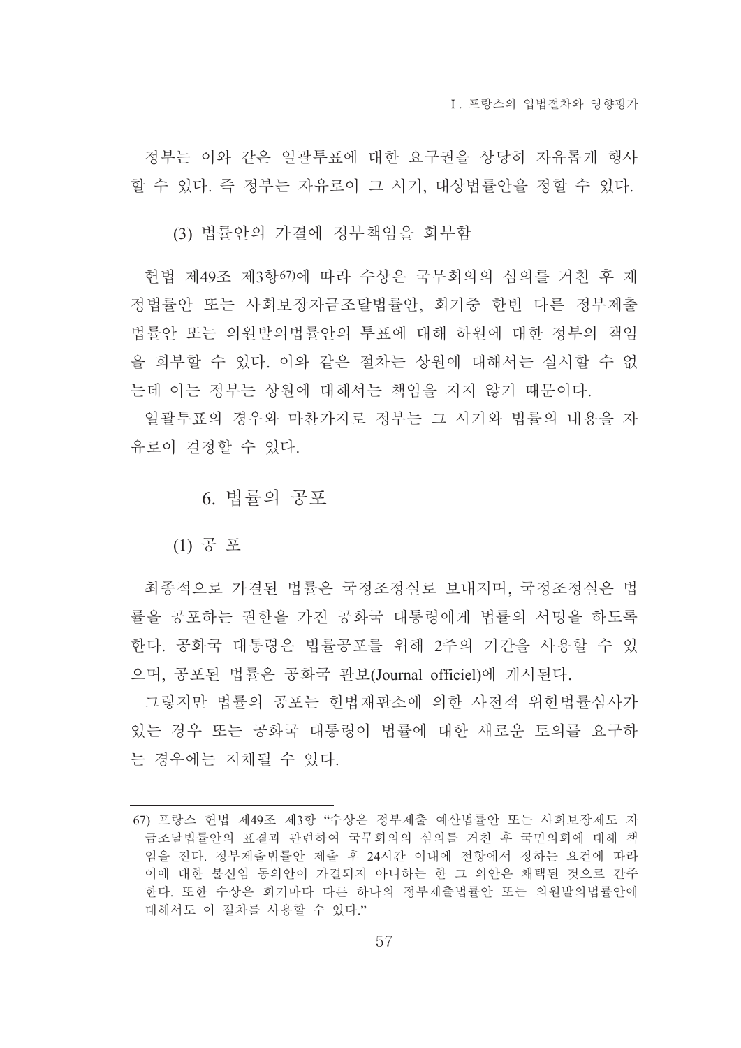정부는 이와 같은 일괄투표에 대한 요구권을 상당히 자유롭게 행사할 수 있다. 즉 정부는 자유로이 그 시기, 대상법률안을 정할 수 있다.

#### (3) 법률안의 가결에 정부책임을 회부함

헌법 제49조 제3항[67]에 따라 수상은 국무회의의 심의를 거친 후 재정법률안 또는 사회보장자금조달법률안, 회기중 한번 다른 정부제출법률안 또는 의원발의법률안의 투표에 대해 하원에 대한 정부의 책임을 회부할 수 있다. 이와 같은 절차는 상원에 대해서는 실시할 수 없는데 이는 정부는 상원에 대해서는 책임을 지지 않기 때문이다.

일괄투표의 경우와 마찬가지로 정부는 그 시기와 법률의 내용을 자유로이 결정할 수 있다.

### 6. 법률의 공포

#### (1) 공 포

최종적으로 가결된 법률은 국정조정실로 보내지며, 국정조정실은 법률을 공포하는 권한을 가진 공화국 대통령에게 법률의 서명을 하도록 한다. 공화국 대통령은 법률공포를 위해 2주의 기간을 사용할 수 있으며, 공포된 법률은 공화국 관보(Journal officiel)에 게시된다.

그렇지만 법률의 공포는 헌법재판소에 의한 사전적 위헌법률심사가 있는 경우 또는 공화국 대통령이 법률에 대한 새로운 토의를 요구하는 경우에는 지체될 수 있다.

---

67) 프랑스 헌법 제49조 제3항 "수상은 정부제출 예산법률안 또는 사회보장제도 자금조달법률안의 표결과 관련하여 국무회의의 심의를 거친 후 국민의회에 대해 책임을 진다. 정부제출법률안 제출 후 24시간 이내에 전항에서 정하는 요건에 따라 이에 대한 불신임 동의안이 가결되지 아니하는 한 그 의안은 채택된 것으로 간주한다. 또한 수상은 회기마다 다른 하나의 정부제출법률안 또는 의원발의법률안에 대해서도 이 절차를 사용할 수 있다."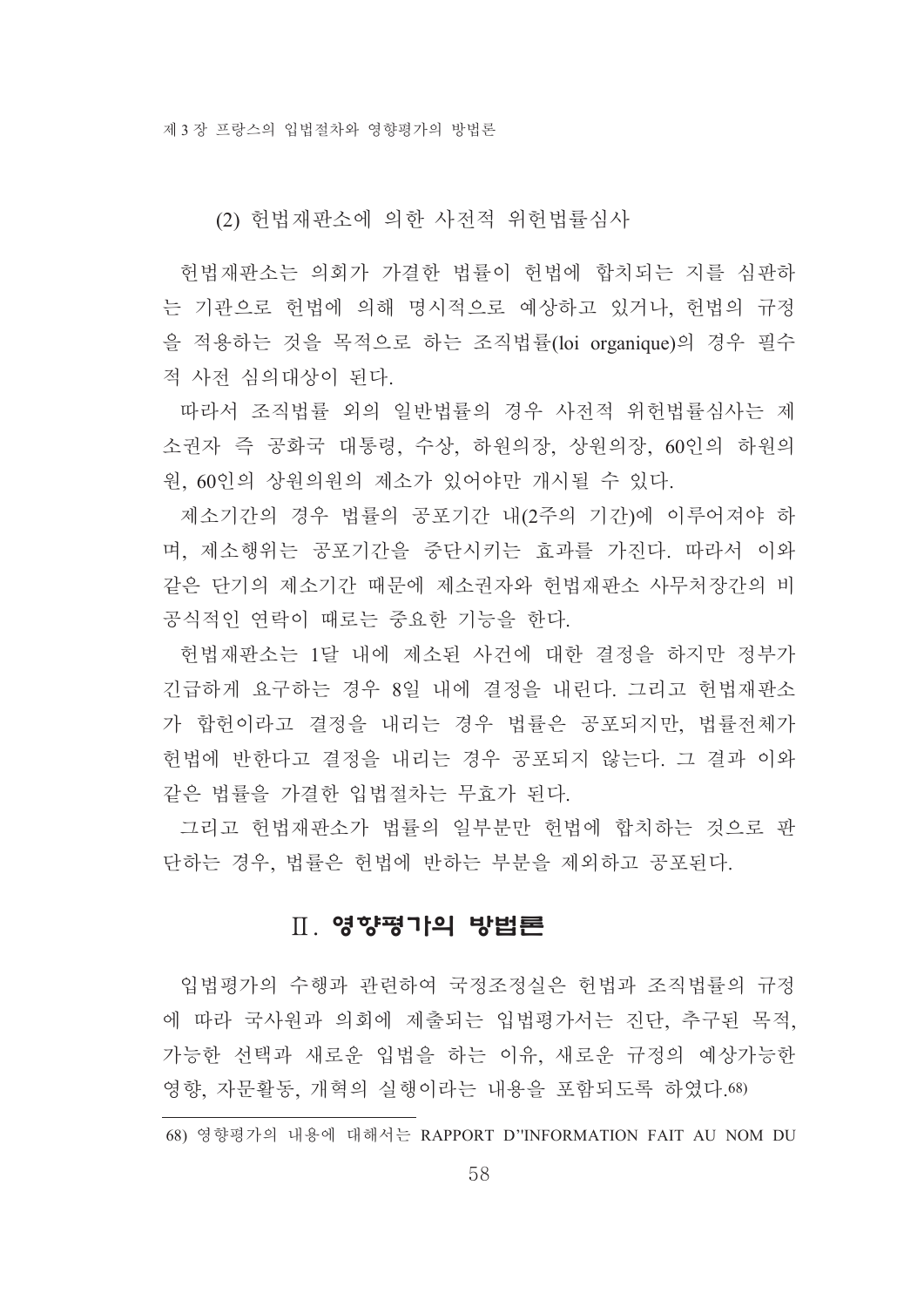### (2) 헌법재판소에 의한 사전적 위헌법률심사

헌법재판소는 의회가 가결한 법률이 헌법에 합치되는 지를 심판하는 기관으로 헌법에 의해 명시적으로 예상하고 있거나, 헌법의 규정을 적용하는 것을 목적으로 하는 조직법률(loi organique)의 경우 필수적 사전 심의대상이 된다.

따라서 조직법률 외의 일반법률의 경우 사전적 위헌법률심사는 제소권자 즉 공화국 대통령, 수상, 하원의장, 상원의장, 60인의 하원의원, 60인의 상원의원의 제소가 있어야만 개시될 수 있다.

제소기간의 경우 법률의 공포기간 내(2주의 기간)에 이루어져야 하며, 제소행위는 공포기간을 중단시키는 효과를 가진다. 따라서 이와 같은 단기의 제소기간 때문에 제소권자와 헌법재판소 사무처장간의 비공식적인 연락이 때로는 중요한 기능을 한다.

헌법재판소는 1달 내에 제소된 사건에 대한 결정을 하지만 정부가 긴급하게 요구하는 경우 8일 내에 결정을 내린다. 그리고 헌법재판소가 합헌이라고 결정을 내리는 경우 법률은 공포되지만, 법률전체가 헌법에 반한다고 결정을 내리는 경우 공포되지 않는다. 그 결과 이와 같은 법률을 가결한 입법절차는 무효가 된다.

그리고 헌법재판소가 법률의 일부분만 헌법에 합치하는 것으로 판단하는 경우, 법률은 헌법에 반하는 부분을 제외하고 공포된다.

## Ⅱ. 영향평가의 방법론

입법평가의 수행과 관련하여 국정조정실은 헌법과 조직법률의 규정에 따라 국사원과 의회에 제출되는 입법평가서는 진단, 추구된 목적, 가능한 선택과 새로운 입법을 하는 이유, 새로운 규정의 예상가능한 영향, 자문활동, 개혁의 실행이라는 내용을 포함되도록 하였다.[68]

---

68) 영향평가의 내용에 대해서는 RAPPORT D"INFORMATION FAIT AU NOM DU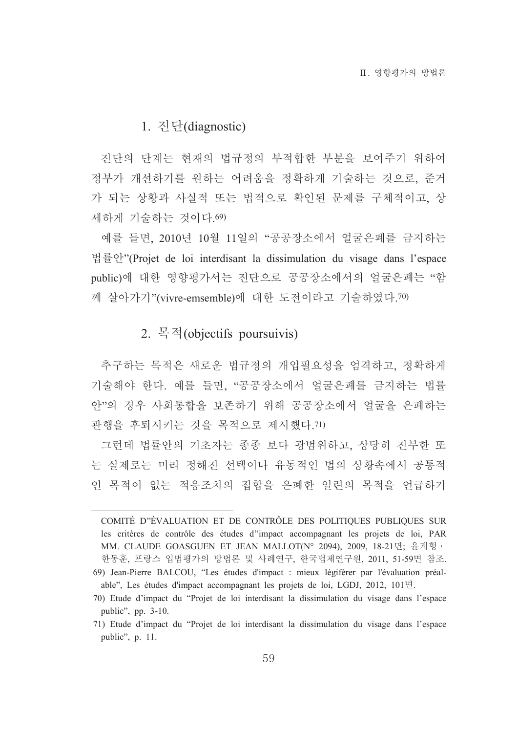### 1. 진단(diagnostic)

진단의 단계는 현재의 법규정의 부적합한 부분을 보여주기 위하여 정부가 개선하기를 원하는 어려움을 정확하게 기술하는 것으로, 준거가 되는 상황과 사실적 또는 법적으로 확인된 문제를 구체적이고, 상세하게 기술하는 것이다.[69]

예를 들면, 2010년 10월 11일의 "공공장소에서 얼굴은폐를 금지하는 법률안"(Projet de loi interdisant la dissimulation du visage dans l'espace public)에 대한 영향평가서는 진단으로 공공장소에서의 얼굴은폐는 "함께 살아가기"(vivre-emsemble)에 대한 도전이라고 기술하였다.[70]

### 2. 목적(objectifs poursuivis)

추구하는 목적은 새로운 법규정의 개입필요성을 엄격하고, 정확하게 기술해야 한다. 예를 들면, "공공장소에서 얼굴은폐를 금지하는 법률안"의 경우 사회통합을 보존하기 위해 공공장소에서 얼굴을 은폐하는 관행을 후퇴시키는 것을 목적으로 제시했다.[71]

그런데 법률안의 기초자는 종종 보다 광범위하고, 상당히 진부한 또는 실제로는 미리 정해진 선택이나 유동적인 법의 상황속에서 공통적인 목적이 없는 적응조치의 집합을 은폐한 일련의 목적을 언급하기

---

COMITÉ D''ÉVALUATION ET DE CONTRÔLE DES POLITIQUES PUBLIQUES SUR les critères de contrôle des études d''impact accompagnant les projets de loi, PAR MM. CLAUDE GOASGUEN ET JEAN MALLOT(N° 2094), 2009, 18-21면; 윤계형 · 한동훈, 프랑스 입법평가의 방법론 및 사례연구, 한국법제연구원, 2011, 51-59면 참조.

69) Jean-Pierre BALCOU, "Les études d'impact : mieux légiférer par l'évaluation préalable", Les études d'impact accompagnant les projets de loi, LGDJ, 2012, 101면.

70) Etude d'impact du "Projet de loi interdisant la dissimulation du visage dans l'espace public", pp. 3-10.

71) Etude d'impact du "Projet de loi interdisant la dissimulation du visage dans l'espace public", p. 11.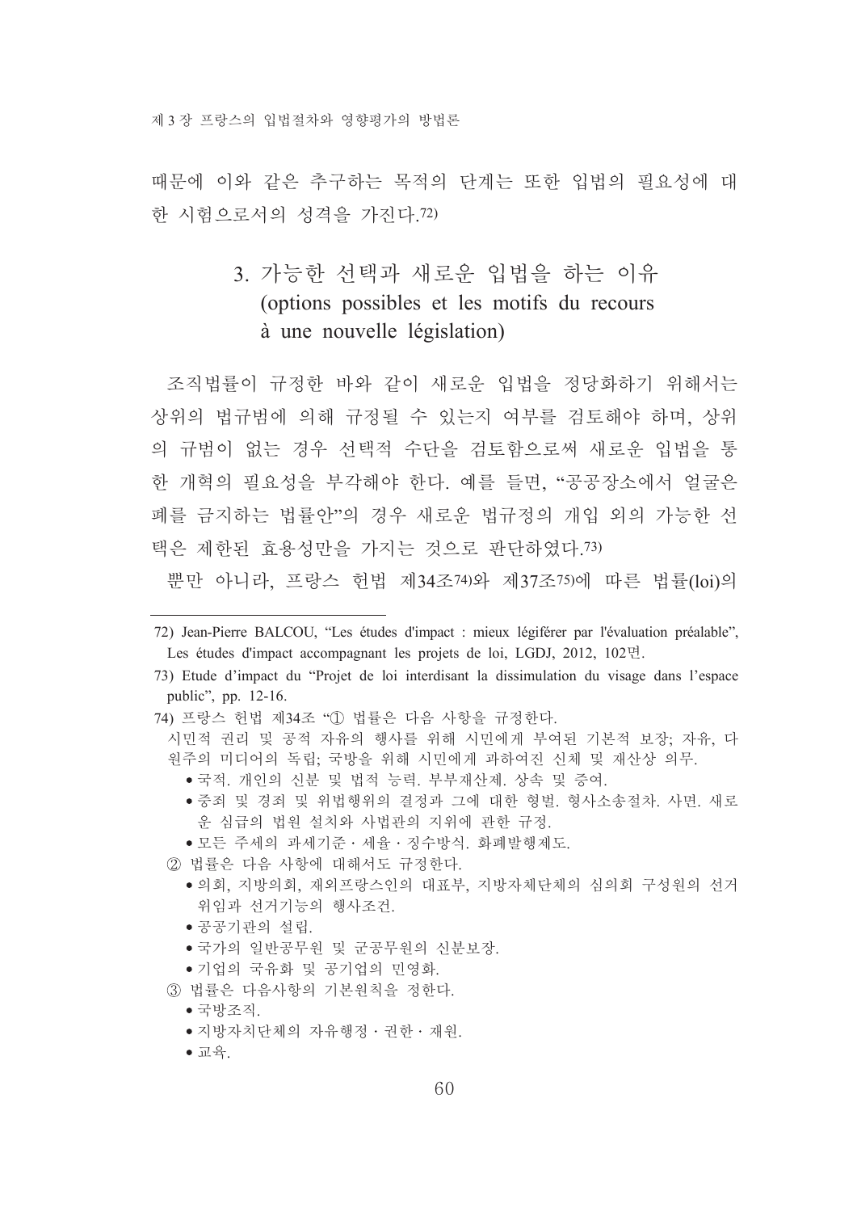때문에 이와 같은 추구하는 목적의 단계는 또한 입법의 필요성에 대한 시험으로서의 성격을 가진다.[72)]

### 3. 가능한 선택과 새로운 입법을 하는 이유 (options possibles et les motifs du recours à une nouvelle législation)

조직법률이 규정한 바와 같이 새로운 입법을 정당화하기 위해서는 상위의 법규범에 의해 규정될 수 있는지 여부를 검토해야 하며, 상위의 규범이 없는 경우 선택적 수단을 검토함으로써 새로운 입법을 통한 개혁의 필요성을 부각해야 한다. 예를 들면, "공공장소에서 얼굴은 폐를 금지하는 법률안"의 경우 새로운 법규정의 개입 외의 가능한 선택은 제한된 효용성만을 가지는 것으로 판단하였다.[73)]

뿐만 아니라, 프랑스 헌법 제34조[74)]와 제37조[75)]에 따른 법률(loi)의

---

72) Jean-Pierre BALCOU, "Les études d'impact : mieux légiférer par l'évaluation préalable", Les études d'impact accompagnant les projets de loi, LGDJ, 2012, 102면.

73) Etude d'impact du "Projet de loi interdisant la dissimulation du visage dans l'espace public", pp. 12-16.

74) 프랑스 헌법 제34조 "① 법률은 다음 사항을 규정한다.
시민적 권리 및 공적 자유의 행사를 위해 시민에게 부여된 기본적 보장; 자유, 다원주의 미디어의 독립; 국방을 위해 시민에게 과하여진 신체 및 재산상 의무.
- 국적. 개인의 신분 및 법적 능력. 부부재산제. 상속 및 증여.
- 중죄 및 경죄 및 위법행위의 결정과 그에 대한 형벌. 형사소송절차. 사면. 새로운 심급의 법원 설치와 사법관의 지위에 관한 규정.
- 모든 주세의 과세기준 · 세율 · 징수방식. 화폐발행제도.

② 법률은 다음 사항에 대해서도 규정한다.
- 의회, 지방의회, 재외프랑스인의 대표부, 지방자체단체의 심의회 구성원의 선거위임과 선거기능의 행사조건.
- 공공기관의 설립.
- 국가의 일반공무원 및 군공무원의 신분보장.
- 기업의 국유화 및 공기업의 민영화.

③ 법률은 다음사항의 기본원칙을 정한다.
- 국방조직.
- 지방자치단체의 자유행정 · 권한 · 재원.
- 교육.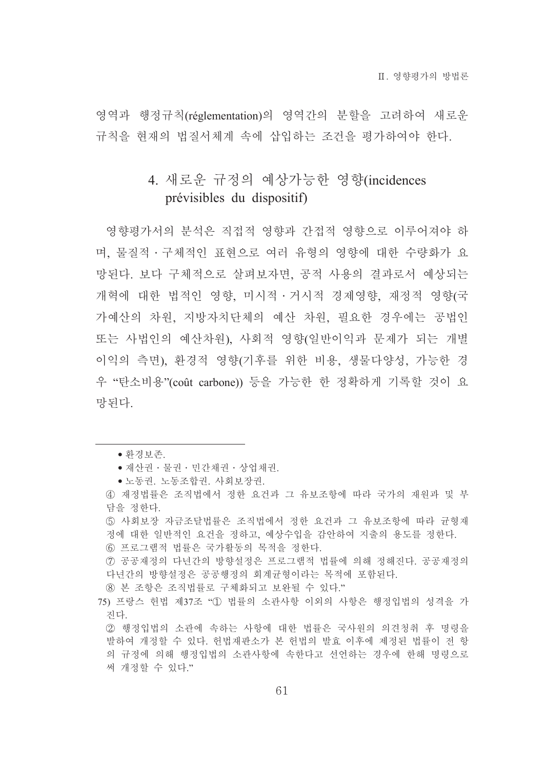영역과 행정규칙(réglementation)의 영역간의 분할을 고려하여 새로운 규칙을 현재의 법질서체계 속에 삽입하는 조건을 평가하여야 한다.

### 4. 새로운 규정의 예상가능한 영향(incidences prévisibles du dispositif)

영향평가서의 분석은 직접적 영향과 간접적 영향으로 이루어져야 하며, 물질적·구체적인 표현으로 여러 유형의 영향에 대한 수량화가 요망된다. 보다 구체적으로 살펴보자면, 공적 사용의 결과로서 예상되는 개혁에 대한 법적인 영향, 미시적·거시적 경제영향, 재정적 영향(국가예산의 차원, 지방자치단체의 예산 차원, 필요한 경우에는 공법인 또는 사법인의 예산차원), 사회적 영향(일반이익과 문제가 되는 개별이익의 측면), 환경적 영향(기후를 위한 비용, 생물다양성, 가능한 경우 "탄소비용"(coût carbone)) 등을 가능한 한 정확하게 기록할 것이 요망된다.

---

- 환경보존.
- 재산권·물권·민간채권·상업채권.
- 노동권. 노동조합권. 사회보장권.

④ 재정법률은 조직법에서 정한 요건과 그 유보조항에 따라 국가의 재원과 및 부담을 정한다.

⑤ 사회보장 자금조달법률은 조직법에서 정한 요건과 그 유보조항에 따라 균형재정에 대한 일반적인 요건을 정하고, 예상수입을 감안하여 지출의 용도를 정한다.

⑥ 프로그램적 법률은 국가활동의 목적을 정한다.

⑦ 공공재정의 다년간의 방향설정은 프로그램적 법률에 의해 정해진다. 공공재정의 다년간의 방향설정은 공공행정의 회계균형이라는 목적에 포함된다.

⑧ 본 조항은 조직법률로 구체화되고 보완될 수 있다."

75) 프랑스 헌법 제37조 "① 법률의 소관사항 이외의 사항은 행정입법의 성격을 가진다.

② 행정입법의 소관에 속하는 사항에 대한 법률은 국사원의 의견청취 후 명령을 발하여 개정할 수 있다. 헌법재판소가 본 헌법의 발효 이후에 제정된 법률이 전 항의 규정에 의해 행정입법의 소관사항에 속한다고 선언하는 경우에 한해 명령으로써 개정할 수 있다."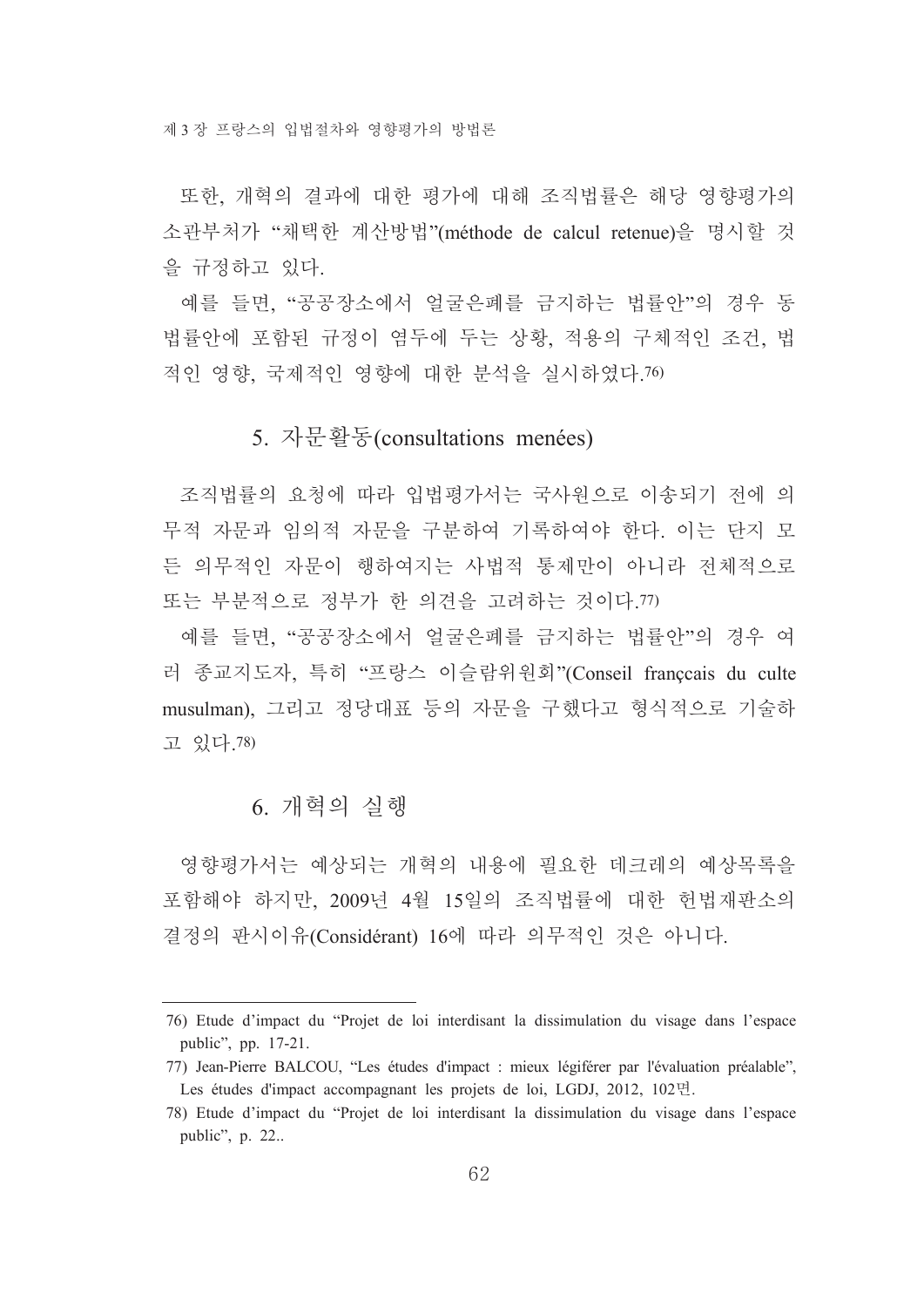또한, 개혁의 결과에 대한 평가에 대해 조직법률은 해당 영향평가의 소관부처가 “채택한 계산방법”(méthode de calcul retenue)을 명시할 것을 규정하고 있다.

예를 들면, “공공장소에서 얼굴은폐를 금지하는 법률안”의 경우 동 법률안에 포함된 규정이 염두에 두는 상황, 적용의 구체적인 조건, 법적인 영향, 국제적인 영향에 대한 분석을 실시하였다.[76)]

## 5. 자문활동(consultations menées)

조직법률의 요청에 따라 입법평가서는 국사원으로 이송되기 전에 의무적 자문과 임의적 자문을 구분하여 기록하여야 한다. 이는 단지 모든 의무적인 자문이 행하여지는 사법적 통제만이 아니라 전체적으로 또는 부분적으로 정부가 한 의견을 고려하는 것이다.[77)]

예를 들면, “공공장소에서 얼굴은폐를 금지하는 법률안”의 경우 여러 종교지도자, 특히 “프랑스 이슬람위원회”(Conseil françcais du culte musulman), 그리고 정당대표 등의 자문을 구했다고 형식적으로 기술하고 있다.[78)]

## 6. 개혁의 실행

영향평가서는 예상되는 개혁의 내용에 필요한 데크레의 예상목록을 포함해야 하지만, 2009년 4월 15일의 조직법률에 대한 헌법재판소의 결정의 판시이유(Considérant) 16에 따라 의무적인 것은 아니다.

---

76) Etude d’impact du “Projet de loi interdisant la dissimulation du visage dans l’espace public”, pp. 17-21.

77) Jean-Pierre BALCOU, “Les études d'impact : mieux légiférer par l'évaluation préalable”, Les études d'impact accompagnant les projets de loi, LGDJ, 2012, 102면.

78) Etude d’impact du “Projet de loi interdisant la dissimulation du visage dans l’espace public”, p. 22..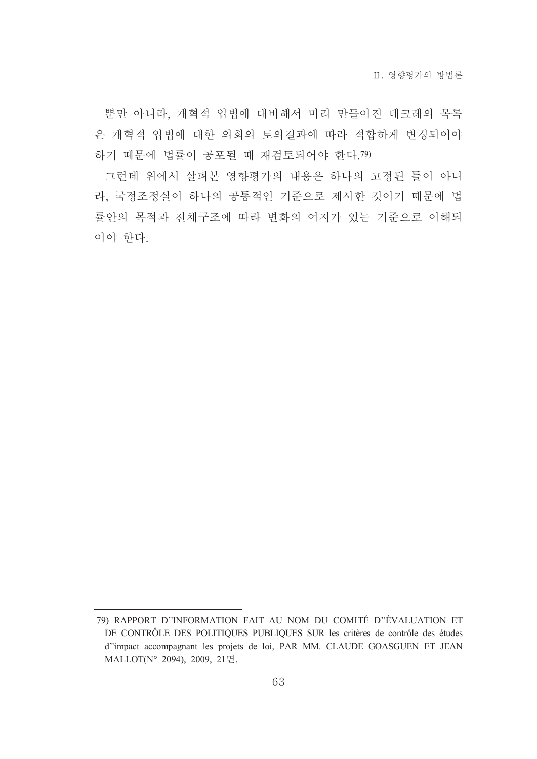뿐만 아니라, 개혁적 입법에 대비해서 미리 만들어진 데크레의 목록은 개혁적 입법에 대한 의회의 토의결과에 따라 적합하게 변경되어야 하기 때문에 법률이 공포될 때 재검토되어야 한다.[79)]

그런데 위에서 살펴본 영향평가의 내용은 하나의 고정된 틀이 아니라, 국정조정실이 하나의 공통적인 기준으로 제시한 것이기 때문에 법률안의 목적과 전체구조에 따라 변화의 여지가 있는 기준으로 이해되어야 한다.

---

79) RAPPORT D''INFORMATION FAIT AU NOM DU COMITÉ D''ÉVALUATION ET DE CONTRÔLE DES POLITIQUES PUBLIQUES SUR les critères de contrôle des études d''impact accompagnant les projets de loi, PAR MM. CLAUDE GOASGUEN ET JEAN MALLOT(N° 2094), 2009, 21면.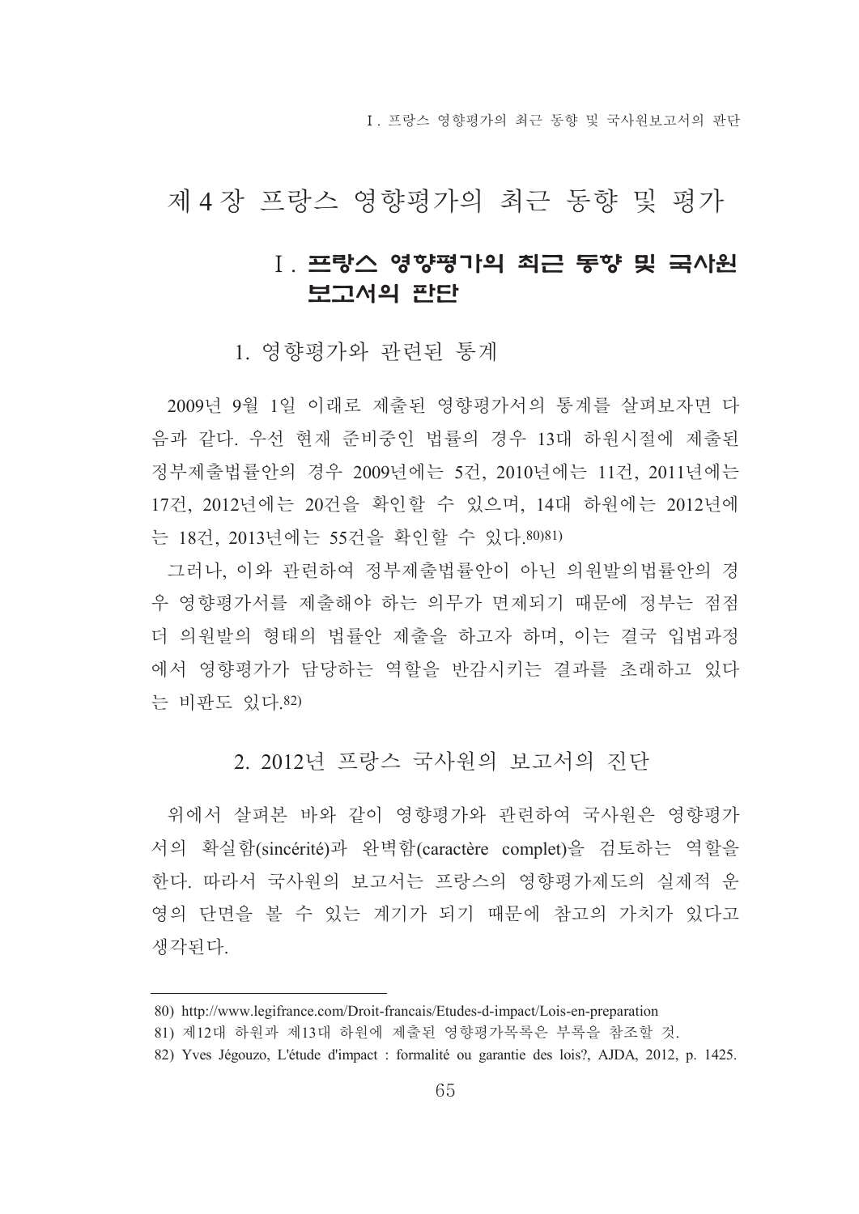# 제 4 장 프랑스 영향평가의 최근 동향 및 평가

## Ⅰ. 프랑스 영향평가의 최근 동향 및 국사원 보고서의 판단

### 1. 영향평가와 관련된 통계

2009년 9월 1일 이래로 제출된 영향평가서의 통계를 살펴보자면 다음과 같다. 우선 현재 준비중인 법률의 경우 13대 하원시절에 제출된 정부제출법률안의 경우 2009년에는 5건, 2010년에는 11건, 2011년에는 17건, 2012년에는 20건을 확인할 수 있으며, 14대 하원에는 2012년에는 18건, 2013년에는 55건을 확인할 수 있다.[80][81]

그러나, 이와 관련하여 정부제출법률안이 아닌 의원발의법률안의 경우 영향평가서를 제출해야 하는 의무가 면제되기 때문에 정부는 점점 더 의원발의 형태의 법률안 제출을 하고자 하며, 이는 결국 입법과정에서 영향평가가 담당하는 역할을 반감시키는 결과를 초래하고 있다는 비판도 있다.[82]

### 2. 2012년 프랑스 국사원의 보고서의 진단

위에서 살펴본 바와 같이 영향평가와 관련하여 국사원은 영향평가서의 확실함(sincérité)과 완벽함(caractère complet)을 검토하는 역할을 한다. 따라서 국사원의 보고서는 프랑스의 영향평가제도의 실제적 운영의 단면을 볼 수 있는 계기가 되기 때문에 참고의 가치가 있다고 생각된다.

---

80) http://www.legifrance.com/Droit-francais/Etudes-d-impact/Lois-en-preparation

81) 제12대 하원과 제13대 하원에 제출된 영향평가목록은 부록을 참조할 것.

82) Yves Jégouzo, L'étude d'impact : formalité ou garantie des lois?, AJDA, 2012, p. 1425.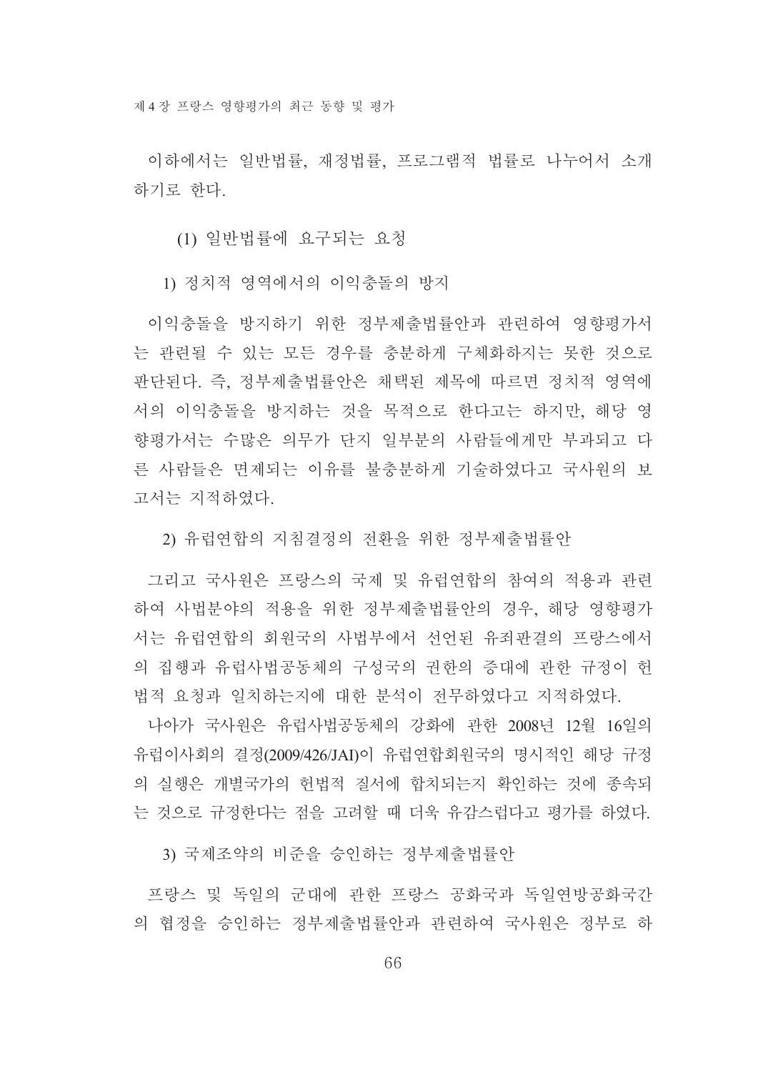이하에서는 일반법률, 재정법률, 프로그램적 법률로 나누어서 소개하기로 한다.

### (1) 일반법률에 요구되는 요청

#### 1) 정치적 영역에서의 이익충돌의 방지

이익충돌을 방지하기 위한 정부제출법률안과 관련하여 영향평가서는 관련될 수 있는 모든 경우를 충분하게 구체화하지는 못한 것으로 판단된다. 즉, 정부제출법률안은 채택된 제목에 따르면 정치적 영역에서의 이익충돌을 방지하는 것을 목적으로 한다고는 하지만, 해당 영향평가서는 수많은 의무가 단지 일부분의 사람들에게만 부과되고 다른 사람들은 면제되는 이유를 불충분하게 기술하였다고 국사원의 보고서는 지적하였다.

#### 2) 유럽연합의 지침결정의 전환을 위한 정부제출법률안

그리고 국사원은 프랑스의 국제 및 유럽연합의 참여의 적용과 관련하여 사법분야의 적용을 위한 정부제출법률안의 경우, 해당 영향평가서는 유럽연합의 회원국의 사법부에서 선언된 유죄판결의 프랑스에서의 집행과 유럽사법공동체의 구성국의 권한의 증대에 관한 규정이 헌법적 요청과 일치하는지에 대한 분석이 전무하였다고 지적하였다.

나아가 국사원은 유럽사법공동체의 강화에 관한 2008년 12월 16일의 유럽이사회의 결정(2009/426/JAI)이 유럽연합회원국의 명시적인 해당 규정의 실행은 개별국가의 헌법적 질서에 합치되는지 확인하는 것에 종속되는 것으로 규정한다는 점을 고려할 때 더욱 유감스럽다고 평가를 하였다.

#### 3) 국제조약의 비준을 승인하는 정부제출법률안

프랑스 및 독일의 군대에 관한 프랑스 공화국과 독일연방공화국간의 협정을 승인하는 정부제출법률안과 관련하여 국사원은 정부로 하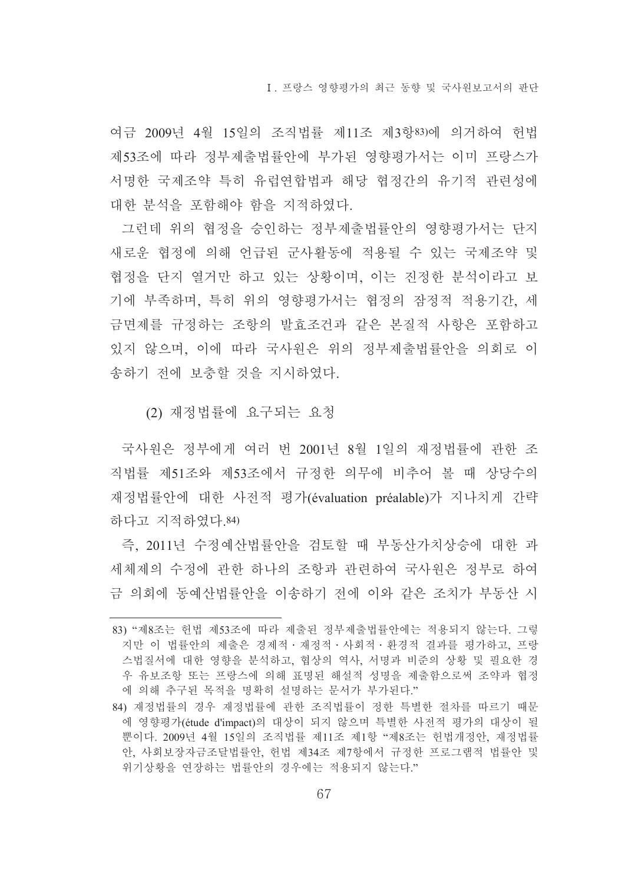여금 2009년 4월 15일의 조직법률 제11조 제3항[83]에 의거하여 헌법 제53조에 따라 정부제출법률안에 부가된 영향평가서는 이미 프랑스가 서명한 국제조약 특히 유럽연합법과 해당 협정간의 유기적 관련성에 대한 분석을 포함해야 함을 지적하였다.

그런데 위의 협정을 승인하는 정부제출법률안의 영향평가서는 단지 새로운 협정에 의해 언급된 군사활동에 적용될 수 있는 국제조약 및 협정을 단지 열거만 하고 있는 상황이며, 이는 진정한 분석이라고 보기에 부족하며, 특히 위의 영향평가서는 협정의 잠정적 적용기간, 세금면제를 규정하는 조항의 발효조건과 같은 본질적 사항은 포함하고 있지 않으며, 이에 따라 국사원은 위의 정부제출법률안을 의회로 이송하기 전에 보충할 것을 지시하였다.

(2) 재정법률에 요구되는 요청

국사원은 정부에게 여러 번 2001년 8월 1일의 재정법률에 관한 조직법률 제51조와 제53조에서 규정한 의무에 비추어 볼 때 상당수의 재정법률안에 대한 사전적 평가(évaluation préalable)가 지나치게 간략하다고 지적하였다.[84]

즉, 2011년 수정예산법률안을 검토할 때 부동산가치상승에 대한 과세체제의 수정에 관한 하나의 조항과 관련하여 국사원은 정부로 하여금 의회에 동예산법률안을 이송하기 전에 이와 같은 조치가 부동산 시

---

83) "제8조는 헌법 제53조에 따라 제출된 정부제출법률안에는 적용되지 않는다. 그렇지만 이 법률안의 제출은 경제적·재정적·사회적·환경적 결과를 평가하고, 프랑스법질서에 대한 영향을 분석하고, 협상의 역사, 서명과 비준의 상황 및 필요한 경우 유보조항 또는 프랑스에 의해 표명된 해설적 성명을 제출함으로써 조약과 협정에 의해 추구된 목적을 명확히 설명하는 문서가 부가된다."

84) 재정법률의 경우 재정법률에 관한 조직법률이 정한 특별한 절차를 따르기 때문에 영향평가(étude d'impact)의 대상이 되지 않으며 특별한 사전적 평가의 대상이 될 뿐이다. 2009년 4월 15일의 조직법률 제11조 제1항 "제8조는 헌법개정안, 재정법률안, 사회보장자금조달법률안, 헌법 제34조 제7항에서 규정한 프로그램적 법률안 및 위기상황을 연장하는 법률안의 경우에는 적용되지 않는다."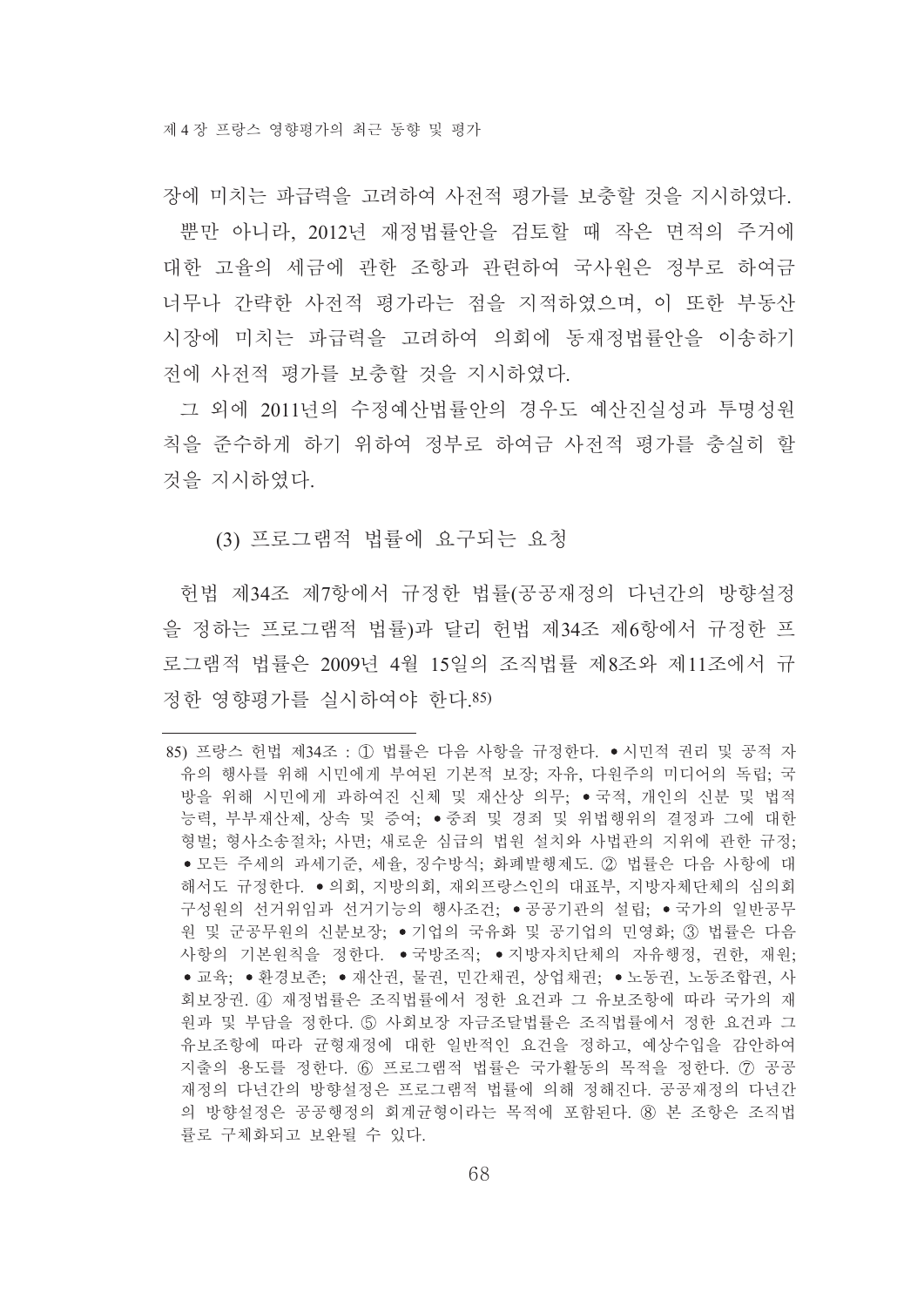장에 미치는 파급력을 고려하여 사전적 평가를 보충할 것을 지시하였다.

뿐만 아니라, 2012년 재정법률안을 검토할 때 작은 면적의 주거에 대한 고율의 세금에 관한 조항과 관련하여 국사원은 정부로 하여금 너무나 간략한 사전적 평가라는 점을 지적하였으며, 이 또한 부동산 시장에 미치는 파급력을 고려하여 의회에 동재정법률안을 이송하기 전에 사전적 평가를 보충할 것을 지시하였다.

그 외에 2011년의 수정예산법률안의 경우도 예산진실성과 투명성원칙을 준수하게 하기 위하여 정부로 하여금 사전적 평가를 충실히 할 것을 지시하였다.

### (3) 프로그램적 법률에 요구되는 요청

헌법 제34조 제7항에서 규정한 법률(공공재정의 다년간의 방향설정을 정하는 프로그램적 법률)과 달리 헌법 제34조 제6항에서 규정한 프로그램적 법률은 2009년 4월 15일의 조직법률 제8조와 제11조에서 규정한 영향평가를 실시하여야 한다.[85]

---

85) 프랑스 헌법 제34조 : ① 법률은 다음 사항을 규정한다. • 시민적 권리 및 공적 자유의 행사를 위해 시민에게 부여된 기본적 보장; 자유, 다원주의 미디어의 독립; 국방을 위해 시민에게 과하여진 신체 및 재산상 의무; • 국적, 개인의 신분 및 법적 능력, 부부재산제, 상속 및 증여; • 중죄 및 경죄 및 위법행위의 결정과 그에 대한 형벌; 형사소송절차; 사면; 새로운 심급의 법원 설치와 사법관의 지위에 관한 규정; • 모든 주세의 과세기준, 세율, 징수방식; 화폐발행제도. ② 법률은 다음 사항에 대해서도 규정한다. • 의회, 지방의회, 재외프랑스인의 대표부, 지방자치단체의 심의회 구성원의 선거위임과 선거기능의 행사조건; • 공공기관의 설립; • 국가의 일반공무원 및 군공무원의 신분보장; • 기업의 국유화 및 공기업의 민영화; ③ 법률은 다음 사항의 기본원칙을 정한다. • 국방조직; • 지방자치단체의 자유행정, 권한, 재원; • 교육; • 환경보존; • 재산권, 물권, 민간채권, 상업채권; • 노동권, 노동조합권, 사회보장권. ④ 재정법률은 조직법률에서 정한 요건과 그 유보조항에 따라 국가의 재원과 및 부담을 정한다. ⑤ 사회보장 자금조달법률은 조직법률에서 정한 요건과 그 유보조항에 따라 균형재정에 대한 일반적인 요건을 정하고, 예상수입을 감안하여 지출의 용도를 정한다. ⑥ 프로그램적 법률은 국가활동의 목적을 정한다. ⑦ 공공재정의 다년간의 방향설정은 프로그램적 법률에 의해 정해진다. 공공재정의 다년간의 방향설정은 공공행정의 회계균형이라는 목적에 포함된다. ⑧ 본 조항은 조직법률로 구체화되고 보완될 수 있다.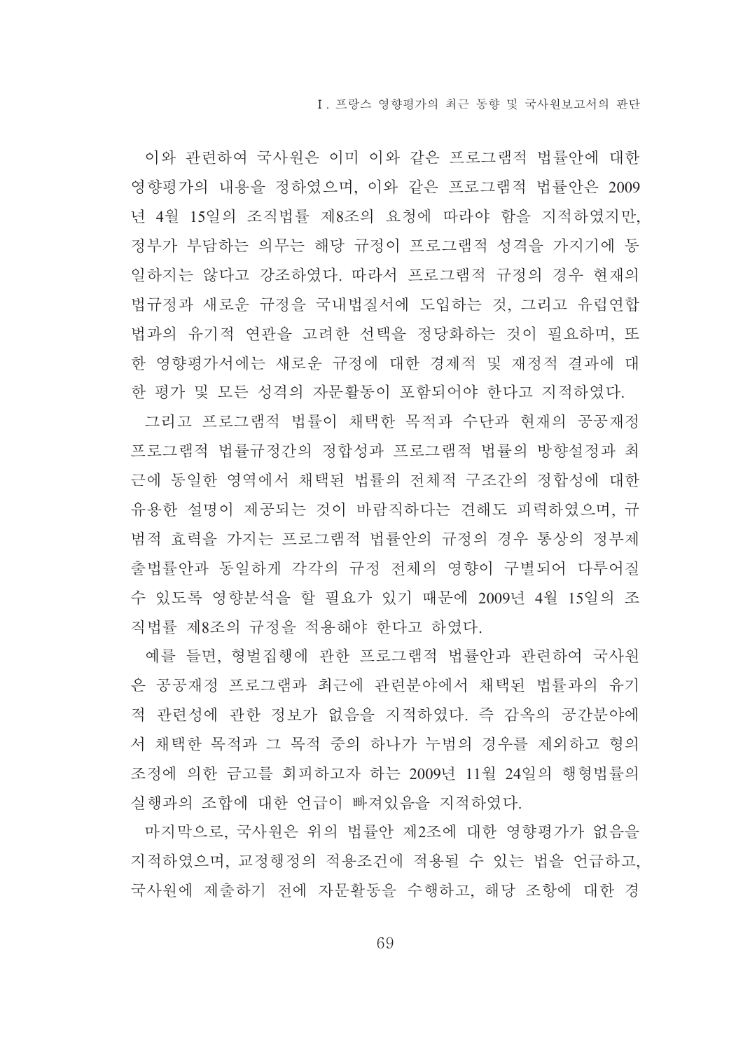이와 관련하여 국사원은 이미 이와 같은 프로그램적 법률안에 대한 영향평가의 내용을 정하였으며, 이와 같은 프로그램적 법률안은 2009년 4월 15일의 조직법률 제8조의 요청에 따라야 함을 지적하였지만, 정부가 부담하는 의무는 해당 규정이 프로그램적 성격을 가지기에 동일하지는 않다고 강조하였다. 따라서 프로그램적 규정의 경우 현재의 법규정과 새로운 규정을 국내법질서에 도입하는 것, 그리고 유럽연합법과의 유기적 연관을 고려한 선택을 정당화하는 것이 필요하며, 또한 영향평가서에는 새로운 규정에 대한 경제적 및 재정적 결과에 대한 평가 및 모든 성격의 자문활동이 포함되어야 한다고 지적하였다.

그리고 프로그램적 법률이 채택한 목적과 수단과 현재의 공공재정 프로그램적 법률규정간의 정합성과 프로그램적 법률의 방향설정과 최근에 동일한 영역에서 채택된 법률의 전체적 구조간의 정합성에 대한 유용한 설명이 제공되는 것이 바람직하다는 견해도 피력하였으며, 규범적 효력을 가지는 프로그램적 법률안의 규정의 경우 통상의 정부제출법률안과 동일하게 각각의 규정 전체의 영향이 구별되어 다루어질 수 있도록 영향분석을 할 필요가 있기 때문에 2009년 4월 15일의 조직법률 제8조의 규정을 적용해야 한다고 하였다.

예를 들면, 형벌집행에 관한 프로그램적 법률안과 관련하여 국사원은 공공재정 프로그램과 최근에 관련분야에서 채택된 법률과의 유기적 관련성에 관한 정보가 없음을 지적하였다. 즉 감옥의 공간분야에서 채택한 목적과 그 목적 중의 하나가 누범의 경우를 제외하고 형의 조정에 의한 금고를 회피하고자 하는 2009년 11월 24일의 행형법률의 실행과의 조합에 대한 언급이 빠져있음을 지적하였다.

마지막으로, 국사원은 위의 법률안 제2조에 대한 영향평가가 없음을 지적하였으며, 교정행정의 적용조건에 적용될 수 있는 법을 언급하고, 국사원에 제출하기 전에 자문활동을 수행하고, 해당 조항에 대한 경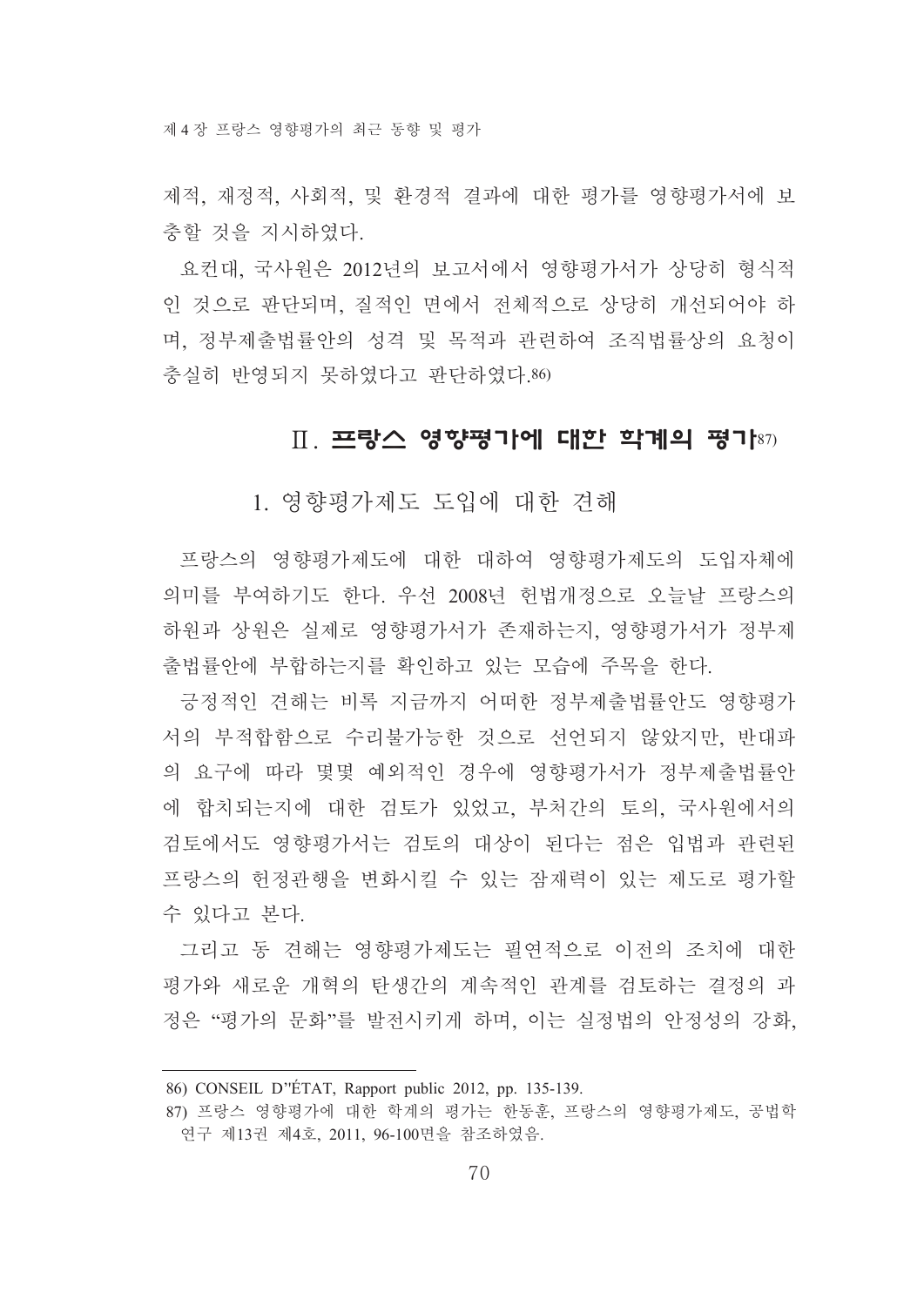제적, 재정적, 사회적, 및 환경적 결과에 대한 평가를 영향평가서에 보충할 것을 지시하였다.

요컨대, 국사원은 2012년의 보고서에서 영향평가서가 상당히 형식적인 것으로 판단되며, 질적인 면에서 전체적으로 상당히 개선되어야 하며, 정부제출법률안의 성격 및 목적과 관련하여 조직법률상의 요청이 충실히 반영되지 못하였다고 판단하였다.[86)]

## Ⅱ. 프랑스 영향평가에 대한 학계의 평가[87)]

### 1. 영향평가제도 도입에 대한 견해

프랑스의 영향평가제도에 대한 대하여 영향평가제도의 도입자체에 의미를 부여하기도 한다. 우선 2008년 헌법개정으로 오늘날 프랑스의 하원과 상원은 실제로 영향평가서가 존재하는지, 영향평가서가 정부제출법률안에 부합하는지를 확인하고 있는 모습에 주목을 한다.

긍정적인 견해는 비록 지금까지 어떠한 정부제출법률안도 영향평가서의 부적합함으로 수리불가능한 것으로 선언되지 않았지만, 반대파의 요구에 따라 몇몇 예외적인 경우에 영향평가서가 정부제출법률안에 합치되는지에 대한 검토가 있었고, 부처간의 토의, 국사원에서의 검토에서도 영향평가서는 검토의 대상이 된다는 점은 입법과 관련된 프랑스의 헌정관행을 변화시킬 수 있는 잠재력이 있는 제도로 평가할 수 있다고 본다.

그리고 동 견해는 영향평가제도는 필연적으로 이전의 조치에 대한 평가와 새로운 개혁의 탄생간의 계속적인 관계를 검토하는 결정의 과정은 "평가의 문화"를 발전시키게 하며, 이는 실정법의 안정성의 강화,

---

86) CONSEIL D"ÉTAT, Rapport public 2012, pp. 135-139.

87) 프랑스 영향평가에 대한 학계의 평가는 한동훈, 프랑스의 영향평가제도, 공법학연구 제13권 제4호, 2011, 96-100면을 참조하였음.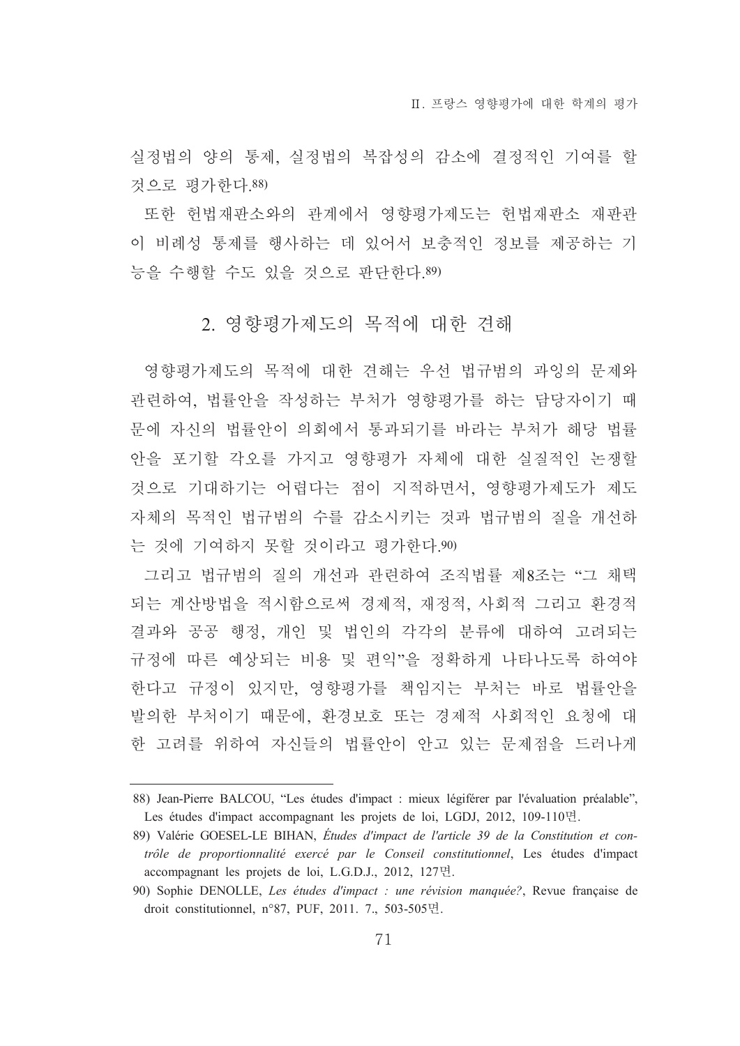실정법의 양의 통제, 실정법의 복잡성의 감소에 결정적인 기여를 할 것으로 평가한다.[88]

또한 헌법재판소와의 관계에서 영향평가제도는 헌법재판소 재판관이 비례성 통제를 행사하는 데 있어서 보충적인 정보를 제공하는 기능을 수행할 수도 있을 것으로 판단한다.[89]

## 2. 영향평가제도의 목적에 대한 견해

영향평가제도의 목적에 대한 견해는 우선 법규범의 과잉의 문제와 관련하여, 법률안을 작성하는 부처가 영향평가를 하는 담당자이기 때문에 자신의 법률안이 의회에서 통과되기를 바라는 부처가 해당 법률안을 포기할 각오를 가지고 영향평가 자체에 대한 실질적인 논쟁할 것으로 기대하기는 어렵다는 점이 지적하면서, 영향평가제도가 제도 자체의 목적인 법규범의 수를 감소시키는 것과 법규범의 질을 개선하는 것에 기여하지 못할 것이라고 평가한다.[90]

그리고 법규범의 질의 개선과 관련하여 조직법률 제8조는 "그 채택되는 계산방법을 적시함으로써 경제적, 재정적, 사회적 그리고 환경적 결과와 공공 행정, 개인 및 법인의 각각의 분류에 대하여 고려되는 규정에 따른 예상되는 비용 및 편익"을 정확하게 나타나도록 하여야 한다고 규정이 있지만, 영향평가를 책임지는 부처는 바로 법률안을 발의한 부처이기 때문에, 환경보호 또는 경제적 사회적인 요청에 대한 고려를 위하여 자신들의 법률안이 안고 있는 문제점을 드러나게

---

88) Jean-Pierre BALCOU, "Les études d'impact : mieux légiférer par l'évaluation préalable", Les études d'impact accompagnant les projets de loi, LGDJ, 2012, 109-110면.

89) Valérie GOESEL-LE BIHAN, *Études d'impact de l'article 39 de la Constitution et contrôle de proportionnalité exercé par le Conseil constitutionnel*, Les études d'impact accompagnant les projets de loi, L.G.D.J., 2012, 127면.

90) Sophie DENOLLE, *Les études d'impact : une révision manquée?*, Revue française de droit constitutionnel, n°87, PUF, 2011. 7., 503-505면.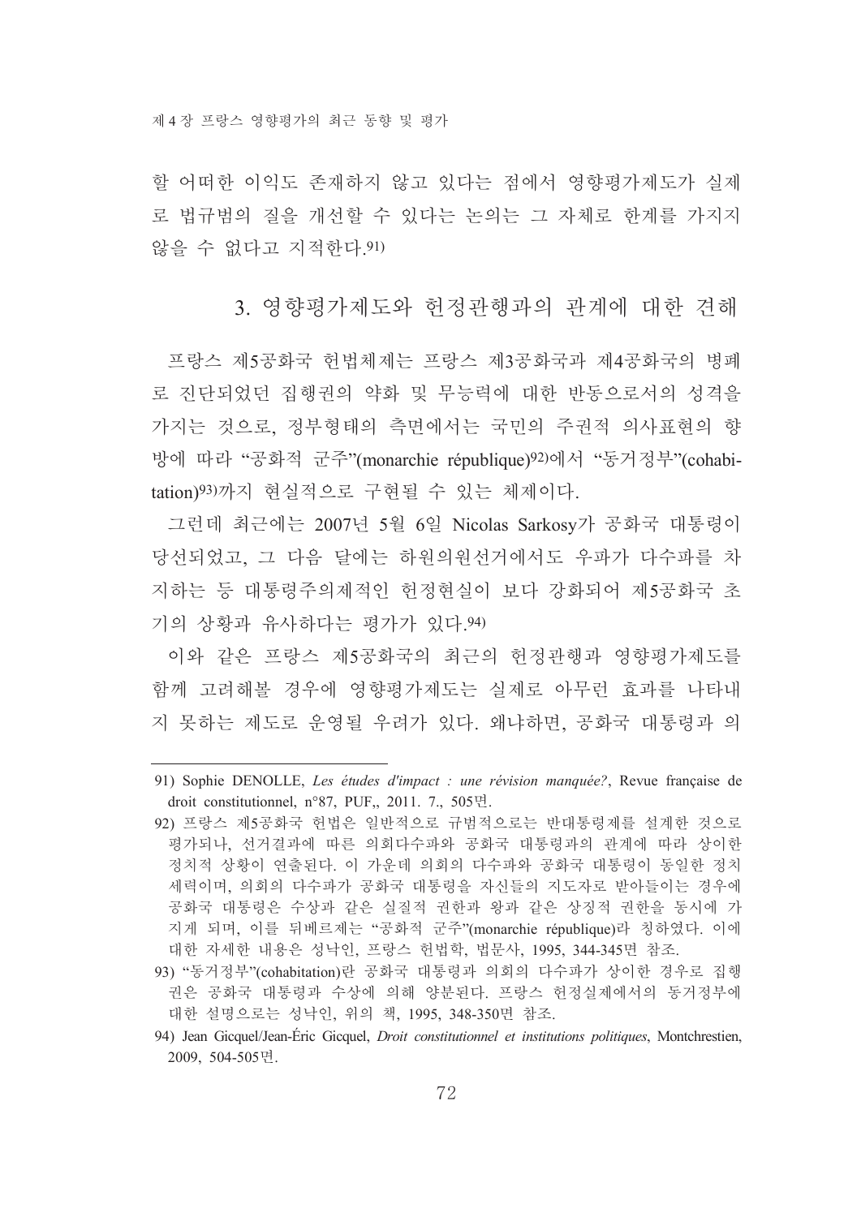할 어떠한 이익도 존재하지 않고 있다는 점에서 영향평가제도가 실제로 법규범의 질을 개선할 수 있다는 논의는 그 자체로 한계를 가지지 않을 수 없다고 지적한다.[91]

### 3. 영향평가제도와 헌정관행과의 관계에 대한 견해

프랑스 제5공화국 헌법체제는 프랑스 제3공화국과 제4공화국의 병폐로 진단되었던 집행권의 약화 및 무능력에 대한 반동으로서의 성격을 가지는 것으로, 정부형태의 측면에서는 국민의 주권적 의사표현의 향방에 따라 "공화적 군주"(monarchie république)[92]에서 "동거정부"(cohabitation)[93]까지 현실적으로 구현될 수 있는 체제이다.

그런데 최근에는 2007년 5월 6일 Nicolas Sarkosy가 공화국 대통령이 당선되었고, 그 다음 달에는 하원의원선거에서도 우파가 다수파를 차지하는 등 대통령주의제적인 헌정현실이 보다 강화되어 제5공화국 초기의 상황과 유사하다는 평가가 있다.[94]

이와 같은 프랑스 제5공화국의 최근의 헌정관행과 영향평가제도를 함께 고려해볼 경우에 영향평가제도는 실제로 아무런 효과를 나타내지 못하는 제도로 운영될 우려가 있다. 왜냐하면, 공화국 대통령과 의

---

91) Sophie DENOLLE, *Les études d'impact : une révision manquée?*, Revue française de droit constitutionnel, n°87, PUF,, 2011. 7., 505면.

92) 프랑스 제5공화국 헌법은 일반적으로 규범적으로는 반대통령제를 설계한 것으로 평가되나, 선거결과에 따른 의회다수파와 공화국 대통령과의 관계에 따라 상이한 정치적 상황이 연출된다. 이 가운데 의회의 다수파와 공화국 대통령이 동일한 정치세력이며, 의회의 다수파가 공화국 대통령을 자신들의 지도자로 받아들이는 경우에 공화국 대통령은 수상과 같은 실질적 권한과 왕과 같은 상징적 권한을 동시에 가지게 되며, 이를 뒤베르제는 "공화적 군주"(monarchie république)라 칭하였다. 이에 대한 자세한 내용은 성낙인, 프랑스 헌법학, 법문사, 1995, 344-345면 참조.

93) "동거정부"(cohabitation)란 공화국 대통령과 의회의 다수파가 상이한 경우로 집행권은 공화국 대통령과 수상에 의해 양분된다. 프랑스 헌정실제에서의 동거정부에 대한 설명으로는 성낙인, 위의 책, 1995, 348-350면 참조.

94) Jean Gicquel/Jean-Éric Gicquel, *Droit constitutionnel et institutions politiques*, Montchrestien, 2009, 504-505면.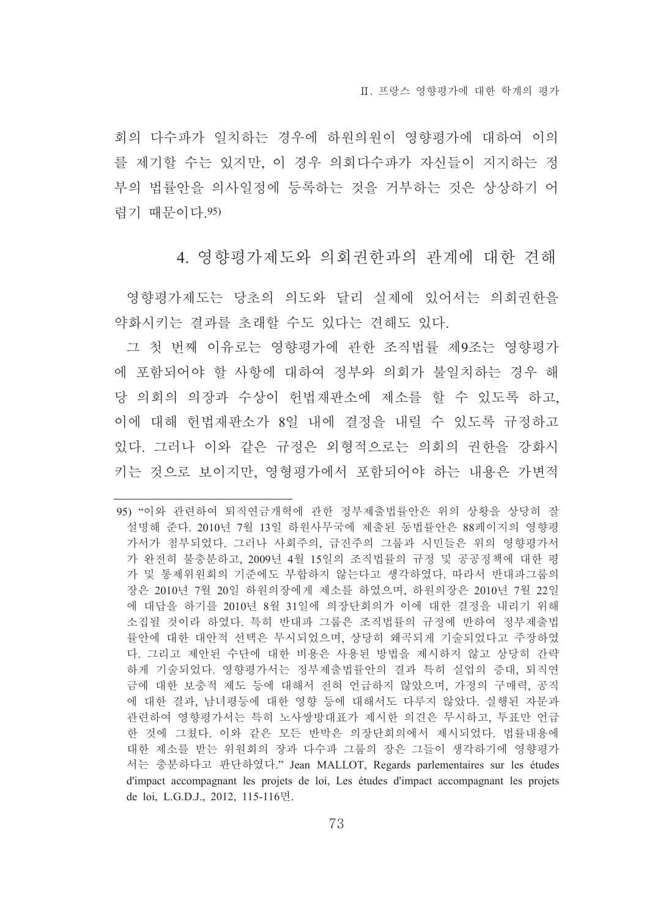회의 다수파가 일치하는 경우에 하원의원이 영향평가에 대하여 이의를 제기할 수는 있지만, 이 경우 의회다수파가 자신들이 지지하는 정부의 법률안을 의사일정에 등록하는 것을 거부하는 것은 상상하기 어렵기 때문이다.[95]

### 4. 영향평가제도와 의회권한과의 관계에 대한 견해

영향평가제도는 당초의 의도와 달리 실제에 있어서는 의회권한을 약화시키는 결과를 초래할 수도 있다는 견해도 있다.

그 첫 번째 이유로는 영향평가에 관한 조직법률 제9조는 영향평가에 포함되어야 할 사항에 대하여 정부와 의회가 불일치하는 경우 해당 의회의 의장과 수상이 헌법재판소에 제소를 할 수 있도록 하고, 이에 대해 헌법재판소가 8일 내에 결정을 내릴 수 있도록 규정하고 있다. 그러나 이와 같은 규정은 외형적으로는 의회의 권한을 강화시키는 것으로 보이지만, 영형평가에서 포함되어야 하는 내용은 가변적

---

95) "이와 관련하여 퇴직연금개혁에 관한 정부제출법률안은 위의 상황을 상당히 잘 설명해 준다. 2010년 7월 13일 하원사무국에 제출된 동법률안은 88페이지의 영향평가서가 첨부되었다. 그러나 사회주의, 급진주의 그룹과 시민들은 위의 영향평가서가 완전히 불충분하고, 2009년 4월 15일의 조직법률의 규정 및 공공정책에 대한 평가 및 통제위원회의 기준에도 부합하지 않는다고 생각하였다. 따라서 반대파그룹의 장은 2010년 7월 20일 하원의장에게 제소를 하였으며, 하원의장은 2010년 7월 22일에 대답을 하기를 2010년 8월 31일에 의장단회의가 이에 대한 결정을 내리기 위해 소집될 것이라 하였다. 특히 반대파 그룹은 조직법률의 규정에 반하여 정부제출법률안에 대한 대안적 선택은 무시되었으며, 상당히 왜곡되게 기술되었다고 주장하였다. 그리고 제안된 수단에 대한 비용은 사용된 방법을 제시하지 않고 상당히 간략하게 기술되었다. 영향평가서는 정부제출법률안의 결과 특히 실업의 증대, 퇴직연금에 대한 보충적 제도 등에 대해서 전혀 언급하지 않았으며, 가정의 구매력, 공직에 대한 결과, 남녀평등에 대한 영향 등에 대해서도 다루지 않았다. 실행된 자문과 관련하여 영향평가서는 특히 노사쌍방대표가 제시한 의견은 무시하고, 투표만 언급한 것에 그쳤다. 이와 같은 모든 반박은 의장단회의에서 제시되었다. 법률내용에 대한 제소를 받는 위원회의 장과 다수파 그룹의 장은 그들이 생각하기에 영향평가서는 충분하다고 판단하였다." Jean MALLOT, Regards parlementaires sur les études d'impact accompagnant les projets de loi, Les études d'impact accompagnant les projets de loi, L.G.D.J., 2012, 115-116면.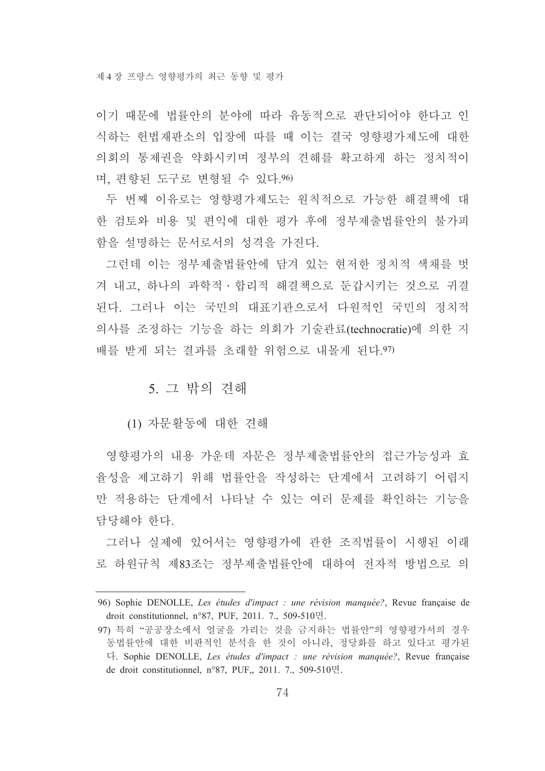이기 때문에 법률안의 분야에 따라 유동적으로 판단되어야 한다고 인식하는 헌법재판소의 입장에 따를 때 이는 결국 영향평가제도에 대한 의회의 통제권을 약화시키며 정부의 견해를 확고하게 하는 정치적이며, 편향된 도구로 변형될 수 있다.[96]

두 번째 이유로는 영향평가제도는 원칙적으로 가능한 해결책에 대한 검토와 비용 및 편익에 대한 평가 후에 정부제출법률안의 불가피함을 설명하는 문서로서의 성격을 가진다.

그런데 이는 정부제출법률안에 담겨 있는 현저한 정치적 색채를 벗겨 내고, 하나의 과학적 · 합리적 해결책으로 둔갑시키는 것으로 귀결된다. 그러나 이는 국민의 대표기관으로서 다원적인 국민의 정치적 의사를 조정하는 기능을 하는 의회가 기술관료(technocratie)에 의한 지배를 받게 되는 결과를 초래할 위험으로 내몰게 된다.[97]

### 5. 그 밖의 견해

#### (1) 자문활동에 대한 견해

영향평가의 내용 가운데 자문은 정부제출법률안의 접근가능성과 효율성을 제고하기 위해 법률안을 작성하는 단계에서 고려하기 어렵지만 적용하는 단계에서 나타날 수 있는 여러 문제를 확인하는 기능을 담당해야 한다.

그러나 실제에 있어서는 영향평가에 관한 조직법률이 시행된 이래로 하원규칙 제83조는 정부제출법률안에 대하여 전자적 방법으로 의

---

96) Sophie DENOLLE, *Les études d'impact : une révision manquée?*, Revue française de droit constitutionnel, n°87, PUF, 2011. 7., 509-510면.

97) 특히 "공공장소에서 얼굴을 가리는 것을 금지하는 법률안"의 영향평가서의 경우 동법률안에 대한 비판적인 분석을 한 것이 아니라, 정당화를 하고 있다고 평가된다. Sophie DENOLLE, *Les études d'impact : une révision manquée?*, Revue française de droit constitutionnel, n°87, PUF,, 2011. 7., 509-510면.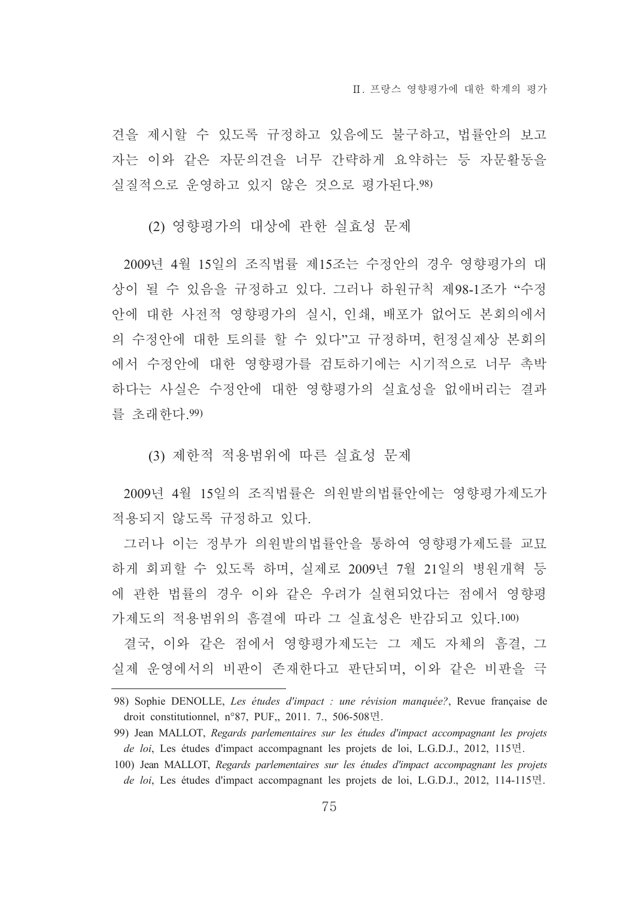견을 제시할 수 있도록 규정하고 있음에도 불구하고, 법률안의 보고자는 이와 같은 자문의견을 너무 간략하게 요약하는 등 자문활동을 실질적으로 운영하고 있지 않은 것으로 평가된다.[98]

#### (2) 영향평가의 대상에 관한 실효성 문제

2009년 4월 15일의 조직법률 제15조는 수정안의 경우 영향평가의 대상이 될 수 있음을 규정하고 있다. 그러나 하원규칙 제98-1조가 "수정안에 대한 사전적 영향평가의 실시, 인쇄, 배포가 없어도 본회의에서의 수정안에 대한 토의를 할 수 있다"고 규정하며, 헌정실제상 본회의에서 수정안에 대한 영향평가를 검토하기에는 시기적으로 너무 촉박하다는 사실은 수정안에 대한 영향평가의 실효성을 없애버리는 결과를 초래한다.[99]

#### (3) 제한적 적용범위에 따른 실효성 문제

2009년 4월 15일의 조직법률은 의원발의법률안에는 영향평가제도가 적용되지 않도록 규정하고 있다.

그러나 이는 정부가 의원발의법률안을 통하여 영향평가제도를 교묘하게 회피할 수 있도록 하며, 실제로 2009년 7월 21일의 병원개혁 등에 관한 법률의 경우 이와 같은 우려가 실현되었다는 점에서 영향평가제도의 적용범위의 흠결에 따라 그 실효성은 반감되고 있다.[100]

결국, 이와 같은 점에서 영향평가제도는 그 제도 자체의 흠결, 그 실제 운영에서의 비판이 존재한다고 판단되며, 이와 같은 비판을 극

---

98) Sophie DENOLLE, *Les études d'impact : une révision manquée?*, Revue française de droit constitutionnel, n°87, PUF,, 2011. 7., 506-508면.

99) Jean MALLOT, *Regards parlementaires sur les études d'impact accompagnant les projets de loi*, Les études d'impact accompagnant les projets de loi, L.G.D.J., 2012, 115면.

100) Jean MALLOT, *Regards parlementaires sur les études d'impact accompagnant les projets de loi*, Les études d'impact accompagnant les projets de loi, L.G.D.J., 2012, 114-115면.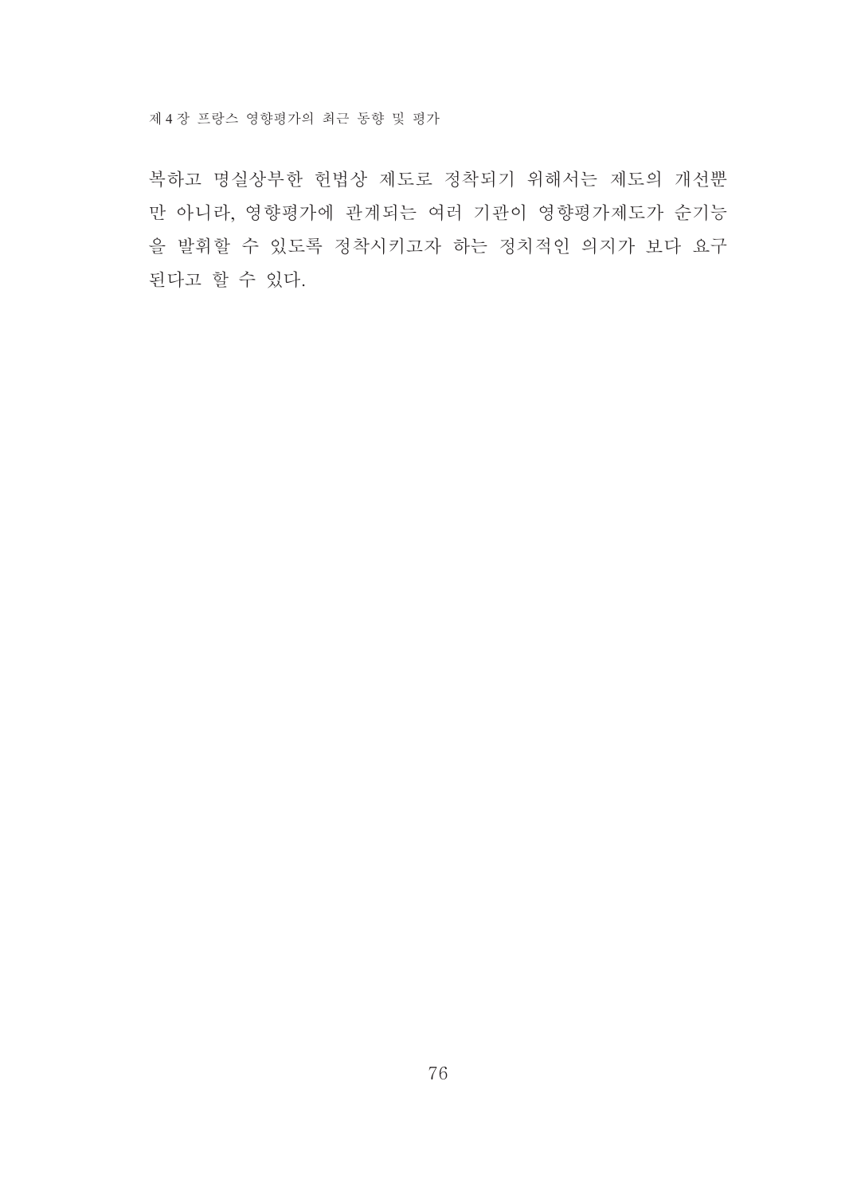복하고 명실상부한 헌법상 제도로 정착되기 위해서는 제도의 개선뿐만 아니라, 영향평가에 관계되는 여러 기관이 영향평가제도가 순기능을 발휘할 수 있도록 정착시키고자 하는 정치적인 의지가 보다 요구된다고 할 수 있다.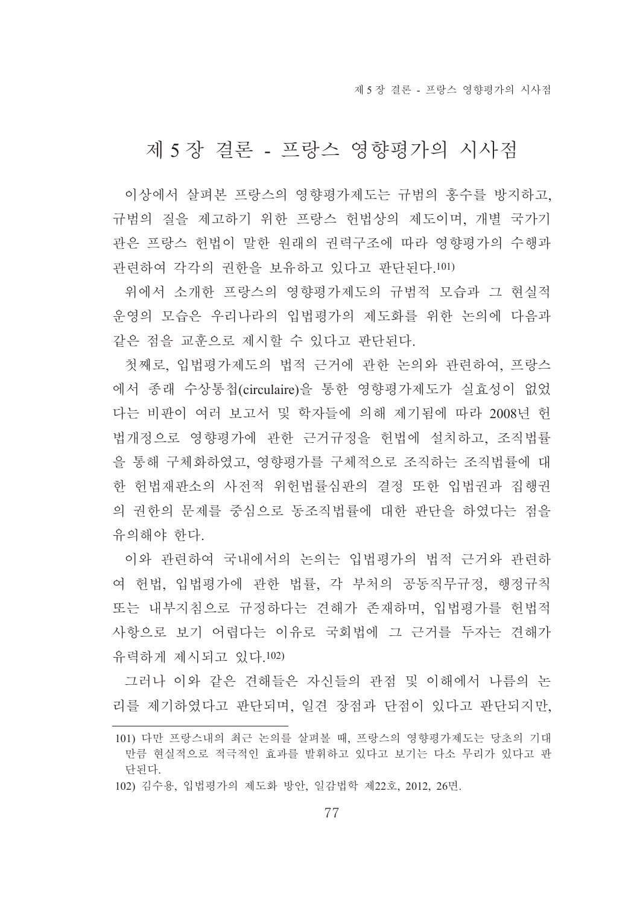# 제 5 장 결론 - 프랑스 영향평가의 시사점

이상에서 살펴본 프랑스의 영향평가제도는 규범의 홍수를 방지하고, 규범의 질을 제고하기 위한 프랑스 헌법상의 제도이며, 개별 국가기관은 프랑스 헌법이 말한 원래의 권력구조에 따라 영향평가의 수행과 관련하여 각각의 권한을 보유하고 있다고 판단된다.[101]

위에서 소개한 프랑스의 영향평가제도의 규범적 모습과 그 현실적 운영의 모습은 우리나라의 입법평가의 제도화를 위한 논의에 다음과 같은 점을 교훈으로 제시할 수 있다고 판단된다.

첫째로, 입법평가제도의 법적 근거에 관한 논의와 관련하여, 프랑스에서 종래 수상통첩(circulaire)을 통한 영향평가제도가 실효성이 없었다는 비판이 여러 보고서 및 학자들에 의해 제기됨에 따라 2008년 헌법개정으로 영향평가에 관한 근거규정을 헌법에 설치하고, 조직법률을 통해 구체화하였고, 영향평가를 구체적으로 조직하는 조직법률에 대한 헌법재판소의 사전적 위헌법률심판의 결정 또한 입법권과 집행권의 권한의 문제를 중심으로 동조직법률에 대한 판단을 하였다는 점을 유의해야 한다.

이와 관련하여 국내에서의 논의는 입법평가의 법적 근거와 관련하여 헌법, 입법평가에 관한 법률, 각 부처의 공동직무규정, 행정규칙 또는 내부지침으로 규정하다는 견해가 존재하며, 입법평가를 헌법적 사항으로 보기 어렵다는 이유로 국회법에 그 근거를 두자는 견해가 유력하게 제시되고 있다.[102]

그러나 이와 같은 견해들은 자신들의 관점 및 이해에서 나름의 논리를 제기하였다고 판단되며, 일견 장점과 단점이 있다고 판단되지만,

---

101) 다만 프랑스내의 최근 논의를 살펴볼 때, 프랑스의 영향평가제도는 당초의 기대만큼 현실적으로 적극적인 효과를 발휘하고 있다고 보기는 다소 무리가 있다고 판단된다.

102) 김수용, 입법평가의 제도화 방안, 일감법학 제22호, 2012, 26면.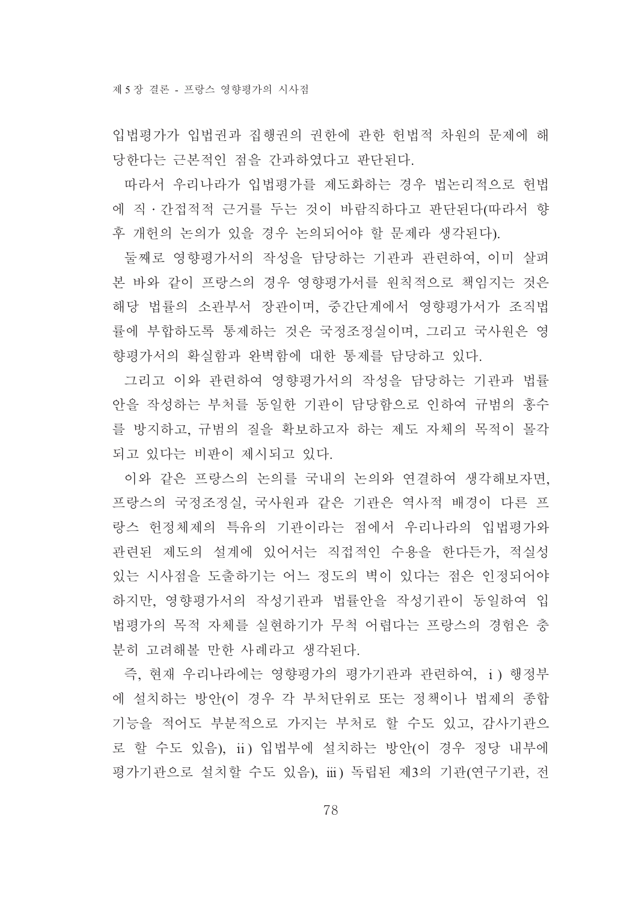입법평가가 입법권과 집행권의 권한에 관한 헌법적 차원의 문제에 해당한다는 근본적인 점을 간과하였다고 판단된다.

따라서 우리나라가 입법평가를 제도화하는 경우 법논리적으로 헌법에 직·간접적적 근거를 두는 것이 바람직하다고 판단된다(따라서 향후 개헌의 논의가 있을 경우 논의되어야 할 문제라 생각된다).

둘째로 영향평가서의 작성을 담당하는 기관과 관련하여, 이미 살펴본 바와 같이 프랑스의 경우 영향평가서를 원칙적으로 책임지는 것은 해당 법률의 소관부서 장관이며, 중간단계에서 영향평가서가 조직법률에 부합하도록 통제하는 것은 국정조정실이며, 그리고 국사원은 영향평가서의 확실함과 완벽함에 대한 통제를 담당하고 있다.

그리고 이와 관련하여 영향평가서의 작성을 담당하는 기관과 법률안을 작성하는 부처를 동일한 기관이 담당함으로 인하여 규범의 홍수를 방지하고, 규범의 질을 확보하고자 하는 제도 자체의 목적이 몰각되고 있다는 비판이 제시되고 있다.

이와 같은 프랑스의 논의를 국내의 논의와 연결하여 생각해보자면, 프랑스의 국정조정실, 국사원과 같은 기관은 역사적 배경이 다른 프랑스 헌정체제의 특유의 기관이라는 점에서 우리나라의 입법평가와 관련된 제도의 설계에 있어서는 직접적인 수용을 한다든가, 적실성 있는 시사점을 도출하기는 어느 정도의 벽이 있다는 점은 인정되어야 하지만, 영향평가서의 작성기관과 법률안을 작성기관이 동일하여 입법평가의 목적 자체를 실현하기가 무척 어렵다는 프랑스의 경험은 충분히 고려해볼 만한 사례라고 생각된다.

즉, 현재 우리나라에는 영향평가의 평가기관과 관련하여, ⅰ) 행정부에 설치하는 방안(이 경우 각 부처단위로 또는 정책이나 법제의 종합기능을 적어도 부분적으로 가지는 부처로 할 수도 있고, 감사기관으로 할 수도 있음), ⅱ) 입법부에 설치하는 방안(이 경우 정당 내부에 평가기관으로 설치할 수도 있음), ⅲ) 독립된 제3의 기관(연구기관, 전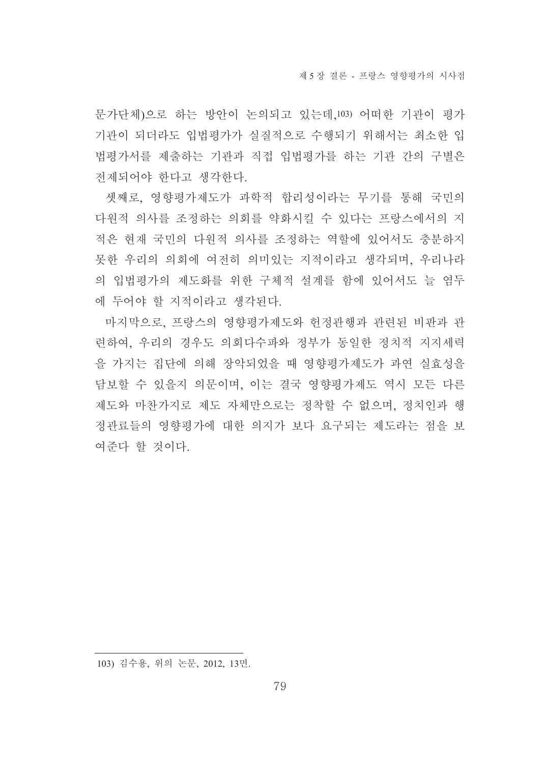문가단체)으로 하는 방안이 논의되고 있는데,[103] 어떠한 기관이 평가기관이 되더라도 입법평가가 실질적으로 수행되기 위해서는 최소한 입법평가서를 제출하는 기관과 직접 입법평가를 하는 기관 간의 구별은 전제되어야 한다고 생각한다.

셋째로, 영향평가제도가 과학적 합리성이라는 무기를 통해 국민의 다원적 의사를 조정하는 의회를 약화시킬 수 있다는 프랑스에서의 지적은 현재 국민의 다원적 의사를 조정하는 역할에 있어서도 충분하지 못한 우리의 의회에 여전히 의미있는 지적이라고 생각되며, 우리나라의 입법평가의 제도화를 위한 구체적 설계를 함에 있어서도 늘 염두에 두어야 할 지적이라고 생각된다.

마지막으로, 프랑스의 영향평가제도와 헌정관행과 관련된 비판과 관련하여, 우리의 경우도 의회다수파와 정부가 동일한 정치적 지지세력을 가지는 집단에 의해 장악되었을 때 영향평가제도가 과연 실효성을 담보할 수 있을지 의문이며, 이는 결국 영향평가제도 역시 모든 다른 제도와 마찬가지로 제도 자체만으로는 정착할 수 없으며, 정치인과 행정관료들의 영향평가에 대한 의지가 보다 요구되는 제도라는 점을 보여준다 할 것이다.

---

103) 김수용, 위의 논문, 2012, 13면.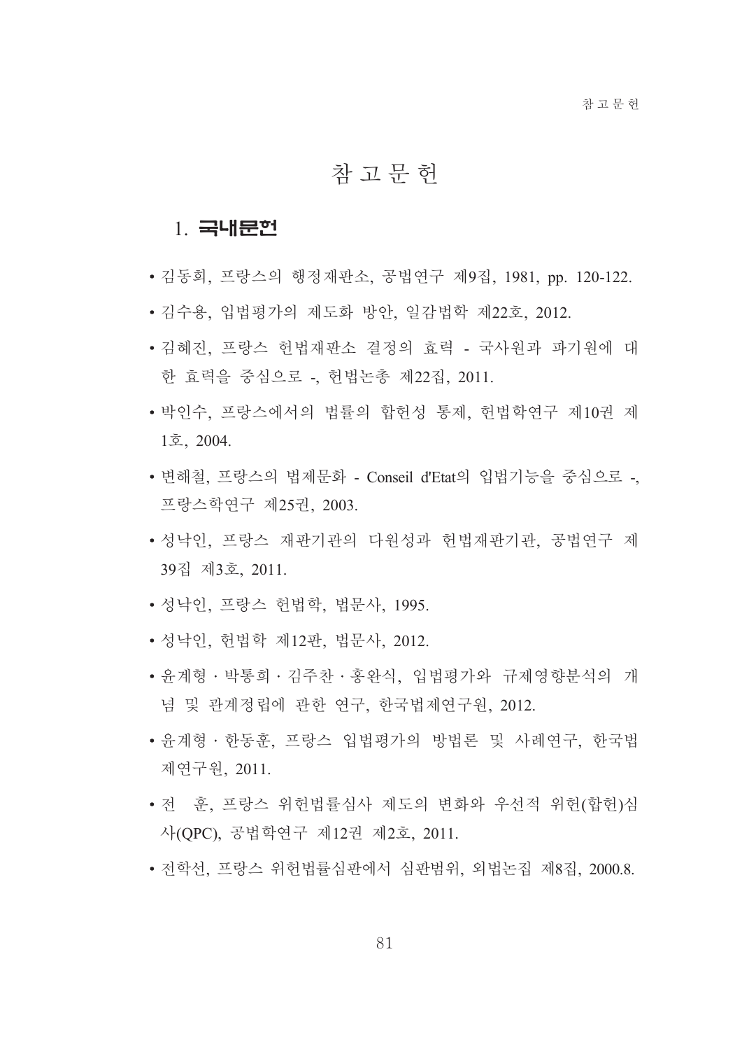# 참 고 문 헌

## 1. 국내문헌

- 김동희, 프랑스의 행정재판소, 공법연구 제9집, 1981, pp. 120-122.
- 김수용, 입법평가의 제도화 방안, 일감법학 제22호, 2012.
- 김혜진, 프랑스 헌법재판소 결정의 효력 - 국사원과 파기원에 대한 효력을 중심으로 -, 헌법논총 제22집, 2011.
- 박인수, 프랑스에서의 법률의 합헌성 통제, 헌법학연구 제10권 제1호, 2004.
- 변해철, 프랑스의 법제문화 - Conseil d'Etat의 입법기능을 중심으로 -, 프랑스학연구 제25권, 2003.
- 성낙인, 프랑스 재판기관의 다원성과 헌법재판기관, 공법연구 제39집 제3호, 2011.
- 성낙인, 프랑스 헌법학, 법문사, 1995.
- 성낙인, 헌법학 제12판, 법문사, 2012.
- 윤계형 · 박통희 · 김주찬 · 홍완식, 입법평가와 규제영향분석의 개념 및 관계정립에 관한 연구, 한국법제연구원, 2012.
- 윤계형 · 한동훈, 프랑스 입법평가의 방법론 및 사례연구, 한국법제연구원, 2011.
- 전 훈, 프랑스 위헌법률심사 제도의 변화와 우선적 위헌(합헌)심사(QPC), 공법학연구 제12권 제2호, 2011.
- 전학선, 프랑스 위헌법률심판에서 심판범위, 외법논집 제8집, 2000.8.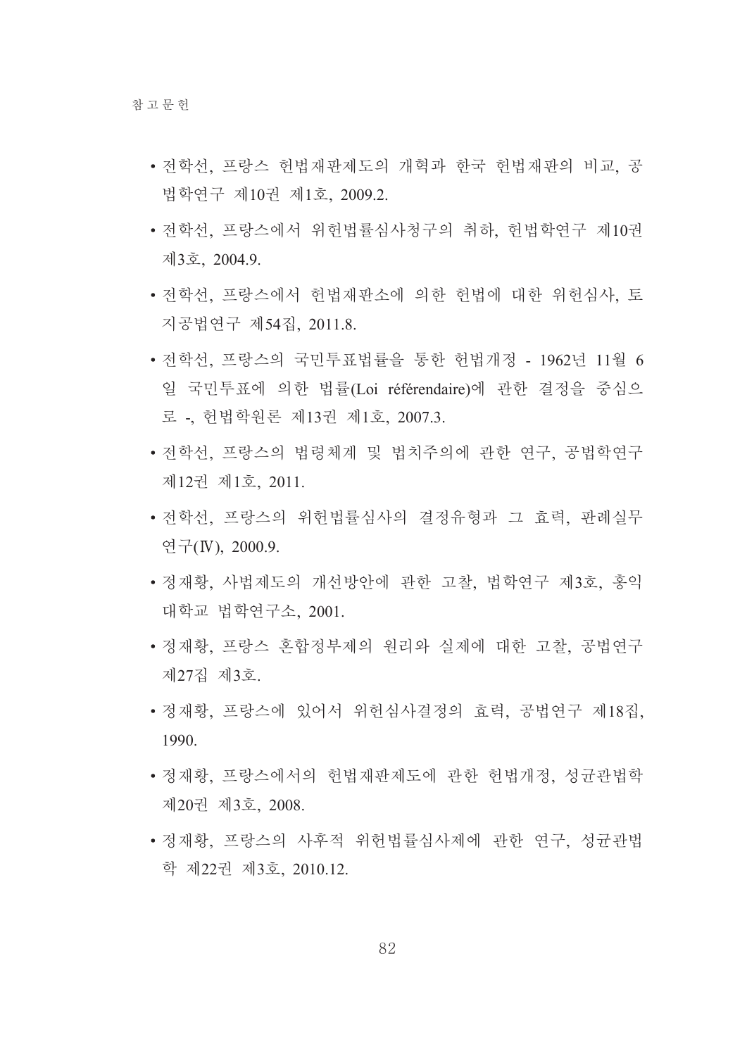- 전학선, 프랑스 헌법재판제도의 개혁과 한국 헌법재판의 비교, 공법학연구 제10권 제1호, 2009.2.
- 전학선, 프랑스에서 위헌법률심사청구의 취하, 헌법학연구 제10권 제3호, 2004.9.
- 전학선, 프랑스에서 헌법재판소에 의한 헌법에 대한 위헌심사, 토지공법연구 제54집, 2011.8.
- 전학선, 프랑스의 국민투표법률을 통한 헌법개정 - 1962년 11월 6일 국민투표에 의한 법률(Loi référendaire)에 관한 결정을 중심으로 -, 헌법학원론 제13권 제1호, 2007.3.
- 전학선, 프랑스의 법령체계 및 법치주의에 관한 연구, 공법학연구 제12권 제1호, 2011.
- 전학선, 프랑스의 위헌법률심사의 결정유형과 그 효력, 판례실무연구(Ⅳ), 2000.9.
- 정재황, 사법제도의 개선방안에 관한 고찰, 법학연구 제3호, 홍익대학교 법학연구소, 2001.
- 정재황, 프랑스 혼합정부제의 원리와 실제에 대한 고찰, 공법연구 제27집 제3호.
- 정재황, 프랑스에 있어서 위헌심사결정의 효력, 공법연구 제18집, 1990.
- 정재황, 프랑스에서의 헌법재판제도에 관한 헌법개정, 성균관법학 제20권 제3호, 2008.
- 정재황, 프랑스의 사후적 위헌법률심사제에 관한 연구, 성균관법학 제22권 제3호, 2010.12.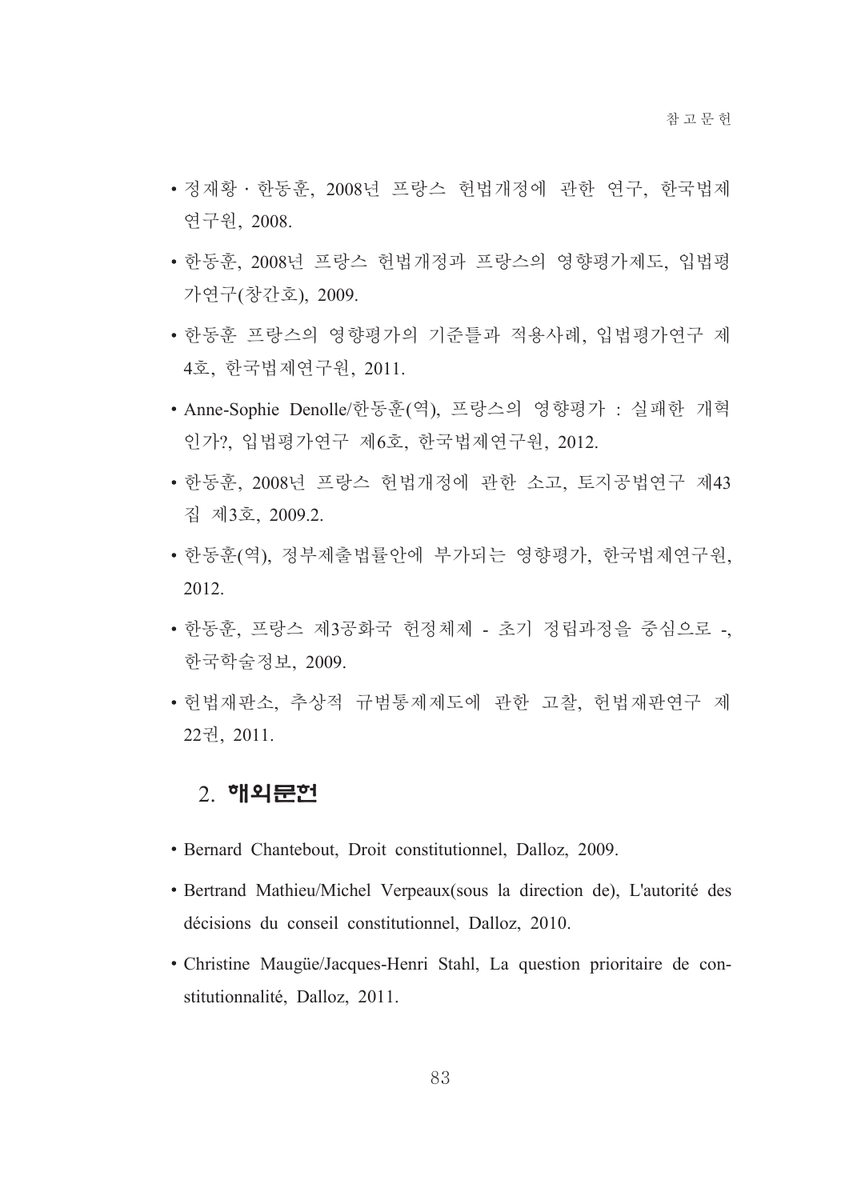- 정재황 · 한동훈, 2008년 프랑스 헌법개정에 관한 연구, 한국법제연구원, 2008.
- 한동훈, 2008년 프랑스 헌법개정과 프랑스의 영향평가제도, 입법평가연구(창간호), 2009.
- 한동훈 프랑스의 영향평가의 기준틀과 적용사례, 입법평가연구 제4호, 한국법제연구원, 2011.
- Anne-Sophie Denolle/한동훈(역), 프랑스의 영향평가 : 실패한 개혁인가?, 입법평가연구 제6호, 한국법제연구원, 2012.
- 한동훈, 2008년 프랑스 헌법개정에 관한 소고, 토지공법연구 제43집 제3호, 2009.2.
- 한동훈(역), 정부제출법률안에 부가되는 영향평가, 한국법제연구원, 2012.
- 한동훈, 프랑스 제3공화국 헌정체제 - 초기 정립과정을 중심으로 -, 한국학술정보, 2009.
- 헌법재판소, 추상적 규범통제제도에 관한 고찰, 헌법재판연구 제22권, 2011.

## 2. 해외문헌

- Bernard Chantebout, Droit constitutionnel, Dalloz, 2009.
- Bertrand Mathieu/Michel Verpeaux(sous la direction de), L'autorité des décisions du conseil constitutionnel, Dalloz, 2010.
- Christine Maugüe/Jacques-Henri Stahl, La question prioritaire de constitutionnalité, Dalloz, 2011.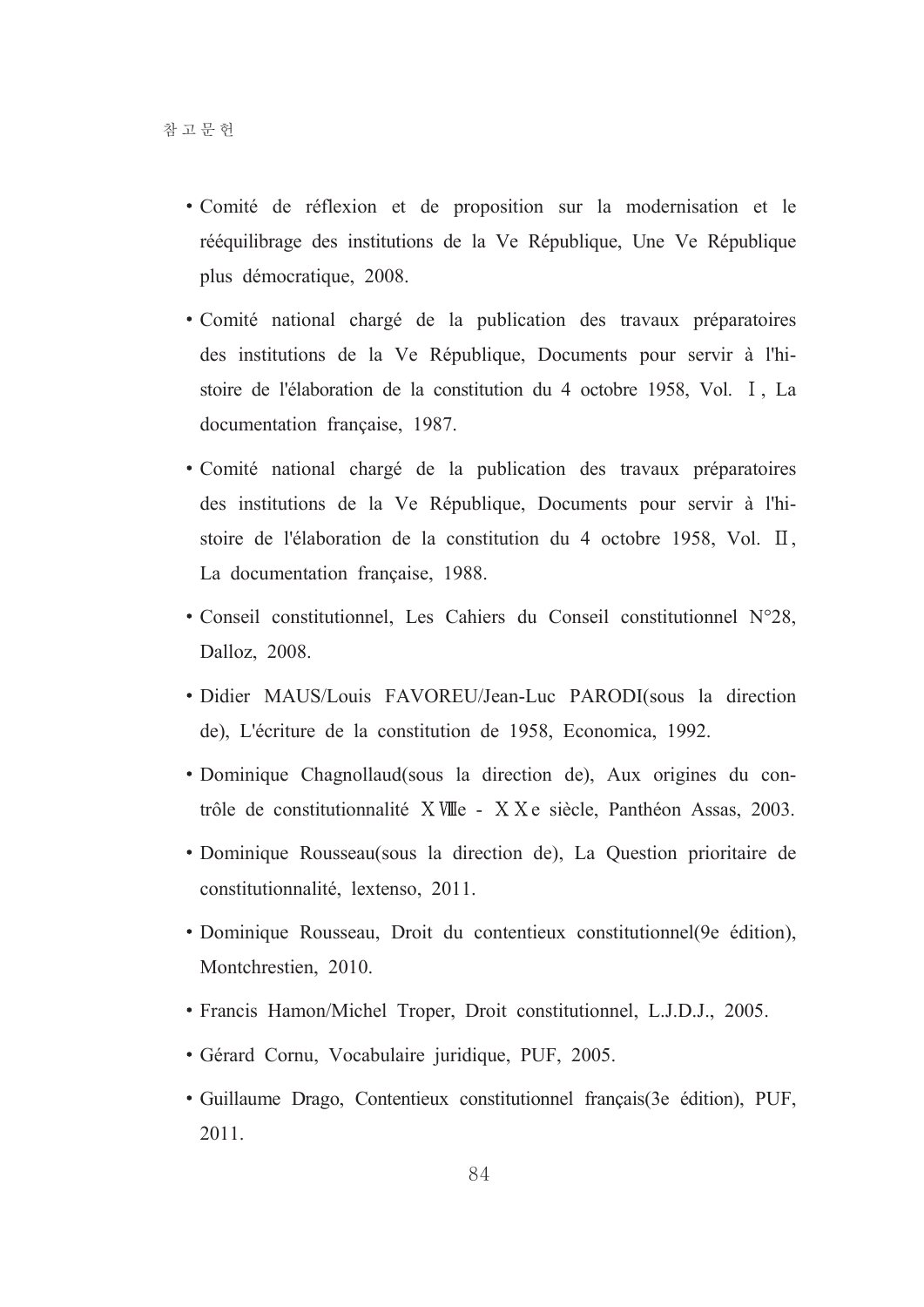- Comité de réflexion et de proposition sur la modernisation et le rééquilibrage des institutions de la Ve République, Une Ve République plus démocratique, 2008.
- Comité national chargé de la publication des travaux préparatoires des institutions de la Ve République, Documents pour servir à l'histoire de l'élaboration de la constitution du 4 octobre 1958, Vol. Ⅰ, La documentation française, 1987.
- Comité national chargé de la publication des travaux préparatoires des institutions de la Ve République, Documents pour servir à l'histoire de l'élaboration de la constitution du 4 octobre 1958, Vol. Ⅱ, La documentation française, 1988.
- Conseil constitutionnel, Les Cahiers du Conseil constitutionnel N°28, Dalloz, 2008.
- Didier MAUS/Louis FAVOREU/Jean-Luc PARODI(sous la direction de), L'écriture de la constitution de 1958, Economica, 1992.
- Dominique Chagnollaud(sous la direction de), Aux origines du contrôle de constitutionnalité ⅩⅧe - ⅩⅩe siècle, Panthéon Assas, 2003.
- Dominique Rousseau(sous la direction de), La Question prioritaire de constitutionnalité, lextenso, 2011.
- Dominique Rousseau, Droit du contentieux constitutionnel(9e édition), Montchrestien, 2010.
- Francis Hamon/Michel Troper, Droit constitutionnel, L.J.D.J., 2005.
- Gérard Cornu, Vocabulaire juridique, PUF, 2005.
- Guillaume Drago, Contentieux constitutionnel français(3e édition), PUF, 2011.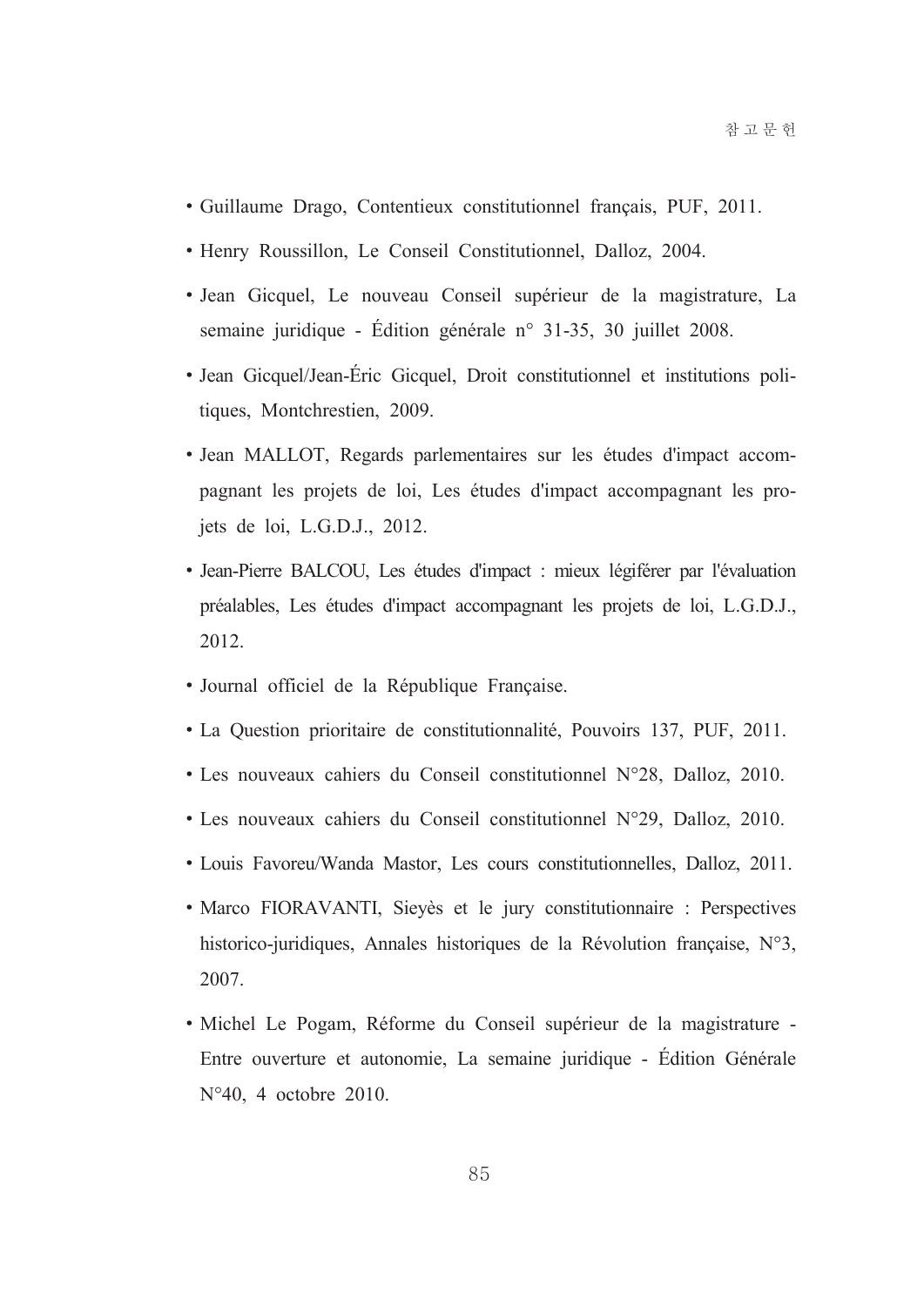- Guillaume Drago, Contentieux constitutionnel français, PUF, 2011.
- Henry Roussillon, Le Conseil Constitutionnel, Dalloz, 2004.
- Jean Gicquel, Le nouveau Conseil supérieur de la magistrature, La semaine juridique - Édition générale n° 31-35, 30 juillet 2008.
- Jean Gicquel/Jean-Éric Gicquel, Droit constitutionnel et institutions politiques, Montchrestien, 2009.
- Jean MALLOT, Regards parlementaires sur les études d'impact accompagnant les projets de loi, Les études d'impact accompagnant les projets de loi, L.G.D.J., 2012.
- Jean-Pierre BALCOU, Les études d'impact : mieux légiférer par l'évaluation préalables, Les études d'impact accompagnant les projets de loi, L.G.D.J., 2012.
- Journal officiel de la République Française.
- La Question prioritaire de constitutionnalité, Pouvoirs 137, PUF, 2011.
- Les nouveaux cahiers du Conseil constitutionnel N°28, Dalloz, 2010.
- Les nouveaux cahiers du Conseil constitutionnel N°29, Dalloz, 2010.
- Louis Favoreu/Wanda Mastor, Les cours constitutionnelles, Dalloz, 2011.
- Marco FIORAVANTI, Sieyès et le jury constitutionnaire : Perspectives historico-juridiques, Annales historiques de la Révolution française, N°3, 2007.
- Michel Le Pogam, Réforme du Conseil supérieur de la magistrature - Entre ouverture et autonomie, La semaine juridique - Édition Générale N°40, 4 octobre 2010.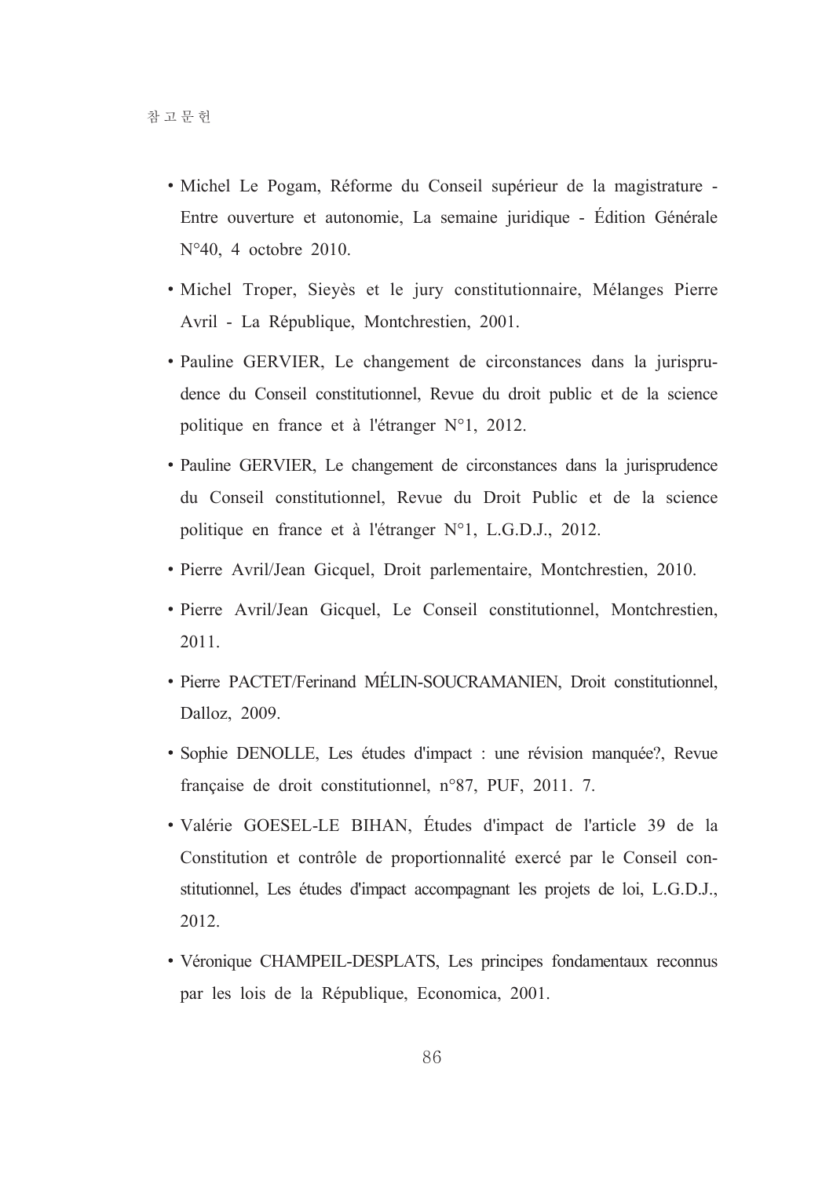- Michel Le Pogam, Réforme du Conseil supérieur de la magistrature - Entre ouverture et autonomie, La semaine juridique - Édition Générale N°40, 4 octobre 2010.
- Michel Troper, Sieyès et le jury constitutionnaire, Mélanges Pierre Avril - La République, Montchrestien, 2001.
- Pauline GERVIER, Le changement de circonstances dans la jurisprudence du Conseil constitutionnel, Revue du droit public et de la science politique en france et à l'étranger N°1, 2012.
- Pauline GERVIER, Le changement de circonstances dans la jurisprudence du Conseil constitutionnel, Revue du Droit Public et de la science politique en france et à l'étranger N°1, L.G.D.J., 2012.
- Pierre Avril/Jean Gicquel, Droit parlementaire, Montchrestien, 2010.
- Pierre Avril/Jean Gicquel, Le Conseil constitutionnel, Montchrestien, 2011.
- Pierre PACTET/Ferinand MÉLIN-SOUCRAMANIEN, Droit constitutionnel, Dalloz, 2009.
- Sophie DENOLLE, Les études d'impact : une révision manquée?, Revue française de droit constitutionnel, n°87, PUF, 2011. 7.
- Valérie GOESEL-LE BIHAN, Études d'impact de l'article 39 de la Constitution et contrôle de proportionnalité exercé par le Conseil constitutionnel, Les études d'impact accompagnant les projets de loi, L.G.D.J., 2012.
- Véronique CHAMPEIL-DESPLATS, Les principes fondamentaux reconnus par les lois de la République, Economica, 2001.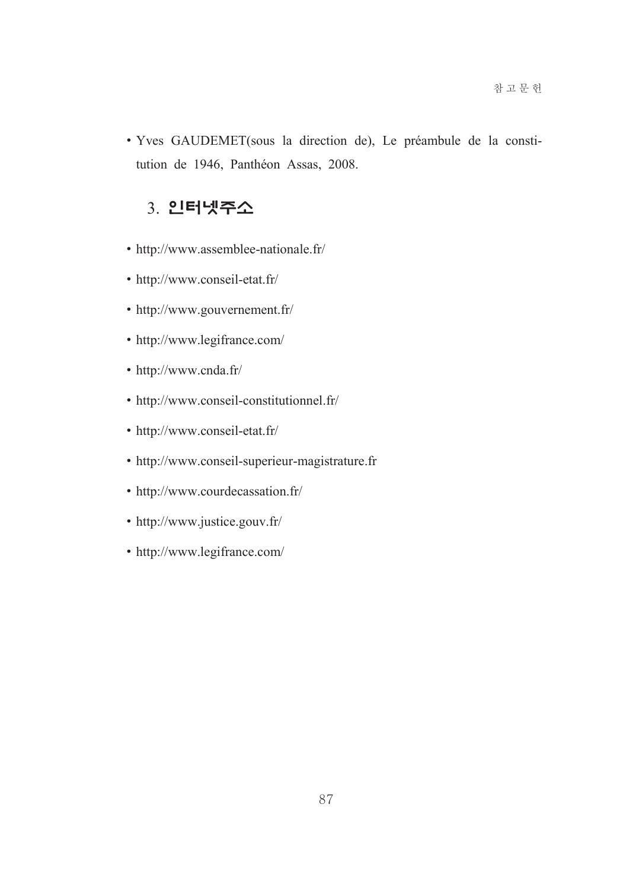- Yves GAUDEMET(sous la direction de), Le préambule de la constitution de 1946, Panthéon Assas, 2008.

## 3. 인터넷주소

- http://www.assemblee-nationale.fr/
- http://www.conseil-etat.fr/
- http://www.gouvernement.fr/
- http://www.legifrance.com/
- http://www.cnda.fr/
- http://www.conseil-constitutionnel.fr/
- http://www.conseil-etat.fr/
- http://www.conseil-superieur-magistrature.fr
- http://www.courdecassation.fr/
- http://www.justice.gouv.fr/
- http://www.legifrance.com/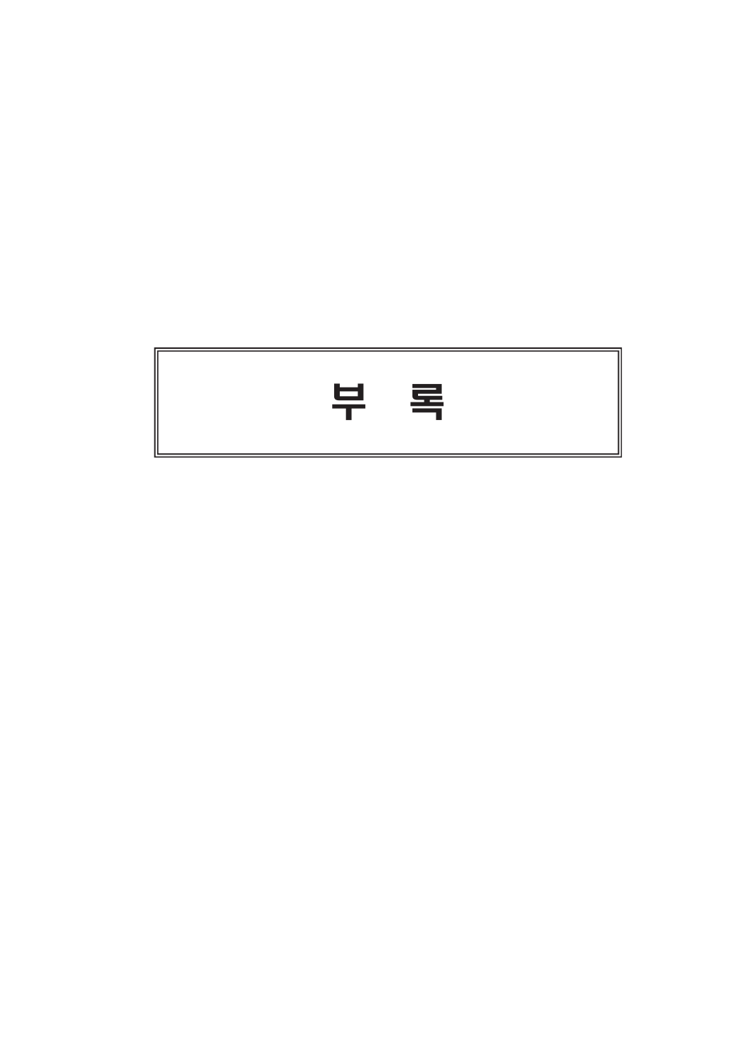# 부　　록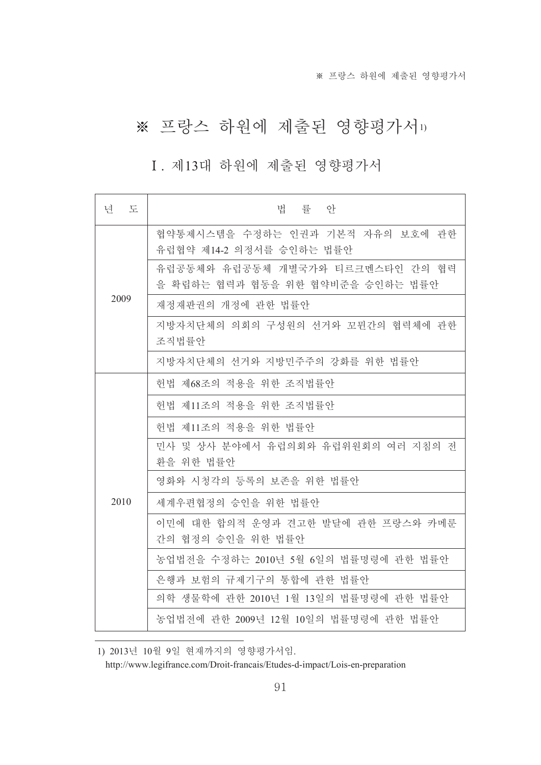# ※ 프랑스 하원에 제출된 영향평가서[1)]

## Ⅰ. 제13대 하원에 제출된 영향평가서

| 년 도 | 법 률 안 |
|---|---|
| 2009 | 협약통제시스템을 수정하는 인권과 기본적 자유의 보호에 관한 유럽협약 제14-2 의정서를 승인하는 법률안 |
| | 유럽공동체와 유럽공동체 개별국가와 티르크멘스타인 간의 협력을 확립하는 협력과 협동을 위한 협약비준을 승인하는 법률안 |
| | 재정재판권의 개정에 관한 법률안 |
| | 지방자치단체의 의회의 구성원의 선거와 꼬뮌간의 협력체에 관한 조직법률안 |
| | 지방자치단체의 선거와 지방민주주의 강화를 위한 법률안 |
| 2010 | 헌법 제68조의 적용을 위한 조직법률안 |
| | 헌법 제11조의 적용을 위한 조직법률안 |
| | 헌법 제11조의 적용을 위한 법률안 |
| | 민사 및 상사 분야에서 유럽의회와 유럽위원회의 여러 지침의 전환을 위한 법률안 |
| | 영화와 시청각의 등록의 보존을 위한 법률안 |
| | 세계우편협정의 승인을 위한 법률안 |
| | 이민에 대한 합의적 운영과 견고한 발달에 관한 프랑스와 카메룬 간의 협정의 승인을 위한 법률안 |
| | 농업법전을 수정하는 2010년 5월 6일의 법률명령에 관한 법률안 |
| | 은행과 보험의 규제기구의 통합에 관한 법률안 |
| | 의학 생물학에 관한 2010년 1월 13일의 법률명령에 관한 법률안 |
| | 농업법전에 관한 2009년 12월 10일의 법률명령에 관한 법률안 |

1) 2013년 10월 9일 현재까지의 영향평가서임.
http://www.legifrance.com/Droit-francais/Etudes-d-impact/Lois-en-preparation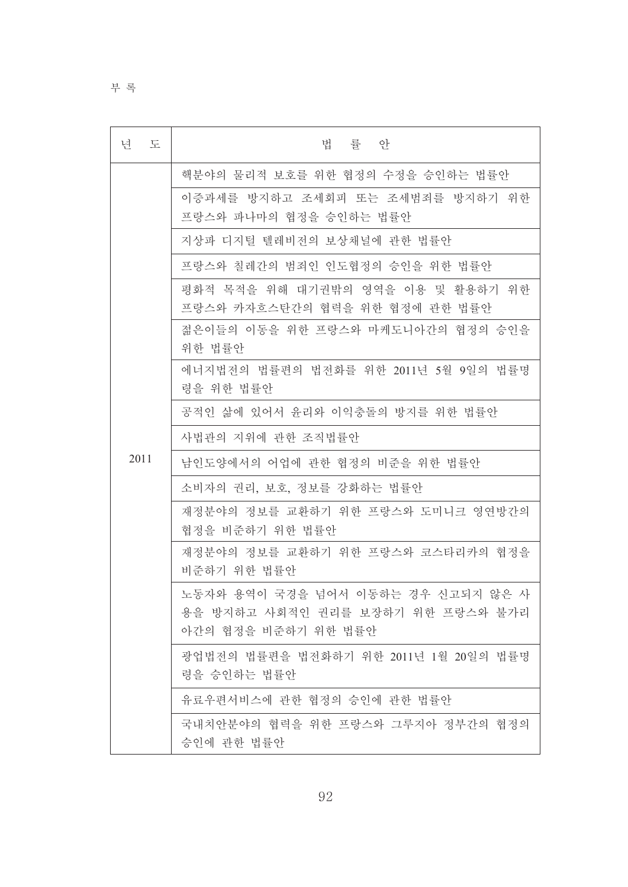| 년 도 | 법 률 안 |
| --- | --- |
| 2011 | 핵분야의 물리적 보호를 위한 협정의 수정을 승인하는 법률안 |
| | 이중과세를 방지하고 조세회피 또는 조세범죄를 방지하기 위한 프랑스와 파나마의 협정을 승인하는 법률안 |
| | 지상파 디지털 텔레비전의 보상채널에 관한 법률안 |
| | 프랑스와 칠레간의 범죄인 인도협정의 승인을 위한 법률안 |
| | 평화적 목적을 위해 대기권밖의 영역을 이용 및 활용하기 위한 프랑스와 카자흐스탄간의 협력을 위한 협정에 관한 법률안 |
| | 젊은이들의 이동을 위한 프랑스와 마케도니아간의 협정의 승인을 위한 법률안 |
| | 에너지법전의 법률편의 법전화를 위한 2011년 5월 9일의 법률명령을 위한 법률안 |
| | 공적인 삶에 있어서 윤리와 이익충돌의 방지를 위한 법률안 |
| | 사법관의 지위에 관한 조직법률안 |
| | 남인도양에서의 어업에 관한 협정의 비준을 위한 법률안 |
| | 소비자의 권리, 보호, 정보를 강화하는 법률안 |
| | 재정분야의 정보를 교환하기 위한 프랑스와 도미니크 영연방간의 협정을 비준하기 위한 법률안 |
| | 재정분야의 정보를 교환하기 위한 프랑스와 코스타리카의 협정을 비준하기 위한 법률안 |
| | 노동자와 용역이 국경을 넘어서 이동하는 경우 신고되지 않은 사용을 방지하고 사회적인 권리를 보장하기 위한 프랑스와 불가리아간의 협정을 비준하기 위한 법률안 |
| | 광업법전의 법률편을 법전화하기 위한 2011년 1월 20일의 법률명령을 승인하는 법률안 |
| | 유료우편서비스에 관한 협정의 승인에 관한 법률안 |
| | 국내치안분야의 협력을 위한 프랑스와 그루지아 정부간의 협정의 승인에 관한 법률안 |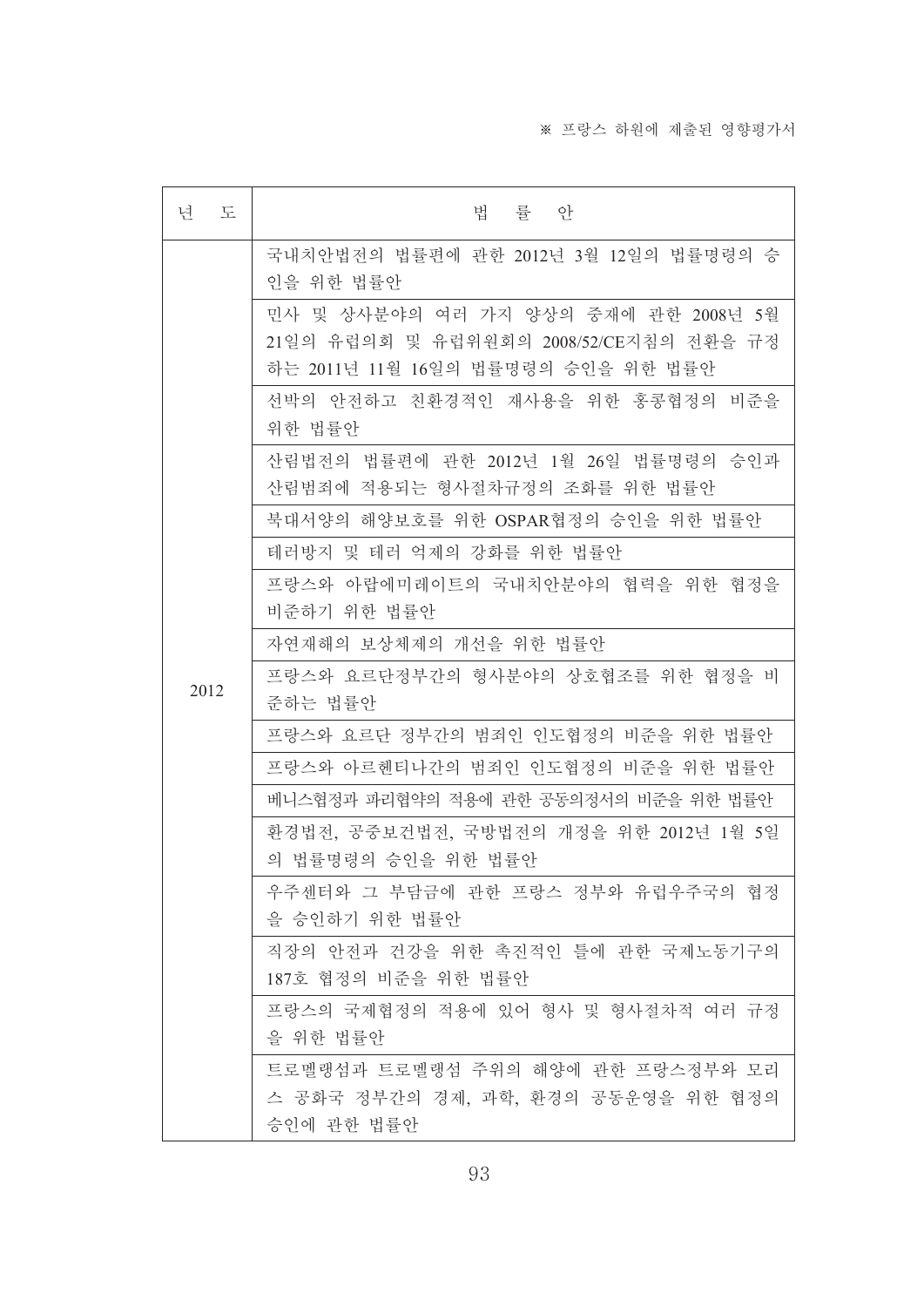※ 프랑스 하원에 제출된 영향평가서

| 년 도 | 법 률 안 |
|---|---|
| 2012 | 국내치안법전의 법률편에 관한 2012년 3월 12일의 법률명령의 승인을 위한 법률안 |
| | 민사 및 상사분야의 여러 가지 양상의 중재에 관한 2008년 5월 21일의 유럽의회 및 유럽위원회의 2008/52/CE지침의 전환을 규정하는 2011년 11월 16일의 법률명령의 승인을 위한 법률안 |
| | 선박의 안전하고 친환경적인 재사용을 위한 홍콩협정의 비준을 위한 법률안 |
| | 산림법전의 법률편에 관한 2012년 1월 26일 법률명령의 승인과 산림범죄에 적용되는 형사절차규정의 조화를 위한 법률안 |
| | 북대서양의 해양보호를 위한 OSPAR협정의 승인을 위한 법률안 |
| | 테러방지 및 테러 억제의 강화를 위한 법률안 |
| | 프랑스와 아랍에미레이트의 국내치안분야의 협력을 위한 협정을 비준하기 위한 법률안 |
| | 자연재해의 보상체제의 개선을 위한 법률안 |
| | 프랑스와 요르단정부간의 형사분야의 상호협조를 위한 협정을 비준하는 법률안 |
| | 프랑스와 요르단 정부간의 범죄인 인도협정의 비준을 위한 법률안 |
| | 프랑스와 아르헨티나간의 범죄인 인도협정의 비준을 위한 법률안 |
| | 베니스협정과 파리협약의 적용에 관한 공동의정서의 비준을 위한 법률안 |
| | 환경법전, 공중보건법전, 국방법전의 개정을 위한 2012년 1월 5일의 법률명령의 승인을 위한 법률안 |
| | 우주센터와 그 부담금에 관한 프랑스 정부와 유럽우주국의 협정을 승인하기 위한 법률안 |
| | 직장의 안전과 건강을 위한 촉진적인 틀에 관한 국제노동기구의 187호 협정의 비준을 위한 법률안 |
| | 프랑스의 국제협정의 적용에 있어 형사 및 형사절차적 여러 규정을 위한 법률안 |
| | 트로멜랭섬과 트로멜랭섬 주위의 해양에 관한 프랑스정부와 모리스 공화국 정부간의 경제, 과학, 환경의 공동운영을 위한 협정의 승인에 관한 법률안 |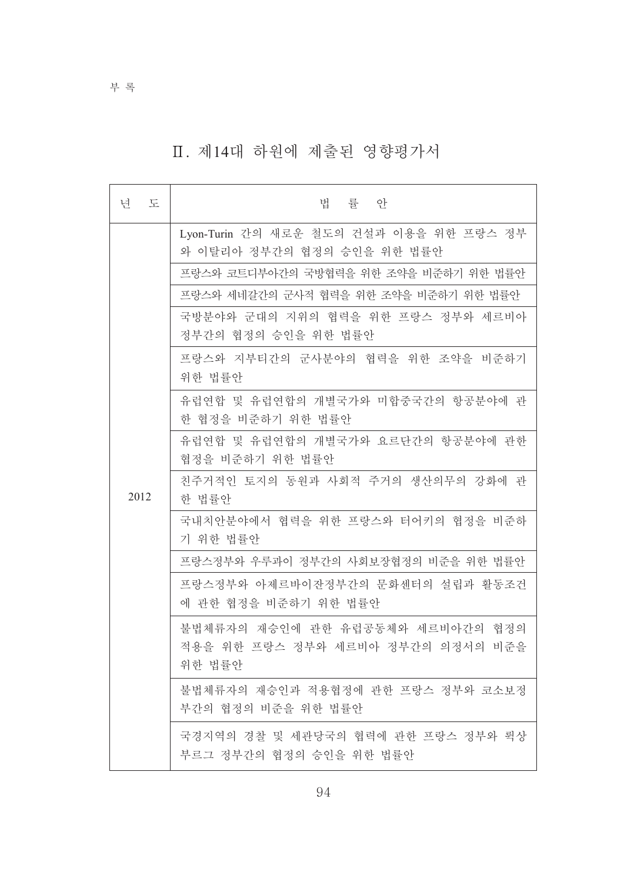## Ⅱ. 제14대 하원에 제출된 영향평가서

| 년 도 | 법 률 안 |
|---|---|
| 2012 | Lyon-Turin 간의 새로운 철도의 건설과 이용을 위한 프랑스 정부와 이탈리아 정부간의 협정의 승인을 위한 법률안 |
| | 프랑스와 코트디부아간의 국방협력을 위한 조약을 비준하기 위한 법률안 |
| | 프랑스와 세네갈간의 군사적 협력을 위한 조약을 비준하기 위한 법률안 |
| | 국방분야와 군대의 지위의 협력을 위한 프랑스 정부와 세르비아 정부간의 협정의 승인을 위한 법률안 |
| | 프랑스와 지부티간의 군사분야의 협력을 위한 조약을 비준하기 위한 법률안 |
| | 유럽연합 및 유럽연합의 개별국가와 미합중국간의 항공분야에 관한 협정을 비준하기 위한 법률안 |
| | 유럽연합 및 유럽연합의 개별국가와 요르단간의 항공분야에 관한 협정을 비준하기 위한 법률안 |
| | 친주거적인 토지의 동원과 사회적 주거의 생산의무의 강화에 관한 법률안 |
| | 국내치안분야에서 협력을 위한 프랑스와 터어키의 협정을 비준하기 위한 법률안 |
| | 프랑스정부와 우루과이 정부간의 사회보장협정의 비준을 위한 법률안 |
| | 프랑스정부와 아제르바이잔정부간의 문화센터의 설립과 활동조건에 관한 협정을 비준하기 위한 법률안 |
| | 불법체류자의 재승인에 관한 유럽공동체와 세르비아간의 협정의 적용을 위한 프랑스 정부와 세르비아 정부간의 의정서의 비준을 위한 법률안 |
| | 불법체류자의 재승인과 적용협정에 관한 프랑스 정부와 코소보정부간의 협정의 비준을 위한 법률안 |
| | 국경지역의 경찰 및 세관당국의 협력에 관한 프랑스 정부와 룩상부르그 정부간의 협정의 승인을 위한 법률안 |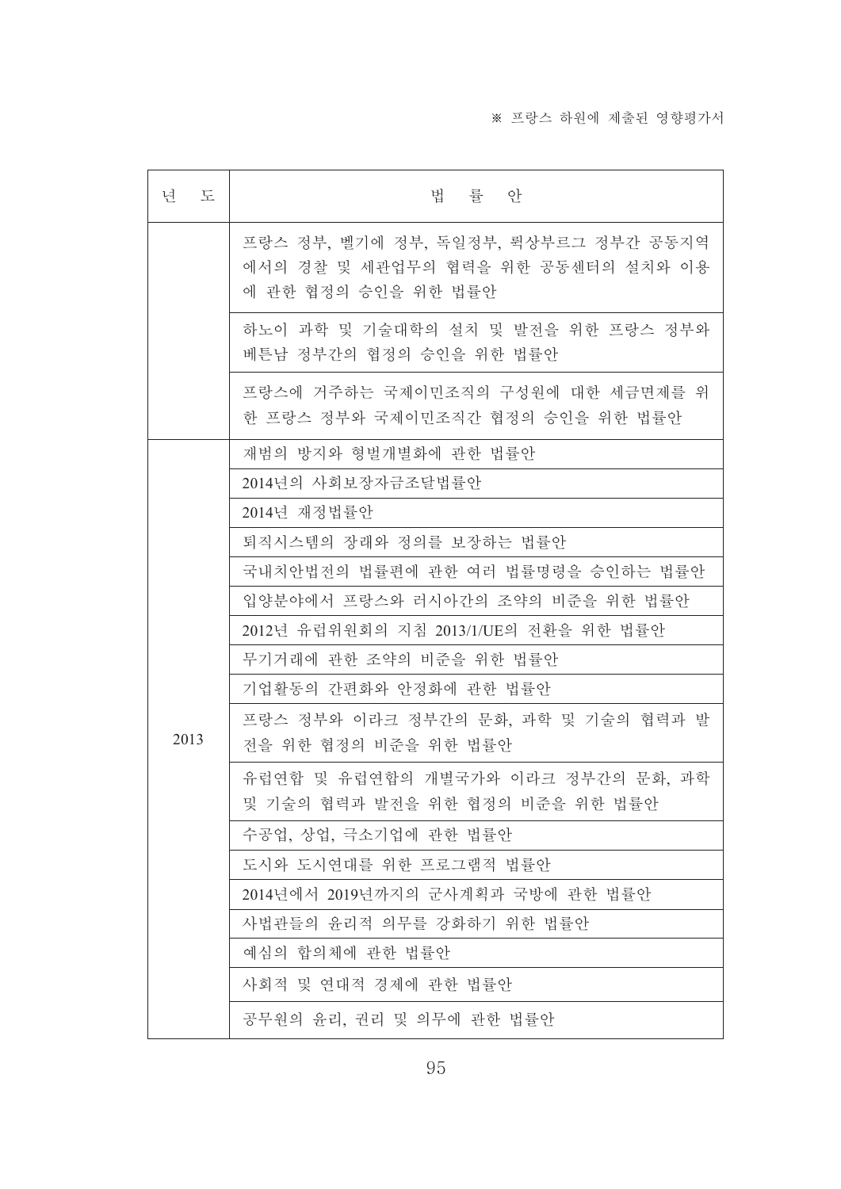※ 프랑스 하원에 제출된 영향평가서

| 년 도 | 법 률 안 |
| --- | --- |
| | 프랑스 정부, 벨기에 정부, 독일정부, 룩상부르그 정부간 공동지역에서의 경찰 및 세관업무의 협력을 위한 공동센터의 설치와 이용에 관한 협정의 승인을 위한 법률안 |
| | 하노이 과학 및 기술대학의 설치 및 발전을 위한 프랑스 정부와 베트남 정부간의 협정의 승인을 위한 법률안 |
| | 프랑스에 거주하는 국제이민조직의 구성원에 대한 세금면제를 위한 프랑스 정부와 국제이민조직간 협정의 승인을 위한 법률안 |
| 2013 | 재범의 방지와 형벌개별화에 관한 법률안 |
| | 2014년의 사회보장자금조달법률안 |
| | 2014년 재정법률안 |
| | 퇴직시스템의 장래와 정의를 보장하는 법률안 |
| | 국내치안법전의 법률편에 관한 여러 법률명령을 승인하는 법률안 |
| | 입양분야에서 프랑스와 러시아간의 조약의 비준을 위한 법률안 |
| | 2012년 유럽위원회의 지침 2013/1/UE의 전환을 위한 법률안 |
| | 무기거래에 관한 조약의 비준을 위한 법률안 |
| | 기업활동의 간편화와 안정화에 관한 법률안 |
| | 프랑스 정부와 이라크 정부간의 문화, 과학 및 기술의 협력과 발전을 위한 협정의 비준을 위한 법률안 |
| | 유럽연합 및 유럽연합의 개별국가와 이라크 정부간의 문화, 과학 및 기술의 협력과 발전을 위한 협정의 비준을 위한 법률안 |
| | 수공업, 상업, 극소기업에 관한 법률안 |
| | 도시와 도시연대를 위한 프로그램적 법률안 |
| | 2014년에서 2019년까지의 군사계획과 국방에 관한 법률안 |
| | 사법관들의 윤리적 의무를 강화하기 위한 법률안 |
| | 예심의 합의체에 관한 법률안 |
| | 사회적 및 연대적 경제에 관한 법률안 |
| | 공무원의 윤리, 권리 및 의무에 관한 법률안 |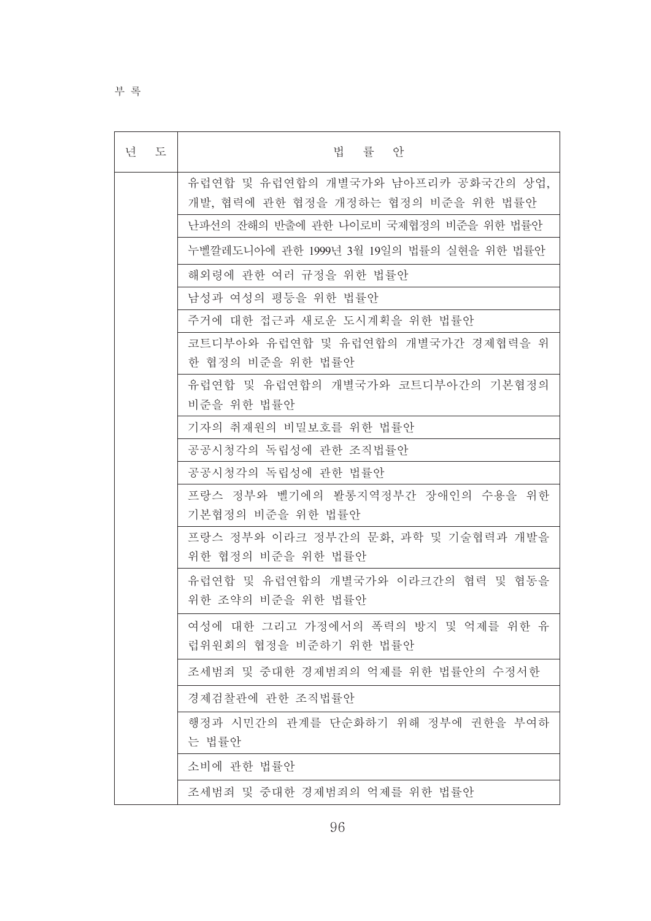부 록

| 년 도 | 법 률 안 |
|---|---|
| | 유럽연합 및 유럽연합의 개별국가와 남아프리카 공화국간의 상업, 개발, 협력에 관한 협정을 개정하는 협정의 비준을 위한 법률안 |
| | 난파선의 잔해의 반출에 관한 나이로비 국제협정의 비준을 위한 법률안 |
| | 누벨깔레도니아에 관한 1999년 3월 19일의 법률의 실현을 위한 법률안 |
| | 해외령에 관한 여러 규정을 위한 법률안 |
| | 남성과 여성의 평등을 위한 법률안 |
| | 주거에 대한 접근과 새로운 도시계획을 위한 법률안 |
| | 코트디부아와 유럽연합 및 유럽연합의 개별국가간 경제협력을 위한 협정의 비준을 위한 법률안 |
| | 유럽연합 및 유럽연합의 개별국가와 코트디부아간의 기본협정의 비준을 위한 법률안 |
| | 기자의 취재원의 비밀보호를 위한 법률안 |
| | 공공시청각의 독립성에 관한 조직법률안 |
| | 공공시청각의 독립성에 관한 법률안 |
| | 프랑스 정부와 벨기에의 빨롱지역정부간 장애인의 수용을 위한 기본협정의 비준을 위한 법률안 |
| | 프랑스 정부와 이라크 정부간의 문화, 과학 및 기술협력과 개발을 위한 협정의 비준을 위한 법률안 |
| | 유럽연합 및 유럽연합의 개별국가와 이라크간의 협력 및 협동을 위한 조약의 비준을 위한 법률안 |
| | 여성에 대한 그리고 가정에서의 폭력의 방지 및 억제를 위한 유럽위원회의 협정을 비준하기 위한 법률안 |
| | 조세범죄 및 중대한 경제범죄의 억제를 위한 법률안의 수정서한 |
| | 경제검찰관에 관한 조직법률안 |
| | 행정과 시민간의 관계를 단순화하기 위해 정부에 권한을 부여하는 법률안 |
| | 소비에 관한 법률안 |
| | 조세범죄 및 중대한 경제범죄의 억제를 위한 법률안 |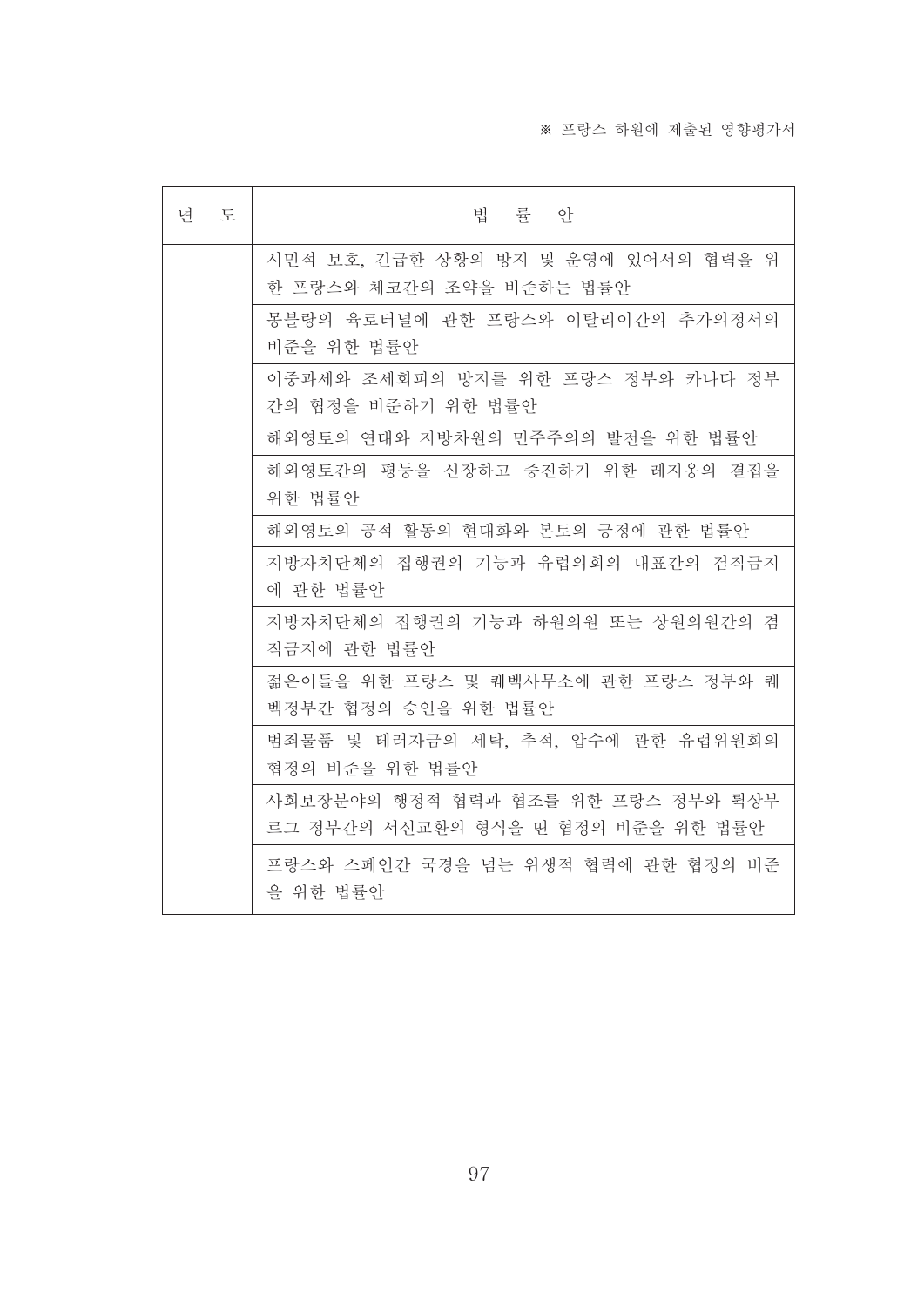※ 프랑스 하원에 제출된 영향평가서

| 년 도 | 법 률 안 |
| --- | --- |
| | 시민적 보호, 긴급한 상황의 방지 및 운영에 있어서의 협력을 위한 프랑스와 체코간의 조약을 비준하는 법률안 |
| | 몽블랑의 육로터널에 관한 프랑스와 이탈리이간의 추가의정서의 비준을 위한 법률안 |
| | 이중과세와 조세회피의 방지를 위한 프랑스 정부와 카나다 정부간의 협정을 비준하기 위한 법률안 |
| | 해외영토의 연대와 지방차원의 민주주의의 발전을 위한 법률안 |
| | 해외영토간의 평등을 신장하고 증진하기 위한 레지옹의 결집을 위한 법률안 |
| | 해외영토의 공적 활동의 현대화와 본토의 긍정에 관한 법률안 |
| | 지방자치단체의 집행권의 기능과 유럽의회의 대표간의 겸직금지에 관한 법률안 |
| | 지방자치단체의 집행권의 기능과 하원의원 또는 상원의원간의 겸직금지에 관한 법률안 |
| | 젊은이들을 위한 프랑스 및 퀘벡사무소에 관한 프랑스 정부와 퀘벡정부간 협정의 승인을 위한 법률안 |
| | 범죄물품 및 테러자금의 세탁, 추적, 압수에 관한 유럽위원회의 협정의 비준을 위한 법률안 |
| | 사회보장분야의 행정적 협력과 협조를 위한 프랑스 정부와 룩상부르그 정부간의 서신교환의 형식을 띤 협정의 비준을 위한 법률안 |
| | 프랑스와 스페인간 국경을 넘는 위생적 협력에 관한 협정의 비준을 위한 법률안 |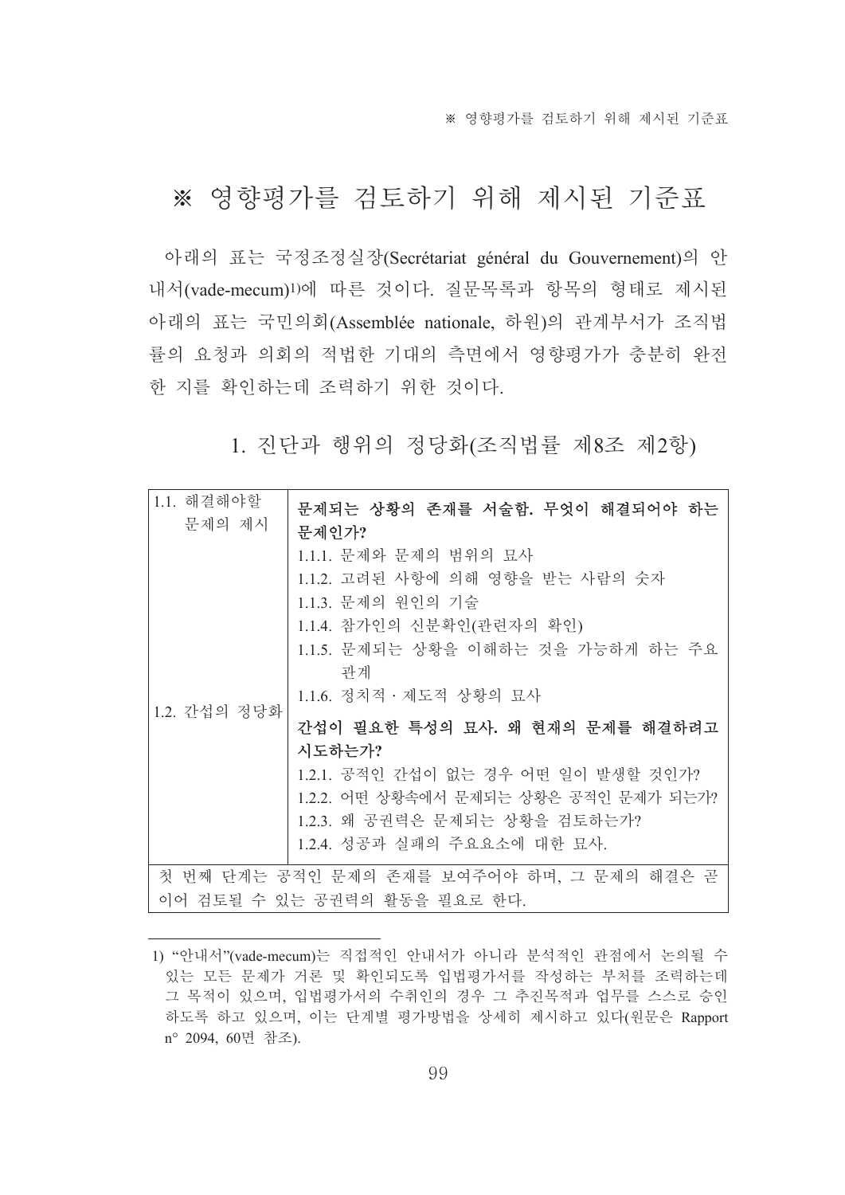# ※ 영향평가를 검토하기 위해 제시된 기준표

아래의 표는 국정조정실장(Secrétariat général du Gouvernement)의 안내서(vade-mecum)[1]에 따른 것이다. 질문목록과 항목의 형태로 제시된 아래의 표는 국민의회(Assemblée nationale, 하원)의 관계부서가 조직법률의 요청과 의회의 적법한 기대의 측면에서 영향평가가 충분히 완전한 지를 확인하는데 조력하기 위한 것이다.

## 1. 진단과 행위의 정당화(조직법률 제8조 제2항)

| | |
|---|---|
| 1.1. 해결해야할 문제의 제시 | **문제되는 상황의 존재를 서술함. 무엇이 해결되어야 하는 문제인가?**<br>1.1.1. 문제와 문제의 범위의 묘사<br>1.1.2. 고려된 사항에 의해 영향을 받는 사람의 숫자<br>1.1.3. 문제의 원인의 기술<br>1.1.4. 참가인의 신분확인(관련자의 확인)<br>1.1.5. 문제되는 상황을 이해하는 것을 가능하게 하는 주요 관계<br>1.1.6. 정치적 · 제도적 상황의 묘사 |
| 1.2. 간섭의 정당화 | **간섭이 필요한 특성의 묘사. 왜 현재의 문제를 해결하려고 시도하는가?**<br>1.2.1. 공적인 간섭이 없는 경우 어떤 일이 발생할 것인가?<br>1.2.2. 어떤 상황속에서 문제되는 상황은 공적인 문제가 되는가?<br>1.2.3. 왜 공권력은 문제되는 상황을 검토하는가?<br>1.2.4. 성공과 실패의 주요요소에 대한 묘사. |
| 첫 번째 단계는 공적인 문제의 존재를 보여주어야 하며, 그 문제의 해결은 곧이어 검토될 수 있는 공권력의 활동을 필요로 한다. | |

[1] "안내서"(vade-mecum)는 직접적인 안내서가 아니라 분석적인 관점에서 논의될 수 있는 모든 문제가 거론 및 확인되도록 입법평가서를 작성하는 부처를 조력하는데 그 목적이 있으며, 입법평가서의 수취인의 경우 그 추진목적과 업무를 스스로 승인하도록 하고 있으며, 이는 단계별 평가방법을 상세히 제시하고 있다(원문은 Rapport n° 2094, 60면 참조).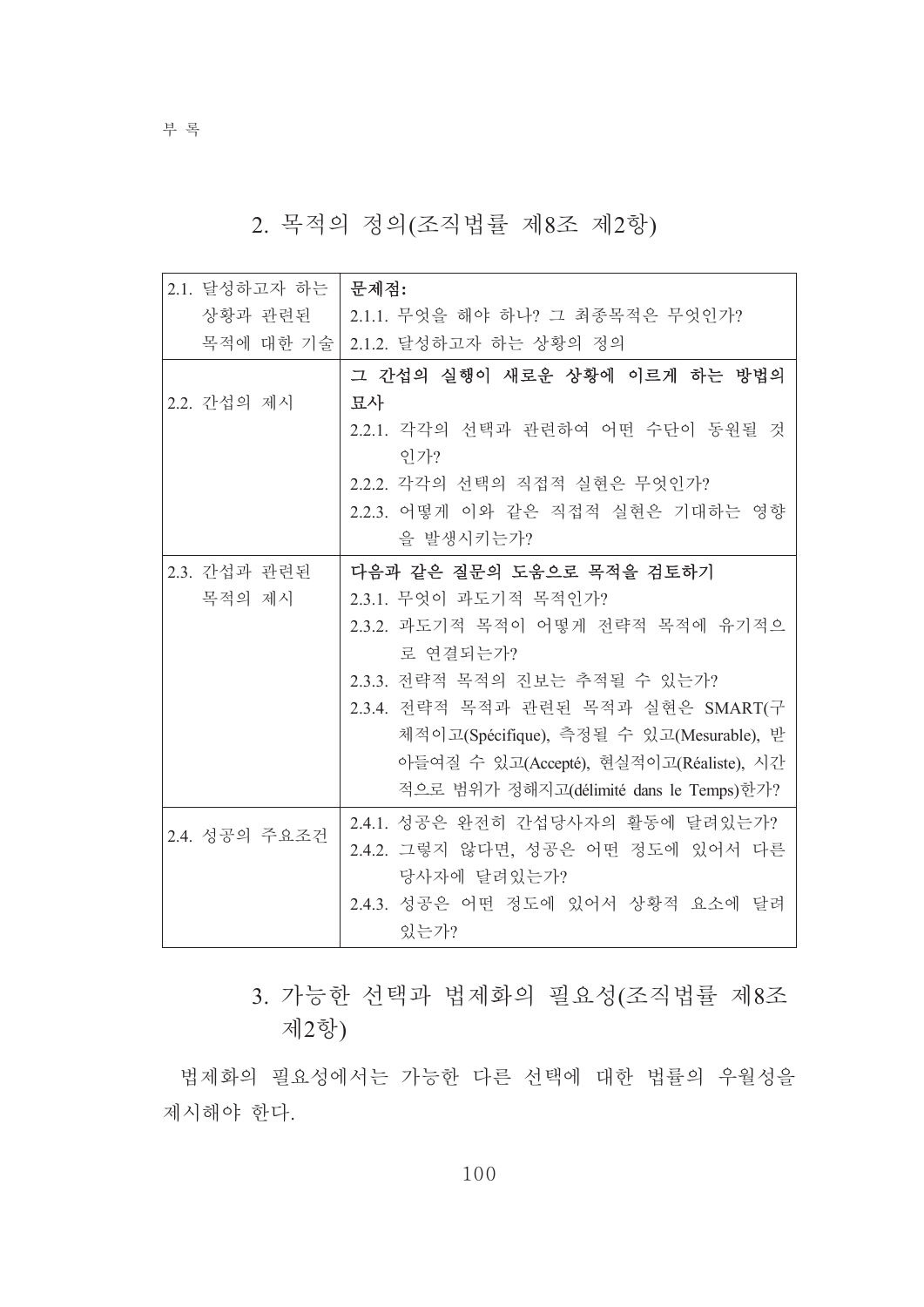## 2. 목적의 정의(조직법률 제8조 제2항)

| | |
|---|---|
| 2.1. 달성하고자 하는 상황과 관련된 목적에 대한 기술 | **문제점:**<br>2.1.1. 무엇을 해야 하나? 그 최종목적은 무엇인가?<br>2.1.2. 달성하고자 하는 상황의 정의 |
| 2.2. 간섭의 제시 | **그 간섭의 실행이 새로운 상황에 이르게 하는 방법의 묘사**<br>2.2.1. 각각의 선택과 관련하여 어떤 수단이 동원될 것인가?<br>2.2.2. 각각의 선택의 직접적 실현은 무엇인가?<br>2.2.3. 어떻게 이와 같은 직접적 실현은 기대하는 영향을 발생시키는가? |
| 2.3. 간섭과 관련된 목적의 제시 | **다음과 같은 질문의 도움으로 목적을 검토하기**<br>2.3.1. 무엇이 과도기적 목적인가?<br>2.3.2. 과도기적 목적이 어떻게 전략적 목적에 유기적으로 연결되는가?<br>2.3.3. 전략적 목적의 진보는 추적될 수 있는가?<br>2.3.4. 전략적 목적과 관련된 목적과 실현은 SMART(구체적이고(Spécifique), 측정될 수 있고(Mesurable), 받아들여질 수 있고(Accepté), 현실적이고(Réaliste), 시간적으로 범위가 정해지고(délimité dans le Temps)한가? |
| 2.4. 성공의 주요조건 | 2.4.1. 성공은 완전히 간섭당사자의 활동에 달려있는가?<br>2.4.2. 그렇지 않다면, 성공은 어떤 정도에 있어서 다른 당사자에 달려있는가?<br>2.4.3. 성공은 어떤 정도에 있어서 상황적 요소에 달려있는가? |

## 3. 가능한 선택과 법제화의 필요성(조직법률 제8조 제2항)

법제화의 필요성에서는 가능한 다른 선택에 대한 법률의 우월성을 제시해야 한다.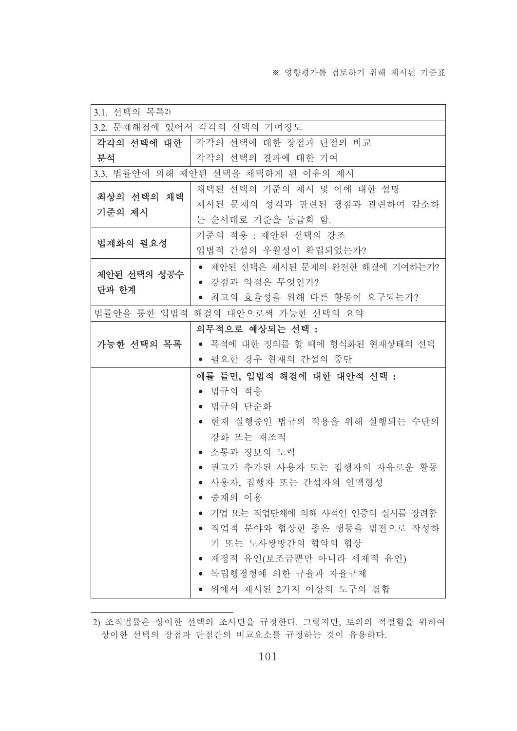※ 영향평가를 검토하기 위해 제시된 기준표

| 3.1. 선택의 목록[2] | |
|---|---|
| 3.2. 문제해결에 있어서 각각의 선택의 기여정도 | |
| **각각의 선택에 대한 분석** | 각각의 선택에 대한 장점과 단점의 비교<br>각각의 선택의 결과에 대한 기여 |
| 3.3. 법률안에 의해 제안된 선택을 채택하게 된 이유의 제시 | |
| **최상의 선택의 채택 기준의 제시** | 채택된 선택의 기준의 제시 및 이에 대한 설명<br>제시된 문제의 성격과 관련된 쟁점과 관련하여 감소하는 순서대로 기준을 등급화 함. |
| **법제화의 필요성** | 기준의 적용 : 제안된 선택의 강조<br>입법적 간섭의 우월성이 확립되었는가? |
| **제안된 선택의 성공수단과 한계** | • 제안된 선택은 제시된 문제의 완전한 해결에 기여하는가?<br>• 강점과 약점은 무엇인가?<br>• 최고의 효율성을 위해 다른 활동이 요구되는가? |
| 법률안을 통한 입법적 해결의 대안으로써 가능한 선택의 요약 | |
| **가능한 선택의 목록** | **의무적으로 예상되는 선택 :**<br>• 목적에 대한 정의를 할 때에 형식화된 현재상태의 선택<br>• 필요한 경우 현재의 간섭의 중단 |
| | **예를 들면, 입법적 해결에 대한 대안적 선택 :**<br>• 법규의 적응<br>• 법규의 단순화<br>• 현재 실행중인 법규의 적용을 위해 실행되는 수단의 강화 또는 재조직<br>• 소통과 정보의 노력<br>• 권고가 추가된 사용자 또는 집행자의 자유로운 활동<br>• 사용자, 집행자 또는 간섭자의 인맥형성<br>• 중재의 이용<br>• 기업 또는 직업단체에 의해 사적인 인증의 실시를 장려함<br>• 직업적 분야와 협상한 좋은 행동을 법전으로 작성하기 또는 노사쌍방간의 협약의 협상<br>• 재정적 유인(보조금뿐만 아니라 세제적 유인)<br>• 독립행정청에 의한 규율과 자율규제<br>• 위에서 제시된 2가지 이상의 도구의 결합 |

---

2) 조직법률은 상이한 선택의 조사만을 규정한다. 그렇지만, 토의의 적절함을 위하여 상이한 선택의 장점과 단점간의 비교요소를 규정하는 것이 유용하다.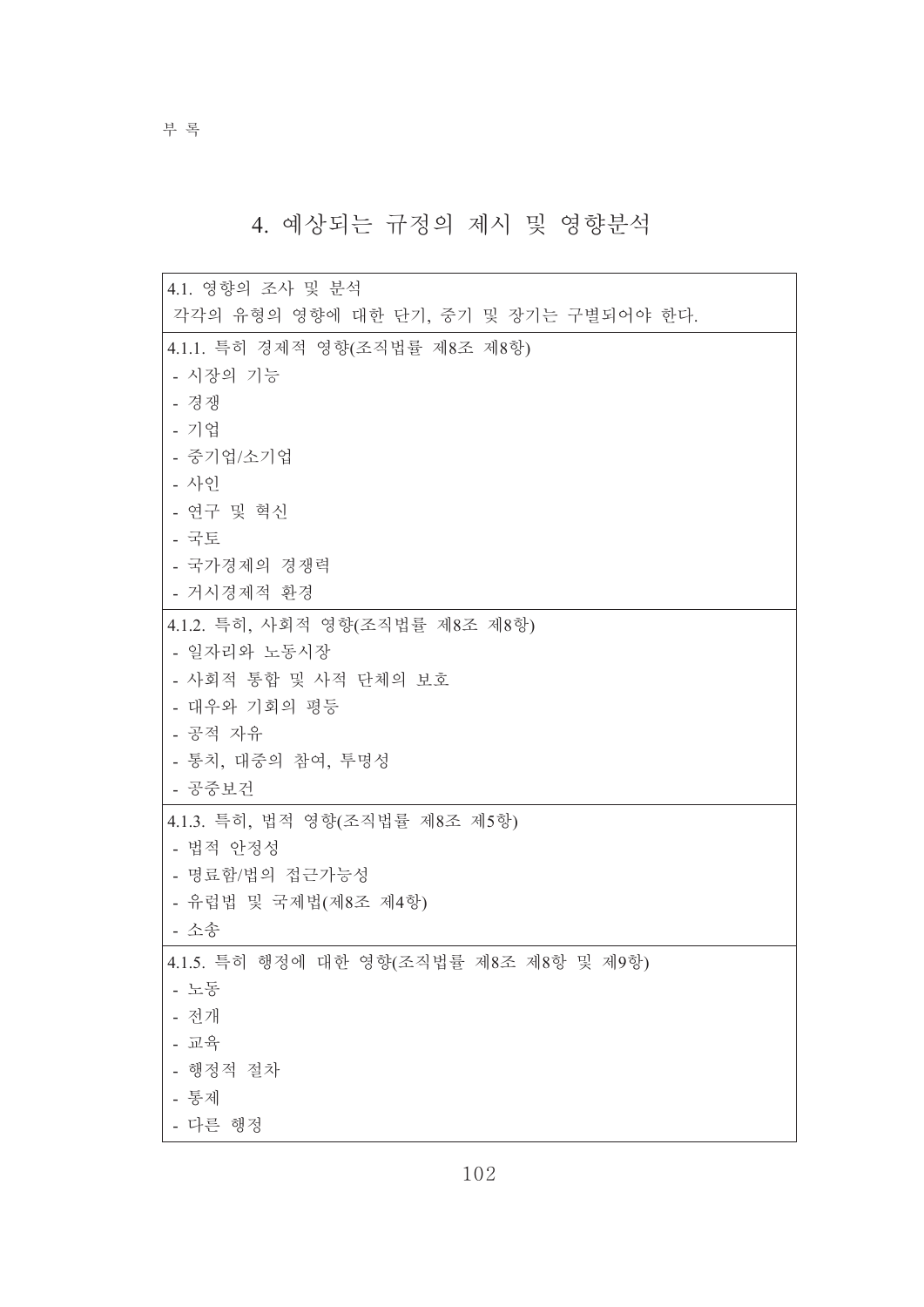## 4. 예상되는 규정의 제시 및 영향분석

| 4.1. 영향의 조사 및 분석<br>각각의 유형의 영향에 대한 단기, 중기 및 장기는 구별되어야 한다. |
|---|
| 4.1.1. 특히 경제적 영향(조직법률 제8조 제8항)<br>- 시장의 기능<br>- 경쟁<br>- 기업<br>- 중기업/소기업<br>- 사인<br>- 연구 및 혁신<br>- 국토<br>- 국가경제의 경쟁력<br>- 거시경제적 환경 |
| 4.1.2. 특히, 사회적 영향(조직법률 제8조 제8항)<br>- 일자리와 노동시장<br>- 사회적 통합 및 사적 단체의 보호<br>- 대우와 기회의 평등<br>- 공적 자유<br>- 통치, 대중의 참여, 투명성<br>- 공중보건 |
| 4.1.3. 특히, 법적 영향(조직법률 제8조 제5항)<br>- 법적 안정성<br>- 명료함/법의 접근가능성<br>- 유럽법 및 국제법(제8조 제4항)<br>- 소송 |
| 4.1.5. 특히 행정에 대한 영향(조직법률 제8조 제8항 및 제9항)<br>- 노동<br>- 전개<br>- 교육<br>- 행정적 절차<br>- 통제<br>- 다른 행정 |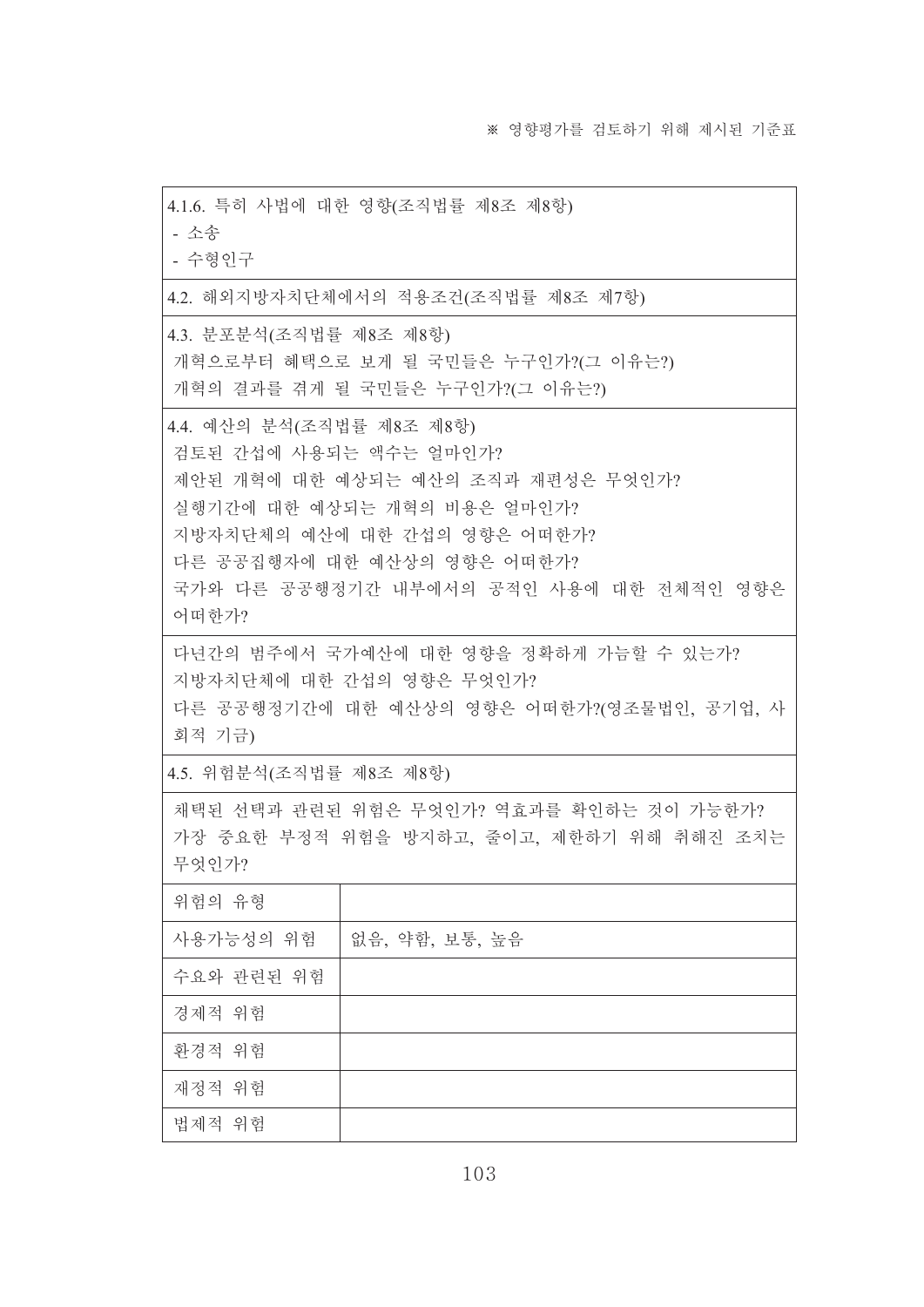※ 영향평가를 검토하기 위해 제시된 기준표

4.1.6. 특히 사법에 대한 영향(조직법률 제8조 제8항)
- 소송
- 수형인구

4.2. 해외지방자치단체에서의 적용조건(조직법률 제8조 제7항)

4.3. 분포분석(조직법률 제8조 제8항)
개혁으로부터 혜택으로 보게 될 국민들은 누구인가?(그 이유는?)
개혁의 결과를 겪게 될 국민들은 누구인가?(그 이유는?)

4.4. 예산의 분석(조직법률 제8조 제8항)
검토된 간섭에 사용되는 액수는 얼마인가?
제안된 개혁에 대한 예상되는 예산의 조직과 재편성은 무엇인가?
실행기간에 대한 예상되는 개혁의 비용은 얼마인가?
지방자치단체의 예산에 대한 간섭의 영향은 어떠한가?
다른 공공집행자에 대한 예산상의 영향은 어떠한가?
국가와 다른 공공행정기간 내부에서의 공적인 사용에 대한 전체적인 영향은 어떠한가?

다년간의 범주에서 국가예산에 대한 영향을 정확하게 가늠할 수 있는가?
지방자치단체에 대한 간섭의 영향은 무엇인가?
다른 공공행정기간에 대한 예산상의 영향은 어떠한가?(영조물법인, 공기업, 사회적 기금)

4.5. 위험분석(조직법률 제8조 제8항)

채택된 선택과 관련된 위험은 무엇인가? 역효과를 확인하는 것이 가능한가?
가장 중요한 부정적 위험을 방지하고, 줄이고, 제한하기 위해 취해진 조치는 무엇인가?

| 위험의 유형 | |
|---|---|
| 사용가능성의 위험 | 없음, 약함, 보통, 높음 |
| 수요와 관련된 위험 | |
| 경제적 위험 | |
| 환경적 위험 | |
| 재정적 위험 | |
| 법제적 위험 | |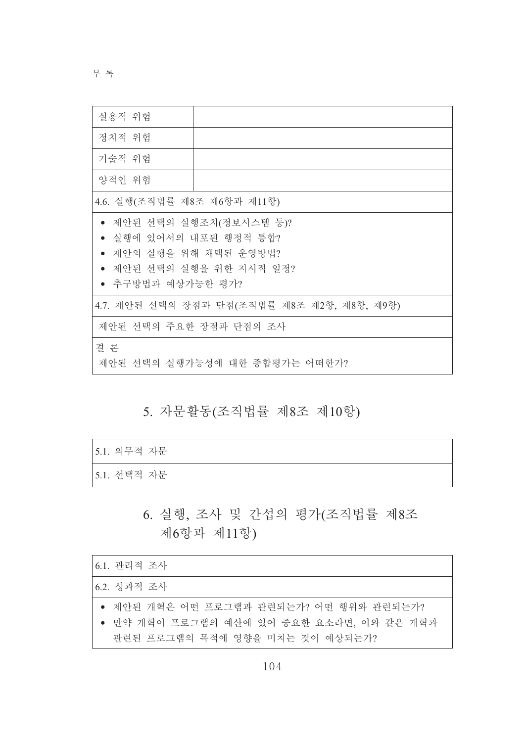| 실용적 위험 | |
|---|---|
| 정치적 위험 | |
| 기술적 위험 | |
| 양적인 위험 | |
| 4.6. 실행(조직법률 제8조 제6항과 제11항) | |
| • 제안된 선택의 실행조치(정보시스템 등)?<br>• 실행에 있어서의 내포된 행정적 통합?<br>• 제안의 실행을 위해 채택된 운영방법?<br>• 제안된 선택의 실행을 위한 지시적 일정?<br>• 추구방법과 예상가능한 평가? | |
| 4.7. 제안된 선택의 장점과 단점(조직법률 제8조 제2항, 제8항, 제9항) | |
| 제안된 선택의 주요한 장점과 단점의 조사 | |
| 결 론<br>제안된 선택의 실행가능성에 대한 종합평가는 어떠한가? | |

## 5. 자문활동(조직법률 제8조 제10항)

| 5.1. 의무적 자문 |
|---|
| 5.1. 선택적 자문 |

## 6. 실행, 조사 및 간섭의 평가(조직법률 제8조 제6항과 제11항)

| 6.1. 관리적 조사 |
|---|
| 6.2. 성과적 조사 |
| • 제안된 개혁은 어떤 프로그램과 관련되는가? 어떤 행위와 관련되는가?<br>• 만약 개혁이 프로그램의 예산에 있어 중요한 요소라면, 이와 같은 개혁과 관련된 프로그램의 목적에 영향을 미치는 것이 예상되는가? |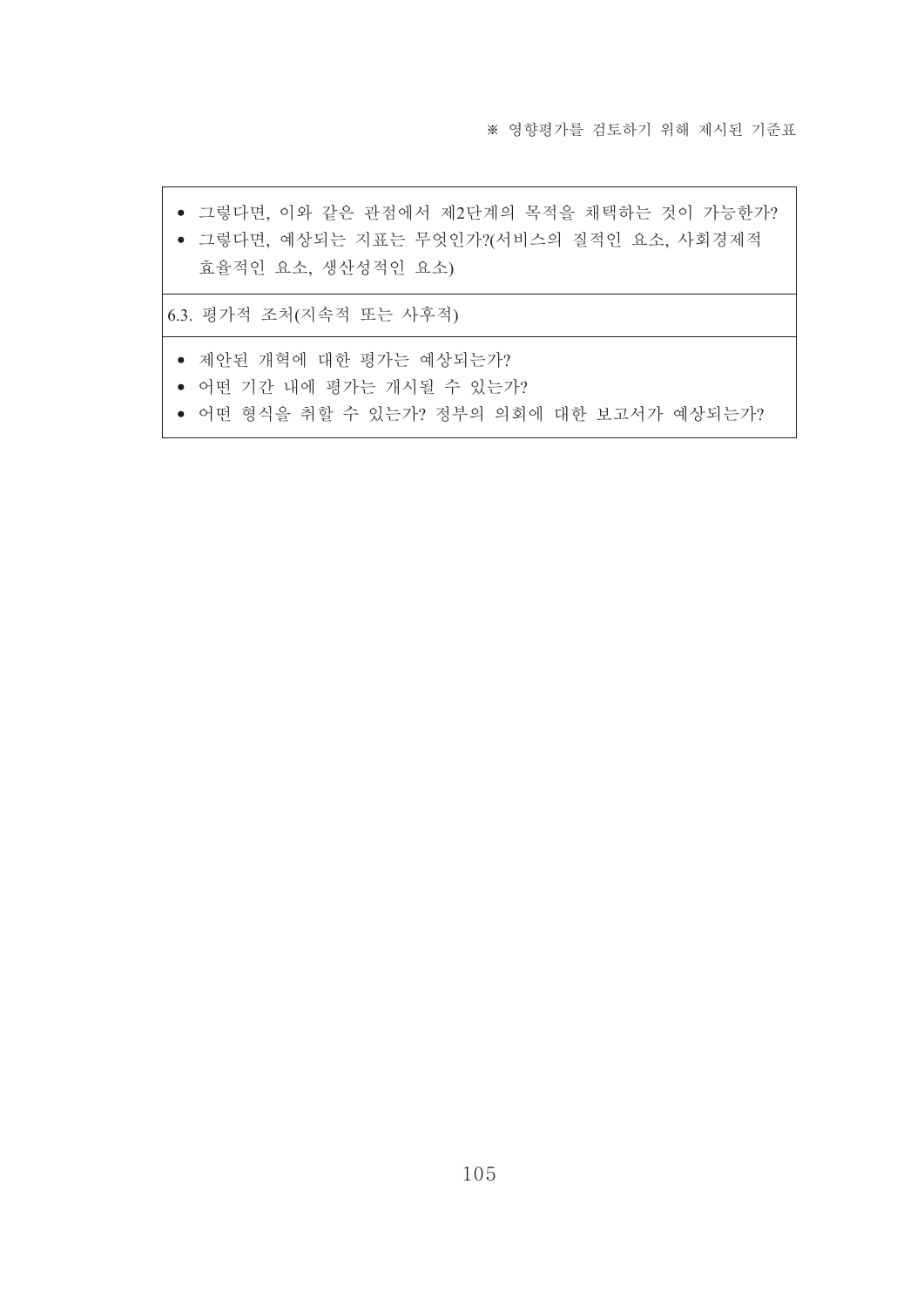- 그렇다면, 이와 같은 관점에서 제2단계의 목적을 채택하는 것이 가능한가?
- 그렇다면, 예상되는 지표는 무엇인가?(서비스의 질적인 요소, 사회경제적 효율적인 요소, 생산성적인 요소)

6.3. 평가적 조처(지속적 또는 사후적)

- 제안된 개혁에 대한 평가는 예상되는가?
- 어떤 기간 내에 평가는 개시될 수 있는가?
- 어떤 형식을 취할 수 있는가? 정부의 의회에 대한 보고서가 예상되는가?